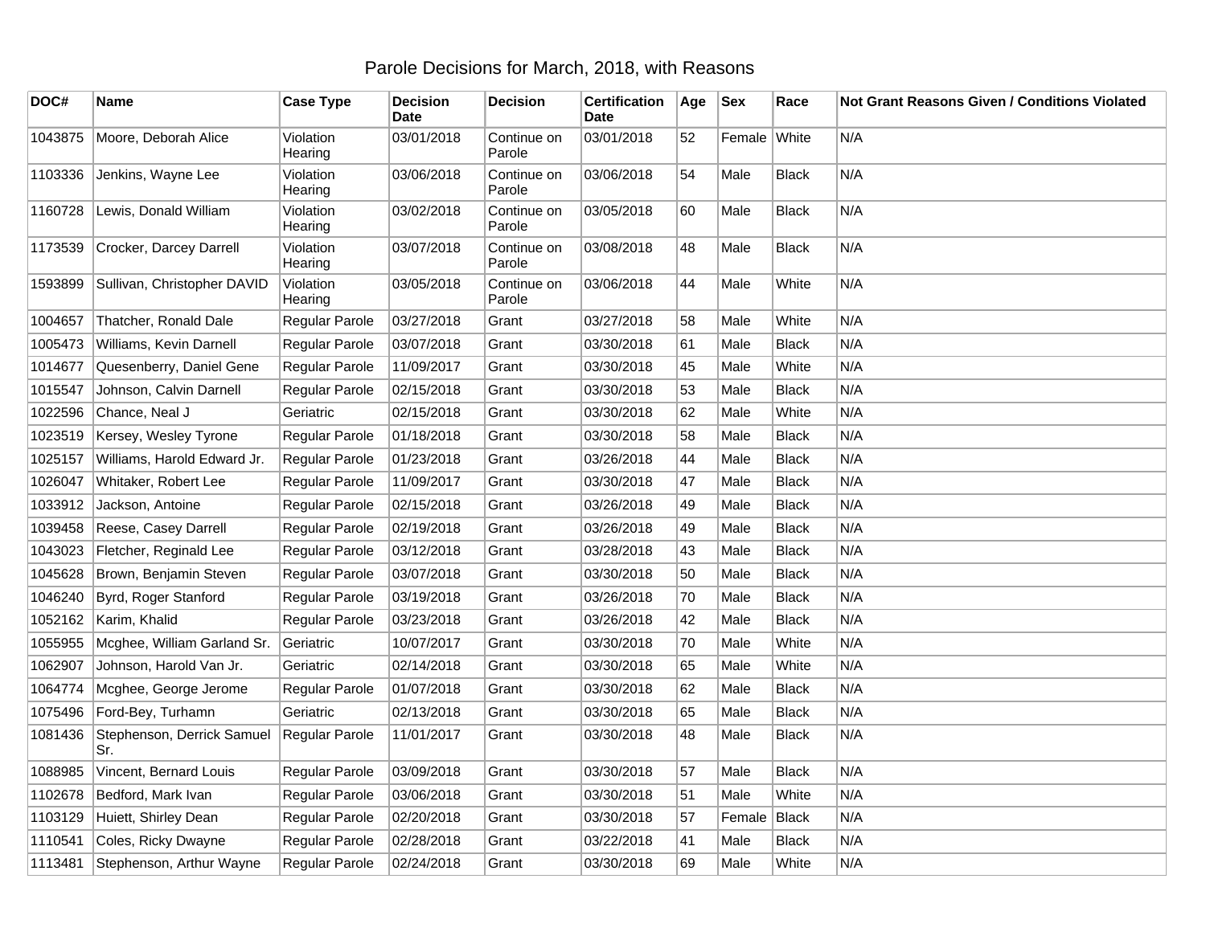# Parole Decisions for March, 2018, with Reasons

| DOC# | Name | Case Type | Decision Date | Decision | Certification Date | Age | Sex | Race | Not Grant Reasons Given / Conditions Violated |
|---|---|---|---|---|---|---|---|---|---|
| 1043875 | Moore, Deborah Alice | Violation Hearing | 03/01/2018 | Continue on Parole | 03/01/2018 | 52 | Female | White | N/A |
| 1103336 | Jenkins, Wayne Lee | Violation Hearing | 03/06/2018 | Continue on Parole | 03/06/2018 | 54 | Male | Black | N/A |
| 1160728 | Lewis, Donald William | Violation Hearing | 03/02/2018 | Continue on Parole | 03/05/2018 | 60 | Male | Black | N/A |
| 1173539 | Crocker, Darcey Darrell | Violation Hearing | 03/07/2018 | Continue on Parole | 03/08/2018 | 48 | Male | Black | N/A |
| 1593899 | Sullivan, Christopher DAVID | Violation Hearing | 03/05/2018 | Continue on Parole | 03/06/2018 | 44 | Male | White | N/A |
| 1004657 | Thatcher, Ronald Dale | Regular Parole | 03/27/2018 | Grant | 03/27/2018 | 58 | Male | White | N/A |
| 1005473 | Williams, Kevin Darnell | Regular Parole | 03/07/2018 | Grant | 03/30/2018 | 61 | Male | Black | N/A |
| 1014677 | Quesenberry, Daniel Gene | Regular Parole | 11/09/2017 | Grant | 03/30/2018 | 45 | Male | White | N/A |
| 1015547 | Johnson, Calvin Darnell | Regular Parole | 02/15/2018 | Grant | 03/30/2018 | 53 | Male | Black | N/A |
| 1022596 | Chance, Neal J | Geriatric | 02/15/2018 | Grant | 03/30/2018 | 62 | Male | White | N/A |
| 1023519 | Kersey, Wesley Tyrone | Regular Parole | 01/18/2018 | Grant | 03/30/2018 | 58 | Male | Black | N/A |
| 1025157 | Williams, Harold Edward Jr. | Regular Parole | 01/23/2018 | Grant | 03/26/2018 | 44 | Male | Black | N/A |
| 1026047 | Whitaker, Robert Lee | Regular Parole | 11/09/2017 | Grant | 03/30/2018 | 47 | Male | Black | N/A |
| 1033912 | Jackson, Antoine | Regular Parole | 02/15/2018 | Grant | 03/26/2018 | 49 | Male | Black | N/A |
| 1039458 | Reese, Casey Darrell | Regular Parole | 02/19/2018 | Grant | 03/26/2018 | 49 | Male | Black | N/A |
| 1043023 | Fletcher, Reginald Lee | Regular Parole | 03/12/2018 | Grant | 03/28/2018 | 43 | Male | Black | N/A |
| 1045628 | Brown, Benjamin Steven | Regular Parole | 03/07/2018 | Grant | 03/30/2018 | 50 | Male | Black | N/A |
| 1046240 | Byrd, Roger Stanford | Regular Parole | 03/19/2018 | Grant | 03/26/2018 | 70 | Male | Black | N/A |
| 1052162 | Karim, Khalid | Regular Parole | 03/23/2018 | Grant | 03/26/2018 | 42 | Male | Black | N/A |
| 1055955 | Mcghee, William Garland Sr. | Geriatric | 10/07/2017 | Grant | 03/30/2018 | 70 | Male | White | N/A |
| 1062907 | Johnson, Harold Van Jr. | Geriatric | 02/14/2018 | Grant | 03/30/2018 | 65 | Male | White | N/A |
| 1064774 | Mcghee, George Jerome | Regular Parole | 01/07/2018 | Grant | 03/30/2018 | 62 | Male | Black | N/A |
| 1075496 | Ford-Bey, Turhamn | Geriatric | 02/13/2018 | Grant | 03/30/2018 | 65 | Male | Black | N/A |
| 1081436 | Stephenson, Derrick Samuel Sr. | Regular Parole | 11/01/2017 | Grant | 03/30/2018 | 48 | Male | Black | N/A |
| 1088985 | Vincent, Bernard Louis | Regular Parole | 03/09/2018 | Grant | 03/30/2018 | 57 | Male | Black | N/A |
| 1102678 | Bedford, Mark Ivan | Regular Parole | 03/06/2018 | Grant | 03/30/2018 | 51 | Male | White | N/A |
| 1103129 | Huiett, Shirley Dean | Regular Parole | 02/20/2018 | Grant | 03/30/2018 | 57 | Female | Black | N/A |
| 1110541 | Coles, Ricky Dwayne | Regular Parole | 02/28/2018 | Grant | 03/22/2018 | 41 | Male | Black | N/A |
| 1113481 | Stephenson, Arthur Wayne | Regular Parole | 02/24/2018 | Grant | 03/30/2018 | 69 | Male | White | N/A |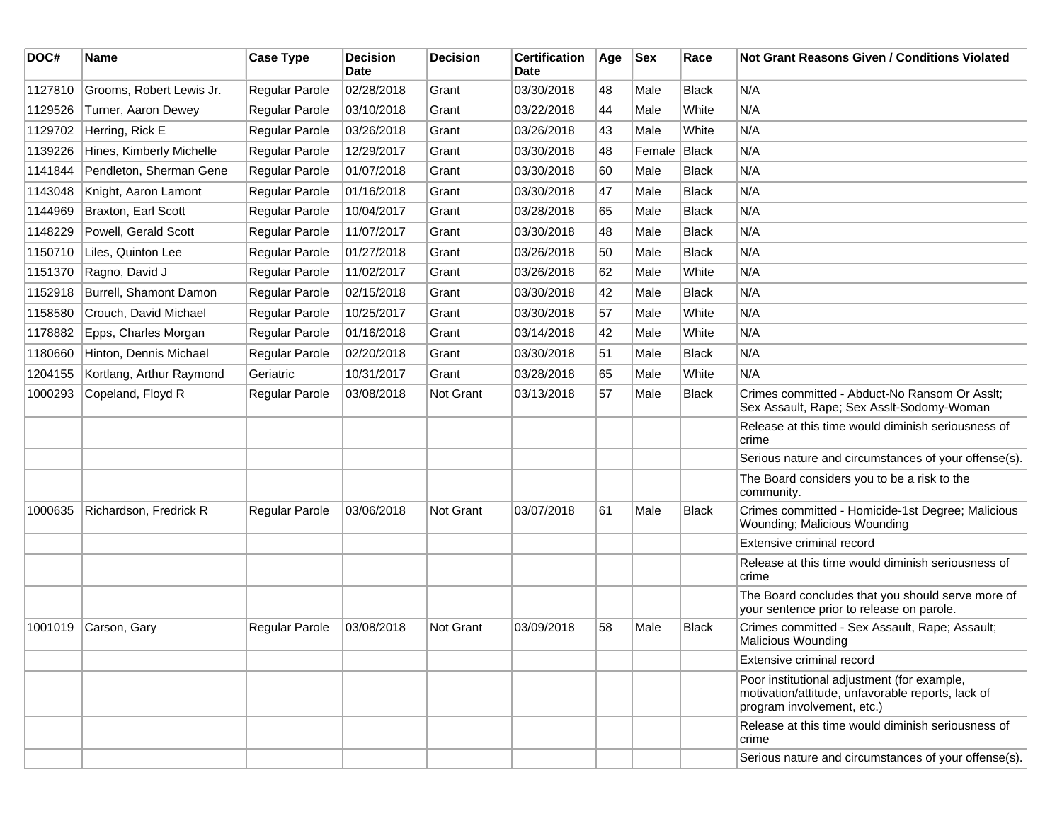| DOC# | Name | Case Type | Decision Date | Decision | Certification Date | Age | Sex | Race | Not Grant Reasons Given / Conditions Violated |
|---|---|---|---|---|---|---|---|---|---|
| 1127810 | Grooms, Robert Lewis Jr. | Regular Parole | 02/28/2018 | Grant | 03/30/2018 | 48 | Male | Black | N/A |
| 1129526 | Turner, Aaron Dewey | Regular Parole | 03/10/2018 | Grant | 03/22/2018 | 44 | Male | White | N/A |
| 1129702 | Herring, Rick E | Regular Parole | 03/26/2018 | Grant | 03/26/2018 | 43 | Male | White | N/A |
| 1139226 | Hines, Kimberly Michelle | Regular Parole | 12/29/2017 | Grant | 03/30/2018 | 48 | Female | Black | N/A |
| 1141844 | Pendleton, Sherman Gene | Regular Parole | 01/07/2018 | Grant | 03/30/2018 | 60 | Male | Black | N/A |
| 1143048 | Knight, Aaron Lamont | Regular Parole | 01/16/2018 | Grant | 03/30/2018 | 47 | Male | Black | N/A |
| 1144969 | Braxton, Earl Scott | Regular Parole | 10/04/2017 | Grant | 03/28/2018 | 65 | Male | Black | N/A |
| 1148229 | Powell, Gerald Scott | Regular Parole | 11/07/2017 | Grant | 03/30/2018 | 48 | Male | Black | N/A |
| 1150710 | Liles, Quinton Lee | Regular Parole | 01/27/2018 | Grant | 03/26/2018 | 50 | Male | Black | N/A |
| 1151370 | Ragno, David J | Regular Parole | 11/02/2017 | Grant | 03/26/2018 | 62 | Male | White | N/A |
| 1152918 | Burrell, Shamont Damon | Regular Parole | 02/15/2018 | Grant | 03/30/2018 | 42 | Male | Black | N/A |
| 1158580 | Crouch, David Michael | Regular Parole | 10/25/2017 | Grant | 03/30/2018 | 57 | Male | White | N/A |
| 1178882 | Epps, Charles Morgan | Regular Parole | 01/16/2018 | Grant | 03/14/2018 | 42 | Male | White | N/A |
| 1180660 | Hinton, Dennis Michael | Regular Parole | 02/20/2018 | Grant | 03/30/2018 | 51 | Male | Black | N/A |
| 1204155 | Kortlang, Arthur Raymond | Geriatric | 10/31/2017 | Grant | 03/28/2018 | 65 | Male | White | N/A |
| 1000293 | Copeland, Floyd R | Regular Parole | 03/08/2018 | Not Grant | 03/13/2018 | 57 | Male | Black | Crimes committed - Abduct-No Ransom Or Asslt; Sex Assault, Rape; Sex Asslt-Sodomy-Woman |
| | | | | | | | | | Release at this time would diminish seriousness of crime |
| | | | | | | | | | Serious nature and circumstances of your offense(s). |
| | | | | | | | | | The Board considers you to be a risk to the community. |
| 1000635 | Richardson, Fredrick R | Regular Parole | 03/06/2018 | Not Grant | 03/07/2018 | 61 | Male | Black | Crimes committed - Homicide-1st Degree; Malicious Wounding; Malicious Wounding |
| | | | | | | | | | Extensive criminal record |
| | | | | | | | | | Release at this time would diminish seriousness of crime |
| | | | | | | | | | The Board concludes that you should serve more of your sentence prior to release on parole. |
| 1001019 | Carson, Gary | Regular Parole | 03/08/2018 | Not Grant | 03/09/2018 | 58 | Male | Black | Crimes committed - Sex Assault, Rape; Assault; Malicious Wounding |
| | | | | | | | | | Extensive criminal record |
| | | | | | | | | | Poor institutional adjustment (for example, motivation/attitude, unfavorable reports, lack of program involvement, etc.) |
| | | | | | | | | | Release at this time would diminish seriousness of crime |
| | | | | | | | | | Serious nature and circumstances of your offense(s). |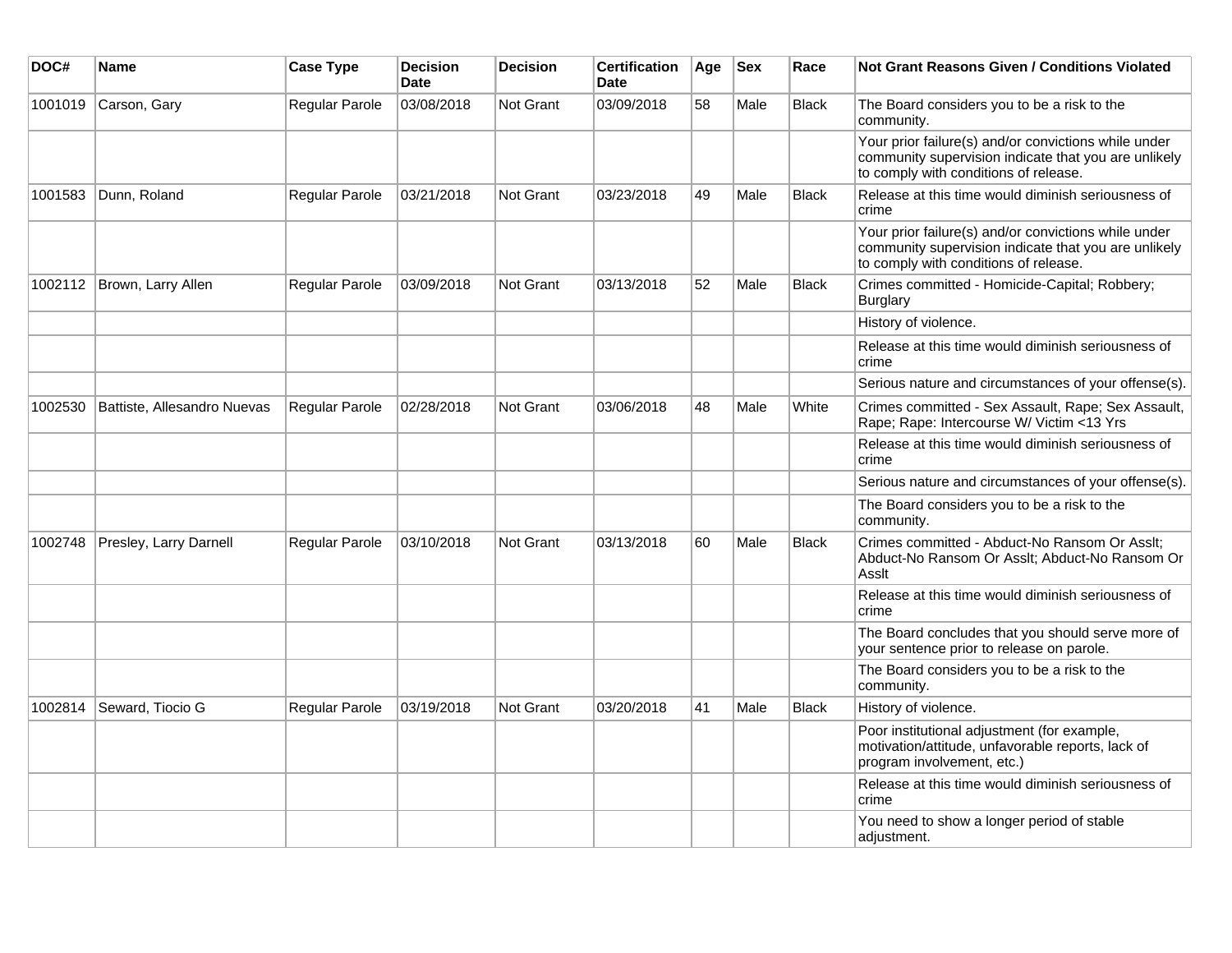| DOC# | Name | Case Type | Decision Date | Decision | Certification Date | Age | Sex | Race | Not Grant Reasons Given / Conditions Violated |
|---|---|---|---|---|---|---|---|---|---|
| 1001019 | Carson, Gary | Regular Parole | 03/08/2018 | Not Grant | 03/09/2018 | 58 | Male | Black | The Board considers you to be a risk to the community. |
| | | | | | | | | | Your prior failure(s) and/or convictions while under community supervision indicate that you are unlikely to comply with conditions of release. |
| 1001583 | Dunn, Roland | Regular Parole | 03/21/2018 | Not Grant | 03/23/2018 | 49 | Male | Black | Release at this time would diminish seriousness of crime |
| | | | | | | | | | Your prior failure(s) and/or convictions while under community supervision indicate that you are unlikely to comply with conditions of release. |
| 1002112 | Brown, Larry Allen | Regular Parole | 03/09/2018 | Not Grant | 03/13/2018 | 52 | Male | Black | Crimes committed - Homicide-Capital; Robbery; Burglary |
| | | | | | | | | | History of violence. |
| | | | | | | | | | Release at this time would diminish seriousness of crime |
| | | | | | | | | | Serious nature and circumstances of your offense(s). |
| 1002530 | Battiste, Allesandro Nuevas | Regular Parole | 02/28/2018 | Not Grant | 03/06/2018 | 48 | Male | White | Crimes committed - Sex Assault, Rape; Sex Assault, Rape; Rape: Intercourse W/ Victim <13 Yrs |
| | | | | | | | | | Release at this time would diminish seriousness of crime |
| | | | | | | | | | Serious nature and circumstances of your offense(s). |
| | | | | | | | | | The Board considers you to be a risk to the community. |
| 1002748 | Presley, Larry Darnell | Regular Parole | 03/10/2018 | Not Grant | 03/13/2018 | 60 | Male | Black | Crimes committed - Abduct-No Ransom Or Asslt; Abduct-No Ransom Or Asslt; Abduct-No Ransom Or Asslt |
| | | | | | | | | | Release at this time would diminish seriousness of crime |
| | | | | | | | | | The Board concludes that you should serve more of your sentence prior to release on parole. |
| | | | | | | | | | The Board considers you to be a risk to the community. |
| 1002814 | Seward, Tiocio G | Regular Parole | 03/19/2018 | Not Grant | 03/20/2018 | 41 | Male | Black | History of violence. |
| | | | | | | | | | Poor institutional adjustment (for example, motivation/attitude, unfavorable reports, lack of program involvement, etc.) |
| | | | | | | | | | Release at this time would diminish seriousness of crime |
| | | | | | | | | | You need to show a longer period of stable adjustment. |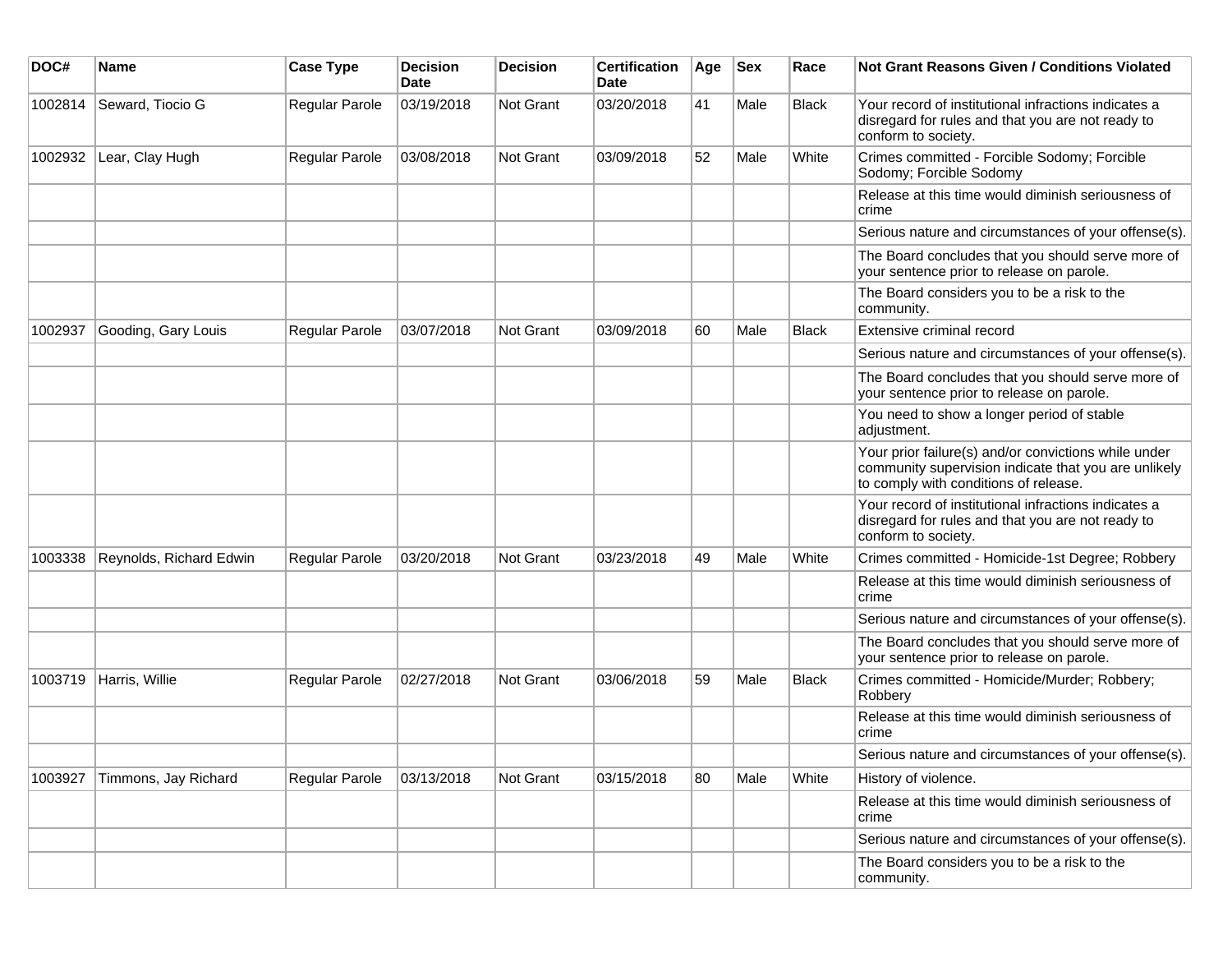| DOC# | Name | Case Type | Decision Date | Decision | Certification Date | Age | Sex | Race | Not Grant Reasons Given / Conditions Violated |
|---|---|---|---|---|---|---|---|---|---|
| 1002814 | Seward, Tiocio G | Regular Parole | 03/19/2018 | Not Grant | 03/20/2018 | 41 | Male | Black | Your record of institutional infractions indicates a disregard for rules and that you are not ready to conform to society. |
| 1002932 | Lear, Clay Hugh | Regular Parole | 03/08/2018 | Not Grant | 03/09/2018 | 52 | Male | White | Crimes committed - Forcible Sodomy; Forcible Sodomy; Forcible Sodomy |
| | | | | | | | | | Release at this time would diminish seriousness of crime |
| | | | | | | | | | Serious nature and circumstances of your offense(s). |
| | | | | | | | | | The Board concludes that you should serve more of your sentence prior to release on parole. |
| | | | | | | | | | The Board considers you to be a risk to the community. |
| 1002937 | Gooding, Gary Louis | Regular Parole | 03/07/2018 | Not Grant | 03/09/2018 | 60 | Male | Black | Extensive criminal record |
| | | | | | | | | | Serious nature and circumstances of your offense(s). |
| | | | | | | | | | The Board concludes that you should serve more of your sentence prior to release on parole. |
| | | | | | | | | | You need to show a longer period of stable adjustment. |
| | | | | | | | | | Your prior failure(s) and/or convictions while under community supervision indicate that you are unlikely to comply with conditions of release. |
| | | | | | | | | | Your record of institutional infractions indicates a disregard for rules and that you are not ready to conform to society. |
| 1003338 | Reynolds, Richard Edwin | Regular Parole | 03/20/2018 | Not Grant | 03/23/2018 | 49 | Male | White | Crimes committed - Homicide-1st Degree; Robbery |
| | | | | | | | | | Release at this time would diminish seriousness of crime |
| | | | | | | | | | Serious nature and circumstances of your offense(s). |
| | | | | | | | | | The Board concludes that you should serve more of your sentence prior to release on parole. |
| 1003719 | Harris, Willie | Regular Parole | 02/27/2018 | Not Grant | 03/06/2018 | 59 | Male | Black | Crimes committed - Homicide/Murder; Robbery; Robbery |
| | | | | | | | | | Release at this time would diminish seriousness of crime |
| | | | | | | | | | Serious nature and circumstances of your offense(s). |
| 1003927 | Timmons, Jay Richard | Regular Parole | 03/13/2018 | Not Grant | 03/15/2018 | 80 | Male | White | History of violence. |
| | | | | | | | | | Release at this time would diminish seriousness of crime |
| | | | | | | | | | Serious nature and circumstances of your offense(s). |
| | | | | | | | | | The Board considers you to be a risk to the community. |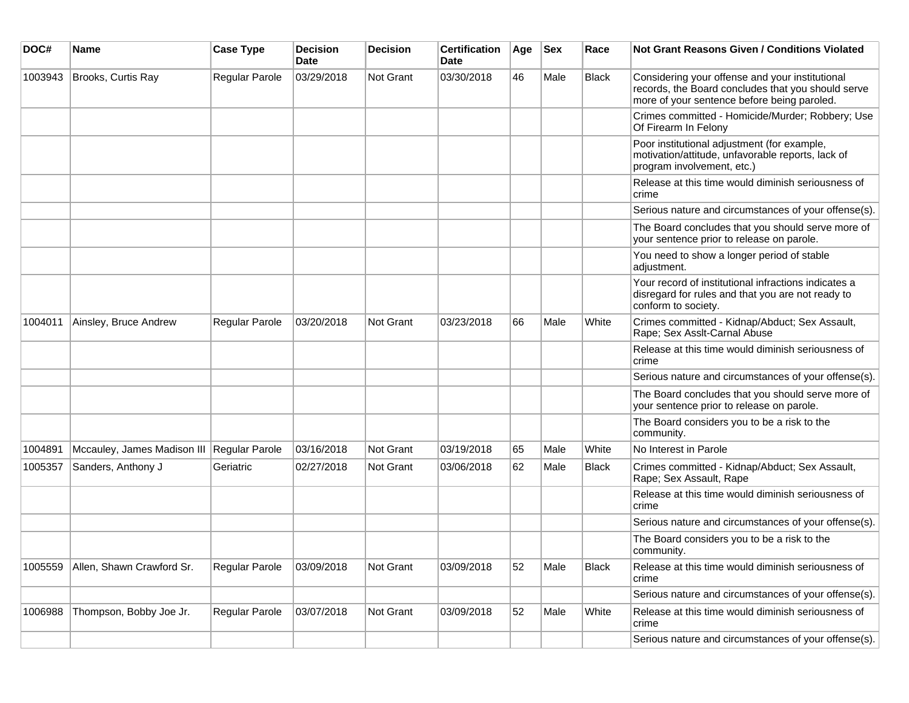| DOC# | Name | Case Type | Decision Date | Decision | Certification Date | Age | Sex | Race | Not Grant Reasons Given / Conditions Violated |
|---|---|---|---|---|---|---|---|---|---|
| 1003943 | Brooks, Curtis Ray | Regular Parole | 03/29/2018 | Not Grant | 03/30/2018 | 46 | Male | Black | Considering your offense and your institutional records, the Board concludes that you should serve more of your sentence before being paroled. |
| | | | | | | | | | Crimes committed - Homicide/Murder; Robbery; Use Of Firearm In Felony |
| | | | | | | | | | Poor institutional adjustment (for example, motivation/attitude, unfavorable reports, lack of program involvement, etc.) |
| | | | | | | | | | Release at this time would diminish seriousness of crime |
| | | | | | | | | | Serious nature and circumstances of your offense(s). |
| | | | | | | | | | The Board concludes that you should serve more of your sentence prior to release on parole. |
| | | | | | | | | | You need to show a longer period of stable adjustment. |
| | | | | | | | | | Your record of institutional infractions indicates a disregard for rules and that you are not ready to conform to society. |
| 1004011 | Ainsley, Bruce Andrew | Regular Parole | 03/20/2018 | Not Grant | 03/23/2018 | 66 | Male | White | Crimes committed - Kidnap/Abduct; Sex Assault, Rape; Sex Asslt-Carnal Abuse |
| | | | | | | | | | Release at this time would diminish seriousness of crime |
| | | | | | | | | | Serious nature and circumstances of your offense(s). |
| | | | | | | | | | The Board concludes that you should serve more of your sentence prior to release on parole. |
| | | | | | | | | | The Board considers you to be a risk to the community. |
| 1004891 | Mccauley, James Madison III | Regular Parole | 03/16/2018 | Not Grant | 03/19/2018 | 65 | Male | White | No Interest in Parole |
| 1005357 | Sanders, Anthony J | Geriatric | 02/27/2018 | Not Grant | 03/06/2018 | 62 | Male | Black | Crimes committed - Kidnap/Abduct; Sex Assault, Rape; Sex Assault, Rape |
| | | | | | | | | | Release at this time would diminish seriousness of crime |
| | | | | | | | | | Serious nature and circumstances of your offense(s). |
| | | | | | | | | | The Board considers you to be a risk to the community. |
| 1005559 | Allen, Shawn Crawford Sr. | Regular Parole | 03/09/2018 | Not Grant | 03/09/2018 | 52 | Male | Black | Release at this time would diminish seriousness of crime |
| | | | | | | | | | Serious nature and circumstances of your offense(s). |
| 1006988 | Thompson, Bobby Joe Jr. | Regular Parole | 03/07/2018 | Not Grant | 03/09/2018 | 52 | Male | White | Release at this time would diminish seriousness of crime |
| | | | | | | | | | Serious nature and circumstances of your offense(s). |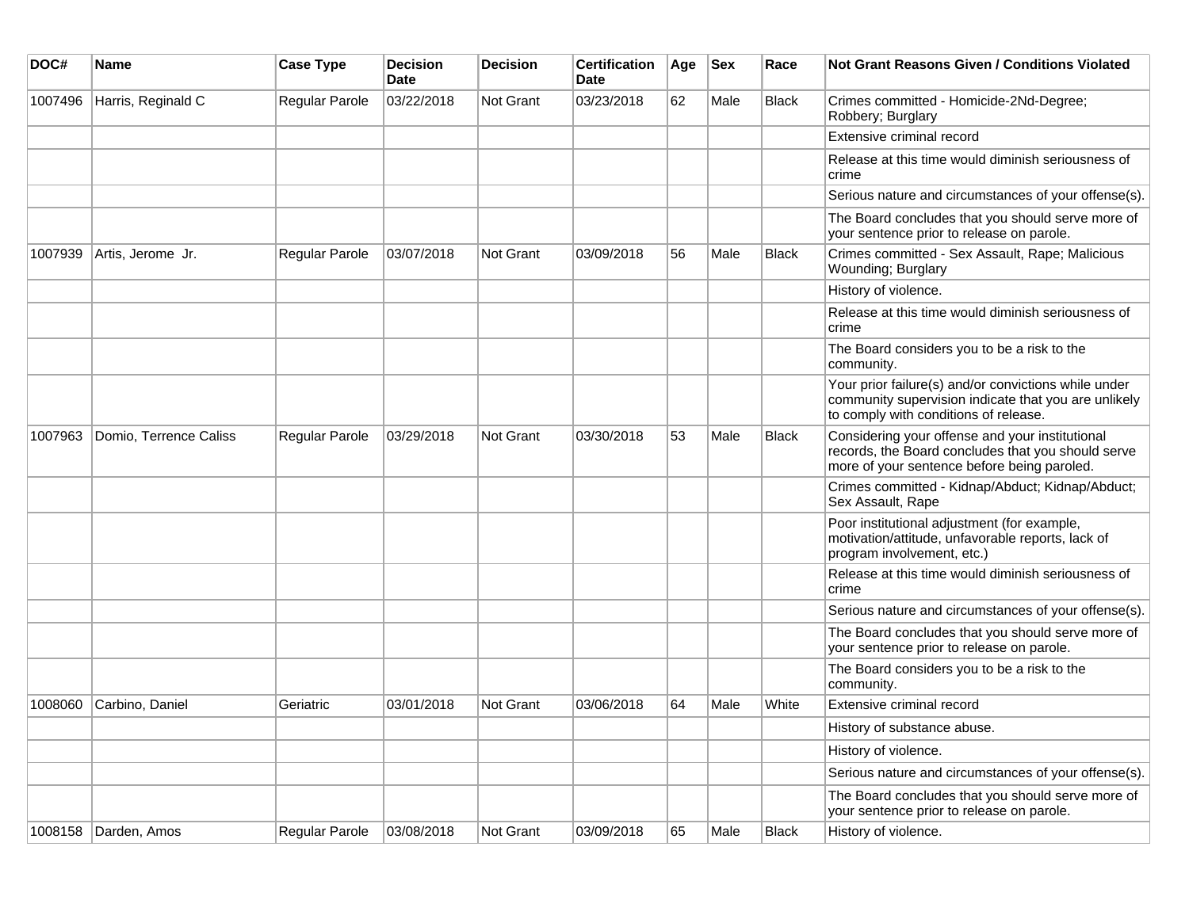| DOC# | Name | Case Type | Decision Date | Decision | Certification Date | Age | Sex | Race | Not Grant Reasons Given / Conditions Violated |
|---|---|---|---|---|---|---|---|---|---|
| 1007496 | Harris, Reginald C | Regular Parole | 03/22/2018 | Not Grant | 03/23/2018 | 62 | Male | Black | Crimes committed - Homicide-2Nd-Degree; Robbery; Burglary |
| | | | | | | | | | Extensive criminal record |
| | | | | | | | | | Release at this time would diminish seriousness of crime |
| | | | | | | | | | Serious nature and circumstances of your offense(s). |
| | | | | | | | | | The Board concludes that you should serve more of your sentence prior to release on parole. |
| 1007939 | Artis, Jerome Jr. | Regular Parole | 03/07/2018 | Not Grant | 03/09/2018 | 56 | Male | Black | Crimes committed - Sex Assault, Rape; Malicious Wounding; Burglary |
| | | | | | | | | | History of violence. |
| | | | | | | | | | Release at this time would diminish seriousness of crime |
| | | | | | | | | | The Board considers you to be a risk to the community. |
| | | | | | | | | | Your prior failure(s) and/or convictions while under community supervision indicate that you are unlikely to comply with conditions of release. |
| 1007963 | Domio, Terrence Caliss | Regular Parole | 03/29/2018 | Not Grant | 03/30/2018 | 53 | Male | Black | Considering your offense and your institutional records, the Board concludes that you should serve more of your sentence before being paroled. |
| | | | | | | | | | Crimes committed - Kidnap/Abduct; Kidnap/Abduct; Sex Assault, Rape |
| | | | | | | | | | Poor institutional adjustment (for example, motivation/attitude, unfavorable reports, lack of program involvement, etc.) |
| | | | | | | | | | Release at this time would diminish seriousness of crime |
| | | | | | | | | | Serious nature and circumstances of your offense(s). |
| | | | | | | | | | The Board concludes that you should serve more of your sentence prior to release on parole. |
| | | | | | | | | | The Board considers you to be a risk to the community. |
| 1008060 | Carbino, Daniel | Geriatric | 03/01/2018 | Not Grant | 03/06/2018 | 64 | Male | White | Extensive criminal record |
| | | | | | | | | | History of substance abuse. |
| | | | | | | | | | History of violence. |
| | | | | | | | | | Serious nature and circumstances of your offense(s). |
| | | | | | | | | | The Board concludes that you should serve more of your sentence prior to release on parole. |
| 1008158 | Darden, Amos | Regular Parole | 03/08/2018 | Not Grant | 03/09/2018 | 65 | Male | Black | History of violence. |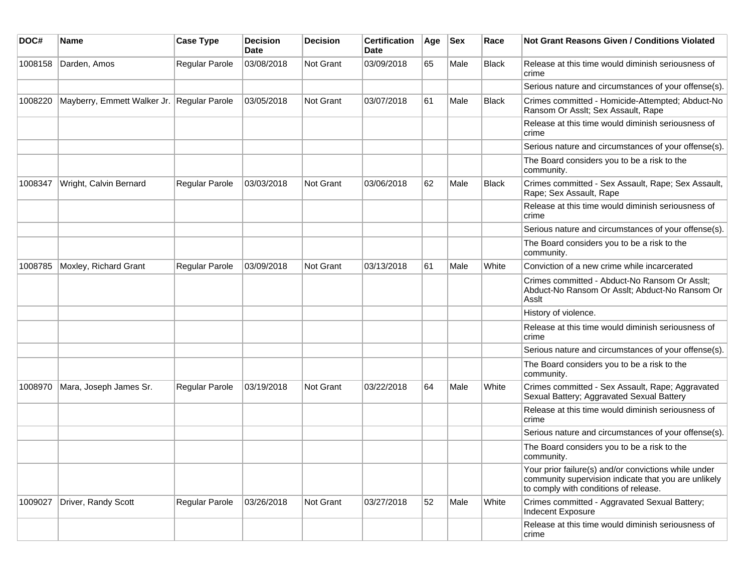| DOC# | Name | Case Type | Decision Date | Decision | Certification Date | Age | Sex | Race | Not Grant Reasons Given / Conditions Violated |
|---|---|---|---|---|---|---|---|---|---|
| 1008158 | Darden, Amos | Regular Parole | 03/08/2018 | Not Grant | 03/09/2018 | 65 | Male | Black | Release at this time would diminish seriousness of crime |
| | | | | | | | | | Serious nature and circumstances of your offense(s). |
| 1008220 | Mayberry, Emmett Walker Jr. | Regular Parole | 03/05/2018 | Not Grant | 03/07/2018 | 61 | Male | Black | Crimes committed - Homicide-Attempted; Abduct-No Ransom Or Asslt; Sex Assault, Rape |
| | | | | | | | | | Release at this time would diminish seriousness of crime |
| | | | | | | | | | Serious nature and circumstances of your offense(s). |
| | | | | | | | | | The Board considers you to be a risk to the community. |
| 1008347 | Wright, Calvin Bernard | Regular Parole | 03/03/2018 | Not Grant | 03/06/2018 | 62 | Male | Black | Crimes committed - Sex Assault, Rape; Sex Assault, Rape; Sex Assault, Rape |
| | | | | | | | | | Release at this time would diminish seriousness of crime |
| | | | | | | | | | Serious nature and circumstances of your offense(s). |
| | | | | | | | | | The Board considers you to be a risk to the community. |
| 1008785 | Moxley, Richard Grant | Regular Parole | 03/09/2018 | Not Grant | 03/13/2018 | 61 | Male | White | Conviction of a new crime while incarcerated |
| | | | | | | | | | Crimes committed - Abduct-No Ransom Or Asslt; Abduct-No Ransom Or Asslt; Abduct-No Ransom Or Asslt |
| | | | | | | | | | History of violence. |
| | | | | | | | | | Release at this time would diminish seriousness of crime |
| | | | | | | | | | Serious nature and circumstances of your offense(s). |
| | | | | | | | | | The Board considers you to be a risk to the community. |
| 1008970 | Mara, Joseph James Sr. | Regular Parole | 03/19/2018 | Not Grant | 03/22/2018 | 64 | Male | White | Crimes committed - Sex Assault, Rape; Aggravated Sexual Battery; Aggravated Sexual Battery |
| | | | | | | | | | Release at this time would diminish seriousness of crime |
| | | | | | | | | | Serious nature and circumstances of your offense(s). |
| | | | | | | | | | The Board considers you to be a risk to the community. |
| | | | | | | | | | Your prior failure(s) and/or convictions while under community supervision indicate that you are unlikely to comply with conditions of release. |
| 1009027 | Driver, Randy Scott | Regular Parole | 03/26/2018 | Not Grant | 03/27/2018 | 52 | Male | White | Crimes committed - Aggravated Sexual Battery; Indecent Exposure |
| | | | | | | | | | Release at this time would diminish seriousness of crime |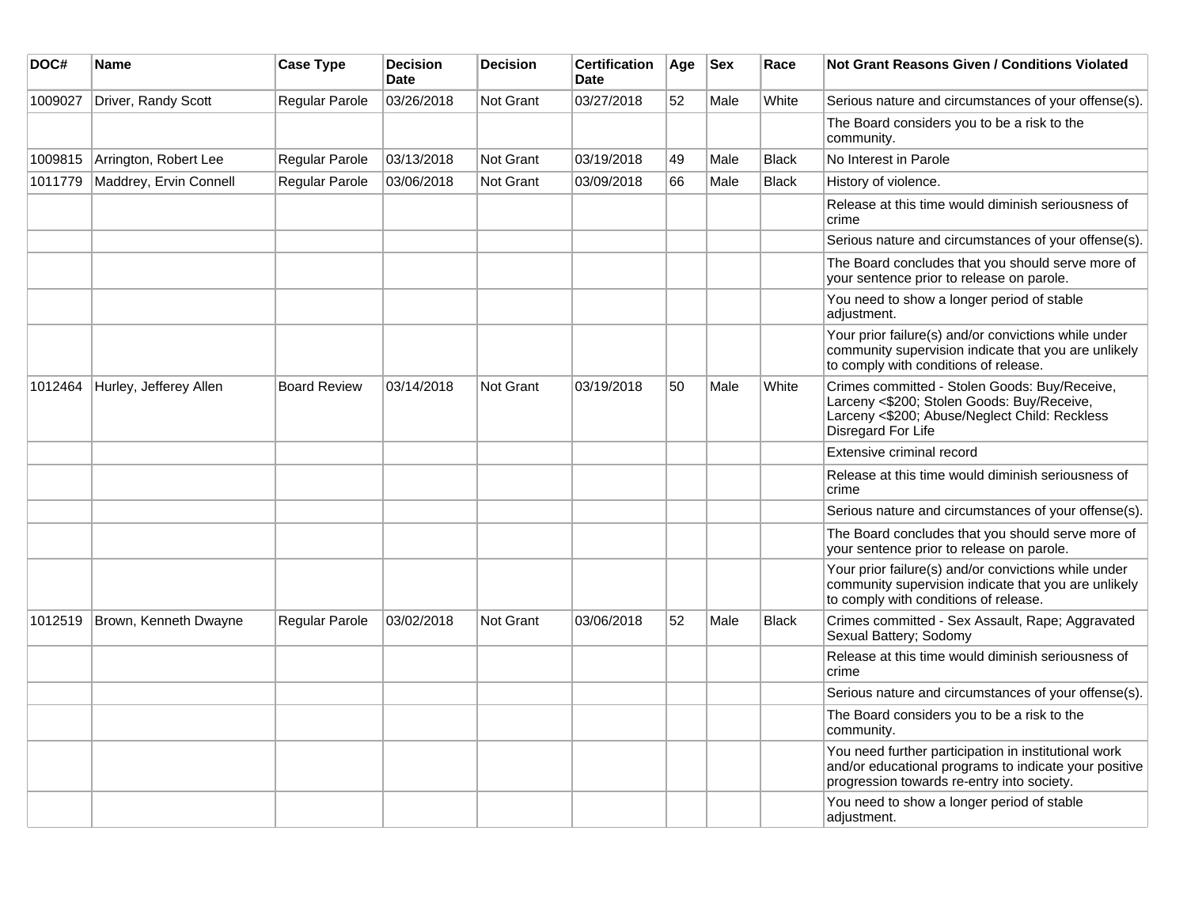| DOC# | Name | Case Type | Decision Date | Decision | Certification Date | Age | Sex | Race | Not Grant Reasons Given / Conditions Violated |
|---|---|---|---|---|---|---|---|---|---|
| 1009027 | Driver, Randy Scott | Regular Parole | 03/26/2018 | Not Grant | 03/27/2018 | 52 | Male | White | Serious nature and circumstances of your offense(s). |
| | | | | | | | | | The Board considers you to be a risk to the community. |
| 1009815 | Arrington, Robert Lee | Regular Parole | 03/13/2018 | Not Grant | 03/19/2018 | 49 | Male | Black | No Interest in Parole |
| 1011779 | Maddrey, Ervin Connell | Regular Parole | 03/06/2018 | Not Grant | 03/09/2018 | 66 | Male | Black | History of violence. |
| | | | | | | | | | Release at this time would diminish seriousness of crime |
| | | | | | | | | | Serious nature and circumstances of your offense(s). |
| | | | | | | | | | The Board concludes that you should serve more of your sentence prior to release on parole. |
| | | | | | | | | | You need to show a longer period of stable adjustment. |
| | | | | | | | | | Your prior failure(s) and/or convictions while under community supervision indicate that you are unlikely to comply with conditions of release. |
| 1012464 | Hurley, Jefferey Allen | Board Review | 03/14/2018 | Not Grant | 03/19/2018 | 50 | Male | White | Crimes committed - Stolen Goods: Buy/Receive, Larceny <$200; Stolen Goods: Buy/Receive, Larceny <$200; Abuse/Neglect Child: Reckless Disregard For Life |
| | | | | | | | | | Extensive criminal record |
| | | | | | | | | | Release at this time would diminish seriousness of crime |
| | | | | | | | | | Serious nature and circumstances of your offense(s). |
| | | | | | | | | | The Board concludes that you should serve more of your sentence prior to release on parole. |
| | | | | | | | | | Your prior failure(s) and/or convictions while under community supervision indicate that you are unlikely to comply with conditions of release. |
| 1012519 | Brown, Kenneth Dwayne | Regular Parole | 03/02/2018 | Not Grant | 03/06/2018 | 52 | Male | Black | Crimes committed - Sex Assault, Rape; Aggravated Sexual Battery; Sodomy |
| | | | | | | | | | Release at this time would diminish seriousness of crime |
| | | | | | | | | | Serious nature and circumstances of your offense(s). |
| | | | | | | | | | The Board considers you to be a risk to the community. |
| | | | | | | | | | You need further participation in institutional work and/or educational programs to indicate your positive progression towards re-entry into society. |
| | | | | | | | | | You need to show a longer period of stable adjustment. |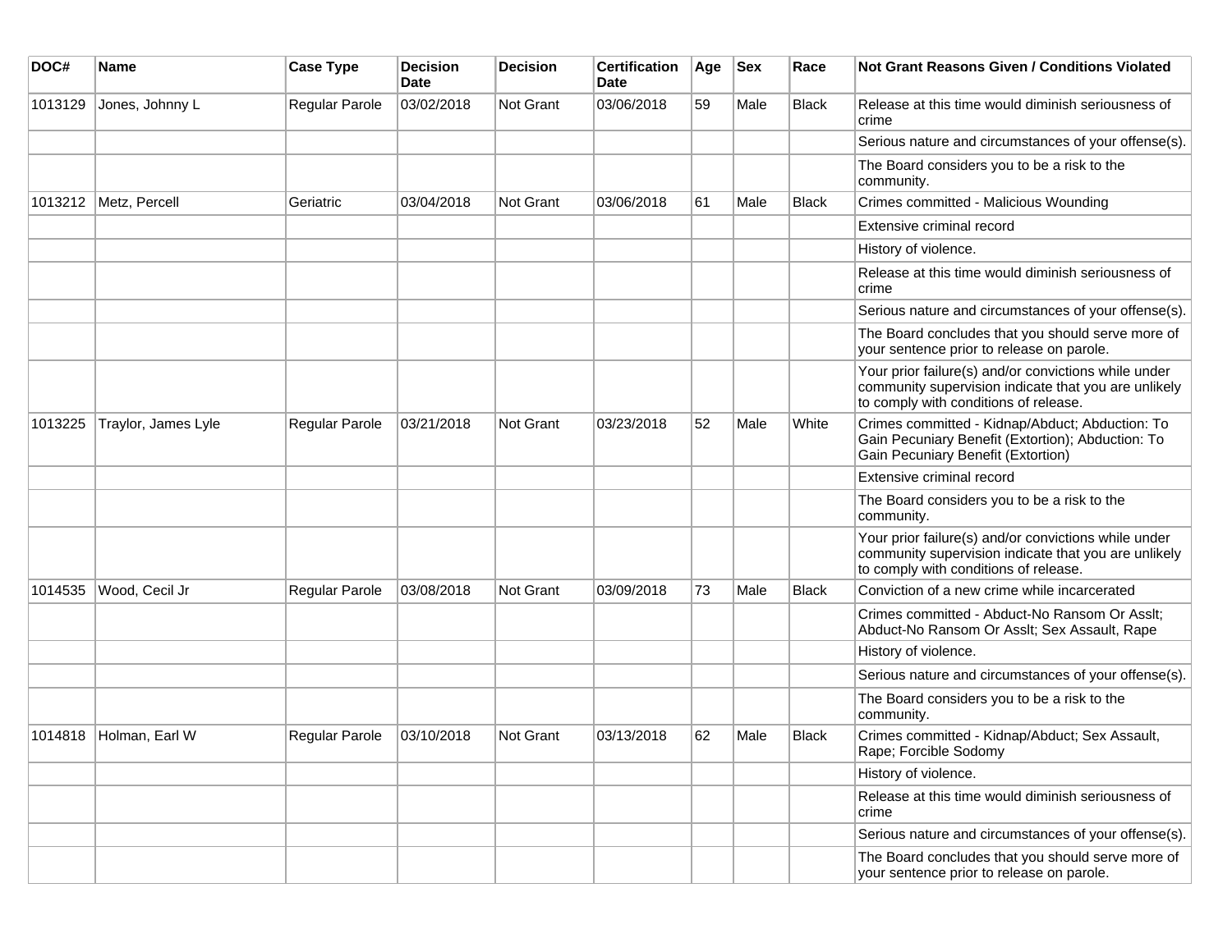| DOC# | Name | Case Type | Decision Date | Decision | Certification Date | Age | Sex | Race | Not Grant Reasons Given / Conditions Violated |
| --- | --- | --- | --- | --- | --- | --- | --- | --- | --- |
| 1013129 | Jones, Johnny L | Regular Parole | 03/02/2018 | Not Grant | 03/06/2018 | 59 | Male | Black | Release at this time would diminish seriousness of crime |
| | | | | | | | | | Serious nature and circumstances of your offense(s). |
| | | | | | | | | | The Board considers you to be a risk to the community. |
| 1013212 | Metz, Percell | Geriatric | 03/04/2018 | Not Grant | 03/06/2018 | 61 | Male | Black | Crimes committed - Malicious Wounding |
| | | | | | | | | | Extensive criminal record |
| | | | | | | | | | History of violence. |
| | | | | | | | | | Release at this time would diminish seriousness of crime |
| | | | | | | | | | Serious nature and circumstances of your offense(s). |
| | | | | | | | | | The Board concludes that you should serve more of your sentence prior to release on parole. |
| | | | | | | | | | Your prior failure(s) and/or convictions while under community supervision indicate that you are unlikely to comply with conditions of release. |
| 1013225 | Traylor, James Lyle | Regular Parole | 03/21/2018 | Not Grant | 03/23/2018 | 52 | Male | White | Crimes committed - Kidnap/Abduct; Abduction: To Gain Pecuniary Benefit (Extortion); Abduction: To Gain Pecuniary Benefit (Extortion) |
| | | | | | | | | | Extensive criminal record |
| | | | | | | | | | The Board considers you to be a risk to the community. |
| | | | | | | | | | Your prior failure(s) and/or convictions while under community supervision indicate that you are unlikely to comply with conditions of release. |
| 1014535 | Wood, Cecil Jr | Regular Parole | 03/08/2018 | Not Grant | 03/09/2018 | 73 | Male | Black | Conviction of a new crime while incarcerated |
| | | | | | | | | | Crimes committed - Abduct-No Ransom Or Asslt; Abduct-No Ransom Or Asslt; Sex Assault, Rape |
| | | | | | | | | | History of violence. |
| | | | | | | | | | Serious nature and circumstances of your offense(s). |
| | | | | | | | | | The Board considers you to be a risk to the community. |
| 1014818 | Holman, Earl W | Regular Parole | 03/10/2018 | Not Grant | 03/13/2018 | 62 | Male | Black | Crimes committed - Kidnap/Abduct; Sex Assault, Rape; Forcible Sodomy |
| | | | | | | | | | History of violence. |
| | | | | | | | | | Release at this time would diminish seriousness of crime |
| | | | | | | | | | Serious nature and circumstances of your offense(s). |
| | | | | | | | | | The Board concludes that you should serve more of your sentence prior to release on parole. |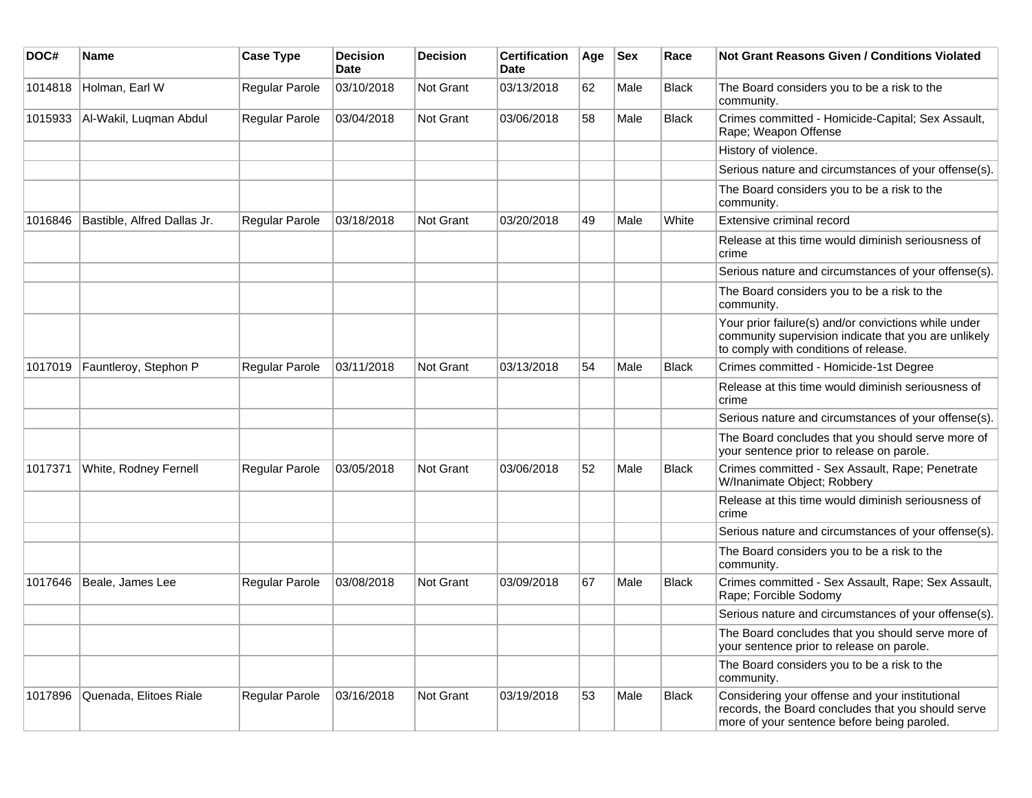| DOC# | Name | Case Type | Decision Date | Decision | Certification Date | Age | Sex | Race | Not Grant Reasons Given / Conditions Violated |
|---|---|---|---|---|---|---|---|---|---|
| 1014818 | Holman, Earl W | Regular Parole | 03/10/2018 | Not Grant | 03/13/2018 | 62 | Male | Black | The Board considers you to be a risk to the community. |
| 1015933 | Al-Wakil, Luqman Abdul | Regular Parole | 03/04/2018 | Not Grant | 03/06/2018 | 58 | Male | Black | Crimes committed - Homicide-Capital; Sex Assault, Rape; Weapon Offense |
| | | | | | | | | | History of violence. |
| | | | | | | | | | Serious nature and circumstances of your offense(s). |
| | | | | | | | | | The Board considers you to be a risk to the community. |
| 1016846 | Bastible, Alfred Dallas Jr. | Regular Parole | 03/18/2018 | Not Grant | 03/20/2018 | 49 | Male | White | Extensive criminal record |
| | | | | | | | | | Release at this time would diminish seriousness of crime |
| | | | | | | | | | Serious nature and circumstances of your offense(s). |
| | | | | | | | | | The Board considers you to be a risk to the community. |
| | | | | | | | | | Your prior failure(s) and/or convictions while under community supervision indicate that you are unlikely to comply with conditions of release. |
| 1017019 | Fauntleroy, Stephon P | Regular Parole | 03/11/2018 | Not Grant | 03/13/2018 | 54 | Male | Black | Crimes committed - Homicide-1st Degree |
| | | | | | | | | | Release at this time would diminish seriousness of crime |
| | | | | | | | | | Serious nature and circumstances of your offense(s). |
| | | | | | | | | | The Board concludes that you should serve more of your sentence prior to release on parole. |
| 1017371 | White, Rodney Fernell | Regular Parole | 03/05/2018 | Not Grant | 03/06/2018 | 52 | Male | Black | Crimes committed - Sex Assault, Rape; Penetrate W/Inanimate Object; Robbery |
| | | | | | | | | | Release at this time would diminish seriousness of crime |
| | | | | | | | | | Serious nature and circumstances of your offense(s). |
| | | | | | | | | | The Board considers you to be a risk to the community. |
| 1017646 | Beale, James Lee | Regular Parole | 03/08/2018 | Not Grant | 03/09/2018 | 67 | Male | Black | Crimes committed - Sex Assault, Rape; Sex Assault, Rape; Forcible Sodomy |
| | | | | | | | | | Serious nature and circumstances of your offense(s). |
| | | | | | | | | | The Board concludes that you should serve more of your sentence prior to release on parole. |
| | | | | | | | | | The Board considers you to be a risk to the community. |
| 1017896 | Quenada, Elitoes Riale | Regular Parole | 03/16/2018 | Not Grant | 03/19/2018 | 53 | Male | Black | Considering your offense and your institutional records, the Board concludes that you should serve more of your sentence before being paroled. |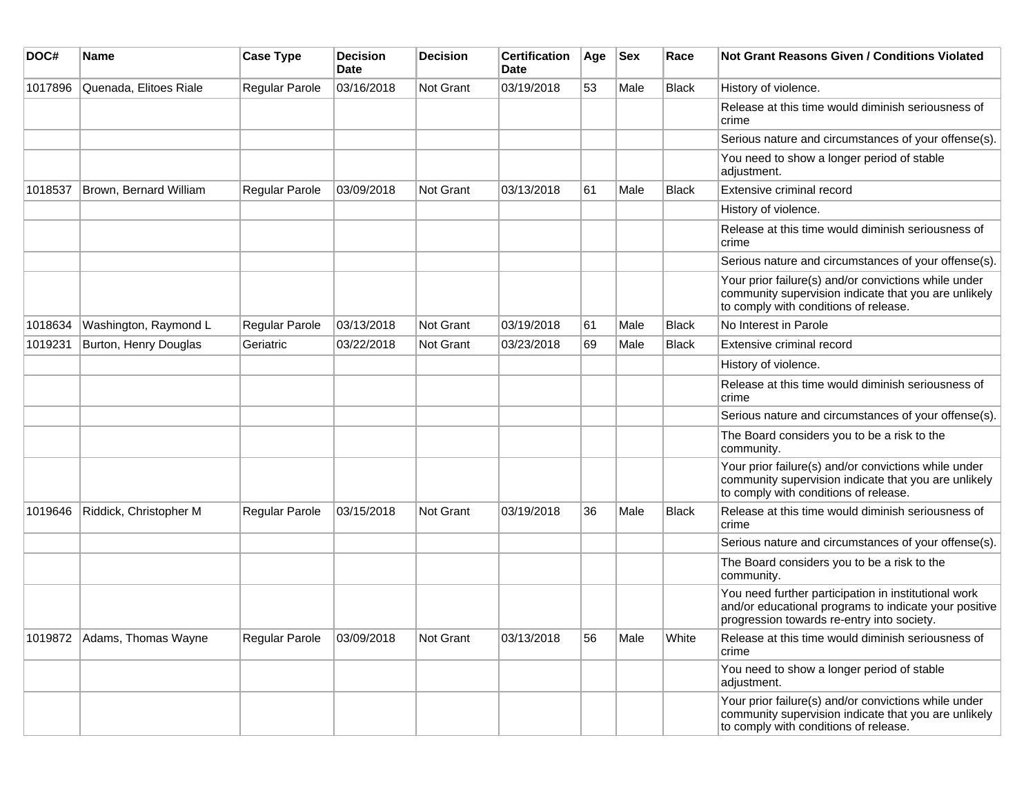| DOC# | Name | Case Type | Decision Date | Decision | Certification Date | Age | Sex | Race | Not Grant Reasons Given / Conditions Violated |
|---|---|---|---|---|---|---|---|---|---|
| 1017896 | Quenada, Elitoes Riale | Regular Parole | 03/16/2018 | Not Grant | 03/19/2018 | 53 | Male | Black | History of violence. |
| | | | | | | | | | Release at this time would diminish seriousness of crime |
| | | | | | | | | | Serious nature and circumstances of your offense(s). |
| | | | | | | | | | You need to show a longer period of stable adjustment. |
| 1018537 | Brown, Bernard William | Regular Parole | 03/09/2018 | Not Grant | 03/13/2018 | 61 | Male | Black | Extensive criminal record |
| | | | | | | | | | History of violence. |
| | | | | | | | | | Release at this time would diminish seriousness of crime |
| | | | | | | | | | Serious nature and circumstances of your offense(s). |
| | | | | | | | | | Your prior failure(s) and/or convictions while under community supervision indicate that you are unlikely to comply with conditions of release. |
| 1018634 | Washington, Raymond L | Regular Parole | 03/13/2018 | Not Grant | 03/19/2018 | 61 | Male | Black | No Interest in Parole |
| 1019231 | Burton, Henry Douglas | Geriatric | 03/22/2018 | Not Grant | 03/23/2018 | 69 | Male | Black | Extensive criminal record |
| | | | | | | | | | History of violence. |
| | | | | | | | | | Release at this time would diminish seriousness of crime |
| | | | | | | | | | Serious nature and circumstances of your offense(s). |
| | | | | | | | | | The Board considers you to be a risk to the community. |
| | | | | | | | | | Your prior failure(s) and/or convictions while under community supervision indicate that you are unlikely to comply with conditions of release. |
| 1019646 | Riddick, Christopher M | Regular Parole | 03/15/2018 | Not Grant | 03/19/2018 | 36 | Male | Black | Release at this time would diminish seriousness of crime |
| | | | | | | | | | Serious nature and circumstances of your offense(s). |
| | | | | | | | | | The Board considers you to be a risk to the community. |
| | | | | | | | | | You need further participation in institutional work and/or educational programs to indicate your positive progression towards re-entry into society. |
| 1019872 | Adams, Thomas Wayne | Regular Parole | 03/09/2018 | Not Grant | 03/13/2018 | 56 | Male | White | Release at this time would diminish seriousness of crime |
| | | | | | | | | | You need to show a longer period of stable adjustment. |
| | | | | | | | | | Your prior failure(s) and/or convictions while under community supervision indicate that you are unlikely to comply with conditions of release. |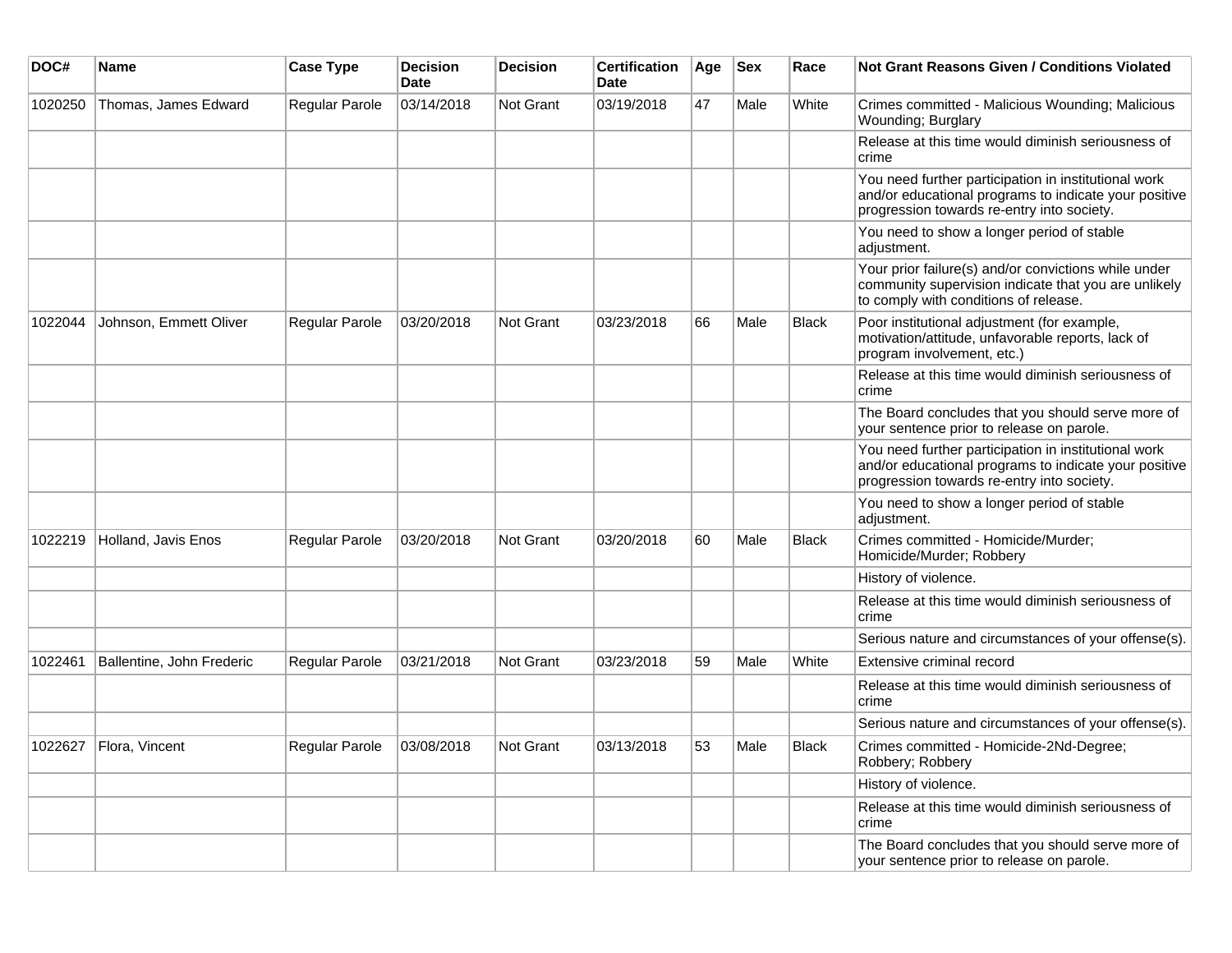| DOC# | Name | Case Type | Decision Date | Decision | Certification Date | Age | Sex | Race | Not Grant Reasons Given / Conditions Violated |
|---|---|---|---|---|---|---|---|---|---|
| 1020250 | Thomas, James Edward | Regular Parole | 03/14/2018 | Not Grant | 03/19/2018 | 47 | Male | White | Crimes committed - Malicious Wounding; Malicious Wounding; Burglary |
| | | | | | | | | | Release at this time would diminish seriousness of crime |
| | | | | | | | | | You need further participation in institutional work and/or educational programs to indicate your positive progression towards re-entry into society. |
| | | | | | | | | | You need to show a longer period of stable adjustment. |
| | | | | | | | | | Your prior failure(s) and/or convictions while under community supervision indicate that you are unlikely to comply with conditions of release. |
| 1022044 | Johnson, Emmett Oliver | Regular Parole | 03/20/2018 | Not Grant | 03/23/2018 | 66 | Male | Black | Poor institutional adjustment (for example, motivation/attitude, unfavorable reports, lack of program involvement, etc.) |
| | | | | | | | | | Release at this time would diminish seriousness of crime |
| | | | | | | | | | The Board concludes that you should serve more of your sentence prior to release on parole. |
| | | | | | | | | | You need further participation in institutional work and/or educational programs to indicate your positive progression towards re-entry into society. |
| | | | | | | | | | You need to show a longer period of stable adjustment. |
| 1022219 | Holland, Javis Enos | Regular Parole | 03/20/2018 | Not Grant | 03/20/2018 | 60 | Male | Black | Crimes committed - Homicide/Murder; Homicide/Murder; Robbery |
| | | | | | | | | | History of violence. |
| | | | | | | | | | Release at this time would diminish seriousness of crime |
| | | | | | | | | | Serious nature and circumstances of your offense(s). |
| 1022461 | Ballentine, John Frederic | Regular Parole | 03/21/2018 | Not Grant | 03/23/2018 | 59 | Male | White | Extensive criminal record |
| | | | | | | | | | Release at this time would diminish seriousness of crime |
| | | | | | | | | | Serious nature and circumstances of your offense(s). |
| 1022627 | Flora, Vincent | Regular Parole | 03/08/2018 | Not Grant | 03/13/2018 | 53 | Male | Black | Crimes committed - Homicide-2Nd-Degree; Robbery; Robbery |
| | | | | | | | | | History of violence. |
| | | | | | | | | | Release at this time would diminish seriousness of crime |
| | | | | | | | | | The Board concludes that you should serve more of your sentence prior to release on parole. |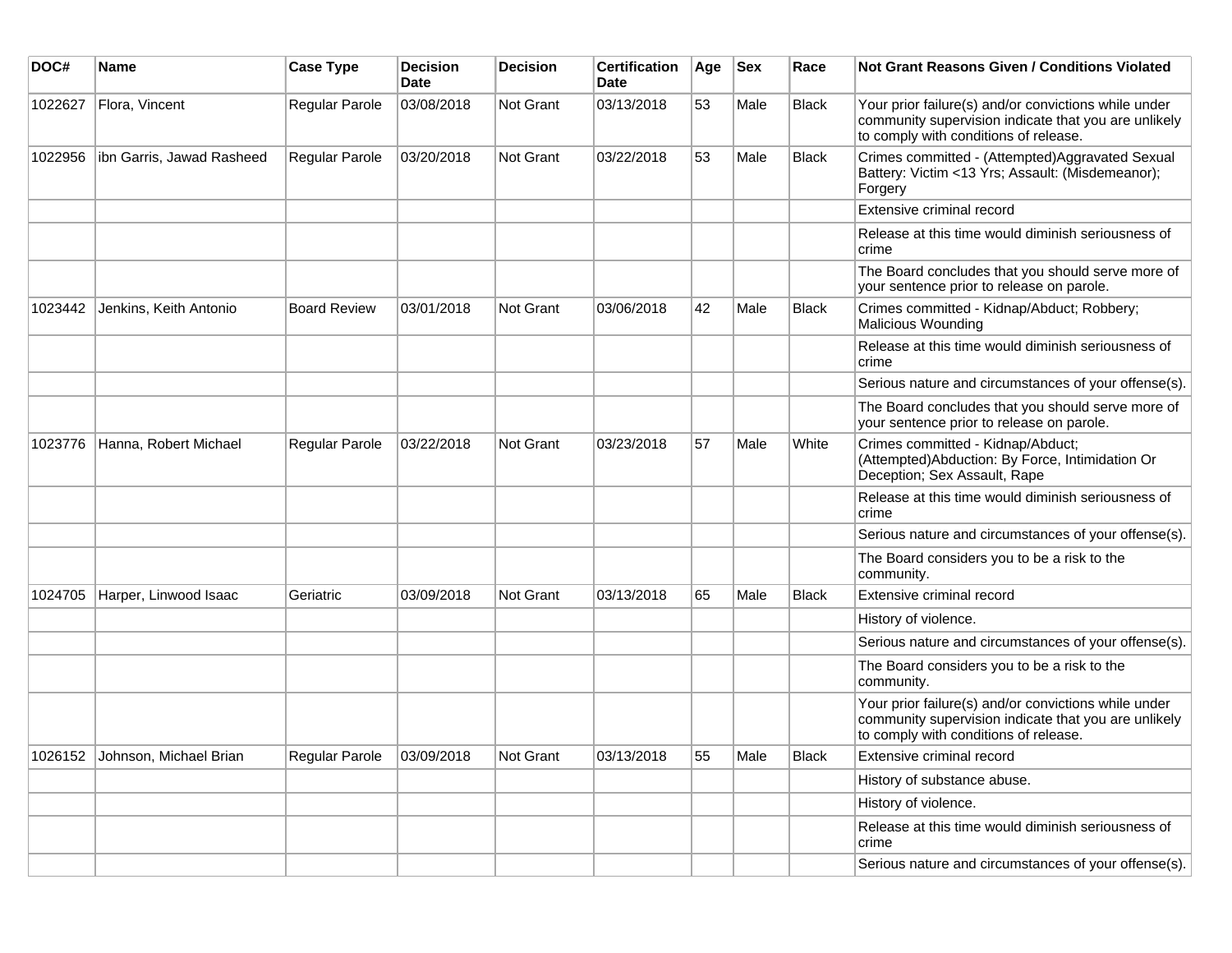| DOC# | Name | Case Type | Decision Date | Decision | Certification Date | Age | Sex | Race | Not Grant Reasons Given / Conditions Violated |
|---|---|---|---|---|---|---|---|---|---|
| 1022627 | Flora, Vincent | Regular Parole | 03/08/2018 | Not Grant | 03/13/2018 | 53 | Male | Black | Your prior failure(s) and/or convictions while under community supervision indicate that you are unlikely to comply with conditions of release. |
| 1022956 | ibn Garris, Jawad Rasheed | Regular Parole | 03/20/2018 | Not Grant | 03/22/2018 | 53 | Male | Black | Crimes committed - (Attempted)Aggravated Sexual Battery: Victim <13 Yrs; Assault: (Misdemeanor); Forgery |
| | | | | | | | | | Extensive criminal record |
| | | | | | | | | | Release at this time would diminish seriousness of crime |
| | | | | | | | | | The Board concludes that you should serve more of your sentence prior to release on parole. |
| 1023442 | Jenkins, Keith Antonio | Board Review | 03/01/2018 | Not Grant | 03/06/2018 | 42 | Male | Black | Crimes committed - Kidnap/Abduct; Robbery; Malicious Wounding |
| | | | | | | | | | Release at this time would diminish seriousness of crime |
| | | | | | | | | | Serious nature and circumstances of your offense(s). |
| | | | | | | | | | The Board concludes that you should serve more of your sentence prior to release on parole. |
| 1023776 | Hanna, Robert Michael | Regular Parole | 03/22/2018 | Not Grant | 03/23/2018 | 57 | Male | White | Crimes committed - Kidnap/Abduct; (Attempted)Abduction: By Force, Intimidation Or Deception; Sex Assault, Rape |
| | | | | | | | | | Release at this time would diminish seriousness of crime |
| | | | | | | | | | Serious nature and circumstances of your offense(s). |
| | | | | | | | | | The Board considers you to be a risk to the community. |
| 1024705 | Harper, Linwood Isaac | Geriatric | 03/09/2018 | Not Grant | 03/13/2018 | 65 | Male | Black | Extensive criminal record |
| | | | | | | | | | History of violence. |
| | | | | | | | | | Serious nature and circumstances of your offense(s). |
| | | | | | | | | | The Board considers you to be a risk to the community. |
| | | | | | | | | | Your prior failure(s) and/or convictions while under community supervision indicate that you are unlikely to comply with conditions of release. |
| 1026152 | Johnson, Michael Brian | Regular Parole | 03/09/2018 | Not Grant | 03/13/2018 | 55 | Male | Black | Extensive criminal record |
| | | | | | | | | | History of substance abuse. |
| | | | | | | | | | History of violence. |
| | | | | | | | | | Release at this time would diminish seriousness of crime |
| | | | | | | | | | Serious nature and circumstances of your offense(s). |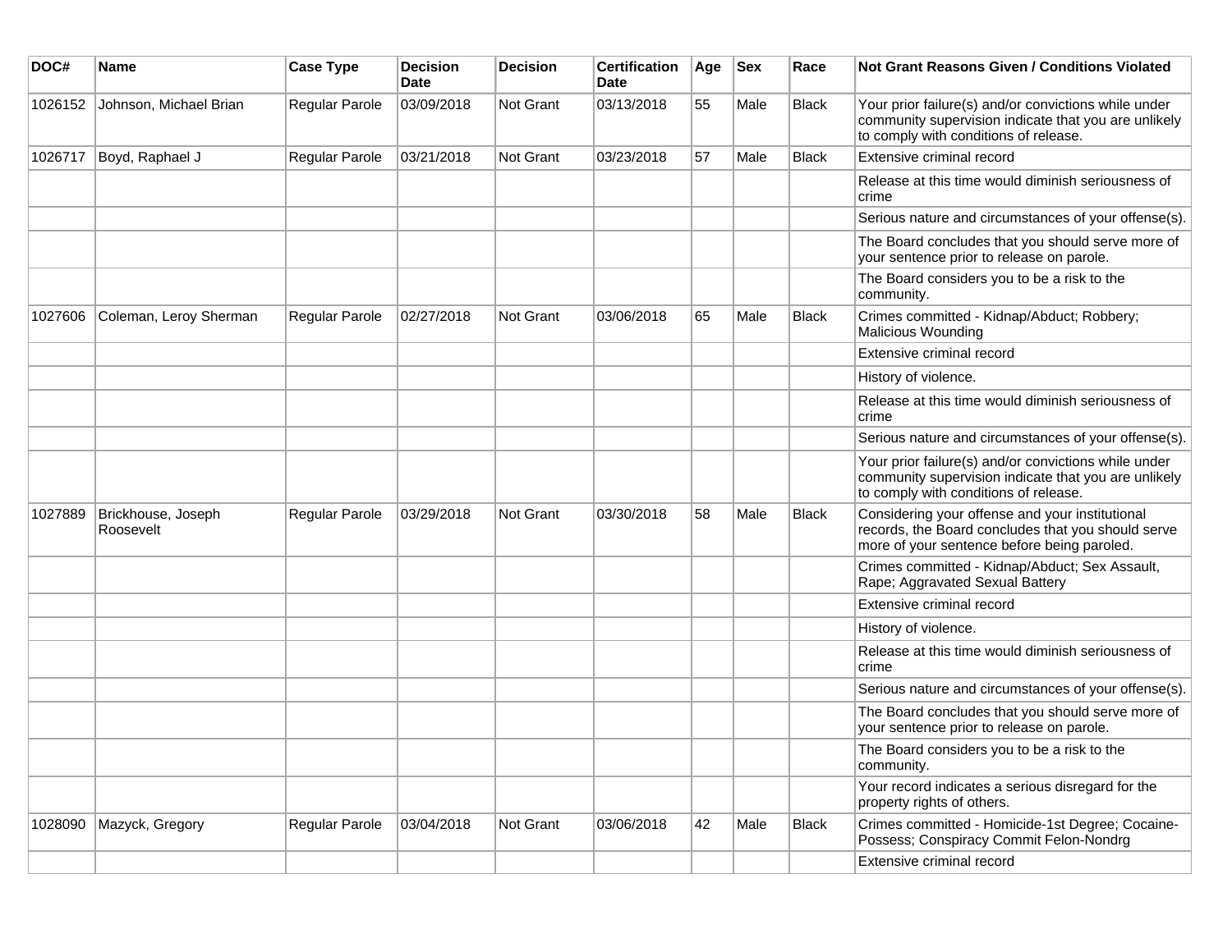| DOC# | Name | Case Type | Decision Date | Decision | Certification Date | Age | Sex | Race | Not Grant Reasons Given / Conditions Violated |
|---|---|---|---|---|---|---|---|---|---|
| 1026152 | Johnson, Michael Brian | Regular Parole | 03/09/2018 | Not Grant | 03/13/2018 | 55 | Male | Black | Your prior failure(s) and/or convictions while under community supervision indicate that you are unlikely to comply with conditions of release. |
| 1026717 | Boyd, Raphael J | Regular Parole | 03/21/2018 | Not Grant | 03/23/2018 | 57 | Male | Black | Extensive criminal record |
| | | | | | | | | | Release at this time would diminish seriousness of crime |
| | | | | | | | | | Serious nature and circumstances of your offense(s). |
| | | | | | | | | | The Board concludes that you should serve more of your sentence prior to release on parole. |
| | | | | | | | | | The Board considers you to be a risk to the community. |
| 1027606 | Coleman, Leroy Sherman | Regular Parole | 02/27/2018 | Not Grant | 03/06/2018 | 65 | Male | Black | Crimes committed - Kidnap/Abduct; Robbery; Malicious Wounding |
| | | | | | | | | | Extensive criminal record |
| | | | | | | | | | History of violence. |
| | | | | | | | | | Release at this time would diminish seriousness of crime |
| | | | | | | | | | Serious nature and circumstances of your offense(s). |
| | | | | | | | | | Your prior failure(s) and/or convictions while under community supervision indicate that you are unlikely to comply with conditions of release. |
| 1027889 | Brickhouse, Joseph Roosevelt | Regular Parole | 03/29/2018 | Not Grant | 03/30/2018 | 58 | Male | Black | Considering your offense and your institutional records, the Board concludes that you should serve more of your sentence before being paroled. |
| | | | | | | | | | Crimes committed - Kidnap/Abduct; Sex Assault, Rape; Aggravated Sexual Battery |
| | | | | | | | | | Extensive criminal record |
| | | | | | | | | | History of violence. |
| | | | | | | | | | Release at this time would diminish seriousness of crime |
| | | | | | | | | | Serious nature and circumstances of your offense(s). |
| | | | | | | | | | The Board concludes that you should serve more of your sentence prior to release on parole. |
| | | | | | | | | | The Board considers you to be a risk to the community. |
| | | | | | | | | | Your record indicates a serious disregard for the property rights of others. |
| 1028090 | Mazyck, Gregory | Regular Parole | 03/04/2018 | Not Grant | 03/06/2018 | 42 | Male | Black | Crimes committed - Homicide-1st Degree; Cocaine-Possess; Conspiracy Commit Felon-Nondrg |
| | | | | | | | | | Extensive criminal record |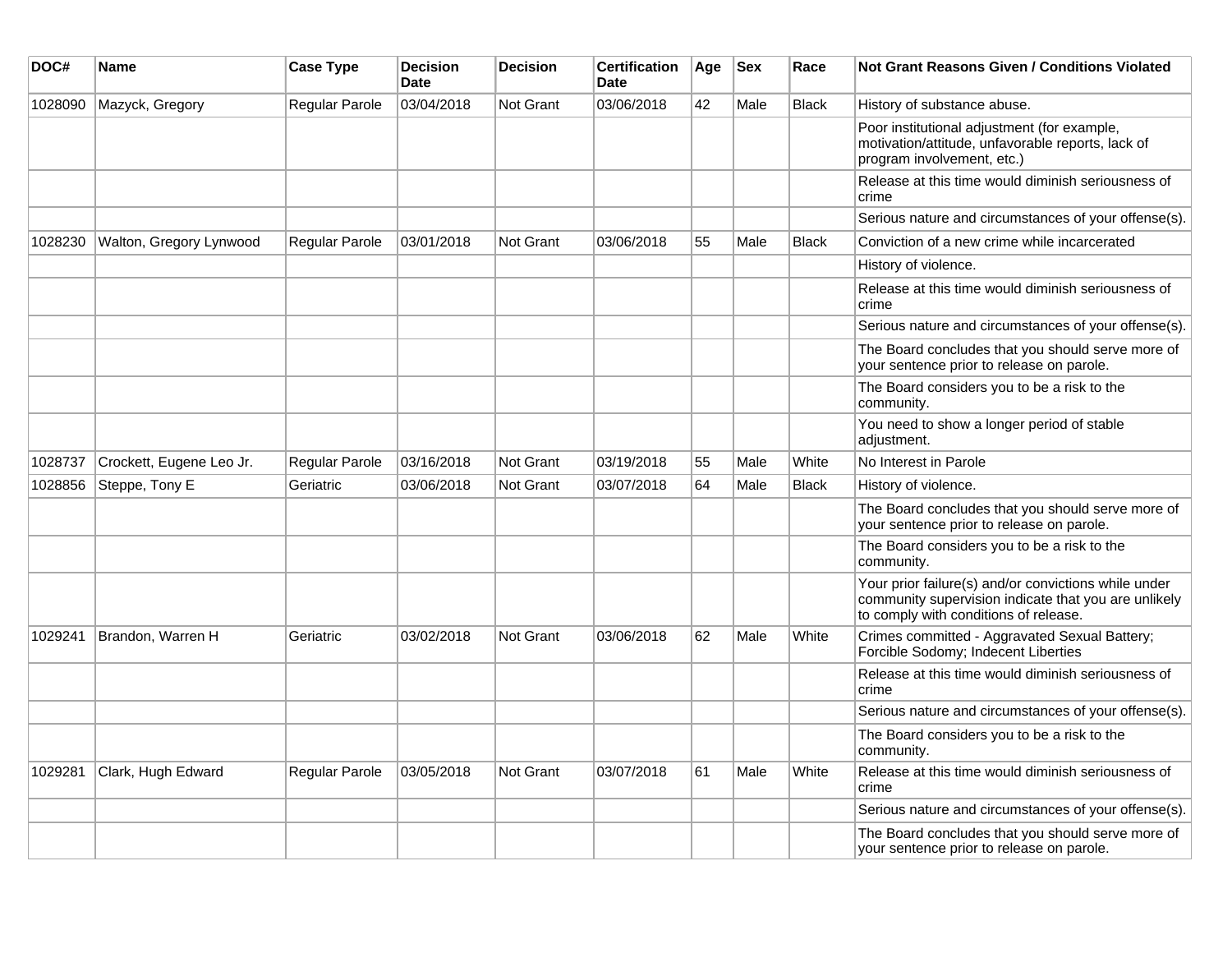| DOC# | Name | Case Type | Decision Date | Decision | Certification Date | Age | Sex | Race | Not Grant Reasons Given / Conditions Violated |
|---|---|---|---|---|---|---|---|---|---|
| 1028090 | Mazyck, Gregory | Regular Parole | 03/04/2018 | Not Grant | 03/06/2018 | 42 | Male | Black | History of substance abuse. |
| | | | | | | | | | Poor institutional adjustment (for example, motivation/attitude, unfavorable reports, lack of program involvement, etc.) |
| | | | | | | | | | Release at this time would diminish seriousness of crime |
| | | | | | | | | | Serious nature and circumstances of your offense(s). |
| 1028230 | Walton, Gregory Lynwood | Regular Parole | 03/01/2018 | Not Grant | 03/06/2018 | 55 | Male | Black | Conviction of a new crime while incarcerated |
| | | | | | | | | | History of violence. |
| | | | | | | | | | Release at this time would diminish seriousness of crime |
| | | | | | | | | | Serious nature and circumstances of your offense(s). |
| | | | | | | | | | The Board concludes that you should serve more of your sentence prior to release on parole. |
| | | | | | | | | | The Board considers you to be a risk to the community. |
| | | | | | | | | | You need to show a longer period of stable adjustment. |
| 1028737 | Crockett, Eugene Leo Jr. | Regular Parole | 03/16/2018 | Not Grant | 03/19/2018 | 55 | Male | White | No Interest in Parole |
| 1028856 | Steppe, Tony E | Geriatric | 03/06/2018 | Not Grant | 03/07/2018 | 64 | Male | Black | History of violence. |
| | | | | | | | | | The Board concludes that you should serve more of your sentence prior to release on parole. |
| | | | | | | | | | The Board considers you to be a risk to the community. |
| | | | | | | | | | Your prior failure(s) and/or convictions while under community supervision indicate that you are unlikely to comply with conditions of release. |
| 1029241 | Brandon, Warren H | Geriatric | 03/02/2018 | Not Grant | 03/06/2018 | 62 | Male | White | Crimes committed - Aggravated Sexual Battery; Forcible Sodomy; Indecent Liberties |
| | | | | | | | | | Release at this time would diminish seriousness of crime |
| | | | | | | | | | Serious nature and circumstances of your offense(s). |
| | | | | | | | | | The Board considers you to be a risk to the community. |
| 1029281 | Clark, Hugh Edward | Regular Parole | 03/05/2018 | Not Grant | 03/07/2018 | 61 | Male | White | Release at this time would diminish seriousness of crime |
| | | | | | | | | | Serious nature and circumstances of your offense(s). |
| | | | | | | | | | The Board concludes that you should serve more of your sentence prior to release on parole. |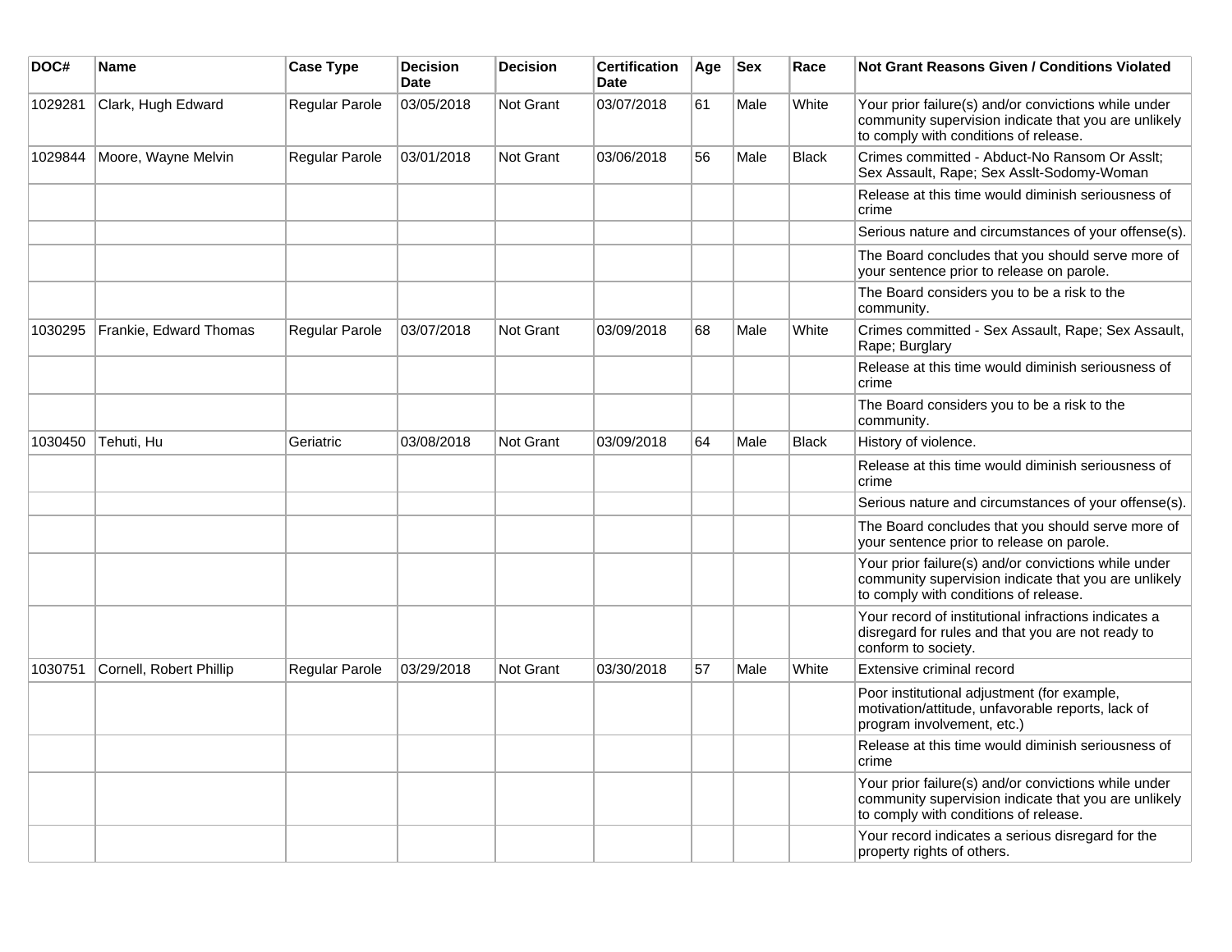| DOC# | Name | Case Type | Decision Date | Decision | Certification Date | Age | Sex | Race | Not Grant Reasons Given / Conditions Violated |
|---|---|---|---|---|---|---|---|---|---|
| 1029281 | Clark, Hugh Edward | Regular Parole | 03/05/2018 | Not Grant | 03/07/2018 | 61 | Male | White | Your prior failure(s) and/or convictions while under community supervision indicate that you are unlikely to comply with conditions of release. |
| 1029844 | Moore, Wayne Melvin | Regular Parole | 03/01/2018 | Not Grant | 03/06/2018 | 56 | Male | Black | Crimes committed - Abduct-No Ransom Or Asslt; Sex Assault, Rape; Sex Asslt-Sodomy-Woman |
| | | | | | | | | | Release at this time would diminish seriousness of crime |
| | | | | | | | | | Serious nature and circumstances of your offense(s). |
| | | | | | | | | | The Board concludes that you should serve more of your sentence prior to release on parole. |
| | | | | | | | | | The Board considers you to be a risk to the community. |
| 1030295 | Frankie, Edward Thomas | Regular Parole | 03/07/2018 | Not Grant | 03/09/2018 | 68 | Male | White | Crimes committed - Sex Assault, Rape; Sex Assault, Rape; Burglary |
| | | | | | | | | | Release at this time would diminish seriousness of crime |
| | | | | | | | | | The Board considers you to be a risk to the community. |
| 1030450 | Tehuti, Hu | Geriatric | 03/08/2018 | Not Grant | 03/09/2018 | 64 | Male | Black | History of violence. |
| | | | | | | | | | Release at this time would diminish seriousness of crime |
| | | | | | | | | | Serious nature and circumstances of your offense(s). |
| | | | | | | | | | The Board concludes that you should serve more of your sentence prior to release on parole. |
| | | | | | | | | | Your prior failure(s) and/or convictions while under community supervision indicate that you are unlikely to comply with conditions of release. |
| | | | | | | | | | Your record of institutional infractions indicates a disregard for rules and that you are not ready to conform to society. |
| 1030751 | Cornell, Robert Phillip | Regular Parole | 03/29/2018 | Not Grant | 03/30/2018 | 57 | Male | White | Extensive criminal record |
| | | | | | | | | | Poor institutional adjustment (for example, motivation/attitude, unfavorable reports, lack of program involvement, etc.) |
| | | | | | | | | | Release at this time would diminish seriousness of crime |
| | | | | | | | | | Your prior failure(s) and/or convictions while under community supervision indicate that you are unlikely to comply with conditions of release. |
| | | | | | | | | | Your record indicates a serious disregard for the property rights of others. |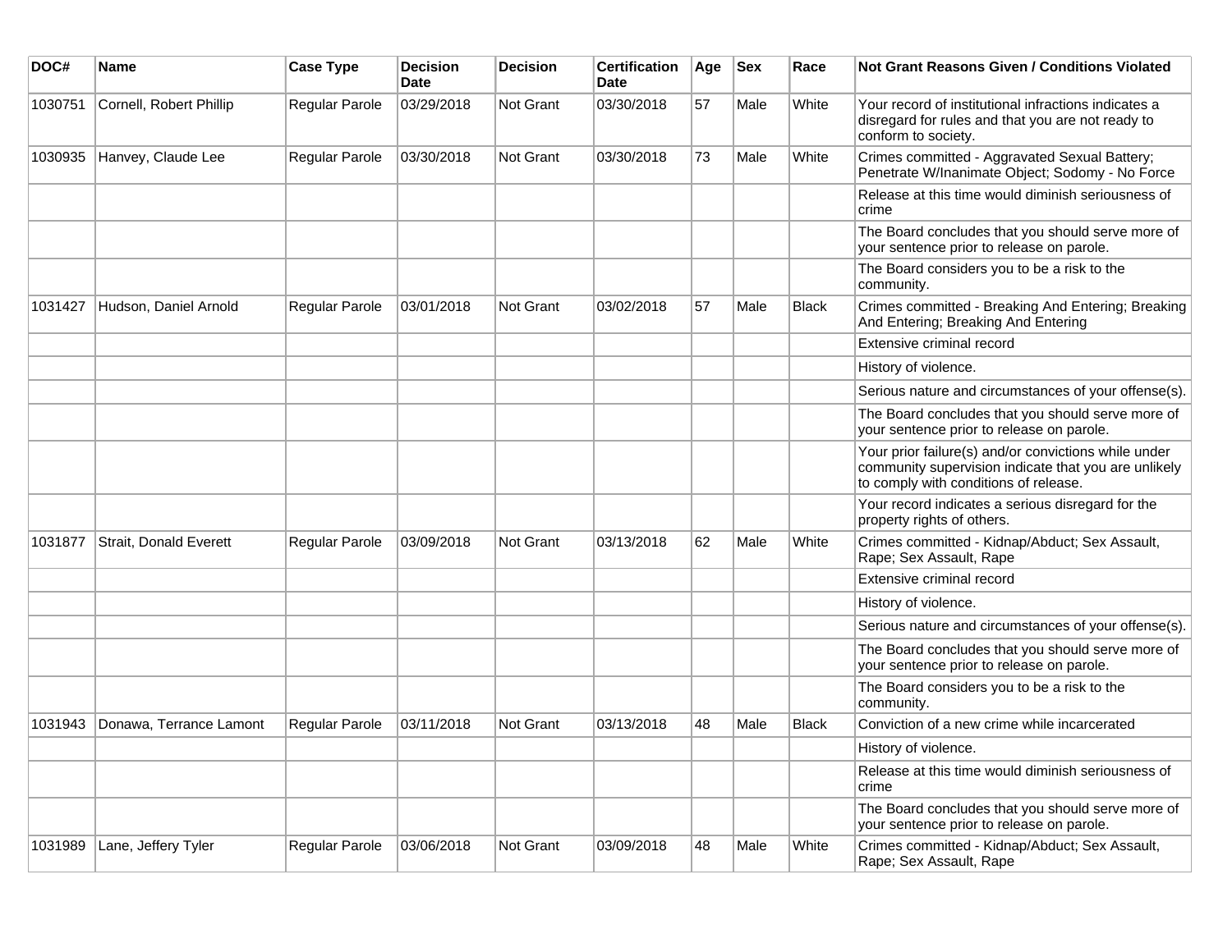| DOC# | Name | Case Type | Decision Date | Decision | Certification Date | Age | Sex | Race | Not Grant Reasons Given / Conditions Violated |
|---|---|---|---|---|---|---|---|---|---|
| 1030751 | Cornell, Robert Phillip | Regular Parole | 03/29/2018 | Not Grant | 03/30/2018 | 57 | Male | White | Your record of institutional infractions indicates a disregard for rules and that you are not ready to conform to society. |
| 1030935 | Hanvey, Claude Lee | Regular Parole | 03/30/2018 | Not Grant | 03/30/2018 | 73 | Male | White | Crimes committed - Aggravated Sexual Battery; Penetrate W/Inanimate Object; Sodomy - No Force |
| | | | | | | | | | Release at this time would diminish seriousness of crime |
| | | | | | | | | | The Board concludes that you should serve more of your sentence prior to release on parole. |
| | | | | | | | | | The Board considers you to be a risk to the community. |
| 1031427 | Hudson, Daniel Arnold | Regular Parole | 03/01/2018 | Not Grant | 03/02/2018 | 57 | Male | Black | Crimes committed - Breaking And Entering; Breaking And Entering; Breaking And Entering |
| | | | | | | | | | Extensive criminal record |
| | | | | | | | | | History of violence. |
| | | | | | | | | | Serious nature and circumstances of your offense(s). |
| | | | | | | | | | The Board concludes that you should serve more of your sentence prior to release on parole. |
| | | | | | | | | | Your prior failure(s) and/or convictions while under community supervision indicate that you are unlikely to comply with conditions of release. |
| | | | | | | | | | Your record indicates a serious disregard for the property rights of others. |
| 1031877 | Strait, Donald Everett | Regular Parole | 03/09/2018 | Not Grant | 03/13/2018 | 62 | Male | White | Crimes committed - Kidnap/Abduct; Sex Assault, Rape; Sex Assault, Rape |
| | | | | | | | | | Extensive criminal record |
| | | | | | | | | | History of violence. |
| | | | | | | | | | Serious nature and circumstances of your offense(s). |
| | | | | | | | | | The Board concludes that you should serve more of your sentence prior to release on parole. |
| | | | | | | | | | The Board considers you to be a risk to the community. |
| 1031943 | Donawa, Terrance Lamont | Regular Parole | 03/11/2018 | Not Grant | 03/13/2018 | 48 | Male | Black | Conviction of a new crime while incarcerated |
| | | | | | | | | | History of violence. |
| | | | | | | | | | Release at this time would diminish seriousness of crime |
| | | | | | | | | | The Board concludes that you should serve more of your sentence prior to release on parole. |
| 1031989 | Lane, Jeffery Tyler | Regular Parole | 03/06/2018 | Not Grant | 03/09/2018 | 48 | Male | White | Crimes committed - Kidnap/Abduct; Sex Assault, Rape; Sex Assault, Rape |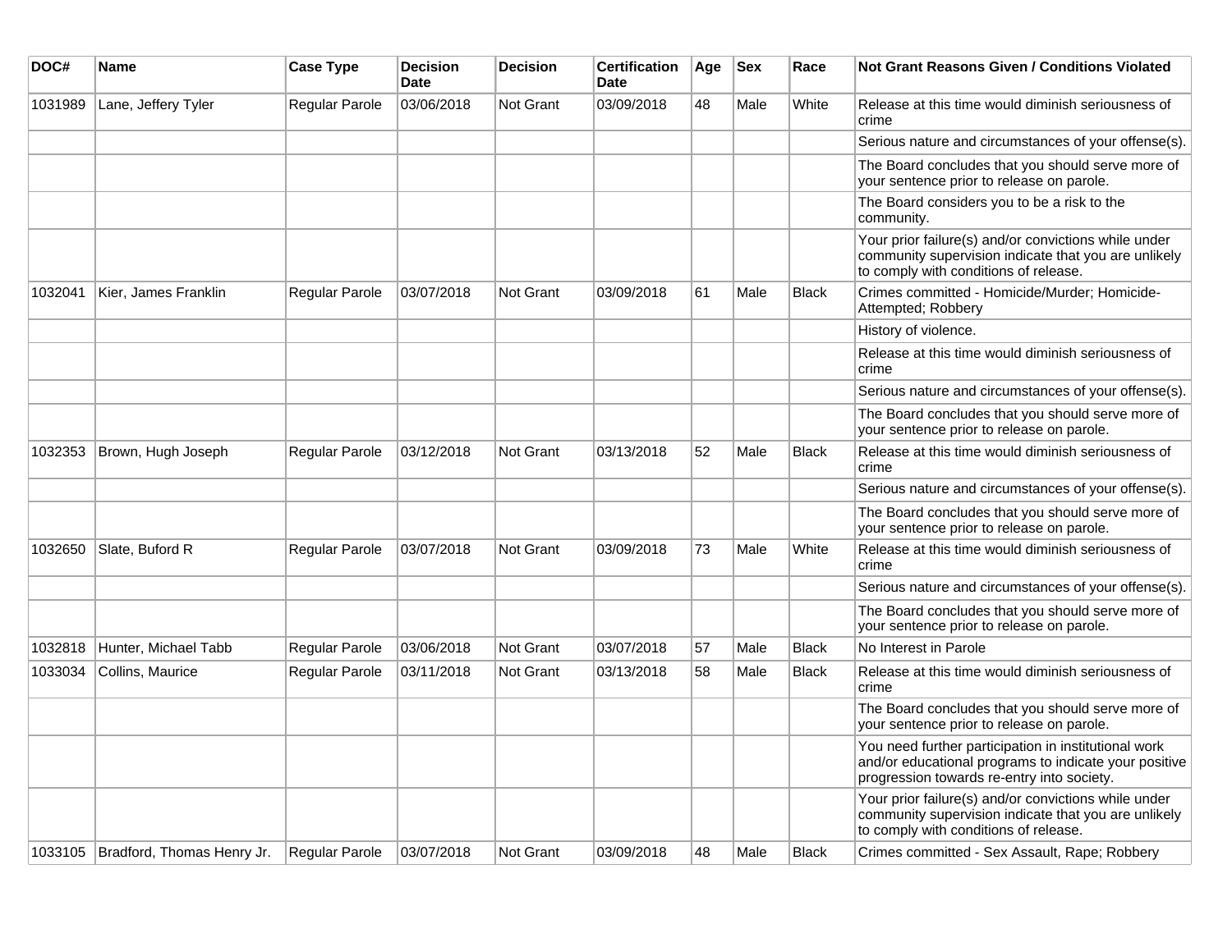| DOC# | Name | Case Type | Decision Date | Decision | Certification Date | Age | Sex | Race | Not Grant Reasons Given / Conditions Violated |
|---|---|---|---|---|---|---|---|---|---|
| 1031989 | Lane, Jeffery Tyler | Regular Parole | 03/06/2018 | Not Grant | 03/09/2018 | 48 | Male | White | Release at this time would diminish seriousness of crime |
| | | | | | | | | | Serious nature and circumstances of your offense(s). |
| | | | | | | | | | The Board concludes that you should serve more of your sentence prior to release on parole. |
| | | | | | | | | | The Board considers you to be a risk to the community. |
| | | | | | | | | | Your prior failure(s) and/or convictions while under community supervision indicate that you are unlikely to comply with conditions of release. |
| 1032041 | Kier, James Franklin | Regular Parole | 03/07/2018 | Not Grant | 03/09/2018 | 61 | Male | Black | Crimes committed - Homicide/Murder; Homicide-Attempted; Robbery |
| | | | | | | | | | History of violence. |
| | | | | | | | | | Release at this time would diminish seriousness of crime |
| | | | | | | | | | Serious nature and circumstances of your offense(s). |
| | | | | | | | | | The Board concludes that you should serve more of your sentence prior to release on parole. |
| 1032353 | Brown, Hugh Joseph | Regular Parole | 03/12/2018 | Not Grant | 03/13/2018 | 52 | Male | Black | Release at this time would diminish seriousness of crime |
| | | | | | | | | | Serious nature and circumstances of your offense(s). |
| | | | | | | | | | The Board concludes that you should serve more of your sentence prior to release on parole. |
| 1032650 | Slate, Buford R | Regular Parole | 03/07/2018 | Not Grant | 03/09/2018 | 73 | Male | White | Release at this time would diminish seriousness of crime |
| | | | | | | | | | Serious nature and circumstances of your offense(s). |
| | | | | | | | | | The Board concludes that you should serve more of your sentence prior to release on parole. |
| 1032818 | Hunter, Michael Tabb | Regular Parole | 03/06/2018 | Not Grant | 03/07/2018 | 57 | Male | Black | No Interest in Parole |
| 1033034 | Collins, Maurice | Regular Parole | 03/11/2018 | Not Grant | 03/13/2018 | 58 | Male | Black | Release at this time would diminish seriousness of crime |
| | | | | | | | | | The Board concludes that you should serve more of your sentence prior to release on parole. |
| | | | | | | | | | You need further participation in institutional work and/or educational programs to indicate your positive progression towards re-entry into society. |
| | | | | | | | | | Your prior failure(s) and/or convictions while under community supervision indicate that you are unlikely to comply with conditions of release. |
| 1033105 | Bradford, Thomas Henry Jr. | Regular Parole | 03/07/2018 | Not Grant | 03/09/2018 | 48 | Male | Black | Crimes committed - Sex Assault, Rape; Robbery |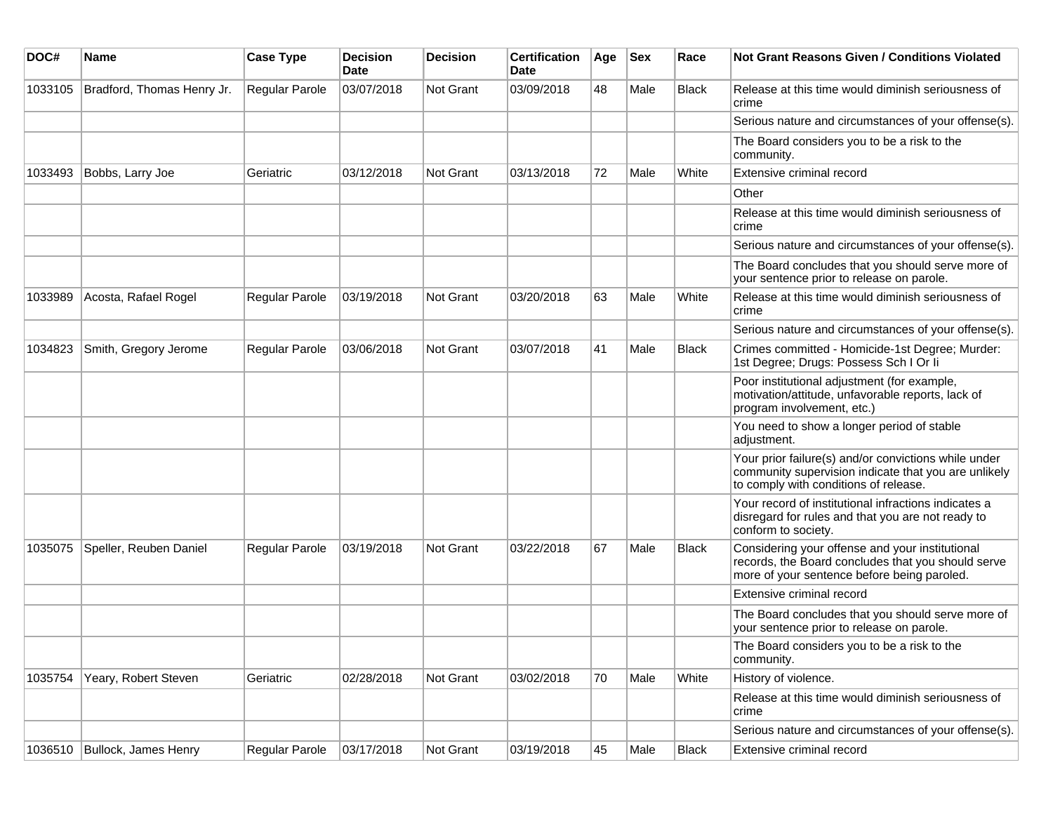| DOC# | Name | Case Type | Decision Date | Decision | Certification Date | Age | Sex | Race | Not Grant Reasons Given / Conditions Violated |
|---|---|---|---|---|---|---|---|---|---|
| 1033105 | Bradford, Thomas Henry Jr. | Regular Parole | 03/07/2018 | Not Grant | 03/09/2018 | 48 | Male | Black | Release at this time would diminish seriousness of crime |
| | | | | | | | | | Serious nature and circumstances of your offense(s). |
| | | | | | | | | | The Board considers you to be a risk to the community. |
| 1033493 | Bobbs, Larry Joe | Geriatric | 03/12/2018 | Not Grant | 03/13/2018 | 72 | Male | White | Extensive criminal record |
| | | | | | | | | | Other |
| | | | | | | | | | Release at this time would diminish seriousness of crime |
| | | | | | | | | | Serious nature and circumstances of your offense(s). |
| | | | | | | | | | The Board concludes that you should serve more of your sentence prior to release on parole. |
| 1033989 | Acosta, Rafael Rogel | Regular Parole | 03/19/2018 | Not Grant | 03/20/2018 | 63 | Male | White | Release at this time would diminish seriousness of crime |
| | | | | | | | | | Serious nature and circumstances of your offense(s). |
| 1034823 | Smith, Gregory Jerome | Regular Parole | 03/06/2018 | Not Grant | 03/07/2018 | 41 | Male | Black | Crimes committed - Homicide-1st Degree; Murder: 1st Degree; Drugs: Possess Sch I Or Ii |
| | | | | | | | | | Poor institutional adjustment (for example, motivation/attitude, unfavorable reports, lack of program involvement, etc.) |
| | | | | | | | | | You need to show a longer period of stable adjustment. |
| | | | | | | | | | Your prior failure(s) and/or convictions while under community supervision indicate that you are unlikely to comply with conditions of release. |
| | | | | | | | | | Your record of institutional infractions indicates a disregard for rules and that you are not ready to conform to society. |
| 1035075 | Speller, Reuben Daniel | Regular Parole | 03/19/2018 | Not Grant | 03/22/2018 | 67 | Male | Black | Considering your offense and your institutional records, the Board concludes that you should serve more of your sentence before being paroled. |
| | | | | | | | | | Extensive criminal record |
| | | | | | | | | | The Board concludes that you should serve more of your sentence prior to release on parole. |
| | | | | | | | | | The Board considers you to be a risk to the community. |
| 1035754 | Yeary, Robert Steven | Geriatric | 02/28/2018 | Not Grant | 03/02/2018 | 70 | Male | White | History of violence. |
| | | | | | | | | | Release at this time would diminish seriousness of crime |
| | | | | | | | | | Serious nature and circumstances of your offense(s). |
| 1036510 | Bullock, James Henry | Regular Parole | 03/17/2018 | Not Grant | 03/19/2018 | 45 | Male | Black | Extensive criminal record |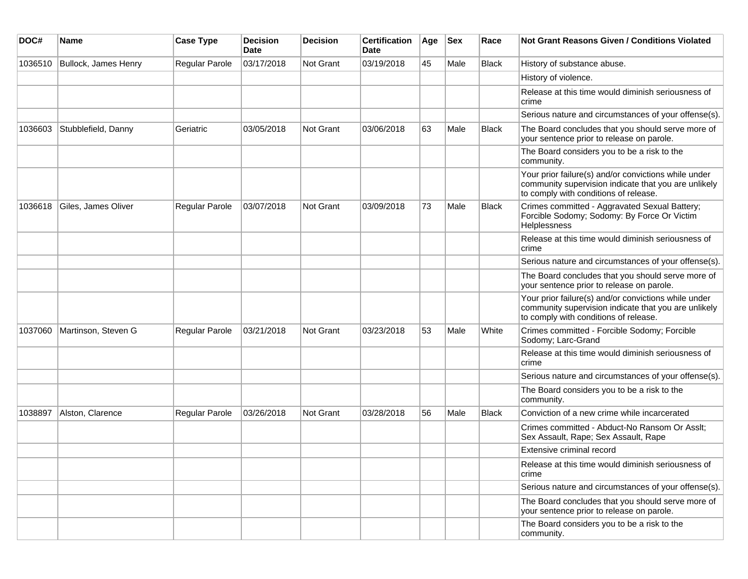| DOC# | Name | Case Type | Decision Date | Decision | Certification Date | Age | Sex | Race | Not Grant Reasons Given / Conditions Violated |
|---|---|---|---|---|---|---|---|---|---|
| 1036510 | Bullock, James Henry | Regular Parole | 03/17/2018 | Not Grant | 03/19/2018 | 45 | Male | Black | History of substance abuse. |
| | | | | | | | | | History of violence. |
| | | | | | | | | | Release at this time would diminish seriousness of crime |
| | | | | | | | | | Serious nature and circumstances of your offense(s). |
| 1036603 | Stubblefield, Danny | Geriatric | 03/05/2018 | Not Grant | 03/06/2018 | 63 | Male | Black | The Board concludes that you should serve more of your sentence prior to release on parole. |
| | | | | | | | | | The Board considers you to be a risk to the community. |
| | | | | | | | | | Your prior failure(s) and/or convictions while under community supervision indicate that you are unlikely to comply with conditions of release. |
| 1036618 | Giles, James Oliver | Regular Parole | 03/07/2018 | Not Grant | 03/09/2018 | 73 | Male | Black | Crimes committed - Aggravated Sexual Battery; Forcible Sodomy; Sodomy: By Force Or Victim Helplessness |
| | | | | | | | | | Release at this time would diminish seriousness of crime |
| | | | | | | | | | Serious nature and circumstances of your offense(s). |
| | | | | | | | | | The Board concludes that you should serve more of your sentence prior to release on parole. |
| | | | | | | | | | Your prior failure(s) and/or convictions while under community supervision indicate that you are unlikely to comply with conditions of release. |
| 1037060 | Martinson, Steven G | Regular Parole | 03/21/2018 | Not Grant | 03/23/2018 | 53 | Male | White | Crimes committed - Forcible Sodomy; Forcible Sodomy; Larc-Grand |
| | | | | | | | | | Release at this time would diminish seriousness of crime |
| | | | | | | | | | Serious nature and circumstances of your offense(s). |
| | | | | | | | | | The Board considers you to be a risk to the community. |
| 1038897 | Alston, Clarence | Regular Parole | 03/26/2018 | Not Grant | 03/28/2018 | 56 | Male | Black | Conviction of a new crime while incarcerated |
| | | | | | | | | | Crimes committed - Abduct-No Ransom Or Asslt; Sex Assault, Rape; Sex Assault, Rape |
| | | | | | | | | | Extensive criminal record |
| | | | | | | | | | Release at this time would diminish seriousness of crime |
| | | | | | | | | | Serious nature and circumstances of your offense(s). |
| | | | | | | | | | The Board concludes that you should serve more of your sentence prior to release on parole. |
| | | | | | | | | | The Board considers you to be a risk to the community. |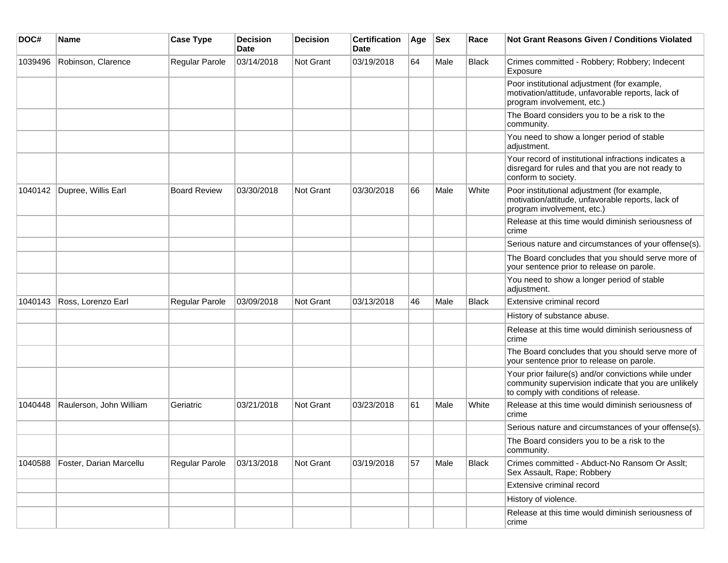| DOC# | Name | Case Type | Decision Date | Decision | Certification Date | Age | Sex | Race | Not Grant Reasons Given / Conditions Violated |
|---|---|---|---|---|---|---|---|---|---|
| 1039496 | Robinson, Clarence | Regular Parole | 03/14/2018 | Not Grant | 03/19/2018 | 64 | Male | Black | Crimes committed - Robbery; Robbery; Indecent Exposure |
| | | | | | | | | | Poor institutional adjustment (for example, motivation/attitude, unfavorable reports, lack of program involvement, etc.) |
| | | | | | | | | | The Board considers you to be a risk to the community. |
| | | | | | | | | | You need to show a longer period of stable adjustment. |
| | | | | | | | | | Your record of institutional infractions indicates a disregard for rules and that you are not ready to conform to society. |
| 1040142 | Dupree, Willis Earl | Board Review | 03/30/2018 | Not Grant | 03/30/2018 | 66 | Male | White | Poor institutional adjustment (for example, motivation/attitude, unfavorable reports, lack of program involvement, etc.) |
| | | | | | | | | | Release at this time would diminish seriousness of crime |
| | | | | | | | | | Serious nature and circumstances of your offense(s). |
| | | | | | | | | | The Board concludes that you should serve more of your sentence prior to release on parole. |
| | | | | | | | | | You need to show a longer period of stable adjustment. |
| 1040143 | Ross, Lorenzo Earl | Regular Parole | 03/09/2018 | Not Grant | 03/13/2018 | 46 | Male | Black | Extensive criminal record |
| | | | | | | | | | History of substance abuse. |
| | | | | | | | | | Release at this time would diminish seriousness of crime |
| | | | | | | | | | The Board concludes that you should serve more of your sentence prior to release on parole. |
| | | | | | | | | | Your prior failure(s) and/or convictions while under community supervision indicate that you are unlikely to comply with conditions of release. |
| 1040448 | Raulerson, John William | Geriatric | 03/21/2018 | Not Grant | 03/23/2018 | 61 | Male | White | Release at this time would diminish seriousness of crime |
| | | | | | | | | | Serious nature and circumstances of your offense(s). |
| | | | | | | | | | The Board considers you to be a risk to the community. |
| 1040588 | Foster, Darian Marcellu | Regular Parole | 03/13/2018 | Not Grant | 03/19/2018 | 57 | Male | Black | Crimes committed - Abduct-No Ransom Or Asslt; Sex Assault, Rape; Robbery |
| | | | | | | | | | Extensive criminal record |
| | | | | | | | | | History of violence. |
| | | | | | | | | | Release at this time would diminish seriousness of crime |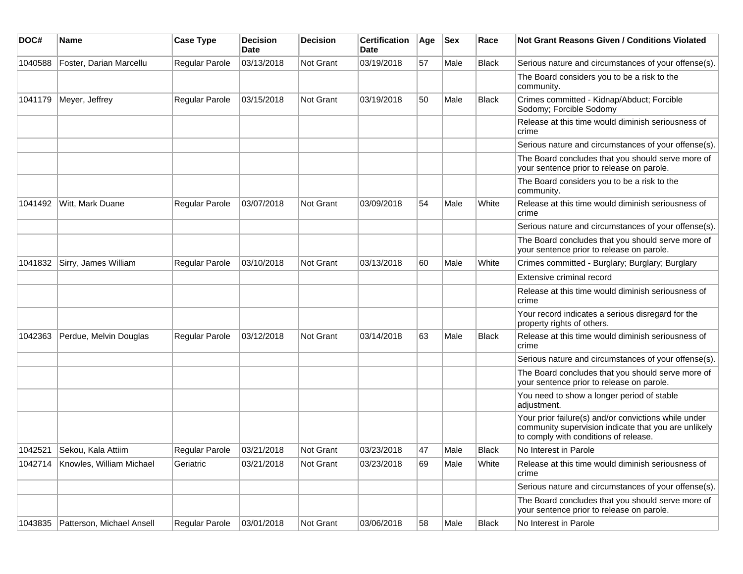| DOC# | Name | Case Type | Decision Date | Decision | Certification Date | Age | Sex | Race | Not Grant Reasons Given / Conditions Violated |
|---|---|---|---|---|---|---|---|---|---|
| 1040588 | Foster, Darian Marcellu | Regular Parole | 03/13/2018 | Not Grant | 03/19/2018 | 57 | Male | Black | Serious nature and circumstances of your offense(s). |
| | | | | | | | | | The Board considers you to be a risk to the community. |
| 1041179 | Meyer, Jeffrey | Regular Parole | 03/15/2018 | Not Grant | 03/19/2018 | 50 | Male | Black | Crimes committed - Kidnap/Abduct; Forcible Sodomy; Forcible Sodomy |
| | | | | | | | | | Release at this time would diminish seriousness of crime |
| | | | | | | | | | Serious nature and circumstances of your offense(s). |
| | | | | | | | | | The Board concludes that you should serve more of your sentence prior to release on parole. |
| | | | | | | | | | The Board considers you to be a risk to the community. |
| 1041492 | Witt, Mark Duane | Regular Parole | 03/07/2018 | Not Grant | 03/09/2018 | 54 | Male | White | Release at this time would diminish seriousness of crime |
| | | | | | | | | | Serious nature and circumstances of your offense(s). |
| | | | | | | | | | The Board concludes that you should serve more of your sentence prior to release on parole. |
| 1041832 | Sirry, James William | Regular Parole | 03/10/2018 | Not Grant | 03/13/2018 | 60 | Male | White | Crimes committed - Burglary; Burglary; Burglary |
| | | | | | | | | | Extensive criminal record |
| | | | | | | | | | Release at this time would diminish seriousness of crime |
| | | | | | | | | | Your record indicates a serious disregard for the property rights of others. |
| 1042363 | Perdue, Melvin Douglas | Regular Parole | 03/12/2018 | Not Grant | 03/14/2018 | 63 | Male | Black | Release at this time would diminish seriousness of crime |
| | | | | | | | | | Serious nature and circumstances of your offense(s). |
| | | | | | | | | | The Board concludes that you should serve more of your sentence prior to release on parole. |
| | | | | | | | | | You need to show a longer period of stable adjustment. |
| | | | | | | | | | Your prior failure(s) and/or convictions while under community supervision indicate that you are unlikely to comply with conditions of release. |
| 1042521 | Sekou, Kala Attiim | Regular Parole | 03/21/2018 | Not Grant | 03/23/2018 | 47 | Male | Black | No Interest in Parole |
| 1042714 | Knowles, William Michael | Geriatric | 03/21/2018 | Not Grant | 03/23/2018 | 69 | Male | White | Release at this time would diminish seriousness of crime |
| | | | | | | | | | Serious nature and circumstances of your offense(s). |
| | | | | | | | | | The Board concludes that you should serve more of your sentence prior to release on parole. |
| 1043835 | Patterson, Michael Ansell | Regular Parole | 03/01/2018 | Not Grant | 03/06/2018 | 58 | Male | Black | No Interest in Parole |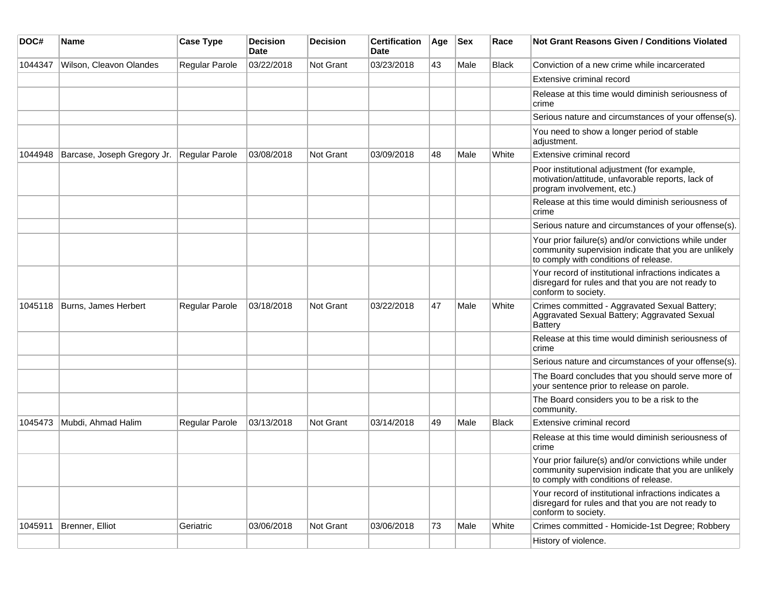| DOC# | Name | Case Type | Decision Date | Decision | Certification Date | Age | Sex | Race | Not Grant Reasons Given / Conditions Violated |
|---|---|---|---|---|---|---|---|---|---|
| 1044347 | Wilson, Cleavon Olandes | Regular Parole | 03/22/2018 | Not Grant | 03/23/2018 | 43 | Male | Black | Conviction of a new crime while incarcerated |
| | | | | | | | | | Extensive criminal record |
| | | | | | | | | | Release at this time would diminish seriousness of crime |
| | | | | | | | | | Serious nature and circumstances of your offense(s). |
| | | | | | | | | | You need to show a longer period of stable adjustment. |
| 1044948 | Barcase, Joseph Gregory Jr. | Regular Parole | 03/08/2018 | Not Grant | 03/09/2018 | 48 | Male | White | Extensive criminal record |
| | | | | | | | | | Poor institutional adjustment (for example, motivation/attitude, unfavorable reports, lack of program involvement, etc.) |
| | | | | | | | | | Release at this time would diminish seriousness of crime |
| | | | | | | | | | Serious nature and circumstances of your offense(s). |
| | | | | | | | | | Your prior failure(s) and/or convictions while under community supervision indicate that you are unlikely to comply with conditions of release. |
| | | | | | | | | | Your record of institutional infractions indicates a disregard for rules and that you are not ready to conform to society. |
| 1045118 | Burns, James Herbert | Regular Parole | 03/18/2018 | Not Grant | 03/22/2018 | 47 | Male | White | Crimes committed - Aggravated Sexual Battery; Aggravated Sexual Battery; Aggravated Sexual Battery |
| | | | | | | | | | Release at this time would diminish seriousness of crime |
| | | | | | | | | | Serious nature and circumstances of your offense(s). |
| | | | | | | | | | The Board concludes that you should serve more of your sentence prior to release on parole. |
| | | | | | | | | | The Board considers you to be a risk to the community. |
| 1045473 | Mubdi, Ahmad Halim | Regular Parole | 03/13/2018 | Not Grant | 03/14/2018 | 49 | Male | Black | Extensive criminal record |
| | | | | | | | | | Release at this time would diminish seriousness of crime |
| | | | | | | | | | Your prior failure(s) and/or convictions while under community supervision indicate that you are unlikely to comply with conditions of release. |
| | | | | | | | | | Your record of institutional infractions indicates a disregard for rules and that you are not ready to conform to society. |
| 1045911 | Brenner, Elliot | Geriatric | 03/06/2018 | Not Grant | 03/06/2018 | 73 | Male | White | Crimes committed - Homicide-1st Degree; Robbery |
| | | | | | | | | | History of violence. |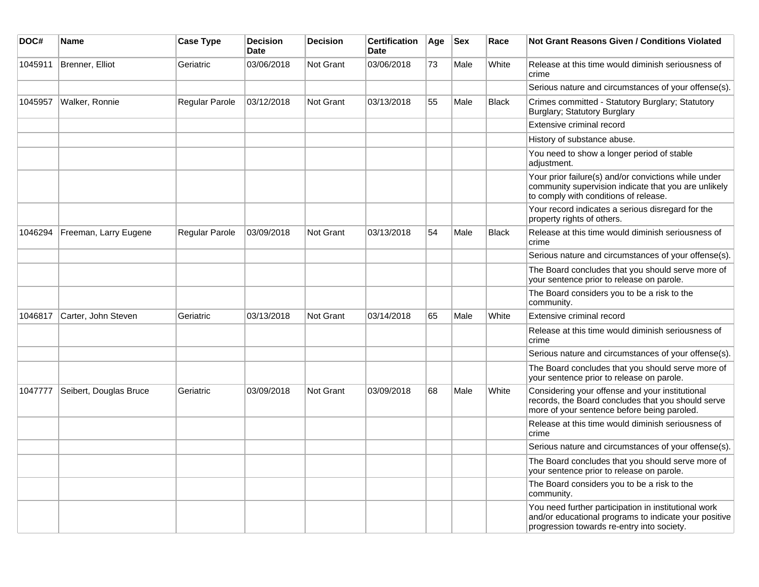| DOC# | Name | Case Type | Decision Date | Decision | Certification Date | Age | Sex | Race | Not Grant Reasons Given / Conditions Violated |
|---|---|---|---|---|---|---|---|---|---|
| 1045911 | Brenner, Elliot | Geriatric | 03/06/2018 | Not Grant | 03/06/2018 | 73 | Male | White | Release at this time would diminish seriousness of crime |
| | | | | | | | | | Serious nature and circumstances of your offense(s). |
| 1045957 | Walker, Ronnie | Regular Parole | 03/12/2018 | Not Grant | 03/13/2018 | 55 | Male | Black | Crimes committed - Statutory Burglary; Statutory Burglary; Statutory Burglary |
| | | | | | | | | | Extensive criminal record |
| | | | | | | | | | History of substance abuse. |
| | | | | | | | | | You need to show a longer period of stable adjustment. |
| | | | | | | | | | Your prior failure(s) and/or convictions while under community supervision indicate that you are unlikely to comply with conditions of release. |
| | | | | | | | | | Your record indicates a serious disregard for the property rights of others. |
| 1046294 | Freeman, Larry Eugene | Regular Parole | 03/09/2018 | Not Grant | 03/13/2018 | 54 | Male | Black | Release at this time would diminish seriousness of crime |
| | | | | | | | | | Serious nature and circumstances of your offense(s). |
| | | | | | | | | | The Board concludes that you should serve more of your sentence prior to release on parole. |
| | | | | | | | | | The Board considers you to be a risk to the community. |
| 1046817 | Carter, John Steven | Geriatric | 03/13/2018 | Not Grant | 03/14/2018 | 65 | Male | White | Extensive criminal record |
| | | | | | | | | | Release at this time would diminish seriousness of crime |
| | | | | | | | | | Serious nature and circumstances of your offense(s). |
| | | | | | | | | | The Board concludes that you should serve more of your sentence prior to release on parole. |
| 1047777 | Seibert, Douglas Bruce | Geriatric | 03/09/2018 | Not Grant | 03/09/2018 | 68 | Male | White | Considering your offense and your institutional records, the Board concludes that you should serve more of your sentence before being paroled. |
| | | | | | | | | | Release at this time would diminish seriousness of crime |
| | | | | | | | | | Serious nature and circumstances of your offense(s). |
| | | | | | | | | | The Board concludes that you should serve more of your sentence prior to release on parole. |
| | | | | | | | | | The Board considers you to be a risk to the community. |
| | | | | | | | | | You need further participation in institutional work and/or educational programs to indicate your positive progression towards re-entry into society. |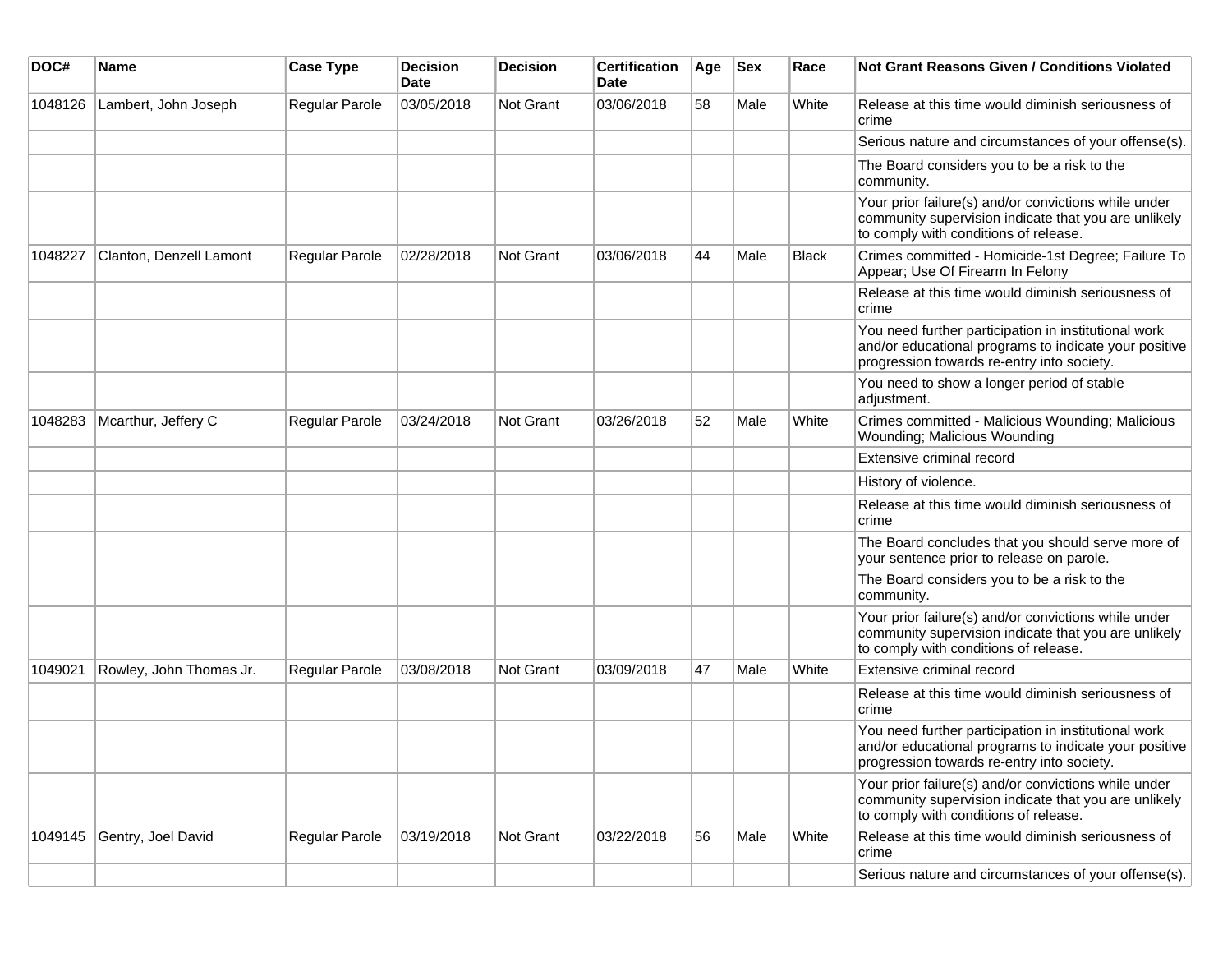| DOC# | Name | Case Type | Decision Date | Decision | Certification Date | Age | Sex | Race | Not Grant Reasons Given / Conditions Violated |
|---|---|---|---|---|---|---|---|---|---|
| 1048126 | Lambert, John Joseph | Regular Parole | 03/05/2018 | Not Grant | 03/06/2018 | 58 | Male | White | Release at this time would diminish seriousness of crime |
| | | | | | | | | | Serious nature and circumstances of your offense(s). |
| | | | | | | | | | The Board considers you to be a risk to the community. |
| | | | | | | | | | Your prior failure(s) and/or convictions while under community supervision indicate that you are unlikely to comply with conditions of release. |
| 1048227 | Clanton, Denzell Lamont | Regular Parole | 02/28/2018 | Not Grant | 03/06/2018 | 44 | Male | Black | Crimes committed - Homicide-1st Degree; Failure To Appear; Use Of Firearm In Felony |
| | | | | | | | | | Release at this time would diminish seriousness of crime |
| | | | | | | | | | You need further participation in institutional work and/or educational programs to indicate your positive progression towards re-entry into society. |
| | | | | | | | | | You need to show a longer period of stable adjustment. |
| 1048283 | Mcarthur, Jeffery C | Regular Parole | 03/24/2018 | Not Grant | 03/26/2018 | 52 | Male | White | Crimes committed - Malicious Wounding; Malicious Wounding; Malicious Wounding |
| | | | | | | | | | Extensive criminal record |
| | | | | | | | | | History of violence. |
| | | | | | | | | | Release at this time would diminish seriousness of crime |
| | | | | | | | | | The Board concludes that you should serve more of your sentence prior to release on parole. |
| | | | | | | | | | The Board considers you to be a risk to the community. |
| | | | | | | | | | Your prior failure(s) and/or convictions while under community supervision indicate that you are unlikely to comply with conditions of release. |
| 1049021 | Rowley, John Thomas Jr. | Regular Parole | 03/08/2018 | Not Grant | 03/09/2018 | 47 | Male | White | Extensive criminal record |
| | | | | | | | | | Release at this time would diminish seriousness of crime |
| | | | | | | | | | You need further participation in institutional work and/or educational programs to indicate your positive progression towards re-entry into society. |
| | | | | | | | | | Your prior failure(s) and/or convictions while under community supervision indicate that you are unlikely to comply with conditions of release. |
| 1049145 | Gentry, Joel David | Regular Parole | 03/19/2018 | Not Grant | 03/22/2018 | 56 | Male | White | Release at this time would diminish seriousness of crime |
| | | | | | | | | | Serious nature and circumstances of your offense(s). |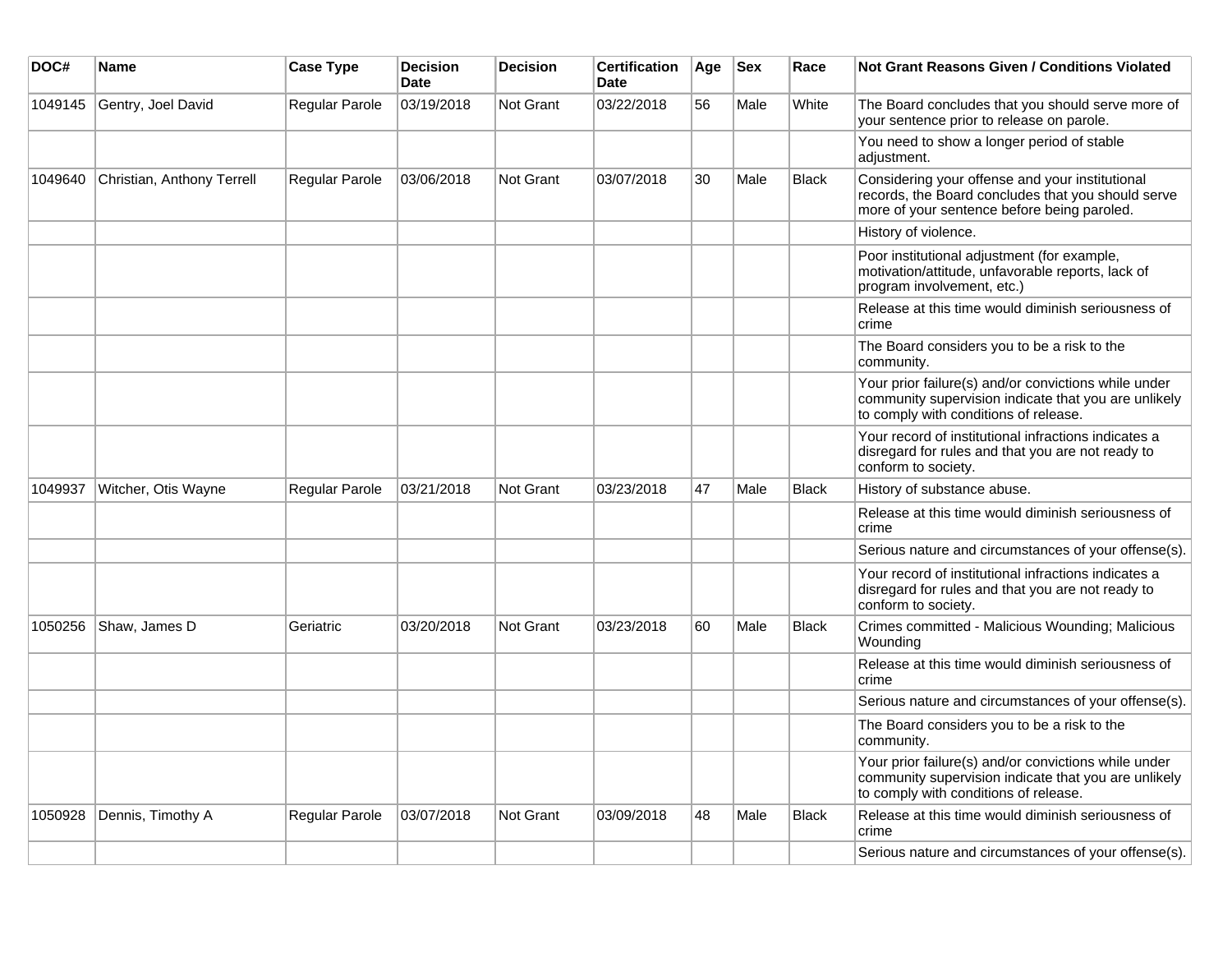| DOC# | Name | Case Type | Decision Date | Decision | Certification Date | Age | Sex | Race | Not Grant Reasons Given / Conditions Violated |
|---|---|---|---|---|---|---|---|---|---|
| 1049145 | Gentry, Joel David | Regular Parole | 03/19/2018 | Not Grant | 03/22/2018 | 56 | Male | White | The Board concludes that you should serve more of your sentence prior to release on parole. |
| | | | | | | | | | You need to show a longer period of stable adjustment. |
| 1049640 | Christian, Anthony Terrell | Regular Parole | 03/06/2018 | Not Grant | 03/07/2018 | 30 | Male | Black | Considering your offense and your institutional records, the Board concludes that you should serve more of your sentence before being paroled. |
| | | | | | | | | | History of violence. |
| | | | | | | | | | Poor institutional adjustment (for example, motivation/attitude, unfavorable reports, lack of program involvement, etc.) |
| | | | | | | | | | Release at this time would diminish seriousness of crime |
| | | | | | | | | | The Board considers you to be a risk to the community. |
| | | | | | | | | | Your prior failure(s) and/or convictions while under community supervision indicate that you are unlikely to comply with conditions of release. |
| | | | | | | | | | Your record of institutional infractions indicates a disregard for rules and that you are not ready to conform to society. |
| 1049937 | Witcher, Otis Wayne | Regular Parole | 03/21/2018 | Not Grant | 03/23/2018 | 47 | Male | Black | History of substance abuse. |
| | | | | | | | | | Release at this time would diminish seriousness of crime |
| | | | | | | | | | Serious nature and circumstances of your offense(s). |
| | | | | | | | | | Your record of institutional infractions indicates a disregard for rules and that you are not ready to conform to society. |
| 1050256 | Shaw, James D | Geriatric | 03/20/2018 | Not Grant | 03/23/2018 | 60 | Male | Black | Crimes committed - Malicious Wounding; Malicious Wounding |
| | | | | | | | | | Release at this time would diminish seriousness of crime |
| | | | | | | | | | Serious nature and circumstances of your offense(s). |
| | | | | | | | | | The Board considers you to be a risk to the community. |
| | | | | | | | | | Your prior failure(s) and/or convictions while under community supervision indicate that you are unlikely to comply with conditions of release. |
| 1050928 | Dennis, Timothy A | Regular Parole | 03/07/2018 | Not Grant | 03/09/2018 | 48 | Male | Black | Release at this time would diminish seriousness of crime |
| | | | | | | | | | Serious nature and circumstances of your offense(s). |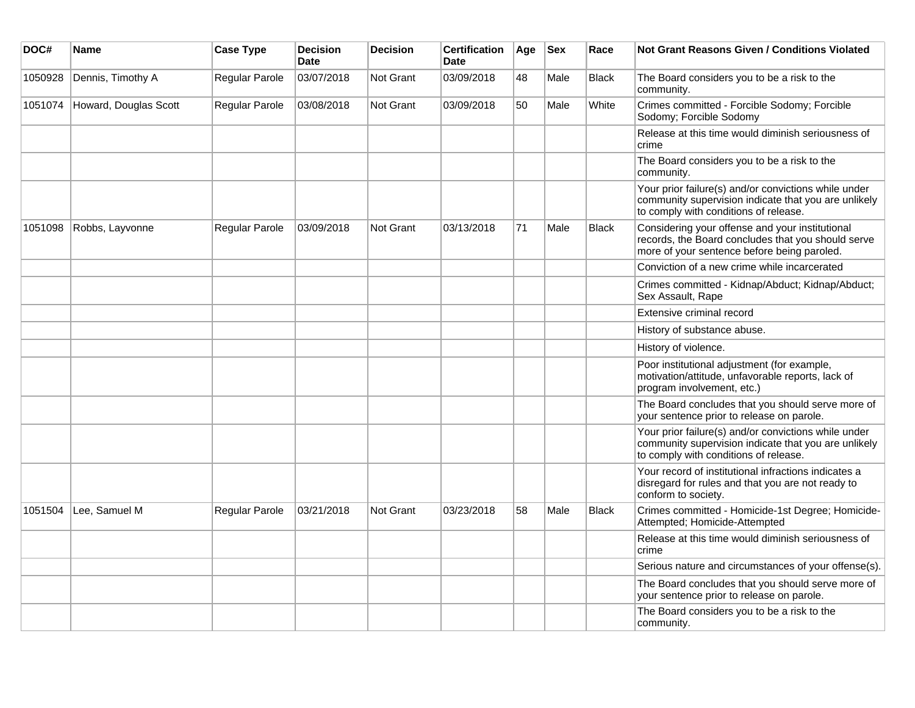| DOC# | Name | Case Type | Decision Date | Decision | Certification Date | Age | Sex | Race | Not Grant Reasons Given / Conditions Violated |
|---|---|---|---|---|---|---|---|---|---|
| 1050928 | Dennis, Timothy A | Regular Parole | 03/07/2018 | Not Grant | 03/09/2018 | 48 | Male | Black | The Board considers you to be a risk to the community. |
| 1051074 | Howard, Douglas Scott | Regular Parole | 03/08/2018 | Not Grant | 03/09/2018 | 50 | Male | White | Crimes committed - Forcible Sodomy; Forcible Sodomy; Forcible Sodomy |
| | | | | | | | | | Release at this time would diminish seriousness of crime |
| | | | | | | | | | The Board considers you to be a risk to the community. |
| | | | | | | | | | Your prior failure(s) and/or convictions while under community supervision indicate that you are unlikely to comply with conditions of release. |
| 1051098 | Robbs, Layvonne | Regular Parole | 03/09/2018 | Not Grant | 03/13/2018 | 71 | Male | Black | Considering your offense and your institutional records, the Board concludes that you should serve more of your sentence before being paroled. |
| | | | | | | | | | Conviction of a new crime while incarcerated |
| | | | | | | | | | Crimes committed - Kidnap/Abduct; Kidnap/Abduct; Sex Assault, Rape |
| | | | | | | | | | Extensive criminal record |
| | | | | | | | | | History of substance abuse. |
| | | | | | | | | | History of violence. |
| | | | | | | | | | Poor institutional adjustment (for example, motivation/attitude, unfavorable reports, lack of program involvement, etc.) |
| | | | | | | | | | The Board concludes that you should serve more of your sentence prior to release on parole. |
| | | | | | | | | | Your prior failure(s) and/or convictions while under community supervision indicate that you are unlikely to comply with conditions of release. |
| | | | | | | | | | Your record of institutional infractions indicates a disregard for rules and that you are not ready to conform to society. |
| 1051504 | Lee, Samuel M | Regular Parole | 03/21/2018 | Not Grant | 03/23/2018 | 58 | Male | Black | Crimes committed - Homicide-1st Degree; Homicide-Attempted; Homicide-Attempted |
| | | | | | | | | | Release at this time would diminish seriousness of crime |
| | | | | | | | | | Serious nature and circumstances of your offense(s). |
| | | | | | | | | | The Board concludes that you should serve more of your sentence prior to release on parole. |
| | | | | | | | | | The Board considers you to be a risk to the community. |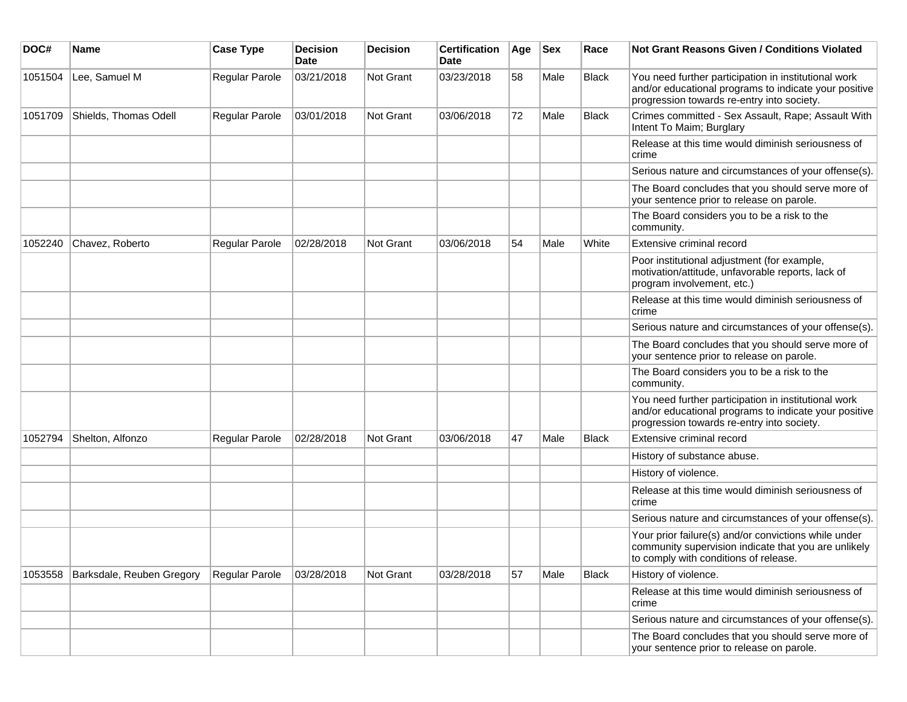| DOC# | Name | Case Type | Decision Date | Decision | Certification Date | Age | Sex | Race | Not Grant Reasons Given / Conditions Violated |
|---|---|---|---|---|---|---|---|---|---|
| 1051504 | Lee, Samuel M | Regular Parole | 03/21/2018 | Not Grant | 03/23/2018 | 58 | Male | Black | You need further participation in institutional work and/or educational programs to indicate your positive progression towards re-entry into society. |
| 1051709 | Shields, Thomas Odell | Regular Parole | 03/01/2018 | Not Grant | 03/06/2018 | 72 | Male | Black | Crimes committed - Sex Assault, Rape; Assault With Intent To Maim; Burglary |
| | | | | | | | | | Release at this time would diminish seriousness of crime |
| | | | | | | | | | Serious nature and circumstances of your offense(s). |
| | | | | | | | | | The Board concludes that you should serve more of your sentence prior to release on parole. |
| | | | | | | | | | The Board considers you to be a risk to the community. |
| 1052240 | Chavez, Roberto | Regular Parole | 02/28/2018 | Not Grant | 03/06/2018 | 54 | Male | White | Extensive criminal record |
| | | | | | | | | | Poor institutional adjustment (for example, motivation/attitude, unfavorable reports, lack of program involvement, etc.) |
| | | | | | | | | | Release at this time would diminish seriousness of crime |
| | | | | | | | | | Serious nature and circumstances of your offense(s). |
| | | | | | | | | | The Board concludes that you should serve more of your sentence prior to release on parole. |
| | | | | | | | | | The Board considers you to be a risk to the community. |
| | | | | | | | | | You need further participation in institutional work and/or educational programs to indicate your positive progression towards re-entry into society. |
| 1052794 | Shelton, Alfonzo | Regular Parole | 02/28/2018 | Not Grant | 03/06/2018 | 47 | Male | Black | Extensive criminal record |
| | | | | | | | | | History of substance abuse. |
| | | | | | | | | | History of violence. |
| | | | | | | | | | Release at this time would diminish seriousness of crime |
| | | | | | | | | | Serious nature and circumstances of your offense(s). |
| | | | | | | | | | Your prior failure(s) and/or convictions while under community supervision indicate that you are unlikely to comply with conditions of release. |
| 1053558 | Barksdale, Reuben Gregory | Regular Parole | 03/28/2018 | Not Grant | 03/28/2018 | 57 | Male | Black | History of violence. |
| | | | | | | | | | Release at this time would diminish seriousness of crime |
| | | | | | | | | | Serious nature and circumstances of your offense(s). |
| | | | | | | | | | The Board concludes that you should serve more of your sentence prior to release on parole. |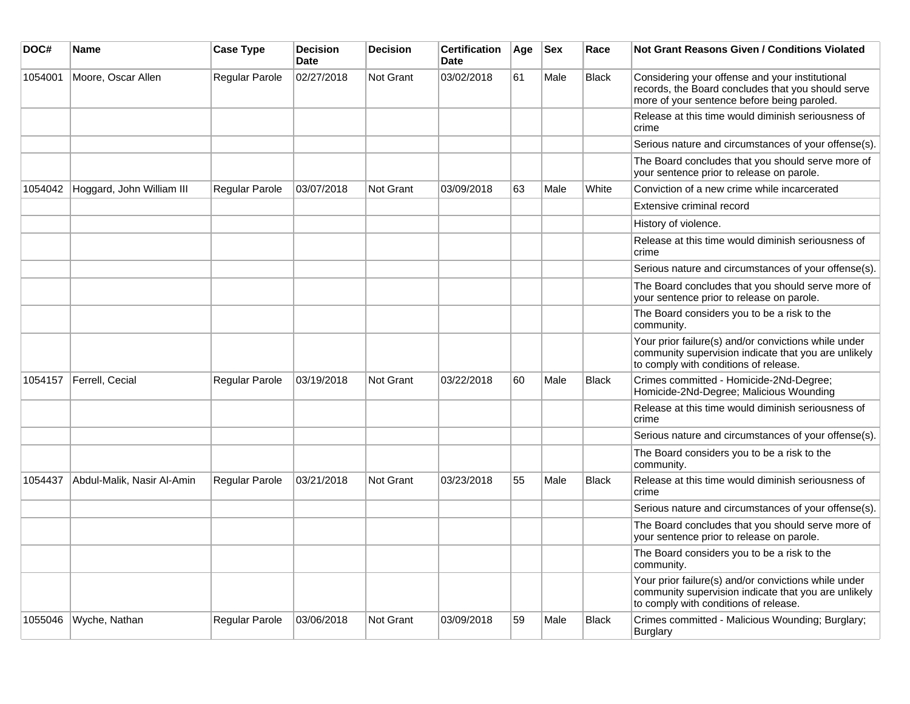| DOC# | Name | Case Type | Decision Date | Decision | Certification Date | Age | Sex | Race | Not Grant Reasons Given / Conditions Violated |
|---|---|---|---|---|---|---|---|---|---|
| 1054001 | Moore, Oscar Allen | Regular Parole | 02/27/2018 | Not Grant | 03/02/2018 | 61 | Male | Black | Considering your offense and your institutional records, the Board concludes that you should serve more of your sentence before being paroled. |
| | | | | | | | | | Release at this time would diminish seriousness of crime |
| | | | | | | | | | Serious nature and circumstances of your offense(s). |
| | | | | | | | | | The Board concludes that you should serve more of your sentence prior to release on parole. |
| 1054042 | Hoggard, John William III | Regular Parole | 03/07/2018 | Not Grant | 03/09/2018 | 63 | Male | White | Conviction of a new crime while incarcerated |
| | | | | | | | | | Extensive criminal record |
| | | | | | | | | | History of violence. |
| | | | | | | | | | Release at this time would diminish seriousness of crime |
| | | | | | | | | | Serious nature and circumstances of your offense(s). |
| | | | | | | | | | The Board concludes that you should serve more of your sentence prior to release on parole. |
| | | | | | | | | | The Board considers you to be a risk to the community. |
| | | | | | | | | | Your prior failure(s) and/or convictions while under community supervision indicate that you are unlikely to comply with conditions of release. |
| 1054157 | Ferrell, Cecial | Regular Parole | 03/19/2018 | Not Grant | 03/22/2018 | 60 | Male | Black | Crimes committed - Homicide-2Nd-Degree; Homicide-2Nd-Degree; Malicious Wounding |
| | | | | | | | | | Release at this time would diminish seriousness of crime |
| | | | | | | | | | Serious nature and circumstances of your offense(s). |
| | | | | | | | | | The Board considers you to be a risk to the community. |
| 1054437 | Abdul-Malik, Nasir Al-Amin | Regular Parole | 03/21/2018 | Not Grant | 03/23/2018 | 55 | Male | Black | Release at this time would diminish seriousness of crime |
| | | | | | | | | | Serious nature and circumstances of your offense(s). |
| | | | | | | | | | The Board concludes that you should serve more of your sentence prior to release on parole. |
| | | | | | | | | | The Board considers you to be a risk to the community. |
| | | | | | | | | | Your prior failure(s) and/or convictions while under community supervision indicate that you are unlikely to comply with conditions of release. |
| 1055046 | Wyche, Nathan | Regular Parole | 03/06/2018 | Not Grant | 03/09/2018 | 59 | Male | Black | Crimes committed - Malicious Wounding; Burglary; Burglary |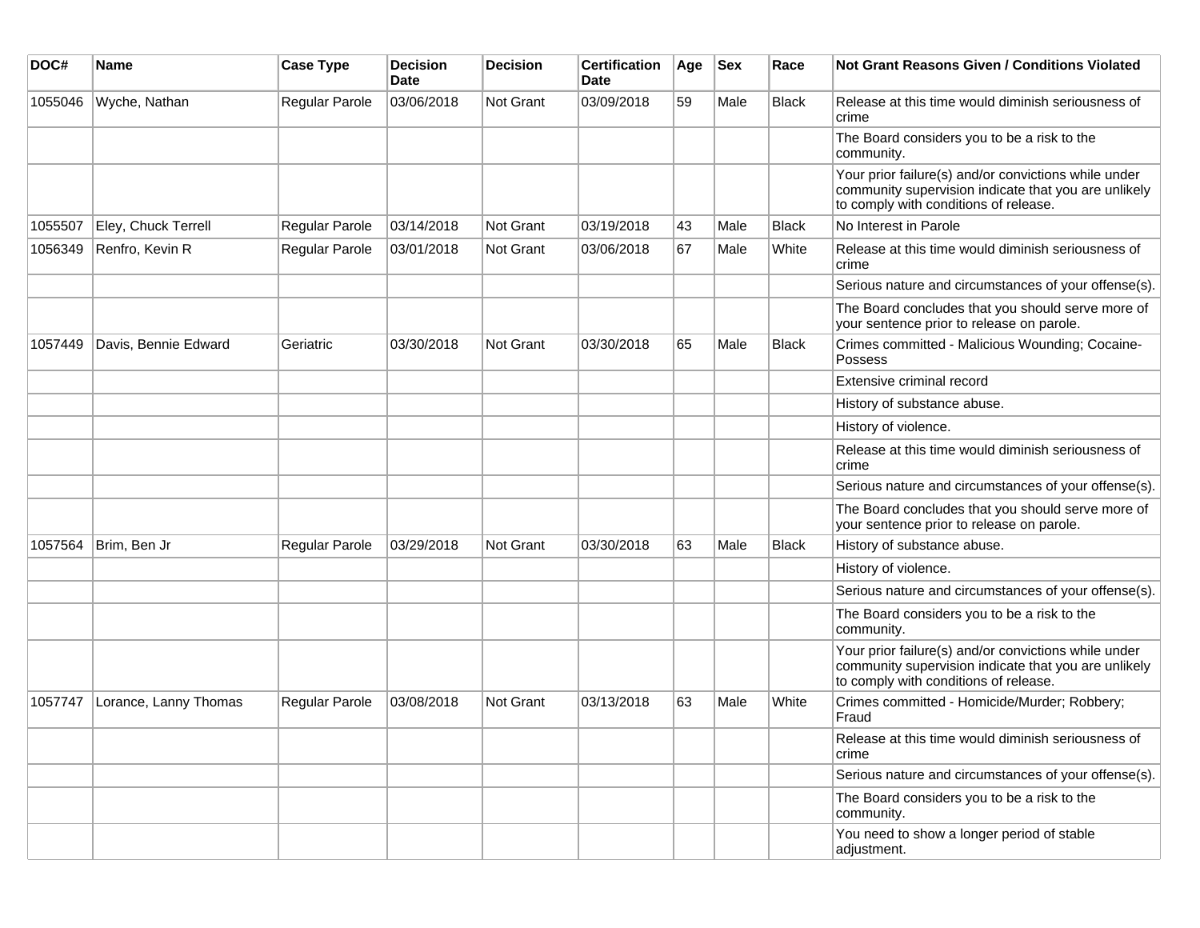| DOC# | Name | Case Type | Decision Date | Decision | Certification Date | Age | Sex | Race | Not Grant Reasons Given / Conditions Violated |
|---|---|---|---|---|---|---|---|---|---|
| 1055046 | Wyche, Nathan | Regular Parole | 03/06/2018 | Not Grant | 03/09/2018 | 59 | Male | Black | Release at this time would diminish seriousness of crime |
| | | | | | | | | | The Board considers you to be a risk to the community. |
| | | | | | | | | | Your prior failure(s) and/or convictions while under community supervision indicate that you are unlikely to comply with conditions of release. |
| 1055507 | Eley, Chuck Terrell | Regular Parole | 03/14/2018 | Not Grant | 03/19/2018 | 43 | Male | Black | No Interest in Parole |
| 1056349 | Renfro, Kevin R | Regular Parole | 03/01/2018 | Not Grant | 03/06/2018 | 67 | Male | White | Release at this time would diminish seriousness of crime |
| | | | | | | | | | Serious nature and circumstances of your offense(s). |
| | | | | | | | | | The Board concludes that you should serve more of your sentence prior to release on parole. |
| 1057449 | Davis, Bennie Edward | Geriatric | 03/30/2018 | Not Grant | 03/30/2018 | 65 | Male | Black | Crimes committed - Malicious Wounding; Cocaine-Possess |
| | | | | | | | | | Extensive criminal record |
| | | | | | | | | | History of substance abuse. |
| | | | | | | | | | History of violence. |
| | | | | | | | | | Release at this time would diminish seriousness of crime |
| | | | | | | | | | Serious nature and circumstances of your offense(s). |
| | | | | | | | | | The Board concludes that you should serve more of your sentence prior to release on parole. |
| 1057564 | Brim, Ben Jr | Regular Parole | 03/29/2018 | Not Grant | 03/30/2018 | 63 | Male | Black | History of substance abuse. |
| | | | | | | | | | History of violence. |
| | | | | | | | | | Serious nature and circumstances of your offense(s). |
| | | | | | | | | | The Board considers you to be a risk to the community. |
| | | | | | | | | | Your prior failure(s) and/or convictions while under community supervision indicate that you are unlikely to comply with conditions of release. |
| 1057747 | Lorance, Lanny Thomas | Regular Parole | 03/08/2018 | Not Grant | 03/13/2018 | 63 | Male | White | Crimes committed - Homicide/Murder; Robbery; Fraud |
| | | | | | | | | | Release at this time would diminish seriousness of crime |
| | | | | | | | | | Serious nature and circumstances of your offense(s). |
| | | | | | | | | | The Board considers you to be a risk to the community. |
| | | | | | | | | | You need to show a longer period of stable adjustment. |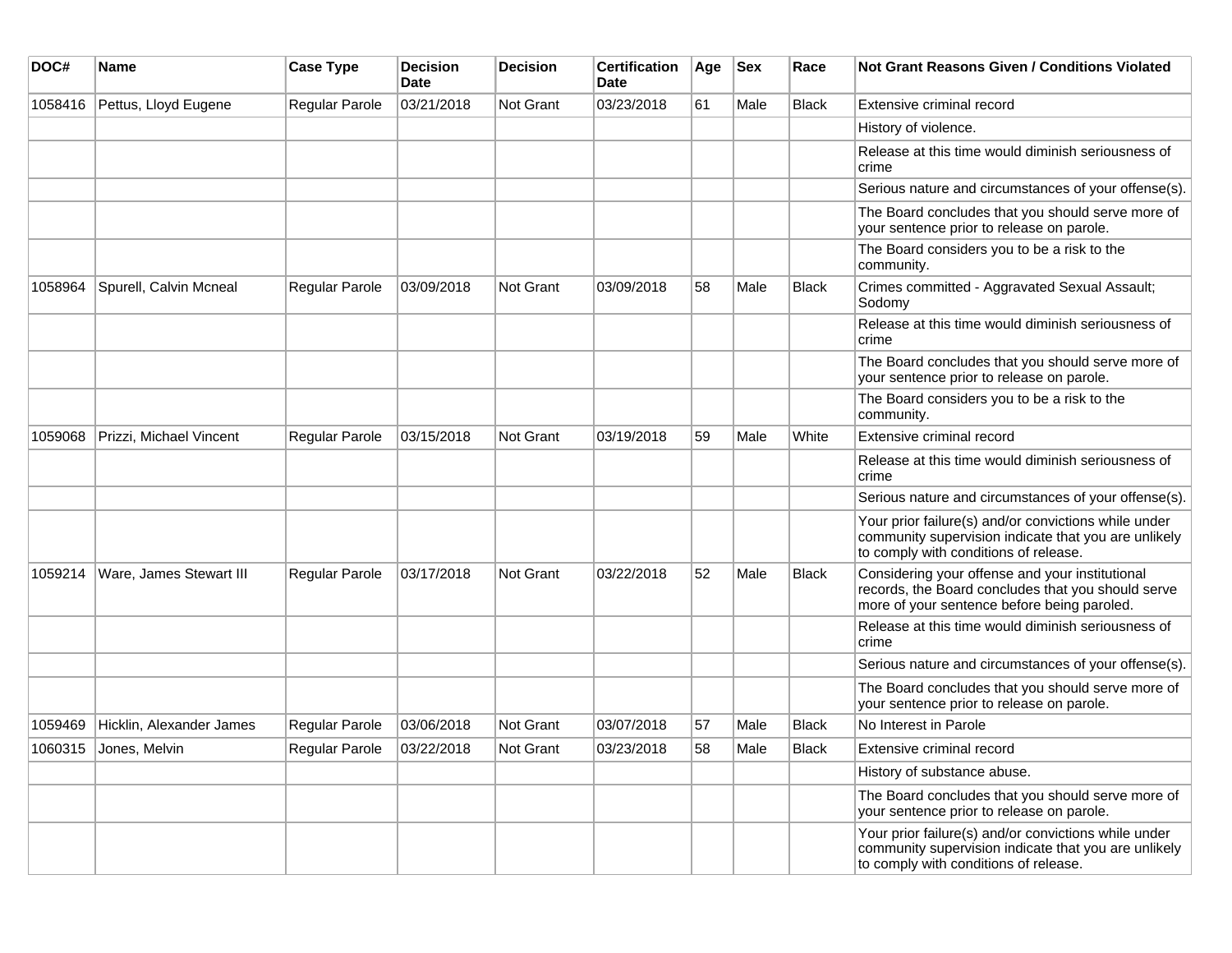| DOC# | Name | Case Type | Decision Date | Decision | Certification Date | Age | Sex | Race | Not Grant Reasons Given / Conditions Violated |
|---|---|---|---|---|---|---|---|---|---|
| 1058416 | Pettus, Lloyd Eugene | Regular Parole | 03/21/2018 | Not Grant | 03/23/2018 | 61 | Male | Black | Extensive criminal record |
| | | | | | | | | | History of violence. |
| | | | | | | | | | Release at this time would diminish seriousness of crime |
| | | | | | | | | | Serious nature and circumstances of your offense(s). |
| | | | | | | | | | The Board concludes that you should serve more of your sentence prior to release on parole. |
| | | | | | | | | | The Board considers you to be a risk to the community. |
| 1058964 | Spurell, Calvin Mcneal | Regular Parole | 03/09/2018 | Not Grant | 03/09/2018 | 58 | Male | Black | Crimes committed - Aggravated Sexual Assault; Sodomy |
| | | | | | | | | | Release at this time would diminish seriousness of crime |
| | | | | | | | | | The Board concludes that you should serve more of your sentence prior to release on parole. |
| | | | | | | | | | The Board considers you to be a risk to the community. |
| 1059068 | Prizzi, Michael Vincent | Regular Parole | 03/15/2018 | Not Grant | 03/19/2018 | 59 | Male | White | Extensive criminal record |
| | | | | | | | | | Release at this time would diminish seriousness of crime |
| | | | | | | | | | Serious nature and circumstances of your offense(s). |
| | | | | | | | | | Your prior failure(s) and/or convictions while under community supervision indicate that you are unlikely to comply with conditions of release. |
| 1059214 | Ware, James Stewart III | Regular Parole | 03/17/2018 | Not Grant | 03/22/2018 | 52 | Male | Black | Considering your offense and your institutional records, the Board concludes that you should serve more of your sentence before being paroled. |
| | | | | | | | | | Release at this time would diminish seriousness of crime |
| | | | | | | | | | Serious nature and circumstances of your offense(s). |
| | | | | | | | | | The Board concludes that you should serve more of your sentence prior to release on parole. |
| 1059469 | Hicklin, Alexander James | Regular Parole | 03/06/2018 | Not Grant | 03/07/2018 | 57 | Male | Black | No Interest in Parole |
| 1060315 | Jones, Melvin | Regular Parole | 03/22/2018 | Not Grant | 03/23/2018 | 58 | Male | Black | Extensive criminal record |
| | | | | | | | | | History of substance abuse. |
| | | | | | | | | | The Board concludes that you should serve more of your sentence prior to release on parole. |
| | | | | | | | | | Your prior failure(s) and/or convictions while under community supervision indicate that you are unlikely to comply with conditions of release. |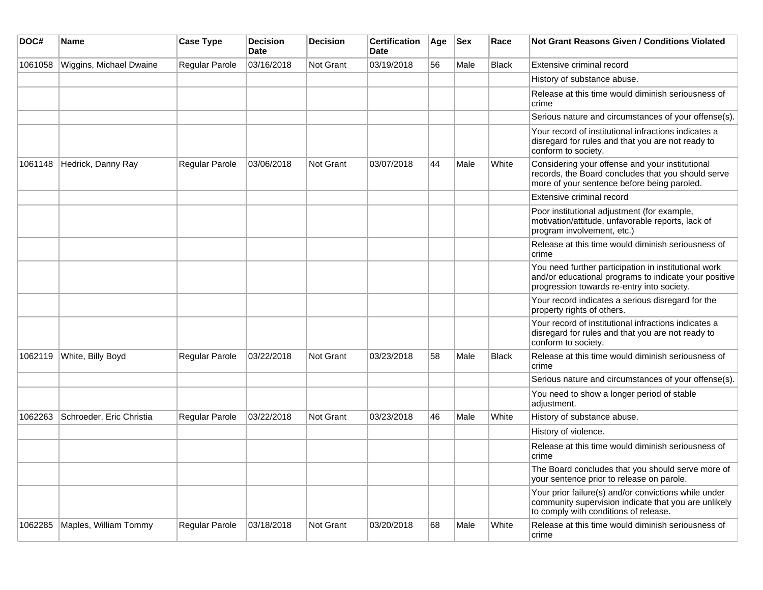| DOC# | Name | Case Type | Decision Date | Decision | Certification Date | Age | Sex | Race | Not Grant Reasons Given / Conditions Violated |
|---|---|---|---|---|---|---|---|---|---|
| 1061058 | Wiggins, Michael Dwaine | Regular Parole | 03/16/2018 | Not Grant | 03/19/2018 | 56 | Male | Black | Extensive criminal record |
| | | | | | | | | | History of substance abuse. |
| | | | | | | | | | Release at this time would diminish seriousness of crime |
| | | | | | | | | | Serious nature and circumstances of your offense(s). |
| | | | | | | | | | Your record of institutional infractions indicates a disregard for rules and that you are not ready to conform to society. |
| 1061148 | Hedrick, Danny Ray | Regular Parole | 03/06/2018 | Not Grant | 03/07/2018 | 44 | Male | White | Considering your offense and your institutional records, the Board concludes that you should serve more of your sentence before being paroled. |
| | | | | | | | | | Extensive criminal record |
| | | | | | | | | | Poor institutional adjustment (for example, motivation/attitude, unfavorable reports, lack of program involvement, etc.) |
| | | | | | | | | | Release at this time would diminish seriousness of crime |
| | | | | | | | | | You need further participation in institutional work and/or educational programs to indicate your positive progression towards re-entry into society. |
| | | | | | | | | | Your record indicates a serious disregard for the property rights of others. |
| | | | | | | | | | Your record of institutional infractions indicates a disregard for rules and that you are not ready to conform to society. |
| 1062119 | White, Billy Boyd | Regular Parole | 03/22/2018 | Not Grant | 03/23/2018 | 58 | Male | Black | Release at this time would diminish seriousness of crime |
| | | | | | | | | | Serious nature and circumstances of your offense(s). |
| | | | | | | | | | You need to show a longer period of stable adjustment. |
| 1062263 | Schroeder, Eric Christia | Regular Parole | 03/22/2018 | Not Grant | 03/23/2018 | 46 | Male | White | History of substance abuse. |
| | | | | | | | | | History of violence. |
| | | | | | | | | | Release at this time would diminish seriousness of crime |
| | | | | | | | | | The Board concludes that you should serve more of your sentence prior to release on parole. |
| | | | | | | | | | Your prior failure(s) and/or convictions while under community supervision indicate that you are unlikely to comply with conditions of release. |
| 1062285 | Maples, William Tommy | Regular Parole | 03/18/2018 | Not Grant | 03/20/2018 | 68 | Male | White | Release at this time would diminish seriousness of crime |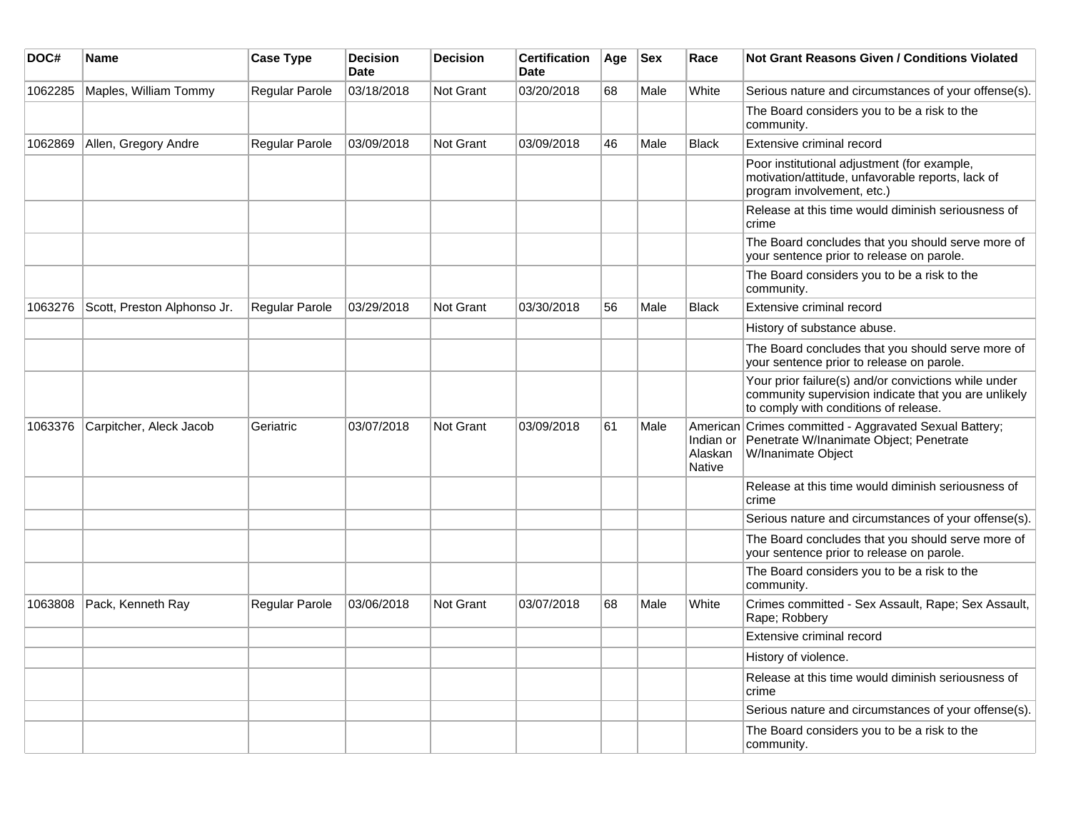| DOC# | Name | Case Type | Decision Date | Decision | Certification Date | Age | Sex | Race | Not Grant Reasons Given / Conditions Violated |
|---|---|---|---|---|---|---|---|---|---|
| 1062285 | Maples, William Tommy | Regular Parole | 03/18/2018 | Not Grant | 03/20/2018 | 68 | Male | White | Serious nature and circumstances of your offense(s). |
| | | | | | | | | | The Board considers you to be a risk to the community. |
| 1062869 | Allen, Gregory Andre | Regular Parole | 03/09/2018 | Not Grant | 03/09/2018 | 46 | Male | Black | Extensive criminal record |
| | | | | | | | | | Poor institutional adjustment (for example, motivation/attitude, unfavorable reports, lack of program involvement, etc.) |
| | | | | | | | | | Release at this time would diminish seriousness of crime |
| | | | | | | | | | The Board concludes that you should serve more of your sentence prior to release on parole. |
| | | | | | | | | | The Board considers you to be a risk to the community. |
| 1063276 | Scott, Preston Alphonso Jr. | Regular Parole | 03/29/2018 | Not Grant | 03/30/2018 | 56 | Male | Black | Extensive criminal record |
| | | | | | | | | | History of substance abuse. |
| | | | | | | | | | The Board concludes that you should serve more of your sentence prior to release on parole. |
| | | | | | | | | | Your prior failure(s) and/or convictions while under community supervision indicate that you are unlikely to comply with conditions of release. |
| 1063376 | Carpitcher, Aleck Jacob | Geriatric | 03/07/2018 | Not Grant | 03/09/2018 | 61 | Male | American Indian or Alaskan Native | Crimes committed - Aggravated Sexual Battery; Penetrate W/Inanimate Object; Penetrate W/Inanimate Object |
| | | | | | | | | | Release at this time would diminish seriousness of crime |
| | | | | | | | | | Serious nature and circumstances of your offense(s). |
| | | | | | | | | | The Board concludes that you should serve more of your sentence prior to release on parole. |
| | | | | | | | | | The Board considers you to be a risk to the community. |
| 1063808 | Pack, Kenneth Ray | Regular Parole | 03/06/2018 | Not Grant | 03/07/2018 | 68 | Male | White | Crimes committed - Sex Assault, Rape; Sex Assault, Rape; Robbery |
| | | | | | | | | | Extensive criminal record |
| | | | | | | | | | History of violence. |
| | | | | | | | | | Release at this time would diminish seriousness of crime |
| | | | | | | | | | Serious nature and circumstances of your offense(s). |
| | | | | | | | | | The Board considers you to be a risk to the community. |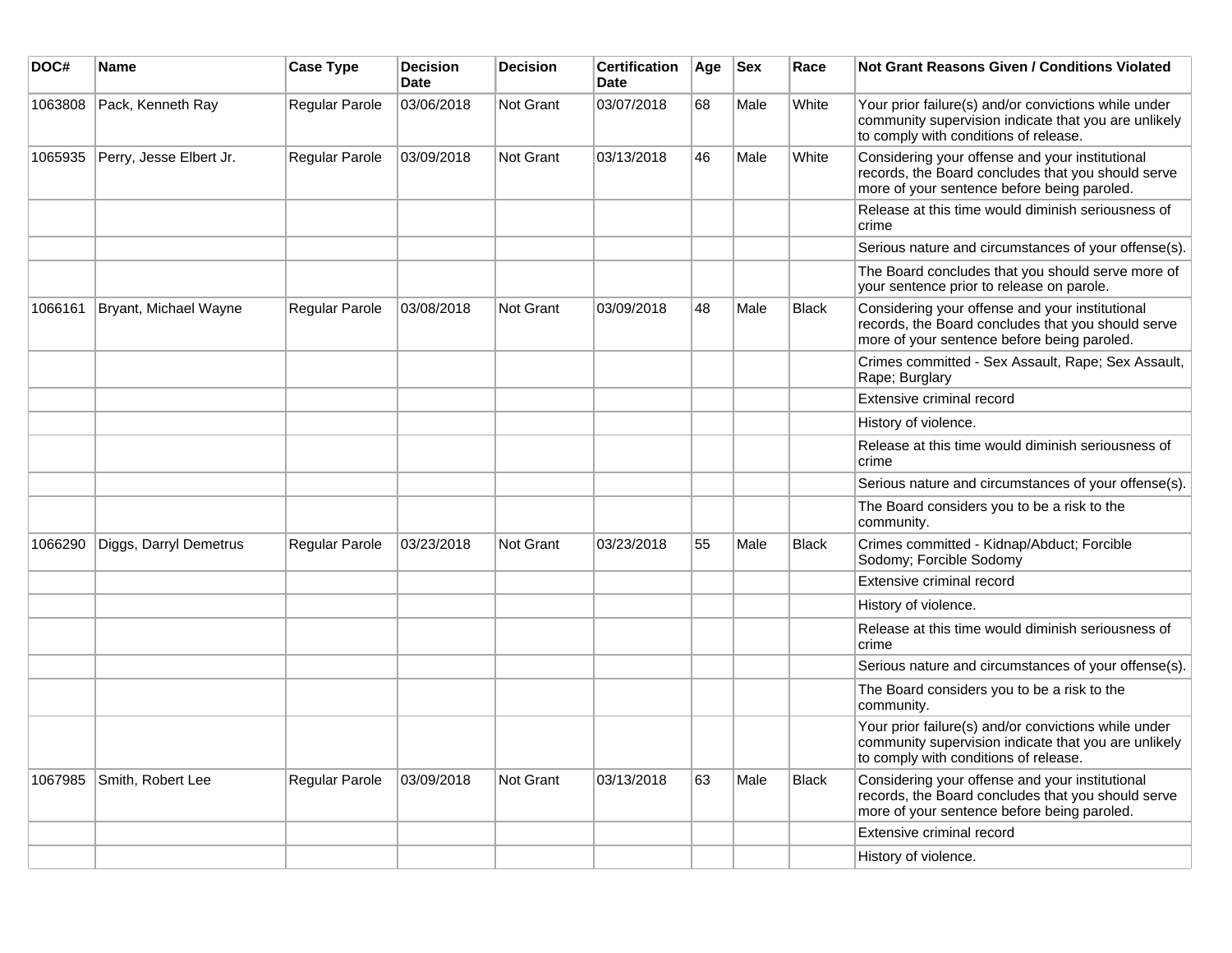| DOC# | Name | Case Type | Decision Date | Decision | Certification Date | Age | Sex | Race | Not Grant Reasons Given / Conditions Violated |
| --- | --- | --- | --- | --- | --- | --- | --- | --- | --- |
| 1063808 | Pack, Kenneth Ray | Regular Parole | 03/06/2018 | Not Grant | 03/07/2018 | 68 | Male | White | Your prior failure(s) and/or convictions while under community supervision indicate that you are unlikely to comply with conditions of release. |
| 1065935 | Perry, Jesse Elbert Jr. | Regular Parole | 03/09/2018 | Not Grant | 03/13/2018 | 46 | Male | White | Considering your offense and your institutional records, the Board concludes that you should serve more of your sentence before being paroled. |
| | | | | | | | | | Release at this time would diminish seriousness of crime |
| | | | | | | | | | Serious nature and circumstances of your offense(s). |
| | | | | | | | | | The Board concludes that you should serve more of your sentence prior to release on parole. |
| 1066161 | Bryant, Michael Wayne | Regular Parole | 03/08/2018 | Not Grant | 03/09/2018 | 48 | Male | Black | Considering your offense and your institutional records, the Board concludes that you should serve more of your sentence before being paroled. |
| | | | | | | | | | Crimes committed - Sex Assault, Rape; Sex Assault, Rape; Burglary |
| | | | | | | | | | Extensive criminal record |
| | | | | | | | | | History of violence. |
| | | | | | | | | | Release at this time would diminish seriousness of crime |
| | | | | | | | | | Serious nature and circumstances of your offense(s). |
| | | | | | | | | | The Board considers you to be a risk to the community. |
| 1066290 | Diggs, Darryl Demetrus | Regular Parole | 03/23/2018 | Not Grant | 03/23/2018 | 55 | Male | Black | Crimes committed - Kidnap/Abduct; Forcible Sodomy; Forcible Sodomy |
| | | | | | | | | | Extensive criminal record |
| | | | | | | | | | History of violence. |
| | | | | | | | | | Release at this time would diminish seriousness of crime |
| | | | | | | | | | Serious nature and circumstances of your offense(s). |
| | | | | | | | | | The Board considers you to be a risk to the community. |
| | | | | | | | | | Your prior failure(s) and/or convictions while under community supervision indicate that you are unlikely to comply with conditions of release. |
| 1067985 | Smith, Robert Lee | Regular Parole | 03/09/2018 | Not Grant | 03/13/2018 | 63 | Male | Black | Considering your offense and your institutional records, the Board concludes that you should serve more of your sentence before being paroled. |
| | | | | | | | | | Extensive criminal record |
| | | | | | | | | | History of violence. |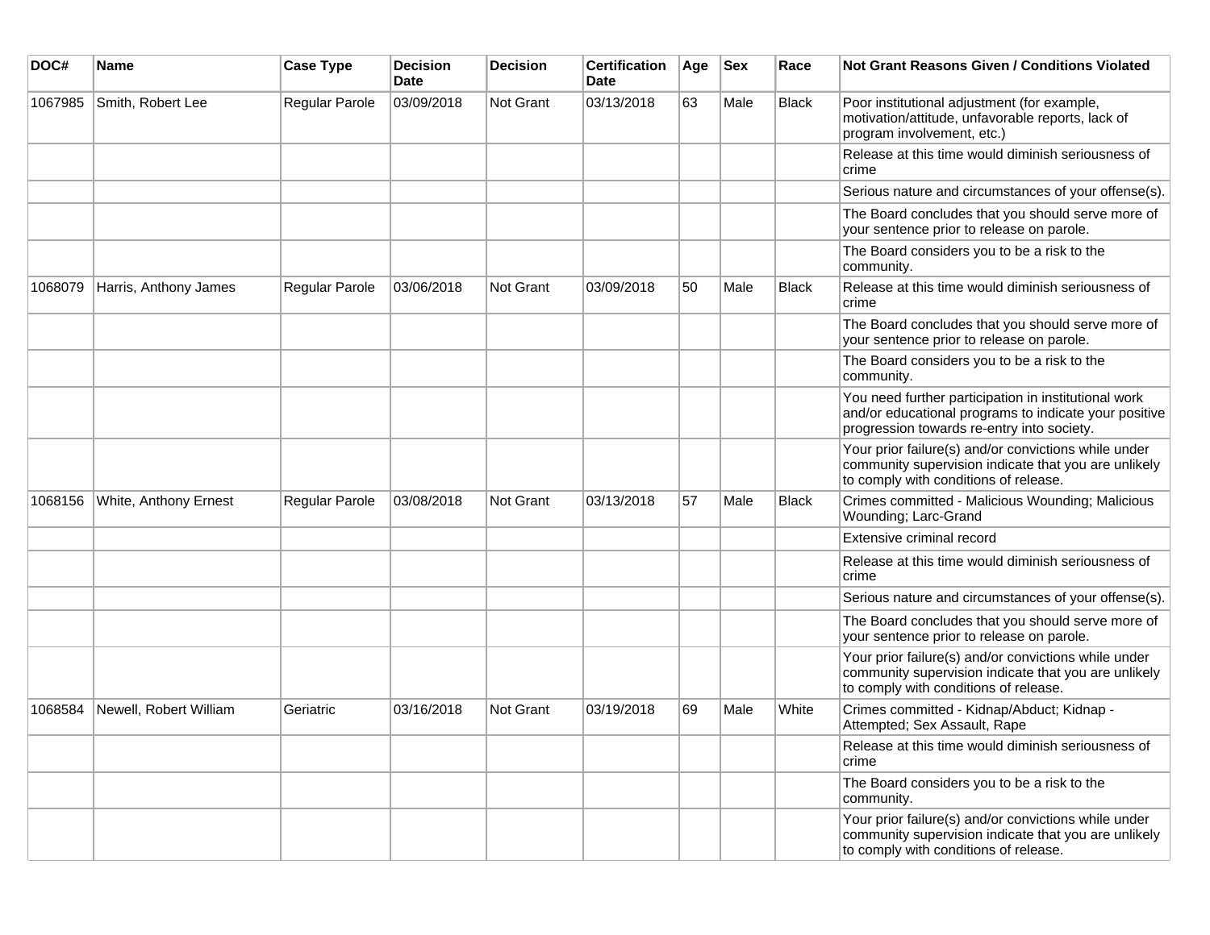| DOC# | Name | Case Type | Decision Date | Decision | Certification Date | Age | Sex | Race | Not Grant Reasons Given / Conditions Violated |
| --- | --- | --- | --- | --- | --- | --- | --- | --- | --- |
| 1067985 | Smith, Robert Lee | Regular Parole | 03/09/2018 | Not Grant | 03/13/2018 | 63 | Male | Black | Poor institutional adjustment (for example, motivation/attitude, unfavorable reports, lack of program involvement, etc.) |
| | | | | | | | | | Release at this time would diminish seriousness of crime |
| | | | | | | | | | Serious nature and circumstances of your offense(s). |
| | | | | | | | | | The Board concludes that you should serve more of your sentence prior to release on parole. |
| | | | | | | | | | The Board considers you to be a risk to the community. |
| 1068079 | Harris, Anthony James | Regular Parole | 03/06/2018 | Not Grant | 03/09/2018 | 50 | Male | Black | Release at this time would diminish seriousness of crime |
| | | | | | | | | | The Board concludes that you should serve more of your sentence prior to release on parole. |
| | | | | | | | | | The Board considers you to be a risk to the community. |
| | | | | | | | | | You need further participation in institutional work and/or educational programs to indicate your positive progression towards re-entry into society. |
| | | | | | | | | | Your prior failure(s) and/or convictions while under community supervision indicate that you are unlikely to comply with conditions of release. |
| 1068156 | White, Anthony Ernest | Regular Parole | 03/08/2018 | Not Grant | 03/13/2018 | 57 | Male | Black | Crimes committed - Malicious Wounding; Malicious Wounding; Larc-Grand |
| | | | | | | | | | Extensive criminal record |
| | | | | | | | | | Release at this time would diminish seriousness of crime |
| | | | | | | | | | Serious nature and circumstances of your offense(s). |
| | | | | | | | | | The Board concludes that you should serve more of your sentence prior to release on parole. |
| | | | | | | | | | Your prior failure(s) and/or convictions while under community supervision indicate that you are unlikely to comply with conditions of release. |
| 1068584 | Newell, Robert William | Geriatric | 03/16/2018 | Not Grant | 03/19/2018 | 69 | Male | White | Crimes committed - Kidnap/Abduct; Kidnap - Attempted; Sex Assault, Rape |
| | | | | | | | | | Release at this time would diminish seriousness of crime |
| | | | | | | | | | The Board considers you to be a risk to the community. |
| | | | | | | | | | Your prior failure(s) and/or convictions while under community supervision indicate that you are unlikely to comply with conditions of release. |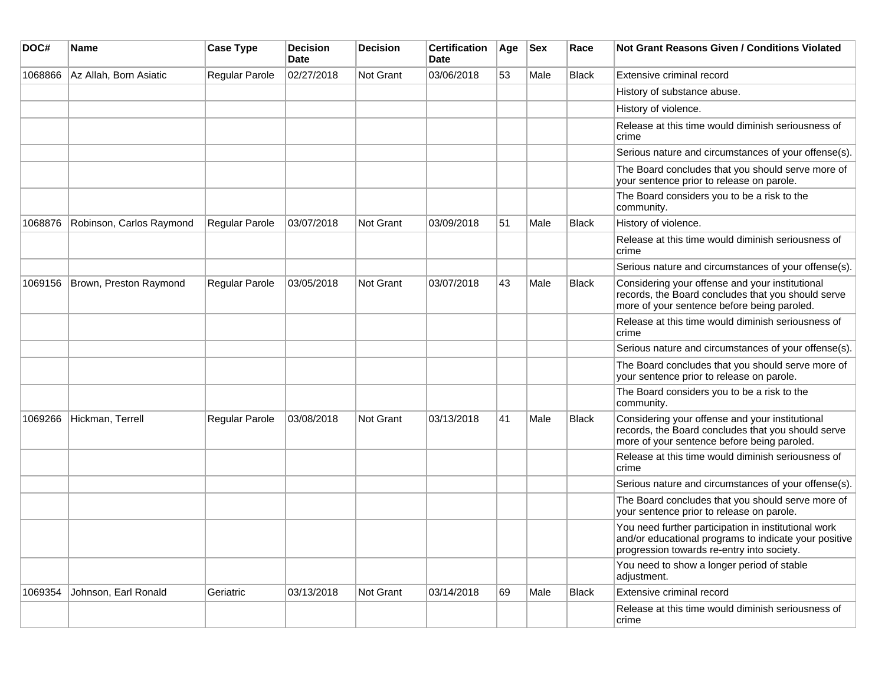| DOC# | Name | Case Type | Decision Date | Decision | Certification Date | Age | Sex | Race | Not Grant Reasons Given / Conditions Violated |
|---|---|---|---|---|---|---|---|---|---|
| 1068866 | Az Allah, Born Asiatic | Regular Parole | 02/27/2018 | Not Grant | 03/06/2018 | 53 | Male | Black | Extensive criminal record |
| | | | | | | | | | History of substance abuse. |
| | | | | | | | | | History of violence. |
| | | | | | | | | | Release at this time would diminish seriousness of crime |
| | | | | | | | | | Serious nature and circumstances of your offense(s). |
| | | | | | | | | | The Board concludes that you should serve more of your sentence prior to release on parole. |
| | | | | | | | | | The Board considers you to be a risk to the community. |
| 1068876 | Robinson, Carlos Raymond | Regular Parole | 03/07/2018 | Not Grant | 03/09/2018 | 51 | Male | Black | History of violence. |
| | | | | | | | | | Release at this time would diminish seriousness of crime |
| | | | | | | | | | Serious nature and circumstances of your offense(s). |
| 1069156 | Brown, Preston Raymond | Regular Parole | 03/05/2018 | Not Grant | 03/07/2018 | 43 | Male | Black | Considering your offense and your institutional records, the Board concludes that you should serve more of your sentence before being paroled. |
| | | | | | | | | | Release at this time would diminish seriousness of crime |
| | | | | | | | | | Serious nature and circumstances of your offense(s). |
| | | | | | | | | | The Board concludes that you should serve more of your sentence prior to release on parole. |
| | | | | | | | | | The Board considers you to be a risk to the community. |
| 1069266 | Hickman, Terrell | Regular Parole | 03/08/2018 | Not Grant | 03/13/2018 | 41 | Male | Black | Considering your offense and your institutional records, the Board concludes that you should serve more of your sentence before being paroled. |
| | | | | | | | | | Release at this time would diminish seriousness of crime |
| | | | | | | | | | Serious nature and circumstances of your offense(s). |
| | | | | | | | | | The Board concludes that you should serve more of your sentence prior to release on parole. |
| | | | | | | | | | You need further participation in institutional work and/or educational programs to indicate your positive progression towards re-entry into society. |
| | | | | | | | | | You need to show a longer period of stable adjustment. |
| 1069354 | Johnson, Earl Ronald | Geriatric | 03/13/2018 | Not Grant | 03/14/2018 | 69 | Male | Black | Extensive criminal record |
| | | | | | | | | | Release at this time would diminish seriousness of crime |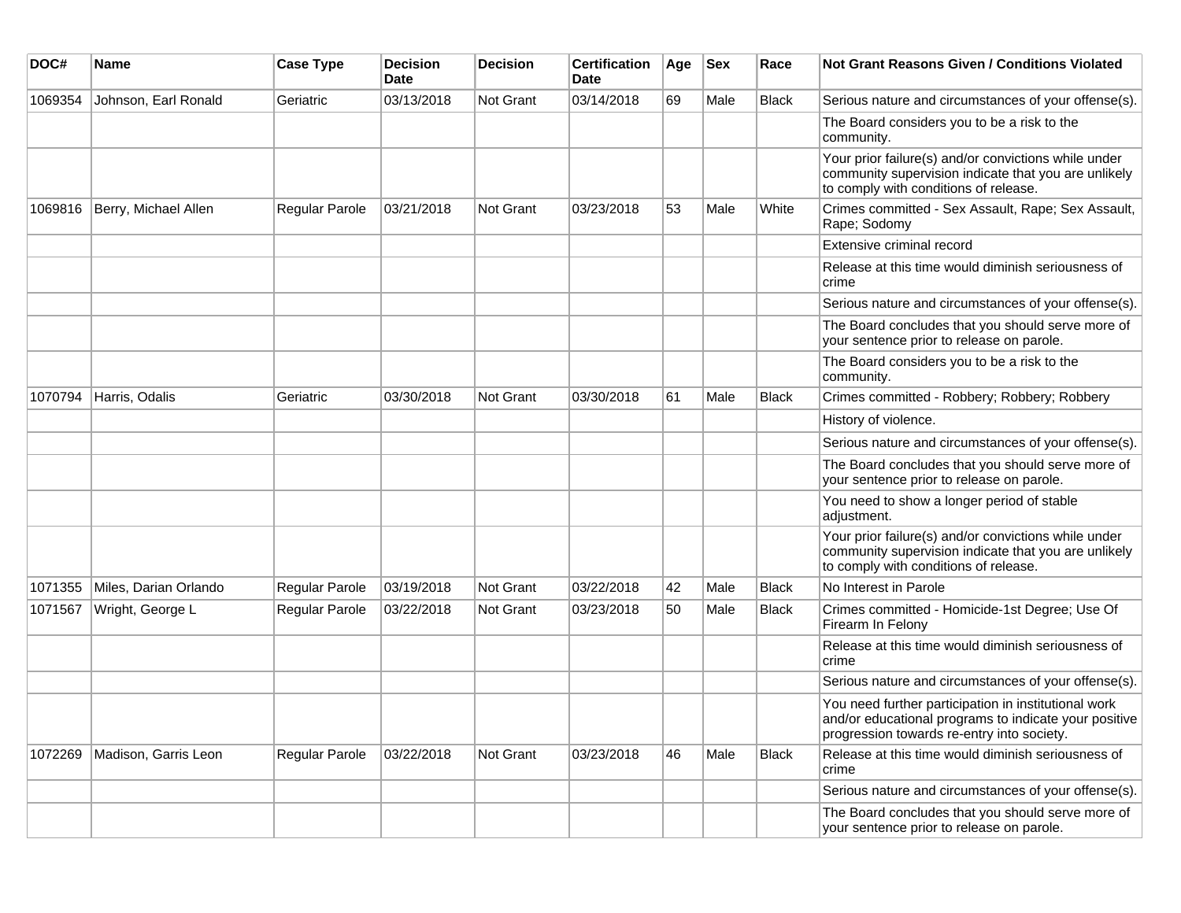| DOC# | Name | Case Type | Decision Date | Decision | Certification Date | Age | Sex | Race | Not Grant Reasons Given / Conditions Violated |
|---|---|---|---|---|---|---|---|---|---|
| 1069354 | Johnson, Earl Ronald | Geriatric | 03/13/2018 | Not Grant | 03/14/2018 | 69 | Male | Black | Serious nature and circumstances of your offense(s). |
| | | | | | | | | | The Board considers you to be a risk to the community. |
| | | | | | | | | | Your prior failure(s) and/or convictions while under community supervision indicate that you are unlikely to comply with conditions of release. |
| 1069816 | Berry, Michael Allen | Regular Parole | 03/21/2018 | Not Grant | 03/23/2018 | 53 | Male | White | Crimes committed - Sex Assault, Rape; Sex Assault, Rape; Sodomy |
| | | | | | | | | | Extensive criminal record |
| | | | | | | | | | Release at this time would diminish seriousness of crime |
| | | | | | | | | | Serious nature and circumstances of your offense(s). |
| | | | | | | | | | The Board concludes that you should serve more of your sentence prior to release on parole. |
| | | | | | | | | | The Board considers you to be a risk to the community. |
| 1070794 | Harris, Odalis | Geriatric | 03/30/2018 | Not Grant | 03/30/2018 | 61 | Male | Black | Crimes committed - Robbery; Robbery; Robbery |
| | | | | | | | | | History of violence. |
| | | | | | | | | | Serious nature and circumstances of your offense(s). |
| | | | | | | | | | The Board concludes that you should serve more of your sentence prior to release on parole. |
| | | | | | | | | | You need to show a longer period of stable adjustment. |
| | | | | | | | | | Your prior failure(s) and/or convictions while under community supervision indicate that you are unlikely to comply with conditions of release. |
| 1071355 | Miles, Darian Orlando | Regular Parole | 03/19/2018 | Not Grant | 03/22/2018 | 42 | Male | Black | No Interest in Parole |
| 1071567 | Wright, George L | Regular Parole | 03/22/2018 | Not Grant | 03/23/2018 | 50 | Male | Black | Crimes committed - Homicide-1st Degree; Use Of Firearm In Felony |
| | | | | | | | | | Release at this time would diminish seriousness of crime |
| | | | | | | | | | Serious nature and circumstances of your offense(s). |
| | | | | | | | | | You need further participation in institutional work and/or educational programs to indicate your positive progression towards re-entry into society. |
| 1072269 | Madison, Garris Leon | Regular Parole | 03/22/2018 | Not Grant | 03/23/2018 | 46 | Male | Black | Release at this time would diminish seriousness of crime |
| | | | | | | | | | Serious nature and circumstances of your offense(s). |
| | | | | | | | | | The Board concludes that you should serve more of your sentence prior to release on parole. |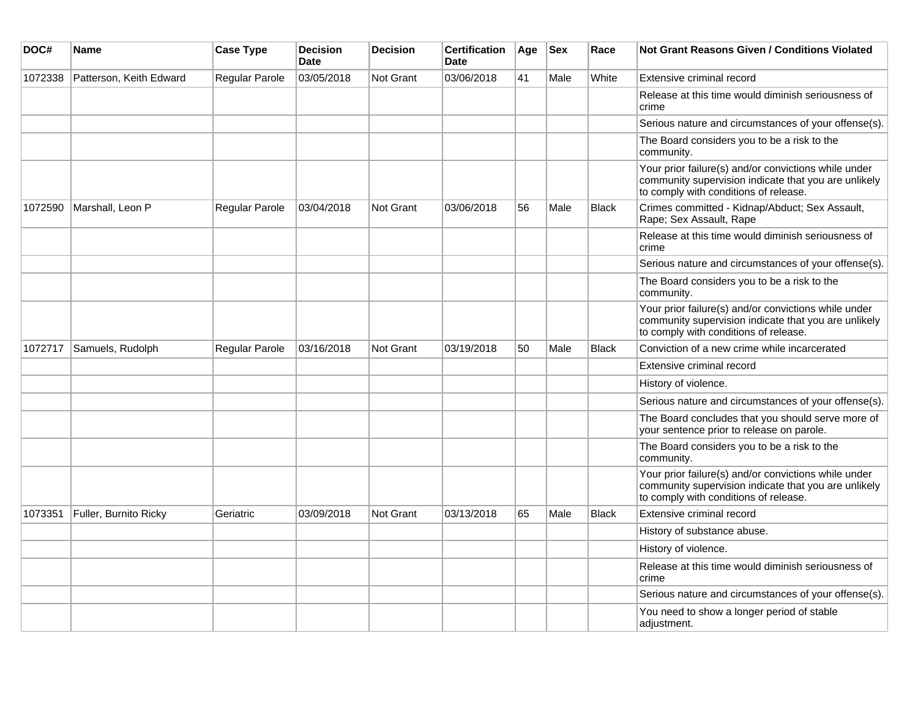| DOC# | Name | Case Type | Decision Date | Decision | Certification Date | Age | Sex | Race | Not Grant Reasons Given / Conditions Violated |
|---|---|---|---|---|---|---|---|---|---|
| 1072338 | Patterson, Keith Edward | Regular Parole | 03/05/2018 | Not Grant | 03/06/2018 | 41 | Male | White | Extensive criminal record |
| | | | | | | | | | Release at this time would diminish seriousness of crime |
| | | | | | | | | | Serious nature and circumstances of your offense(s). |
| | | | | | | | | | The Board considers you to be a risk to the community. |
| | | | | | | | | | Your prior failure(s) and/or convictions while under community supervision indicate that you are unlikely to comply with conditions of release. |
| 1072590 | Marshall, Leon P | Regular Parole | 03/04/2018 | Not Grant | 03/06/2018 | 56 | Male | Black | Crimes committed - Kidnap/Abduct; Sex Assault, Rape; Sex Assault, Rape |
| | | | | | | | | | Release at this time would diminish seriousness of crime |
| | | | | | | | | | Serious nature and circumstances of your offense(s). |
| | | | | | | | | | The Board considers you to be a risk to the community. |
| | | | | | | | | | Your prior failure(s) and/or convictions while under community supervision indicate that you are unlikely to comply with conditions of release. |
| 1072717 | Samuels, Rudolph | Regular Parole | 03/16/2018 | Not Grant | 03/19/2018 | 50 | Male | Black | Conviction of a new crime while incarcerated |
| | | | | | | | | | Extensive criminal record |
| | | | | | | | | | History of violence. |
| | | | | | | | | | Serious nature and circumstances of your offense(s). |
| | | | | | | | | | The Board concludes that you should serve more of your sentence prior to release on parole. |
| | | | | | | | | | The Board considers you to be a risk to the community. |
| | | | | | | | | | Your prior failure(s) and/or convictions while under community supervision indicate that you are unlikely to comply with conditions of release. |
| 1073351 | Fuller, Burnito Ricky | Geriatric | 03/09/2018 | Not Grant | 03/13/2018 | 65 | Male | Black | Extensive criminal record |
| | | | | | | | | | History of substance abuse. |
| | | | | | | | | | History of violence. |
| | | | | | | | | | Release at this time would diminish seriousness of crime |
| | | | | | | | | | Serious nature and circumstances of your offense(s). |
| | | | | | | | | | You need to show a longer period of stable adjustment. |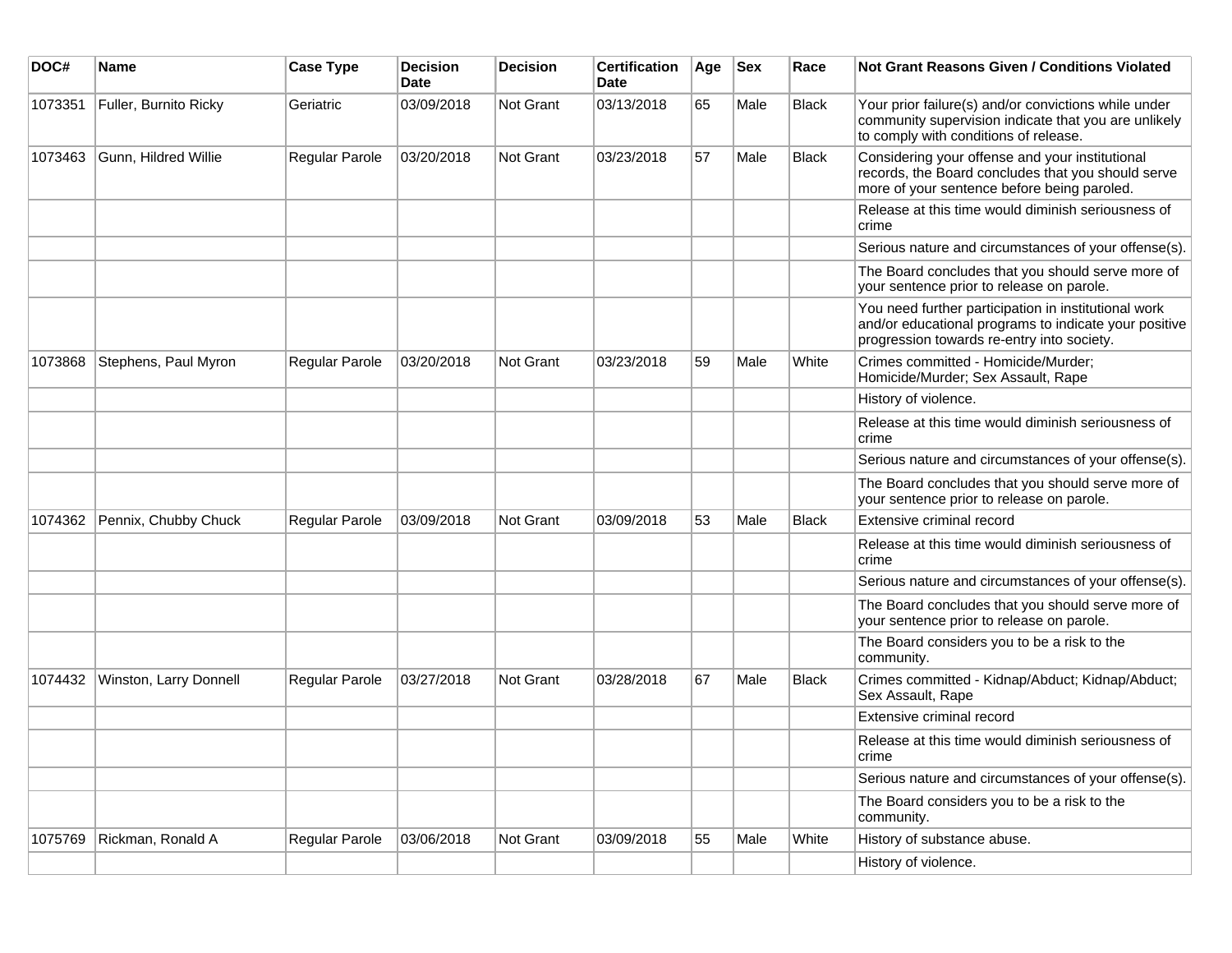| DOC# | Name | Case Type | Decision Date | Decision | Certification Date | Age | Sex | Race | Not Grant Reasons Given / Conditions Violated |
|---|---|---|---|---|---|---|---|---|---|
| 1073351 | Fuller, Burnito Ricky | Geriatric | 03/09/2018 | Not Grant | 03/13/2018 | 65 | Male | Black | Your prior failure(s) and/or convictions while under community supervision indicate that you are unlikely to comply with conditions of release. |
| 1073463 | Gunn, Hildred Willie | Regular Parole | 03/20/2018 | Not Grant | 03/23/2018 | 57 | Male | Black | Considering your offense and your institutional records, the Board concludes that you should serve more of your sentence before being paroled. |
| | | | | | | | | | Release at this time would diminish seriousness of crime |
| | | | | | | | | | Serious nature and circumstances of your offense(s). |
| | | | | | | | | | The Board concludes that you should serve more of your sentence prior to release on parole. |
| | | | | | | | | | You need further participation in institutional work and/or educational programs to indicate your positive progression towards re-entry into society. |
| 1073868 | Stephens, Paul Myron | Regular Parole | 03/20/2018 | Not Grant | 03/23/2018 | 59 | Male | White | Crimes committed - Homicide/Murder; Homicide/Murder; Sex Assault, Rape |
| | | | | | | | | | History of violence. |
| | | | | | | | | | Release at this time would diminish seriousness of crime |
| | | | | | | | | | Serious nature and circumstances of your offense(s). |
| | | | | | | | | | The Board concludes that you should serve more of your sentence prior to release on parole. |
| 1074362 | Pennix, Chubby Chuck | Regular Parole | 03/09/2018 | Not Grant | 03/09/2018 | 53 | Male | Black | Extensive criminal record |
| | | | | | | | | | Release at this time would diminish seriousness of crime |
| | | | | | | | | | Serious nature and circumstances of your offense(s). |
| | | | | | | | | | The Board concludes that you should serve more of your sentence prior to release on parole. |
| | | | | | | | | | The Board considers you to be a risk to the community. |
| 1074432 | Winston, Larry Donnell | Regular Parole | 03/27/2018 | Not Grant | 03/28/2018 | 67 | Male | Black | Crimes committed - Kidnap/Abduct; Kidnap/Abduct; Sex Assault, Rape |
| | | | | | | | | | Extensive criminal record |
| | | | | | | | | | Release at this time would diminish seriousness of crime |
| | | | | | | | | | Serious nature and circumstances of your offense(s). |
| | | | | | | | | | The Board considers you to be a risk to the community. |
| 1075769 | Rickman, Ronald A | Regular Parole | 03/06/2018 | Not Grant | 03/09/2018 | 55 | Male | White | History of substance abuse. |
| | | | | | | | | | History of violence. |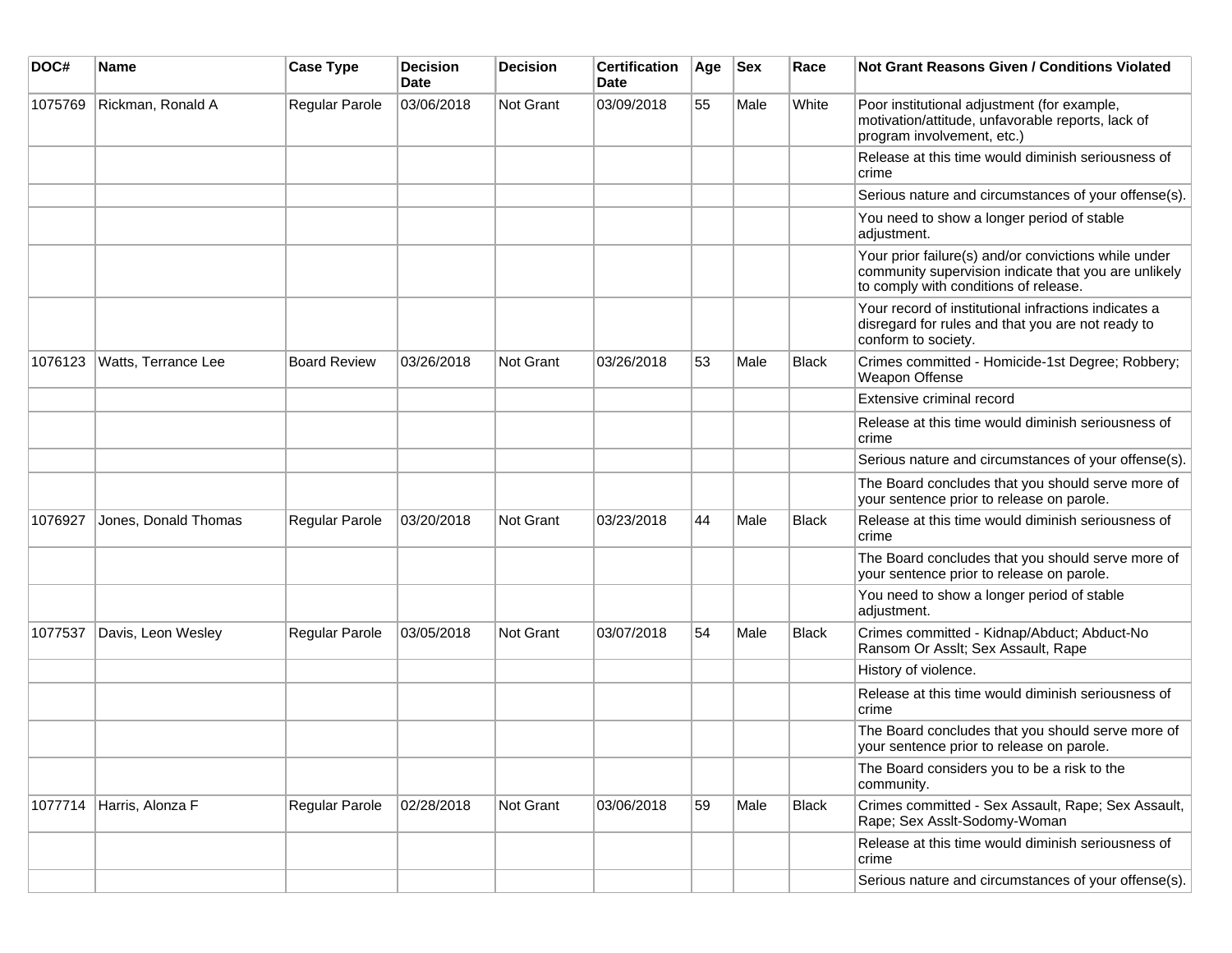| DOC# | Name | Case Type | Decision Date | Decision | Certification Date | Age | Sex | Race | Not Grant Reasons Given / Conditions Violated |
|---|---|---|---|---|---|---|---|---|---|
| 1075769 | Rickman, Ronald A | Regular Parole | 03/06/2018 | Not Grant | 03/09/2018 | 55 | Male | White | Poor institutional adjustment (for example, motivation/attitude, unfavorable reports, lack of program involvement, etc.) |
| | | | | | | | | | Release at this time would diminish seriousness of crime |
| | | | | | | | | | Serious nature and circumstances of your offense(s). |
| | | | | | | | | | You need to show a longer period of stable adjustment. |
| | | | | | | | | | Your prior failure(s) and/or convictions while under community supervision indicate that you are unlikely to comply with conditions of release. |
| | | | | | | | | | Your record of institutional infractions indicates a disregard for rules and that you are not ready to conform to society. |
| 1076123 | Watts, Terrance Lee | Board Review | 03/26/2018 | Not Grant | 03/26/2018 | 53 | Male | Black | Crimes committed - Homicide-1st Degree; Robbery; Weapon Offense |
| | | | | | | | | | Extensive criminal record |
| | | | | | | | | | Release at this time would diminish seriousness of crime |
| | | | | | | | | | Serious nature and circumstances of your offense(s). |
| | | | | | | | | | The Board concludes that you should serve more of your sentence prior to release on parole. |
| 1076927 | Jones, Donald Thomas | Regular Parole | 03/20/2018 | Not Grant | 03/23/2018 | 44 | Male | Black | Release at this time would diminish seriousness of crime |
| | | | | | | | | | The Board concludes that you should serve more of your sentence prior to release on parole. |
| | | | | | | | | | You need to show a longer period of stable adjustment. |
| 1077537 | Davis, Leon Wesley | Regular Parole | 03/05/2018 | Not Grant | 03/07/2018 | 54 | Male | Black | Crimes committed - Kidnap/Abduct; Abduct-No Ransom Or Asslt; Sex Assault, Rape |
| | | | | | | | | | History of violence. |
| | | | | | | | | | Release at this time would diminish seriousness of crime |
| | | | | | | | | | The Board concludes that you should serve more of your sentence prior to release on parole. |
| | | | | | | | | | The Board considers you to be a risk to the community. |
| 1077714 | Harris, Alonza F | Regular Parole | 02/28/2018 | Not Grant | 03/06/2018 | 59 | Male | Black | Crimes committed - Sex Assault, Rape; Sex Assault, Rape; Sex Asslt-Sodomy-Woman |
| | | | | | | | | | Release at this time would diminish seriousness of crime |
| | | | | | | | | | Serious nature and circumstances of your offense(s). |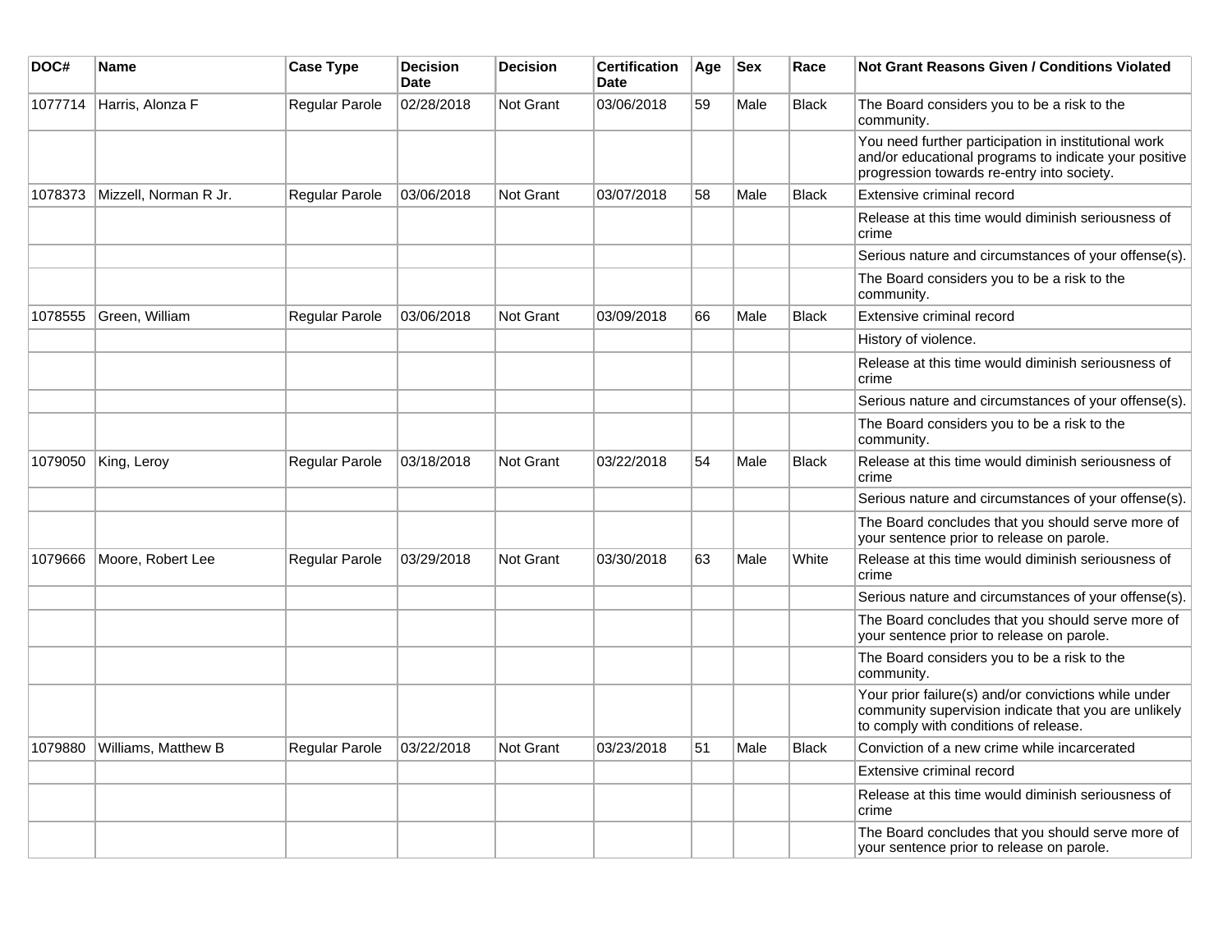| DOC# | Name | Case Type | Decision Date | Decision | Certification Date | Age | Sex | Race | Not Grant Reasons Given / Conditions Violated |
|---|---|---|---|---|---|---|---|---|---|
| 1077714 | Harris, Alonza F | Regular Parole | 02/28/2018 | Not Grant | 03/06/2018 | 59 | Male | Black | The Board considers you to be a risk to the community. |
| | | | | | | | | | You need further participation in institutional work and/or educational programs to indicate your positive progression towards re-entry into society. |
| 1078373 | Mizzell, Norman R Jr. | Regular Parole | 03/06/2018 | Not Grant | 03/07/2018 | 58 | Male | Black | Extensive criminal record |
| | | | | | | | | | Release at this time would diminish seriousness of crime |
| | | | | | | | | | Serious nature and circumstances of your offense(s). |
| | | | | | | | | | The Board considers you to be a risk to the community. |
| 1078555 | Green, William | Regular Parole | 03/06/2018 | Not Grant | 03/09/2018 | 66 | Male | Black | Extensive criminal record |
| | | | | | | | | | History of violence. |
| | | | | | | | | | Release at this time would diminish seriousness of crime |
| | | | | | | | | | Serious nature and circumstances of your offense(s). |
| | | | | | | | | | The Board considers you to be a risk to the community. |
| 1079050 | King, Leroy | Regular Parole | 03/18/2018 | Not Grant | 03/22/2018 | 54 | Male | Black | Release at this time would diminish seriousness of crime |
| | | | | | | | | | Serious nature and circumstances of your offense(s). |
| | | | | | | | | | The Board concludes that you should serve more of your sentence prior to release on parole. |
| 1079666 | Moore, Robert Lee | Regular Parole | 03/29/2018 | Not Grant | 03/30/2018 | 63 | Male | White | Release at this time would diminish seriousness of crime |
| | | | | | | | | | Serious nature and circumstances of your offense(s). |
| | | | | | | | | | The Board concludes that you should serve more of your sentence prior to release on parole. |
| | | | | | | | | | The Board considers you to be a risk to the community. |
| | | | | | | | | | Your prior failure(s) and/or convictions while under community supervision indicate that you are unlikely to comply with conditions of release. |
| 1079880 | Williams, Matthew B | Regular Parole | 03/22/2018 | Not Grant | 03/23/2018 | 51 | Male | Black | Conviction of a new crime while incarcerated |
| | | | | | | | | | Extensive criminal record |
| | | | | | | | | | Release at this time would diminish seriousness of crime |
| | | | | | | | | | The Board concludes that you should serve more of your sentence prior to release on parole. |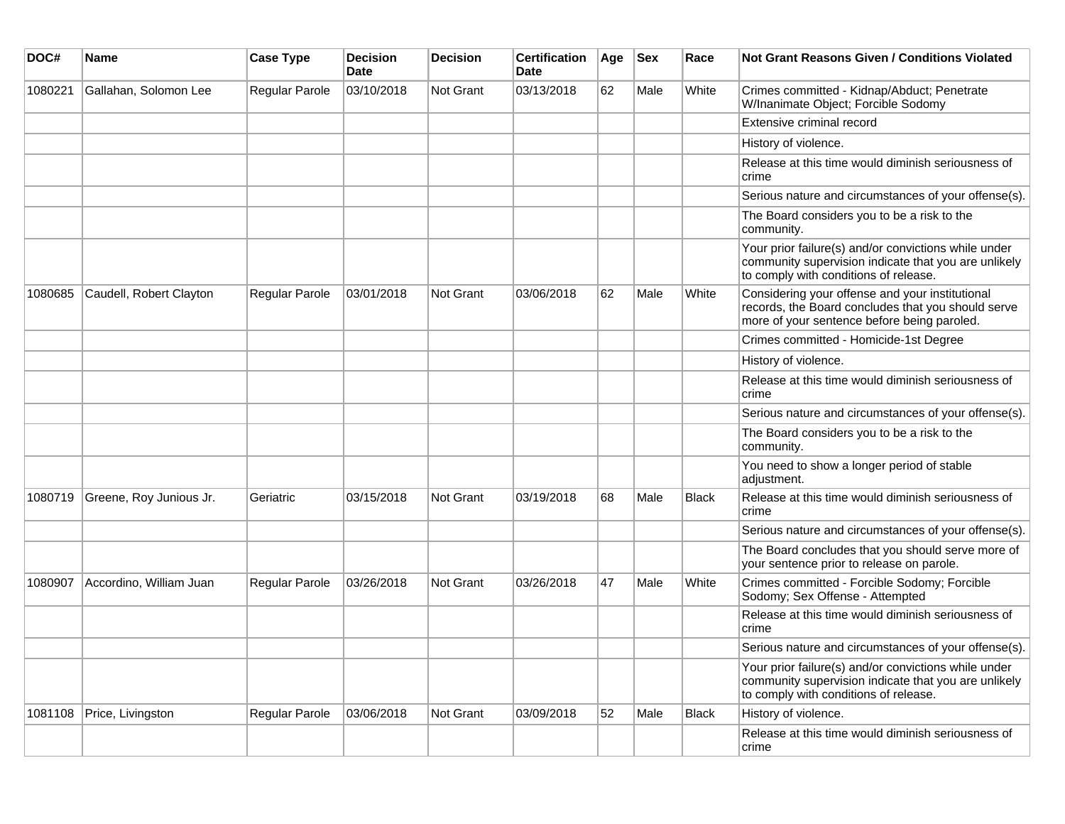| DOC# | Name | Case Type | Decision Date | Decision | Certification Date | Age | Sex | Race | Not Grant Reasons Given / Conditions Violated |
|---|---|---|---|---|---|---|---|---|---|
| 1080221 | Gallahan, Solomon Lee | Regular Parole | 03/10/2018 | Not Grant | 03/13/2018 | 62 | Male | White | Crimes committed - Kidnap/Abduct; Penetrate W/Inanimate Object; Forcible Sodomy |
| | | | | | | | | | Extensive criminal record |
| | | | | | | | | | History of violence. |
| | | | | | | | | | Release at this time would diminish seriousness of crime |
| | | | | | | | | | Serious nature and circumstances of your offense(s). |
| | | | | | | | | | The Board considers you to be a risk to the community. |
| | | | | | | | | | Your prior failure(s) and/or convictions while under community supervision indicate that you are unlikely to comply with conditions of release. |
| 1080685 | Caudell, Robert Clayton | Regular Parole | 03/01/2018 | Not Grant | 03/06/2018 | 62 | Male | White | Considering your offense and your institutional records, the Board concludes that you should serve more of your sentence before being paroled. |
| | | | | | | | | | Crimes committed - Homicide-1st Degree |
| | | | | | | | | | History of violence. |
| | | | | | | | | | Release at this time would diminish seriousness of crime |
| | | | | | | | | | Serious nature and circumstances of your offense(s). |
| | | | | | | | | | The Board considers you to be a risk to the community. |
| | | | | | | | | | You need to show a longer period of stable adjustment. |
| 1080719 | Greene, Roy Junious Jr. | Geriatric | 03/15/2018 | Not Grant | 03/19/2018 | 68 | Male | Black | Release at this time would diminish seriousness of crime |
| | | | | | | | | | Serious nature and circumstances of your offense(s). |
| | | | | | | | | | The Board concludes that you should serve more of your sentence prior to release on parole. |
| 1080907 | Accordino, William Juan | Regular Parole | 03/26/2018 | Not Grant | 03/26/2018 | 47 | Male | White | Crimes committed - Forcible Sodomy; Forcible Sodomy; Sex Offense - Attempted |
| | | | | | | | | | Release at this time would diminish seriousness of crime |
| | | | | | | | | | Serious nature and circumstances of your offense(s). |
| | | | | | | | | | Your prior failure(s) and/or convictions while under community supervision indicate that you are unlikely to comply with conditions of release. |
| 1081108 | Price, Livingston | Regular Parole | 03/06/2018 | Not Grant | 03/09/2018 | 52 | Male | Black | History of violence. |
| | | | | | | | | | Release at this time would diminish seriousness of crime |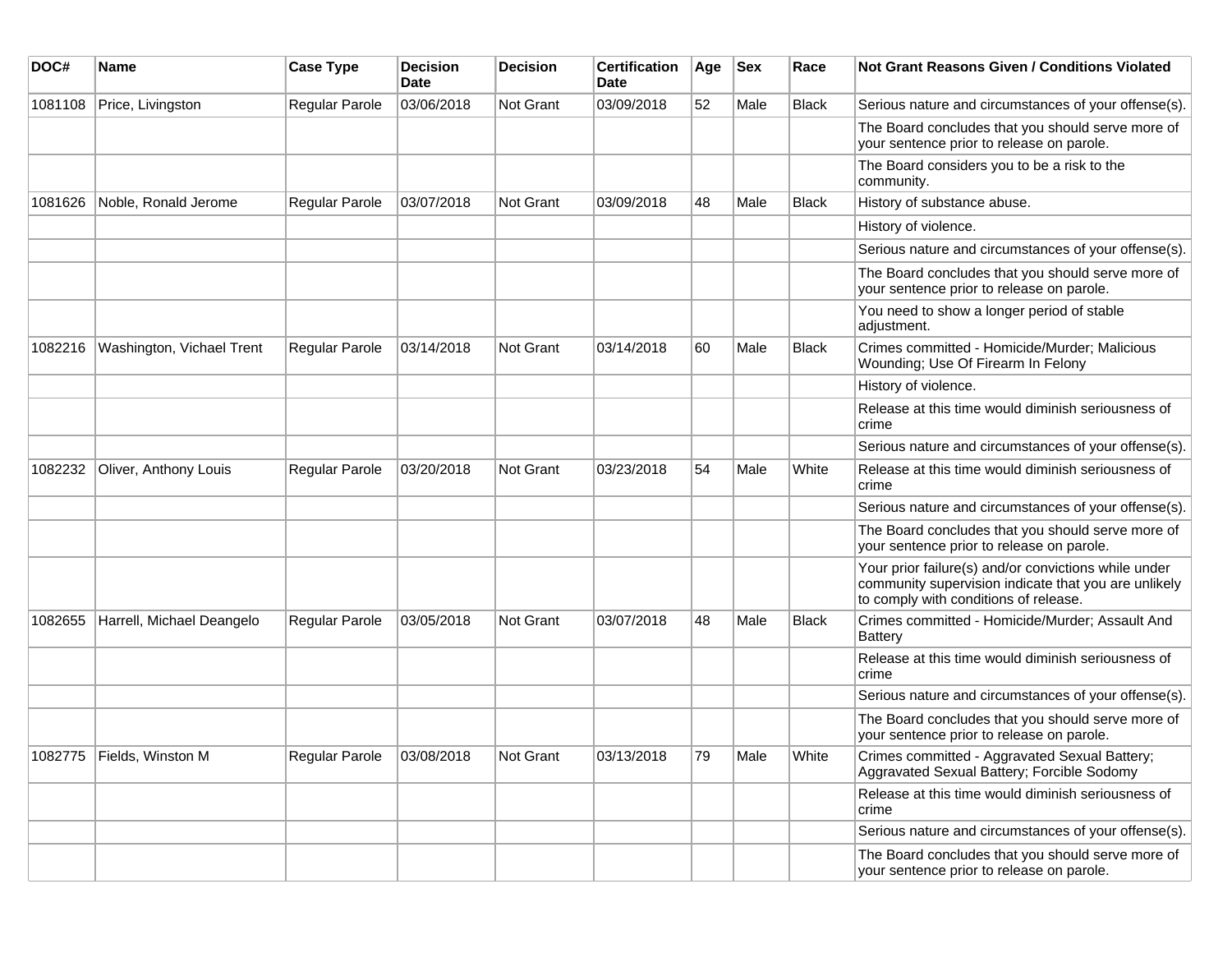| DOC# | Name | Case Type | Decision Date | Decision | Certification Date | Age | Sex | Race | Not Grant Reasons Given / Conditions Violated |
|---|---|---|---|---|---|---|---|---|---|
| 1081108 | Price, Livingston | Regular Parole | 03/06/2018 | Not Grant | 03/09/2018 | 52 | Male | Black | Serious nature and circumstances of your offense(s). |
| | | | | | | | | | The Board concludes that you should serve more of your sentence prior to release on parole. |
| | | | | | | | | | The Board considers you to be a risk to the community. |
| 1081626 | Noble, Ronald Jerome | Regular Parole | 03/07/2018 | Not Grant | 03/09/2018 | 48 | Male | Black | History of substance abuse. |
| | | | | | | | | | History of violence. |
| | | | | | | | | | Serious nature and circumstances of your offense(s). |
| | | | | | | | | | The Board concludes that you should serve more of your sentence prior to release on parole. |
| | | | | | | | | | You need to show a longer period of stable adjustment. |
| 1082216 | Washington, Vichael Trent | Regular Parole | 03/14/2018 | Not Grant | 03/14/2018 | 60 | Male | Black | Crimes committed - Homicide/Murder; Malicious Wounding; Use Of Firearm In Felony |
| | | | | | | | | | History of violence. |
| | | | | | | | | | Release at this time would diminish seriousness of crime |
| | | | | | | | | | Serious nature and circumstances of your offense(s). |
| 1082232 | Oliver, Anthony Louis | Regular Parole | 03/20/2018 | Not Grant | 03/23/2018 | 54 | Male | White | Release at this time would diminish seriousness of crime |
| | | | | | | | | | Serious nature and circumstances of your offense(s). |
| | | | | | | | | | The Board concludes that you should serve more of your sentence prior to release on parole. |
| | | | | | | | | | Your prior failure(s) and/or convictions while under community supervision indicate that you are unlikely to comply with conditions of release. |
| 1082655 | Harrell, Michael Deangelo | Regular Parole | 03/05/2018 | Not Grant | 03/07/2018 | 48 | Male | Black | Crimes committed - Homicide/Murder; Assault And Battery |
| | | | | | | | | | Release at this time would diminish seriousness of crime |
| | | | | | | | | | Serious nature and circumstances of your offense(s). |
| | | | | | | | | | The Board concludes that you should serve more of your sentence prior to release on parole. |
| 1082775 | Fields, Winston M | Regular Parole | 03/08/2018 | Not Grant | 03/13/2018 | 79 | Male | White | Crimes committed - Aggravated Sexual Battery; Aggravated Sexual Battery; Forcible Sodomy |
| | | | | | | | | | Release at this time would diminish seriousness of crime |
| | | | | | | | | | Serious nature and circumstances of your offense(s). |
| | | | | | | | | | The Board concludes that you should serve more of your sentence prior to release on parole. |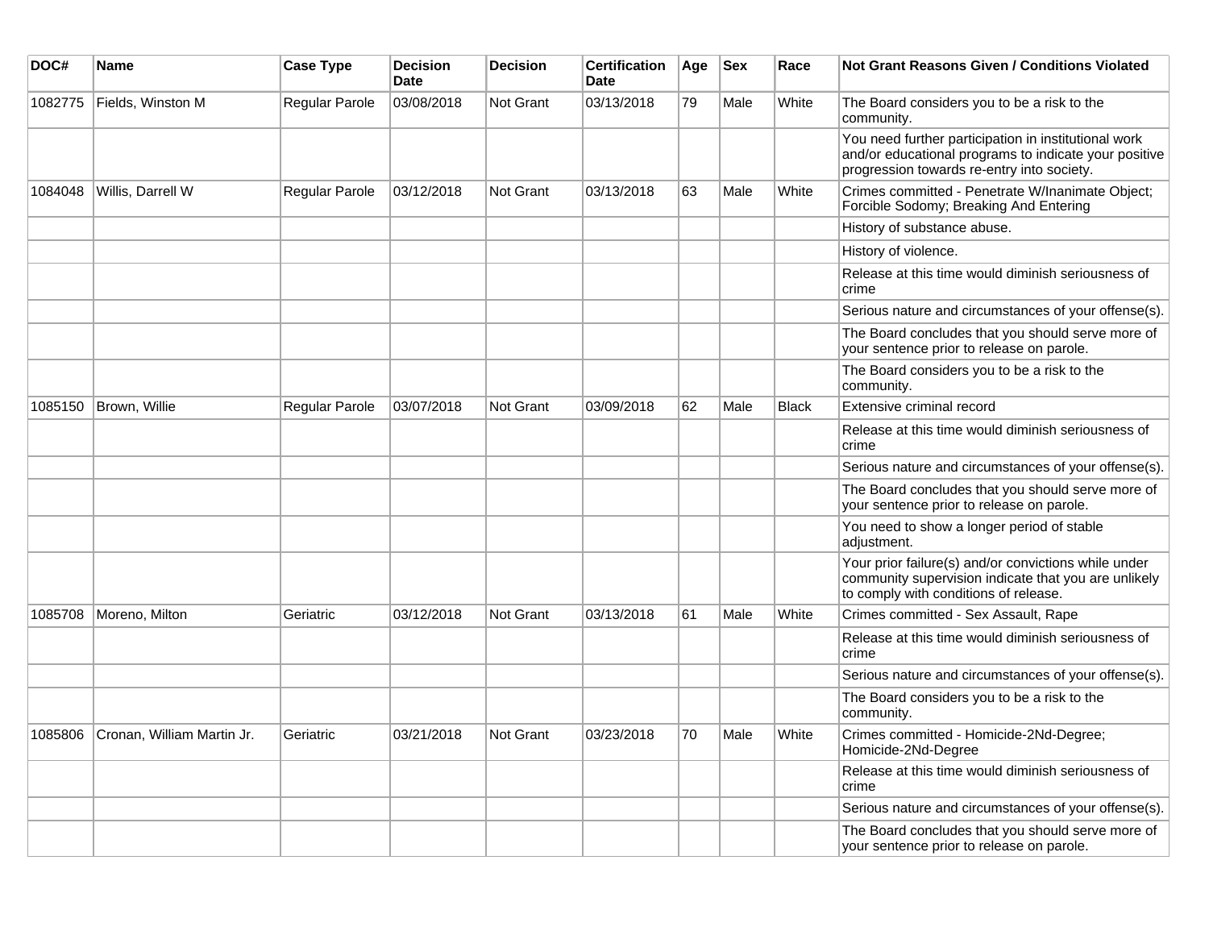| DOC# | Name | Case Type | Decision Date | Decision | Certification Date | Age | Sex | Race | Not Grant Reasons Given / Conditions Violated |
|---|---|---|---|---|---|---|---|---|---|
| 1082775 | Fields, Winston M | Regular Parole | 03/08/2018 | Not Grant | 03/13/2018 | 79 | Male | White | The Board considers you to be a risk to the community. |
| | | | | | | | | | You need further participation in institutional work and/or educational programs to indicate your positive progression towards re-entry into society. |
| 1084048 | Willis, Darrell W | Regular Parole | 03/12/2018 | Not Grant | 03/13/2018 | 63 | Male | White | Crimes committed - Penetrate W/Inanimate Object; Forcible Sodomy; Breaking And Entering |
| | | | | | | | | | History of substance abuse. |
| | | | | | | | | | History of violence. |
| | | | | | | | | | Release at this time would diminish seriousness of crime |
| | | | | | | | | | Serious nature and circumstances of your offense(s). |
| | | | | | | | | | The Board concludes that you should serve more of your sentence prior to release on parole. |
| | | | | | | | | | The Board considers you to be a risk to the community. |
| 1085150 | Brown, Willie | Regular Parole | 03/07/2018 | Not Grant | 03/09/2018 | 62 | Male | Black | Extensive criminal record |
| | | | | | | | | | Release at this time would diminish seriousness of crime |
| | | | | | | | | | Serious nature and circumstances of your offense(s). |
| | | | | | | | | | The Board concludes that you should serve more of your sentence prior to release on parole. |
| | | | | | | | | | You need to show a longer period of stable adjustment. |
| | | | | | | | | | Your prior failure(s) and/or convictions while under community supervision indicate that you are unlikely to comply with conditions of release. |
| 1085708 | Moreno, Milton | Geriatric | 03/12/2018 | Not Grant | 03/13/2018 | 61 | Male | White | Crimes committed - Sex Assault, Rape |
| | | | | | | | | | Release at this time would diminish seriousness of crime |
| | | | | | | | | | Serious nature and circumstances of your offense(s). |
| | | | | | | | | | The Board considers you to be a risk to the community. |
| 1085806 | Cronan, William Martin Jr. | Geriatric | 03/21/2018 | Not Grant | 03/23/2018 | 70 | Male | White | Crimes committed - Homicide-2Nd-Degree; Homicide-2Nd-Degree |
| | | | | | | | | | Release at this time would diminish seriousness of crime |
| | | | | | | | | | Serious nature and circumstances of your offense(s). |
| | | | | | | | | | The Board concludes that you should serve more of your sentence prior to release on parole. |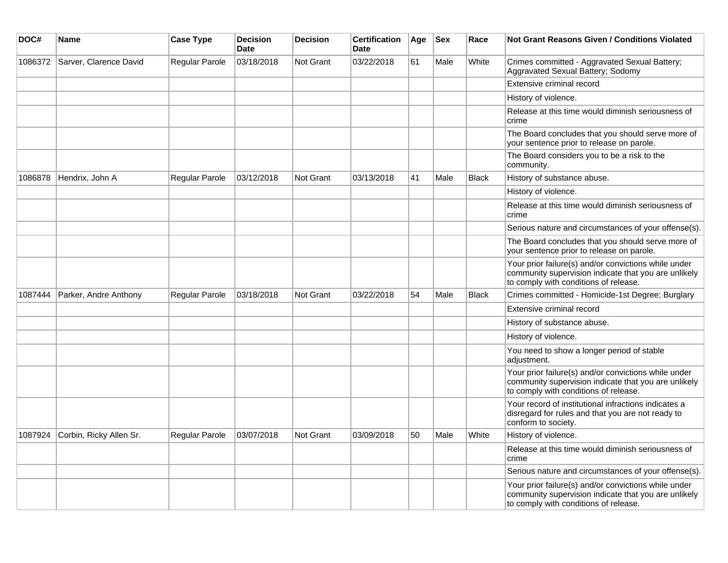| DOC# | Name | Case Type | Decision Date | Decision | Certification Date | Age | Sex | Race | Not Grant Reasons Given / Conditions Violated |
|---|---|---|---|---|---|---|---|---|---|
| 1086372 | Sarver, Clarence David | Regular Parole | 03/18/2018 | Not Grant | 03/22/2018 | 61 | Male | White | Crimes committed - Aggravated Sexual Battery; Aggravated Sexual Battery; Sodomy |
| | | | | | | | | | Extensive criminal record |
| | | | | | | | | | History of violence. |
| | | | | | | | | | Release at this time would diminish seriousness of crime |
| | | | | | | | | | The Board concludes that you should serve more of your sentence prior to release on parole. |
| | | | | | | | | | The Board considers you to be a risk to the community. |
| 1086878 | Hendrix, John A | Regular Parole | 03/12/2018 | Not Grant | 03/13/2018 | 41 | Male | Black | History of substance abuse. |
| | | | | | | | | | History of violence. |
| | | | | | | | | | Release at this time would diminish seriousness of crime |
| | | | | | | | | | Serious nature and circumstances of your offense(s). |
| | | | | | | | | | The Board concludes that you should serve more of your sentence prior to release on parole. |
| | | | | | | | | | Your prior failure(s) and/or convictions while under community supervision indicate that you are unlikely to comply with conditions of release. |
| 1087444 | Parker, Andre Anthony | Regular Parole | 03/18/2018 | Not Grant | 03/22/2018 | 54 | Male | Black | Crimes committed - Homicide-1st Degree; Burglary |
| | | | | | | | | | Extensive criminal record |
| | | | | | | | | | History of substance abuse. |
| | | | | | | | | | History of violence. |
| | | | | | | | | | You need to show a longer period of stable adjustment. |
| | | | | | | | | | Your prior failure(s) and/or convictions while under community supervision indicate that you are unlikely to comply with conditions of release. |
| | | | | | | | | | Your record of institutional infractions indicates a disregard for rules and that you are not ready to conform to society. |
| 1087924 | Corbin, Ricky Allen Sr. | Regular Parole | 03/07/2018 | Not Grant | 03/09/2018 | 50 | Male | White | History of violence. |
| | | | | | | | | | Release at this time would diminish seriousness of crime |
| | | | | | | | | | Serious nature and circumstances of your offense(s). |
| | | | | | | | | | Your prior failure(s) and/or convictions while under community supervision indicate that you are unlikely to comply with conditions of release. |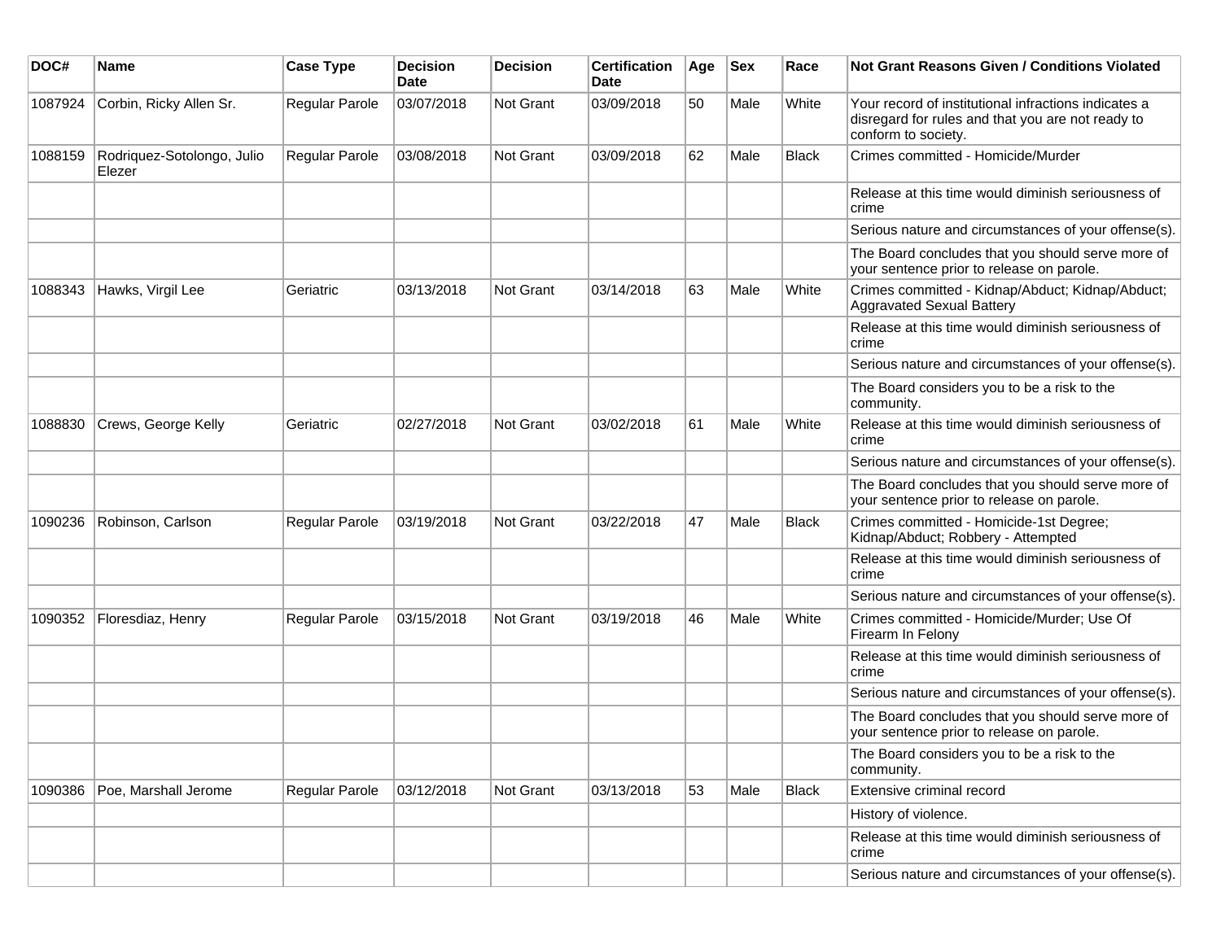| DOC# | Name | Case Type | Decision Date | Decision | Certification Date | Age | Sex | Race | Not Grant Reasons Given / Conditions Violated |
|---|---|---|---|---|---|---|---|---|---|
| 1087924 | Corbin, Ricky Allen Sr. | Regular Parole | 03/07/2018 | Not Grant | 03/09/2018 | 50 | Male | White | Your record of institutional infractions indicates a disregard for rules and that you are not ready to conform to society. |
| 1088159 | Rodriquez-Sotolongo, Julio Elezer | Regular Parole | 03/08/2018 | Not Grant | 03/09/2018 | 62 | Male | Black | Crimes committed - Homicide/Murder |
| | | | | | | | | | Release at this time would diminish seriousness of crime |
| | | | | | | | | | Serious nature and circumstances of your offense(s). |
| | | | | | | | | | The Board concludes that you should serve more of your sentence prior to release on parole. |
| 1088343 | Hawks, Virgil Lee | Geriatric | 03/13/2018 | Not Grant | 03/14/2018 | 63 | Male | White | Crimes committed - Kidnap/Abduct; Kidnap/Abduct; Aggravated Sexual Battery |
| | | | | | | | | | Release at this time would diminish seriousness of crime |
| | | | | | | | | | Serious nature and circumstances of your offense(s). |
| | | | | | | | | | The Board considers you to be a risk to the community. |
| 1088830 | Crews, George Kelly | Geriatric | 02/27/2018 | Not Grant | 03/02/2018 | 61 | Male | White | Release at this time would diminish seriousness of crime |
| | | | | | | | | | Serious nature and circumstances of your offense(s). |
| | | | | | | | | | The Board concludes that you should serve more of your sentence prior to release on parole. |
| 1090236 | Robinson, Carlson | Regular Parole | 03/19/2018 | Not Grant | 03/22/2018 | 47 | Male | Black | Crimes committed - Homicide-1st Degree; Kidnap/Abduct; Robbery - Attempted |
| | | | | | | | | | Release at this time would diminish seriousness of crime |
| | | | | | | | | | Serious nature and circumstances of your offense(s). |
| 1090352 | Floresdiaz, Henry | Regular Parole | 03/15/2018 | Not Grant | 03/19/2018 | 46 | Male | White | Crimes committed - Homicide/Murder; Use Of Firearm In Felony |
| | | | | | | | | | Release at this time would diminish seriousness of crime |
| | | | | | | | | | Serious nature and circumstances of your offense(s). |
| | | | | | | | | | The Board concludes that you should serve more of your sentence prior to release on parole. |
| | | | | | | | | | The Board considers you to be a risk to the community. |
| 1090386 | Poe, Marshall Jerome | Regular Parole | 03/12/2018 | Not Grant | 03/13/2018 | 53 | Male | Black | Extensive criminal record |
| | | | | | | | | | History of violence. |
| | | | | | | | | | Release at this time would diminish seriousness of crime |
| | | | | | | | | | Serious nature and circumstances of your offense(s). |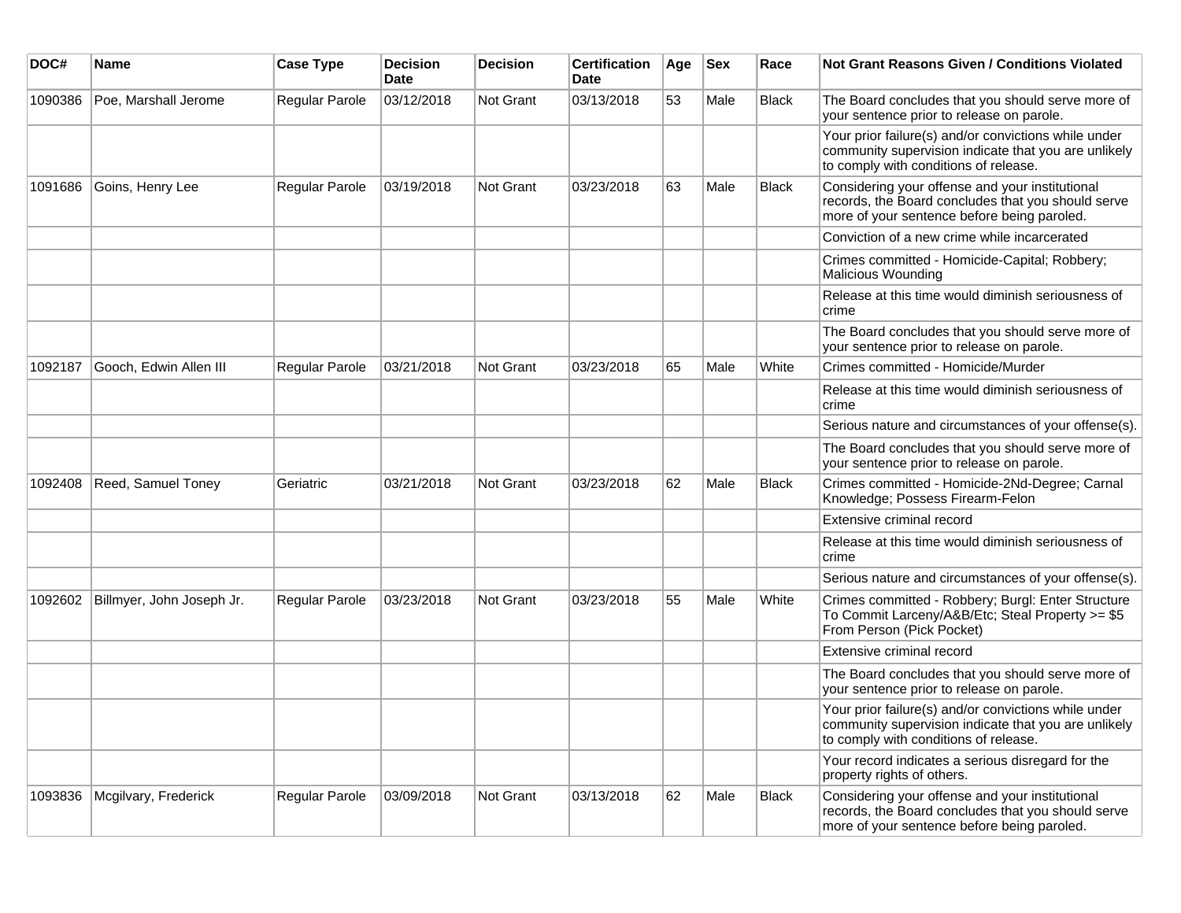| DOC# | Name | Case Type | Decision Date | Decision | Certification Date | Age | Sex | Race | Not Grant Reasons Given / Conditions Violated |
|---|---|---|---|---|---|---|---|---|---|
| 1090386 | Poe, Marshall Jerome | Regular Parole | 03/12/2018 | Not Grant | 03/13/2018 | 53 | Male | Black | The Board concludes that you should serve more of your sentence prior to release on parole. |
| | | | | | | | | | Your prior failure(s) and/or convictions while under community supervision indicate that you are unlikely to comply with conditions of release. |
| 1091686 | Goins, Henry Lee | Regular Parole | 03/19/2018 | Not Grant | 03/23/2018 | 63 | Male | Black | Considering your offense and your institutional records, the Board concludes that you should serve more of your sentence before being paroled. |
| | | | | | | | | | Conviction of a new crime while incarcerated |
| | | | | | | | | | Crimes committed - Homicide-Capital; Robbery; Malicious Wounding |
| | | | | | | | | | Release at this time would diminish seriousness of crime |
| | | | | | | | | | The Board concludes that you should serve more of your sentence prior to release on parole. |
| 1092187 | Gooch, Edwin Allen III | Regular Parole | 03/21/2018 | Not Grant | 03/23/2018 | 65 | Male | White | Crimes committed - Homicide/Murder |
| | | | | | | | | | Release at this time would diminish seriousness of crime |
| | | | | | | | | | Serious nature and circumstances of your offense(s). |
| | | | | | | | | | The Board concludes that you should serve more of your sentence prior to release on parole. |
| 1092408 | Reed, Samuel Toney | Geriatric | 03/21/2018 | Not Grant | 03/23/2018 | 62 | Male | Black | Crimes committed - Homicide-2Nd-Degree; Carnal Knowledge; Possess Firearm-Felon |
| | | | | | | | | | Extensive criminal record |
| | | | | | | | | | Release at this time would diminish seriousness of crime |
| | | | | | | | | | Serious nature and circumstances of your offense(s). |
| 1092602 | Billmyer, John Joseph Jr. | Regular Parole | 03/23/2018 | Not Grant | 03/23/2018 | 55 | Male | White | Crimes committed - Robbery; Burgl: Enter Structure To Commit Larceny/A&B/Etc; Steal Property >= $5 From Person (Pick Pocket) |
| | | | | | | | | | Extensive criminal record |
| | | | | | | | | | The Board concludes that you should serve more of your sentence prior to release on parole. |
| | | | | | | | | | Your prior failure(s) and/or convictions while under community supervision indicate that you are unlikely to comply with conditions of release. |
| | | | | | | | | | Your record indicates a serious disregard for the property rights of others. |
| 1093836 | Mcgilvary, Frederick | Regular Parole | 03/09/2018 | Not Grant | 03/13/2018 | 62 | Male | Black | Considering your offense and your institutional records, the Board concludes that you should serve more of your sentence before being paroled. |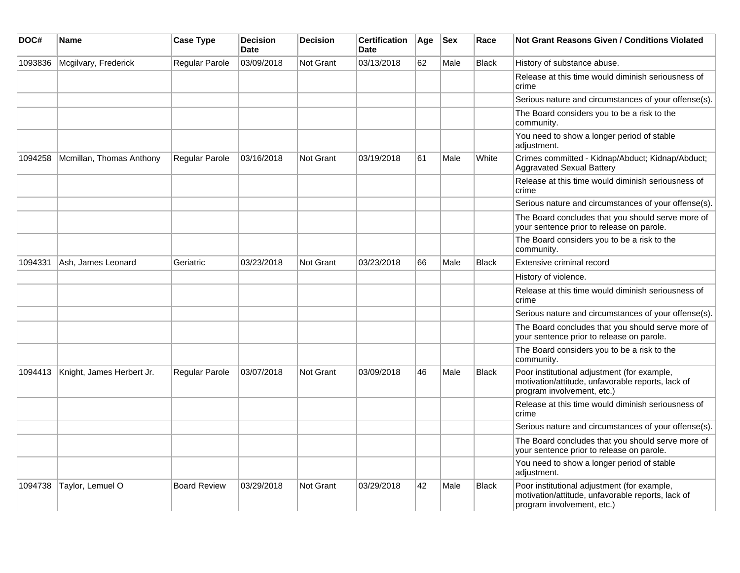| DOC# | Name | Case Type | Decision Date | Decision | Certification Date | Age | Sex | Race | Not Grant Reasons Given / Conditions Violated |
|---|---|---|---|---|---|---|---|---|---|
| 1093836 | Mcgilvary, Frederick | Regular Parole | 03/09/2018 | Not Grant | 03/13/2018 | 62 | Male | Black | History of substance abuse. |
| | | | | | | | | | Release at this time would diminish seriousness of crime |
| | | | | | | | | | Serious nature and circumstances of your offense(s). |
| | | | | | | | | | The Board considers you to be a risk to the community. |
| | | | | | | | | | You need to show a longer period of stable adjustment. |
| 1094258 | Mcmillan, Thomas Anthony | Regular Parole | 03/16/2018 | Not Grant | 03/19/2018 | 61 | Male | White | Crimes committed - Kidnap/Abduct; Kidnap/Abduct; Aggravated Sexual Battery |
| | | | | | | | | | Release at this time would diminish seriousness of crime |
| | | | | | | | | | Serious nature and circumstances of your offense(s). |
| | | | | | | | | | The Board concludes that you should serve more of your sentence prior to release on parole. |
| | | | | | | | | | The Board considers you to be a risk to the community. |
| 1094331 | Ash, James Leonard | Geriatric | 03/23/2018 | Not Grant | 03/23/2018 | 66 | Male | Black | Extensive criminal record |
| | | | | | | | | | History of violence. |
| | | | | | | | | | Release at this time would diminish seriousness of crime |
| | | | | | | | | | Serious nature and circumstances of your offense(s). |
| | | | | | | | | | The Board concludes that you should serve more of your sentence prior to release on parole. |
| | | | | | | | | | The Board considers you to be a risk to the community. |
| 1094413 | Knight, James Herbert Jr. | Regular Parole | 03/07/2018 | Not Grant | 03/09/2018 | 46 | Male | Black | Poor institutional adjustment (for example, motivation/attitude, unfavorable reports, lack of program involvement, etc.) |
| | | | | | | | | | Release at this time would diminish seriousness of crime |
| | | | | | | | | | Serious nature and circumstances of your offense(s). |
| | | | | | | | | | The Board concludes that you should serve more of your sentence prior to release on parole. |
| | | | | | | | | | You need to show a longer period of stable adjustment. |
| 1094738 | Taylor, Lemuel O | Board Review | 03/29/2018 | Not Grant | 03/29/2018 | 42 | Male | Black | Poor institutional adjustment (for example, motivation/attitude, unfavorable reports, lack of program involvement, etc.) |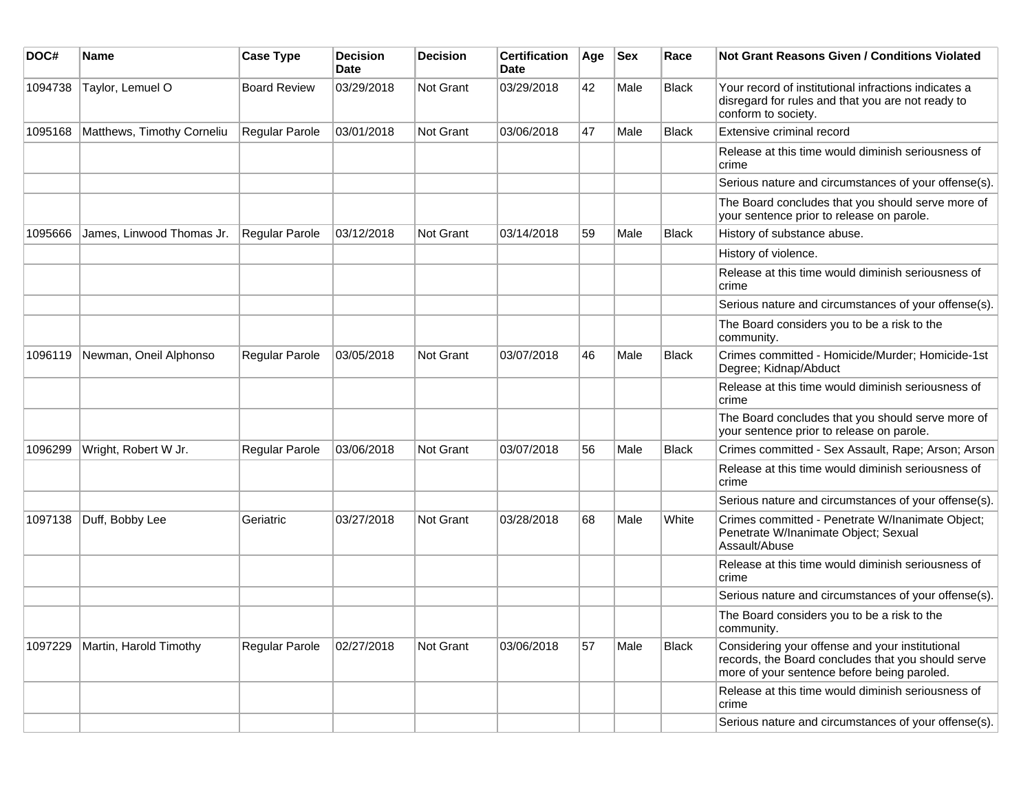| DOC# | Name | Case Type | Decision Date | Decision | Certification Date | Age | Sex | Race | Not Grant Reasons Given / Conditions Violated |
|---|---|---|---|---|---|---|---|---|---|
| 1094738 | Taylor, Lemuel O | Board Review | 03/29/2018 | Not Grant | 03/29/2018 | 42 | Male | Black | Your record of institutional infractions indicates a disregard for rules and that you are not ready to conform to society. |
| 1095168 | Matthews, Timothy Corneliu | Regular Parole | 03/01/2018 | Not Grant | 03/06/2018 | 47 | Male | Black | Extensive criminal record |
| | | | | | | | | | Release at this time would diminish seriousness of crime |
| | | | | | | | | | Serious nature and circumstances of your offense(s). |
| | | | | | | | | | The Board concludes that you should serve more of your sentence prior to release on parole. |
| 1095666 | James, Linwood Thomas Jr. | Regular Parole | 03/12/2018 | Not Grant | 03/14/2018 | 59 | Male | Black | History of substance abuse. |
| | | | | | | | | | History of violence. |
| | | | | | | | | | Release at this time would diminish seriousness of crime |
| | | | | | | | | | Serious nature and circumstances of your offense(s). |
| | | | | | | | | | The Board considers you to be a risk to the community. |
| 1096119 | Newman, Oneil Alphonso | Regular Parole | 03/05/2018 | Not Grant | 03/07/2018 | 46 | Male | Black | Crimes committed - Homicide/Murder; Homicide-1st Degree; Kidnap/Abduct |
| | | | | | | | | | Release at this time would diminish seriousness of crime |
| | | | | | | | | | The Board concludes that you should serve more of your sentence prior to release on parole. |
| 1096299 | Wright, Robert W Jr. | Regular Parole | 03/06/2018 | Not Grant | 03/07/2018 | 56 | Male | Black | Crimes committed - Sex Assault, Rape; Arson; Arson |
| | | | | | | | | | Release at this time would diminish seriousness of crime |
| | | | | | | | | | Serious nature and circumstances of your offense(s). |
| 1097138 | Duff, Bobby Lee | Geriatric | 03/27/2018 | Not Grant | 03/28/2018 | 68 | Male | White | Crimes committed - Penetrate W/Inanimate Object; Penetrate W/Inanimate Object; Sexual Assault/Abuse |
| | | | | | | | | | Release at this time would diminish seriousness of crime |
| | | | | | | | | | Serious nature and circumstances of your offense(s). |
| | | | | | | | | | The Board considers you to be a risk to the community. |
| 1097229 | Martin, Harold Timothy | Regular Parole | 02/27/2018 | Not Grant | 03/06/2018 | 57 | Male | Black | Considering your offense and your institutional records, the Board concludes that you should serve more of your sentence before being paroled. |
| | | | | | | | | | Release at this time would diminish seriousness of crime |
| | | | | | | | | | Serious nature and circumstances of your offense(s). |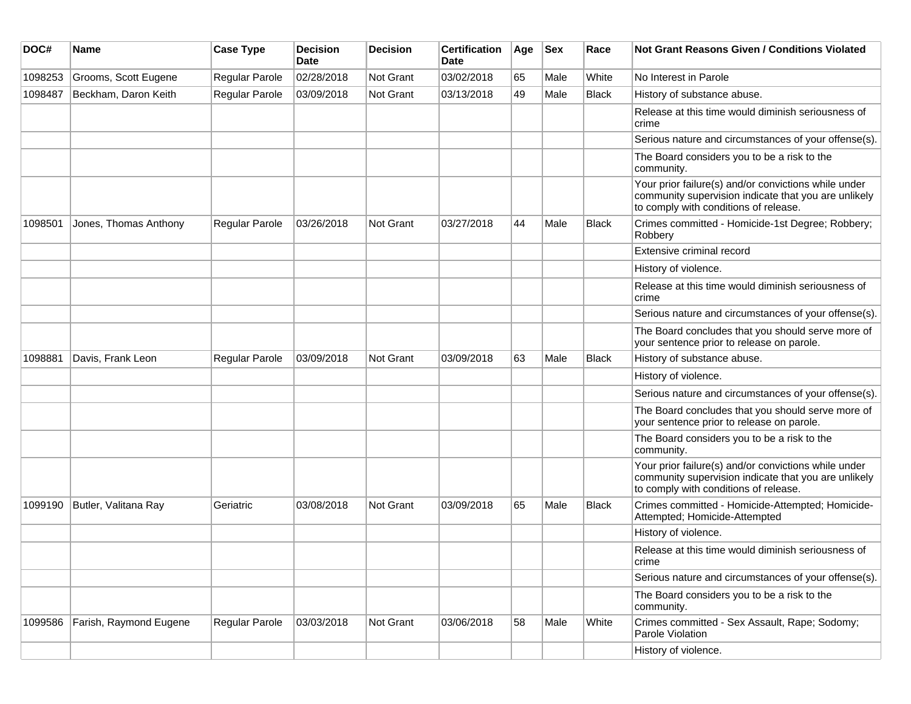| DOC# | Name | Case Type | Decision Date | Decision | Certification Date | Age | Sex | Race | Not Grant Reasons Given / Conditions Violated |
|---|---|---|---|---|---|---|---|---|---|
| 1098253 | Grooms, Scott Eugene | Regular Parole | 02/28/2018 | Not Grant | 03/02/2018 | 65 | Male | White | No Interest in Parole |
| 1098487 | Beckham, Daron Keith | Regular Parole | 03/09/2018 | Not Grant | 03/13/2018 | 49 | Male | Black | History of substance abuse. |
| | | | | | | | | | Release at this time would diminish seriousness of crime |
| | | | | | | | | | Serious nature and circumstances of your offense(s). |
| | | | | | | | | | The Board considers you to be a risk to the community. |
| | | | | | | | | | Your prior failure(s) and/or convictions while under community supervision indicate that you are unlikely to comply with conditions of release. |
| 1098501 | Jones, Thomas Anthony | Regular Parole | 03/26/2018 | Not Grant | 03/27/2018 | 44 | Male | Black | Crimes committed - Homicide-1st Degree; Robbery; Robbery |
| | | | | | | | | | Extensive criminal record |
| | | | | | | | | | History of violence. |
| | | | | | | | | | Release at this time would diminish seriousness of crime |
| | | | | | | | | | Serious nature and circumstances of your offense(s). |
| | | | | | | | | | The Board concludes that you should serve more of your sentence prior to release on parole. |
| 1098881 | Davis, Frank Leon | Regular Parole | 03/09/2018 | Not Grant | 03/09/2018 | 63 | Male | Black | History of substance abuse. |
| | | | | | | | | | History of violence. |
| | | | | | | | | | Serious nature and circumstances of your offense(s). |
| | | | | | | | | | The Board concludes that you should serve more of your sentence prior to release on parole. |
| | | | | | | | | | The Board considers you to be a risk to the community. |
| | | | | | | | | | Your prior failure(s) and/or convictions while under community supervision indicate that you are unlikely to comply with conditions of release. |
| 1099190 | Butler, Valitana Ray | Geriatric | 03/08/2018 | Not Grant | 03/09/2018 | 65 | Male | Black | Crimes committed - Homicide-Attempted; Homicide-Attempted; Homicide-Attempted |
| | | | | | | | | | History of violence. |
| | | | | | | | | | Release at this time would diminish seriousness of crime |
| | | | | | | | | | Serious nature and circumstances of your offense(s). |
| | | | | | | | | | The Board considers you to be a risk to the community. |
| 1099586 | Farish, Raymond Eugene | Regular Parole | 03/03/2018 | Not Grant | 03/06/2018 | 58 | Male | White | Crimes committed - Sex Assault, Rape; Sodomy; Parole Violation |
| | | | | | | | | | History of violence. |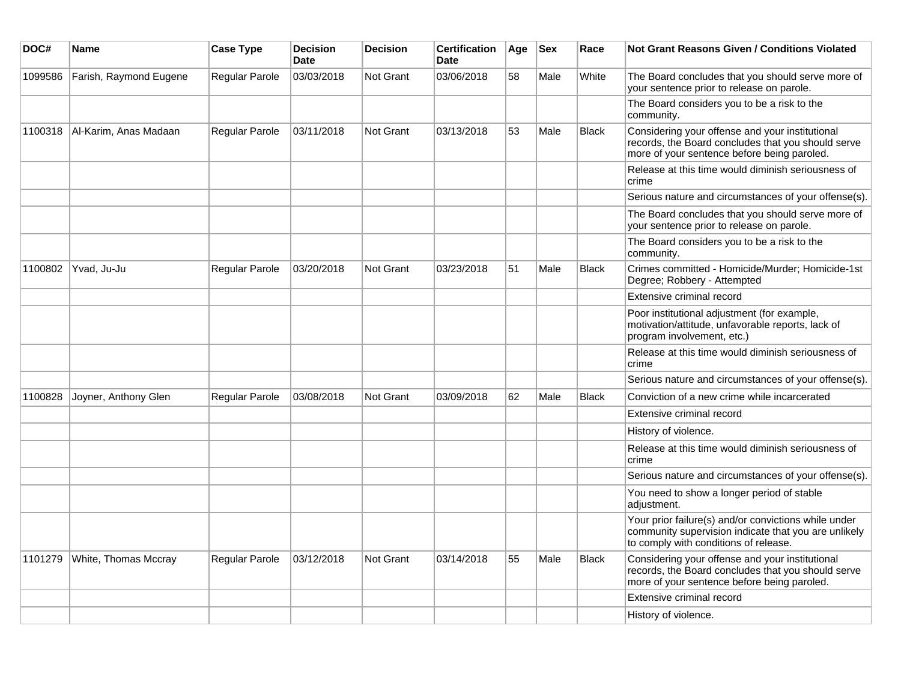| DOC# | Name | Case Type | Decision Date | Decision | Certification Date | Age | Sex | Race | Not Grant Reasons Given / Conditions Violated |
|---|---|---|---|---|---|---|---|---|---|
| 1099586 | Farish, Raymond Eugene | Regular Parole | 03/03/2018 | Not Grant | 03/06/2018 | 58 | Male | White | The Board concludes that you should serve more of your sentence prior to release on parole. |
| | | | | | | | | | The Board considers you to be a risk to the community. |
| 1100318 | Al-Karim, Anas Madaan | Regular Parole | 03/11/2018 | Not Grant | 03/13/2018 | 53 | Male | Black | Considering your offense and your institutional records, the Board concludes that you should serve more of your sentence before being paroled. |
| | | | | | | | | | Release at this time would diminish seriousness of crime |
| | | | | | | | | | Serious nature and circumstances of your offense(s). |
| | | | | | | | | | The Board concludes that you should serve more of your sentence prior to release on parole. |
| | | | | | | | | | The Board considers you to be a risk to the community. |
| 1100802 | Yvad, Ju-Ju | Regular Parole | 03/20/2018 | Not Grant | 03/23/2018 | 51 | Male | Black | Crimes committed - Homicide/Murder; Homicide-1st Degree; Robbery - Attempted |
| | | | | | | | | | Extensive criminal record |
| | | | | | | | | | Poor institutional adjustment (for example, motivation/attitude, unfavorable reports, lack of program involvement, etc.) |
| | | | | | | | | | Release at this time would diminish seriousness of crime |
| | | | | | | | | | Serious nature and circumstances of your offense(s). |
| 1100828 | Joyner, Anthony Glen | Regular Parole | 03/08/2018 | Not Grant | 03/09/2018 | 62 | Male | Black | Conviction of a new crime while incarcerated |
| | | | | | | | | | Extensive criminal record |
| | | | | | | | | | History of violence. |
| | | | | | | | | | Release at this time would diminish seriousness of crime |
| | | | | | | | | | Serious nature and circumstances of your offense(s). |
| | | | | | | | | | You need to show a longer period of stable adjustment. |
| | | | | | | | | | Your prior failure(s) and/or convictions while under community supervision indicate that you are unlikely to comply with conditions of release. |
| 1101279 | White, Thomas Mccray | Regular Parole | 03/12/2018 | Not Grant | 03/14/2018 | 55 | Male | Black | Considering your offense and your institutional records, the Board concludes that you should serve more of your sentence before being paroled. |
| | | | | | | | | | Extensive criminal record |
| | | | | | | | | | History of violence. |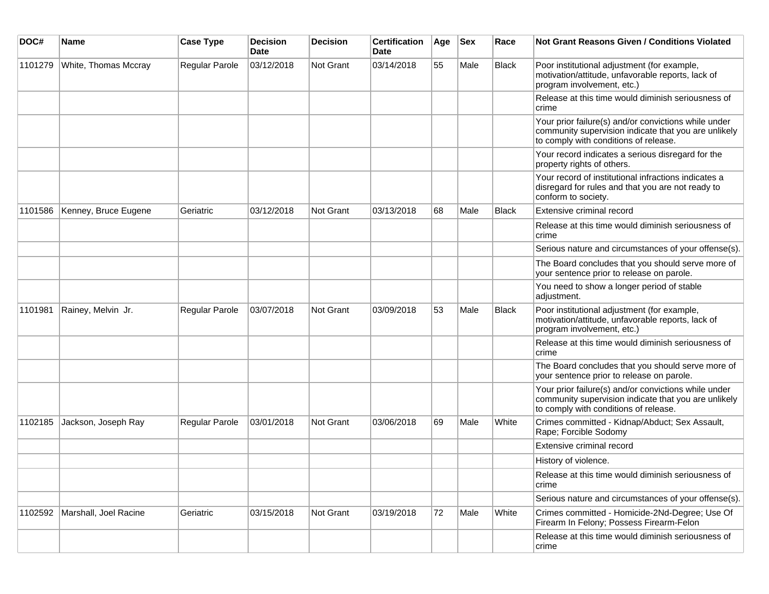| DOC# | Name | Case Type | Decision Date | Decision | Certification Date | Age | Sex | Race | Not Grant Reasons Given / Conditions Violated |
| --- | --- | --- | --- | --- | --- | --- | --- | --- | --- |
| 1101279 | White, Thomas Mccray | Regular Parole | 03/12/2018 | Not Grant | 03/14/2018 | 55 | Male | Black | Poor institutional adjustment (for example, motivation/attitude, unfavorable reports, lack of program involvement, etc.) |
| | | | | | | | | | Release at this time would diminish seriousness of crime |
| | | | | | | | | | Your prior failure(s) and/or convictions while under community supervision indicate that you are unlikely to comply with conditions of release. |
| | | | | | | | | | Your record indicates a serious disregard for the property rights of others. |
| | | | | | | | | | Your record of institutional infractions indicates a disregard for rules and that you are not ready to conform to society. |
| 1101586 | Kenney, Bruce Eugene | Geriatric | 03/12/2018 | Not Grant | 03/13/2018 | 68 | Male | Black | Extensive criminal record |
| | | | | | | | | | Release at this time would diminish seriousness of crime |
| | | | | | | | | | Serious nature and circumstances of your offense(s). |
| | | | | | | | | | The Board concludes that you should serve more of your sentence prior to release on parole. |
| | | | | | | | | | You need to show a longer period of stable adjustment. |
| 1101981 | Rainey, Melvin Jr. | Regular Parole | 03/07/2018 | Not Grant | 03/09/2018 | 53 | Male | Black | Poor institutional adjustment (for example, motivation/attitude, unfavorable reports, lack of program involvement, etc.) |
| | | | | | | | | | Release at this time would diminish seriousness of crime |
| | | | | | | | | | The Board concludes that you should serve more of your sentence prior to release on parole. |
| | | | | | | | | | Your prior failure(s) and/or convictions while under community supervision indicate that you are unlikely to comply with conditions of release. |
| 1102185 | Jackson, Joseph Ray | Regular Parole | 03/01/2018 | Not Grant | 03/06/2018 | 69 | Male | White | Crimes committed - Kidnap/Abduct; Sex Assault, Rape; Forcible Sodomy |
| | | | | | | | | | Extensive criminal record |
| | | | | | | | | | History of violence. |
| | | | | | | | | | Release at this time would diminish seriousness of crime |
| | | | | | | | | | Serious nature and circumstances of your offense(s). |
| 1102592 | Marshall, Joel Racine | Geriatric | 03/15/2018 | Not Grant | 03/19/2018 | 72 | Male | White | Crimes committed - Homicide-2Nd-Degree; Use Of Firearm In Felony; Possess Firearm-Felon |
| | | | | | | | | | Release at this time would diminish seriousness of crime |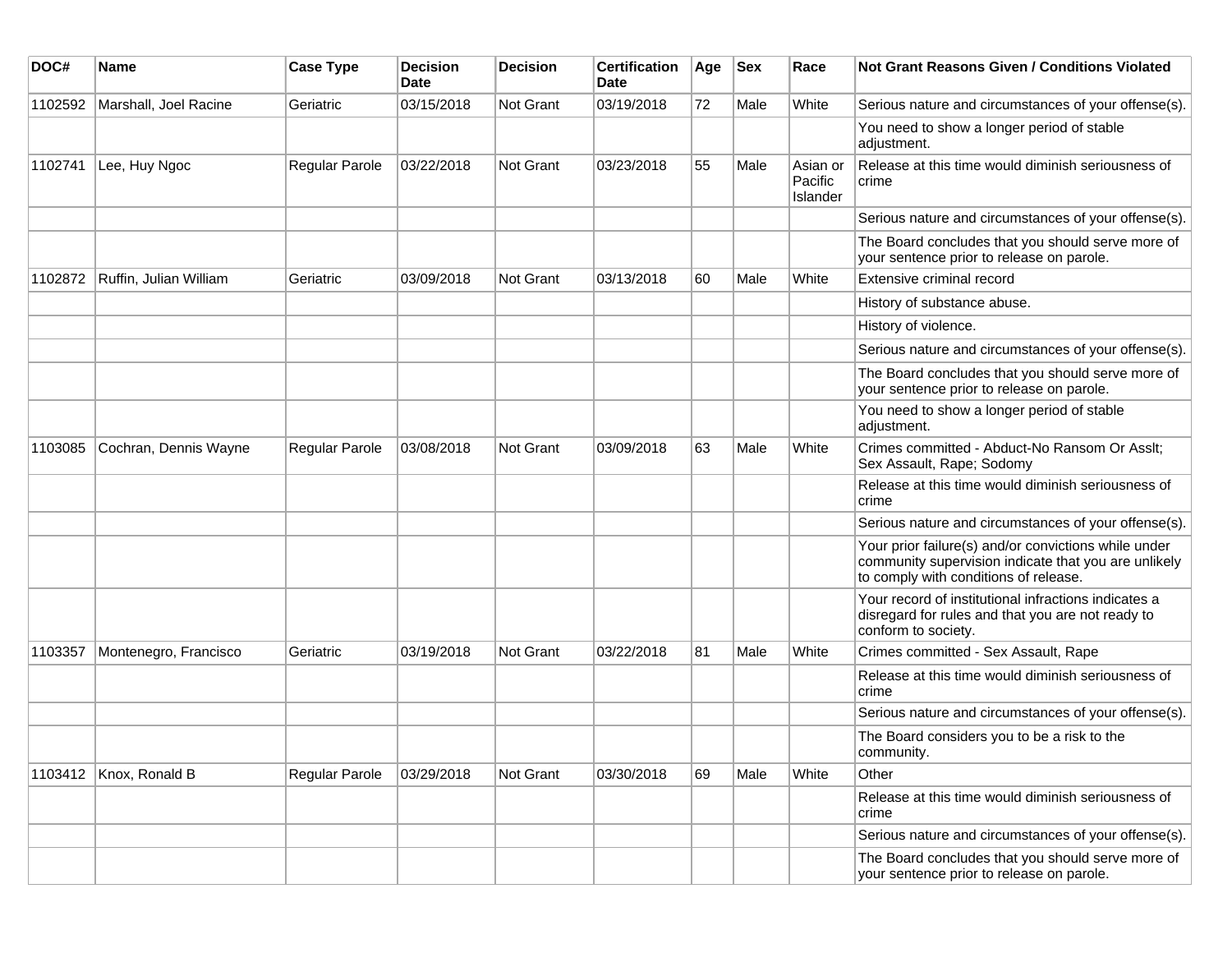| DOC# | Name | Case Type | Decision Date | Decision | Certification Date | Age | Sex | Race | Not Grant Reasons Given / Conditions Violated |
| --- | --- | --- | --- | --- | --- | --- | --- | --- | --- |
| 1102592 | Marshall, Joel Racine | Geriatric | 03/15/2018 | Not Grant | 03/19/2018 | 72 | Male | White | Serious nature and circumstances of your offense(s). |
| | | | | | | | | | You need to show a longer period of stable adjustment. |
| 1102741 | Lee, Huy Ngoc | Regular Parole | 03/22/2018 | Not Grant | 03/23/2018 | 55 | Male | Asian or Pacific Islander | Release at this time would diminish seriousness of crime |
| | | | | | | | | | Serious nature and circumstances of your offense(s). |
| | | | | | | | | | The Board concludes that you should serve more of your sentence prior to release on parole. |
| 1102872 | Ruffin, Julian William | Geriatric | 03/09/2018 | Not Grant | 03/13/2018 | 60 | Male | White | Extensive criminal record |
| | | | | | | | | | History of substance abuse. |
| | | | | | | | | | History of violence. |
| | | | | | | | | | Serious nature and circumstances of your offense(s). |
| | | | | | | | | | The Board concludes that you should serve more of your sentence prior to release on parole. |
| | | | | | | | | | You need to show a longer period of stable adjustment. |
| 1103085 | Cochran, Dennis Wayne | Regular Parole | 03/08/2018 | Not Grant | 03/09/2018 | 63 | Male | White | Crimes committed - Abduct-No Ransom Or Asslt; Sex Assault, Rape; Sodomy |
| | | | | | | | | | Release at this time would diminish seriousness of crime |
| | | | | | | | | | Serious nature and circumstances of your offense(s). |
| | | | | | | | | | Your prior failure(s) and/or convictions while under community supervision indicate that you are unlikely to comply with conditions of release. |
| | | | | | | | | | Your record of institutional infractions indicates a disregard for rules and that you are not ready to conform to society. |
| 1103357 | Montenegro, Francisco | Geriatric | 03/19/2018 | Not Grant | 03/22/2018 | 81 | Male | White | Crimes committed - Sex Assault, Rape |
| | | | | | | | | | Release at this time would diminish seriousness of crime |
| | | | | | | | | | Serious nature and circumstances of your offense(s). |
| | | | | | | | | | The Board considers you to be a risk to the community. |
| 1103412 | Knox, Ronald B | Regular Parole | 03/29/2018 | Not Grant | 03/30/2018 | 69 | Male | White | Other |
| | | | | | | | | | Release at this time would diminish seriousness of crime |
| | | | | | | | | | Serious nature and circumstances of your offense(s). |
| | | | | | | | | | The Board concludes that you should serve more of your sentence prior to release on parole. |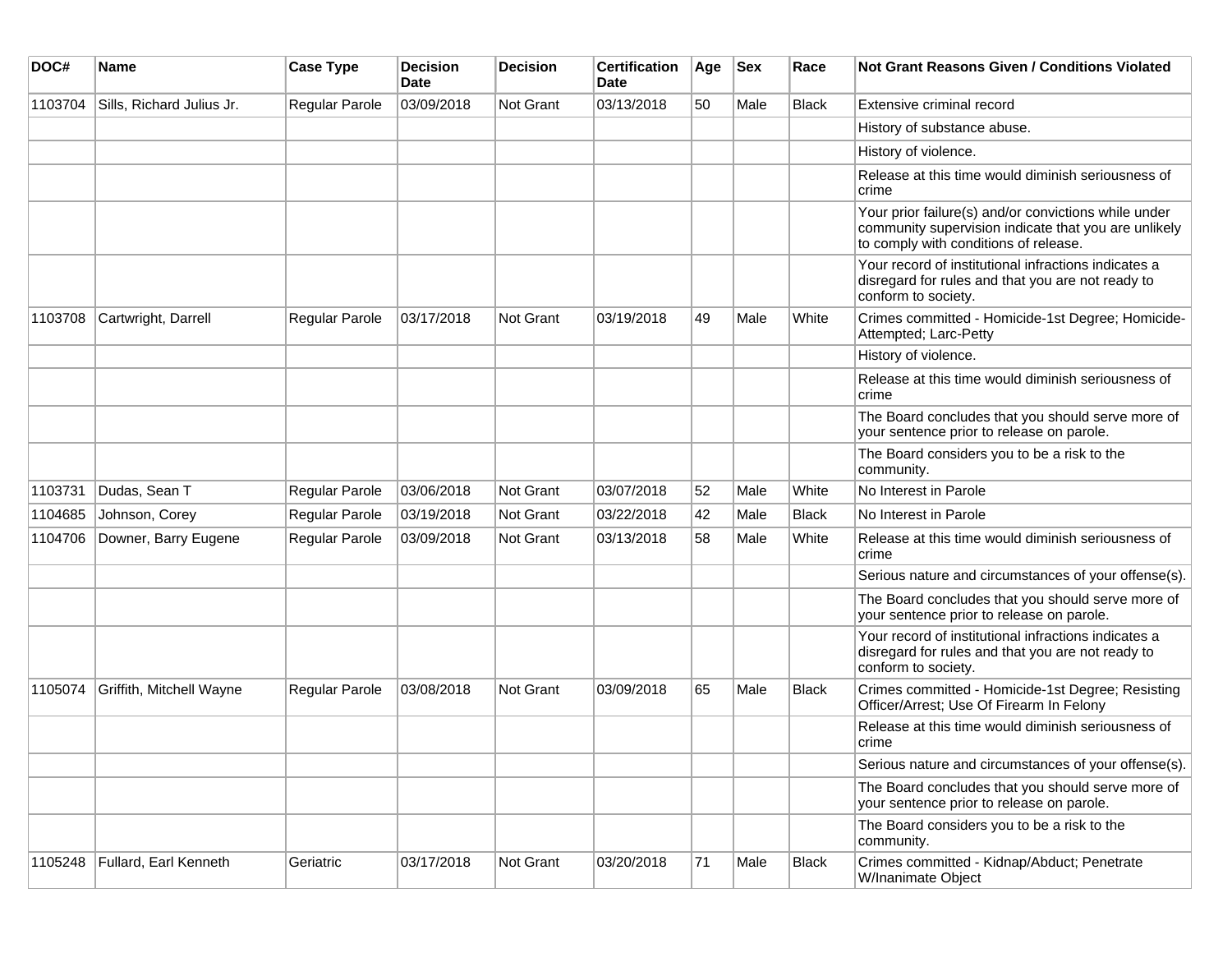| DOC# | Name | Case Type | Decision Date | Decision | Certification Date | Age | Sex | Race | Not Grant Reasons Given / Conditions Violated |
|---|---|---|---|---|---|---|---|---|---|
| 1103704 | Sills, Richard Julius Jr. | Regular Parole | 03/09/2018 | Not Grant | 03/13/2018 | 50 | Male | Black | Extensive criminal record |
| | | | | | | | | | History of substance abuse. |
| | | | | | | | | | History of violence. |
| | | | | | | | | | Release at this time would diminish seriousness of crime |
| | | | | | | | | | Your prior failure(s) and/or convictions while under community supervision indicate that you are unlikely to comply with conditions of release. |
| | | | | | | | | | Your record of institutional infractions indicates a disregard for rules and that you are not ready to conform to society. |
| 1103708 | Cartwright, Darrell | Regular Parole | 03/17/2018 | Not Grant | 03/19/2018 | 49 | Male | White | Crimes committed - Homicide-1st Degree; Homicide-Attempted; Larc-Petty |
| | | | | | | | | | History of violence. |
| | | | | | | | | | Release at this time would diminish seriousness of crime |
| | | | | | | | | | The Board concludes that you should serve more of your sentence prior to release on parole. |
| | | | | | | | | | The Board considers you to be a risk to the community. |
| 1103731 | Dudas, Sean T | Regular Parole | 03/06/2018 | Not Grant | 03/07/2018 | 52 | Male | White | No Interest in Parole |
| 1104685 | Johnson, Corey | Regular Parole | 03/19/2018 | Not Grant | 03/22/2018 | 42 | Male | Black | No Interest in Parole |
| 1104706 | Downer, Barry Eugene | Regular Parole | 03/09/2018 | Not Grant | 03/13/2018 | 58 | Male | White | Release at this time would diminish seriousness of crime |
| | | | | | | | | | Serious nature and circumstances of your offense(s). |
| | | | | | | | | | The Board concludes that you should serve more of your sentence prior to release on parole. |
| | | | | | | | | | Your record of institutional infractions indicates a disregard for rules and that you are not ready to conform to society. |
| 1105074 | Griffith, Mitchell Wayne | Regular Parole | 03/08/2018 | Not Grant | 03/09/2018 | 65 | Male | Black | Crimes committed - Homicide-1st Degree; Resisting Officer/Arrest; Use Of Firearm In Felony |
| | | | | | | | | | Release at this time would diminish seriousness of crime |
| | | | | | | | | | Serious nature and circumstances of your offense(s). |
| | | | | | | | | | The Board concludes that you should serve more of your sentence prior to release on parole. |
| | | | | | | | | | The Board considers you to be a risk to the community. |
| 1105248 | Fullard, Earl Kenneth | Geriatric | 03/17/2018 | Not Grant | 03/20/2018 | 71 | Male | Black | Crimes committed - Kidnap/Abduct; Penetrate W/Inanimate Object |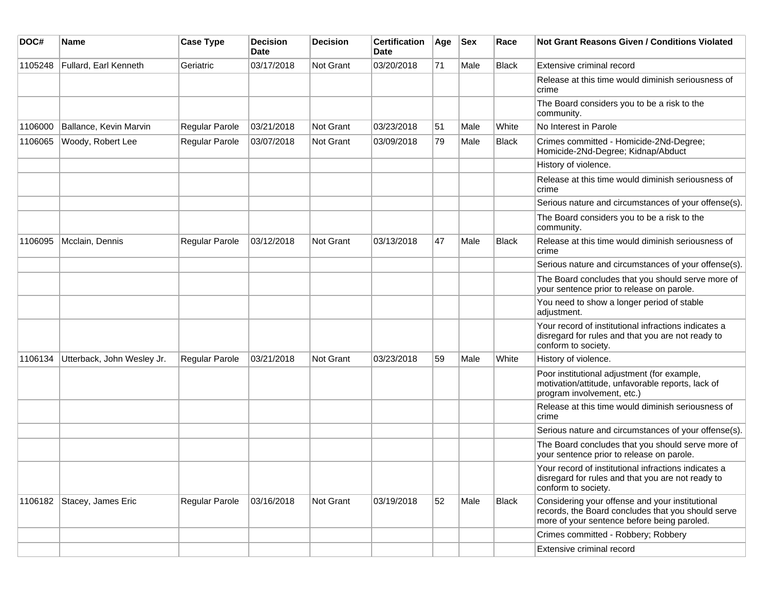| DOC# | Name | Case Type | Decision Date | Decision | Certification Date | Age | Sex | Race | Not Grant Reasons Given / Conditions Violated |
|---|---|---|---|---|---|---|---|---|---|
| 1105248 | Fullard, Earl Kenneth | Geriatric | 03/17/2018 | Not Grant | 03/20/2018 | 71 | Male | Black | Extensive criminal record |
| | | | | | | | | | Release at this time would diminish seriousness of crime |
| | | | | | | | | | The Board considers you to be a risk to the community. |
| 1106000 | Ballance, Kevin Marvin | Regular Parole | 03/21/2018 | Not Grant | 03/23/2018 | 51 | Male | White | No Interest in Parole |
| 1106065 | Woody, Robert Lee | Regular Parole | 03/07/2018 | Not Grant | 03/09/2018 | 79 | Male | Black | Crimes committed - Homicide-2Nd-Degree; Homicide-2Nd-Degree; Kidnap/Abduct |
| | | | | | | | | | History of violence. |
| | | | | | | | | | Release at this time would diminish seriousness of crime |
| | | | | | | | | | Serious nature and circumstances of your offense(s). |
| | | | | | | | | | The Board considers you to be a risk to the community. |
| 1106095 | Mcclain, Dennis | Regular Parole | 03/12/2018 | Not Grant | 03/13/2018 | 47 | Male | Black | Release at this time would diminish seriousness of crime |
| | | | | | | | | | Serious nature and circumstances of your offense(s). |
| | | | | | | | | | The Board concludes that you should serve more of your sentence prior to release on parole. |
| | | | | | | | | | You need to show a longer period of stable adjustment. |
| | | | | | | | | | Your record of institutional infractions indicates a disregard for rules and that you are not ready to conform to society. |
| 1106134 | Utterback, John Wesley Jr. | Regular Parole | 03/21/2018 | Not Grant | 03/23/2018 | 59 | Male | White | History of violence. |
| | | | | | | | | | Poor institutional adjustment (for example, motivation/attitude, unfavorable reports, lack of program involvement, etc.) |
| | | | | | | | | | Release at this time would diminish seriousness of crime |
| | | | | | | | | | Serious nature and circumstances of your offense(s). |
| | | | | | | | | | The Board concludes that you should serve more of your sentence prior to release on parole. |
| | | | | | | | | | Your record of institutional infractions indicates a disregard for rules and that you are not ready to conform to society. |
| 1106182 | Stacey, James Eric | Regular Parole | 03/16/2018 | Not Grant | 03/19/2018 | 52 | Male | Black | Considering your offense and your institutional records, the Board concludes that you should serve more of your sentence before being paroled. |
| | | | | | | | | | Crimes committed - Robbery; Robbery |
| | | | | | | | | | Extensive criminal record |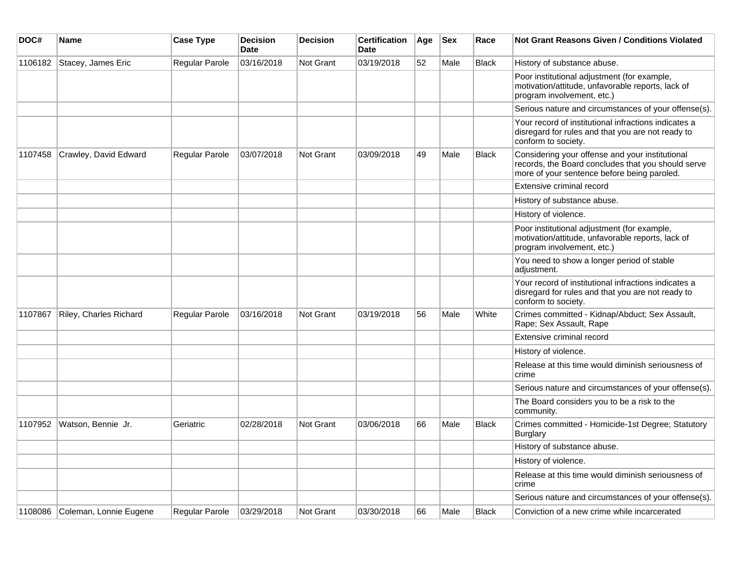| DOC# | Name | Case Type | Decision Date | Decision | Certification Date | Age | Sex | Race | Not Grant Reasons Given / Conditions Violated |
|---|---|---|---|---|---|---|---|---|---|
| 1106182 | Stacey, James Eric | Regular Parole | 03/16/2018 | Not Grant | 03/19/2018 | 52 | Male | Black | History of substance abuse. |
| | | | | | | | | | Poor institutional adjustment (for example, motivation/attitude, unfavorable reports, lack of program involvement, etc.) |
| | | | | | | | | | Serious nature and circumstances of your offense(s). |
| | | | | | | | | | Your record of institutional infractions indicates a disregard for rules and that you are not ready to conform to society. |
| 1107458 | Crawley, David Edward | Regular Parole | 03/07/2018 | Not Grant | 03/09/2018 | 49 | Male | Black | Considering your offense and your institutional records, the Board concludes that you should serve more of your sentence before being paroled. |
| | | | | | | | | | Extensive criminal record |
| | | | | | | | | | History of substance abuse. |
| | | | | | | | | | History of violence. |
| | | | | | | | | | Poor institutional adjustment (for example, motivation/attitude, unfavorable reports, lack of program involvement, etc.) |
| | | | | | | | | | You need to show a longer period of stable adjustment. |
| | | | | | | | | | Your record of institutional infractions indicates a disregard for rules and that you are not ready to conform to society. |
| 1107867 | Riley, Charles Richard | Regular Parole | 03/16/2018 | Not Grant | 03/19/2018 | 56 | Male | White | Crimes committed - Kidnap/Abduct; Sex Assault, Rape; Sex Assault, Rape |
| | | | | | | | | | Extensive criminal record |
| | | | | | | | | | History of violence. |
| | | | | | | | | | Release at this time would diminish seriousness of crime |
| | | | | | | | | | Serious nature and circumstances of your offense(s). |
| | | | | | | | | | The Board considers you to be a risk to the community. |
| 1107952 | Watson, Bennie Jr. | Geriatric | 02/28/2018 | Not Grant | 03/06/2018 | 66 | Male | Black | Crimes committed - Homicide-1st Degree; Statutory Burglary |
| | | | | | | | | | History of substance abuse. |
| | | | | | | | | | History of violence. |
| | | | | | | | | | Release at this time would diminish seriousness of crime |
| | | | | | | | | | Serious nature and circumstances of your offense(s). |
| 1108086 | Coleman, Lonnie Eugene | Regular Parole | 03/29/2018 | Not Grant | 03/30/2018 | 66 | Male | Black | Conviction of a new crime while incarcerated |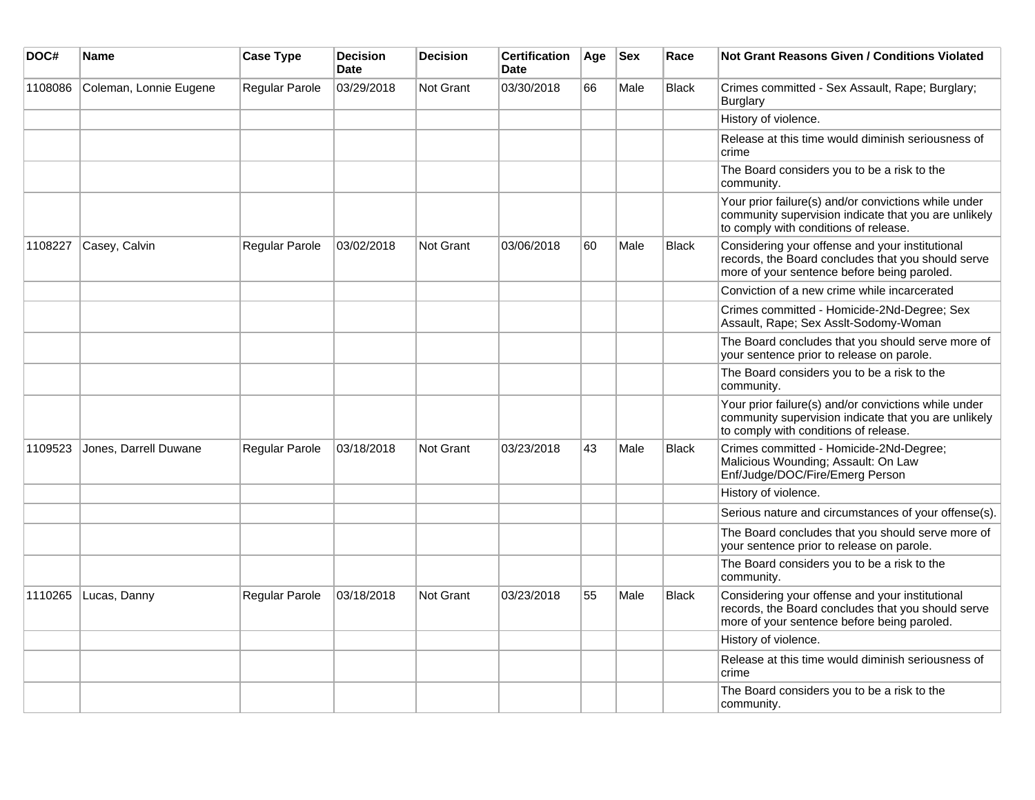| DOC# | Name | Case Type | Decision Date | Decision | Certification Date | Age | Sex | Race | Not Grant Reasons Given / Conditions Violated |
|---|---|---|---|---|---|---|---|---|---|
| 1108086 | Coleman, Lonnie Eugene | Regular Parole | 03/29/2018 | Not Grant | 03/30/2018 | 66 | Male | Black | Crimes committed - Sex Assault, Rape; Burglary; Burglary |
| | | | | | | | | | History of violence. |
| | | | | | | | | | Release at this time would diminish seriousness of crime |
| | | | | | | | | | The Board considers you to be a risk to the community. |
| | | | | | | | | | Your prior failure(s) and/or convictions while under community supervision indicate that you are unlikely to comply with conditions of release. |
| 1108227 | Casey, Calvin | Regular Parole | 03/02/2018 | Not Grant | 03/06/2018 | 60 | Male | Black | Considering your offense and your institutional records, the Board concludes that you should serve more of your sentence before being paroled. |
| | | | | | | | | | Conviction of a new crime while incarcerated |
| | | | | | | | | | Crimes committed - Homicide-2Nd-Degree; Sex Assault, Rape; Sex Asslt-Sodomy-Woman |
| | | | | | | | | | The Board concludes that you should serve more of your sentence prior to release on parole. |
| | | | | | | | | | The Board considers you to be a risk to the community. |
| | | | | | | | | | Your prior failure(s) and/or convictions while under community supervision indicate that you are unlikely to comply with conditions of release. |
| 1109523 | Jones, Darrell Duwane | Regular Parole | 03/18/2018 | Not Grant | 03/23/2018 | 43 | Male | Black | Crimes committed - Homicide-2Nd-Degree; Malicious Wounding; Assault: On Law Enf/Judge/DOC/Fire/Emerg Person |
| | | | | | | | | | History of violence. |
| | | | | | | | | | Serious nature and circumstances of your offense(s). |
| | | | | | | | | | The Board concludes that you should serve more of your sentence prior to release on parole. |
| | | | | | | | | | The Board considers you to be a risk to the community. |
| 1110265 | Lucas, Danny | Regular Parole | 03/18/2018 | Not Grant | 03/23/2018 | 55 | Male | Black | Considering your offense and your institutional records, the Board concludes that you should serve more of your sentence before being paroled. |
| | | | | | | | | | History of violence. |
| | | | | | | | | | Release at this time would diminish seriousness of crime |
| | | | | | | | | | The Board considers you to be a risk to the community. |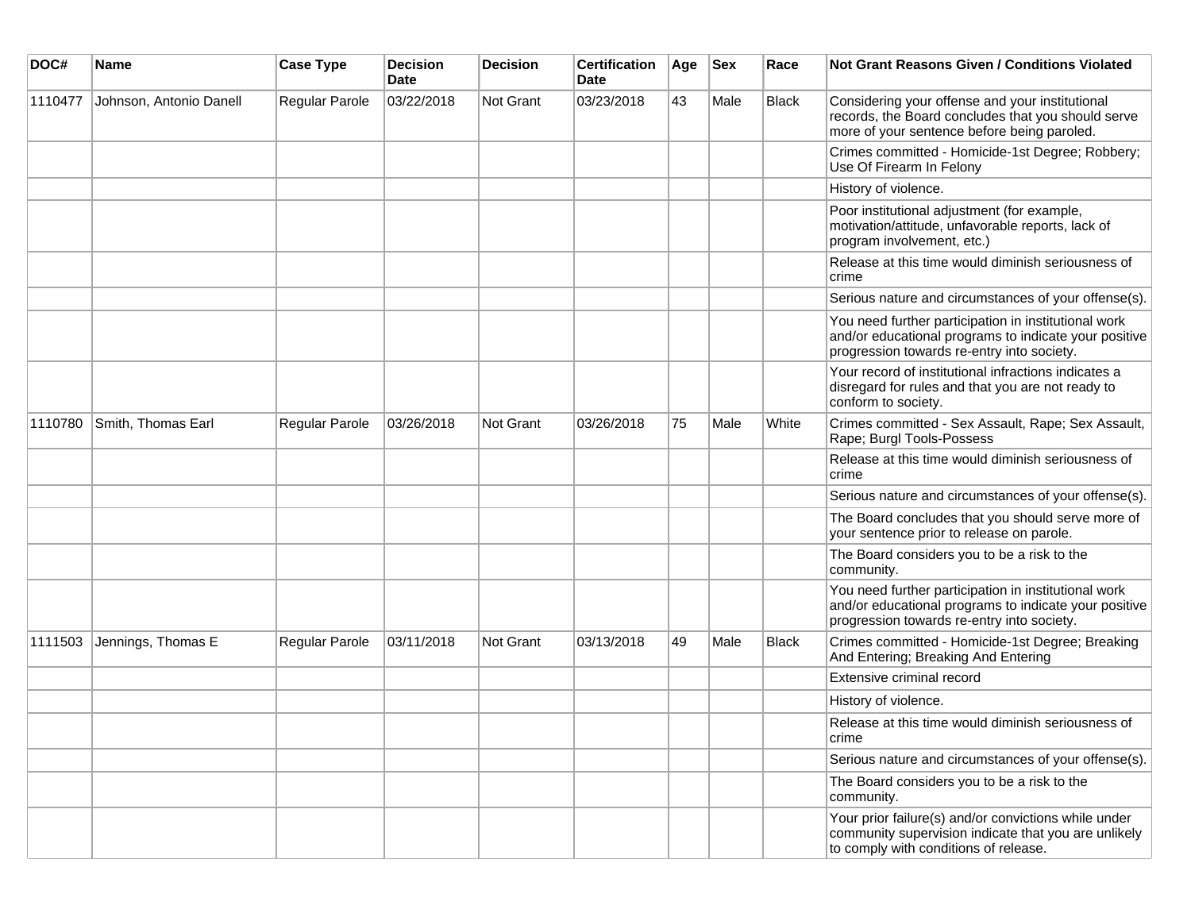| DOC# | Name | Case Type | Decision Date | Decision | Certification Date | Age | Sex | Race | Not Grant Reasons Given / Conditions Violated |
|---|---|---|---|---|---|---|---|---|---|
| 1110477 | Johnson, Antonio Danell | Regular Parole | 03/22/2018 | Not Grant | 03/23/2018 | 43 | Male | Black | Considering your offense and your institutional records, the Board concludes that you should serve more of your sentence before being paroled. |
| | | | | | | | | | Crimes committed - Homicide-1st Degree; Robbery; Use Of Firearm In Felony |
| | | | | | | | | | History of violence. |
| | | | | | | | | | Poor institutional adjustment (for example, motivation/attitude, unfavorable reports, lack of program involvement, etc.) |
| | | | | | | | | | Release at this time would diminish seriousness of crime |
| | | | | | | | | | Serious nature and circumstances of your offense(s). |
| | | | | | | | | | You need further participation in institutional work and/or educational programs to indicate your positive progression towards re-entry into society. |
| | | | | | | | | | Your record of institutional infractions indicates a disregard for rules and that you are not ready to conform to society. |
| 1110780 | Smith, Thomas Earl | Regular Parole | 03/26/2018 | Not Grant | 03/26/2018 | 75 | Male | White | Crimes committed - Sex Assault, Rape; Sex Assault, Rape; Burgl Tools-Possess |
| | | | | | | | | | Release at this time would diminish seriousness of crime |
| | | | | | | | | | Serious nature and circumstances of your offense(s). |
| | | | | | | | | | The Board concludes that you should serve more of your sentence prior to release on parole. |
| | | | | | | | | | The Board considers you to be a risk to the community. |
| | | | | | | | | | You need further participation in institutional work and/or educational programs to indicate your positive progression towards re-entry into society. |
| 1111503 | Jennings, Thomas E | Regular Parole | 03/11/2018 | Not Grant | 03/13/2018 | 49 | Male | Black | Crimes committed - Homicide-1st Degree; Breaking And Entering; Breaking And Entering |
| | | | | | | | | | Extensive criminal record |
| | | | | | | | | | History of violence. |
| | | | | | | | | | Release at this time would diminish seriousness of crime |
| | | | | | | | | | Serious nature and circumstances of your offense(s). |
| | | | | | | | | | The Board considers you to be a risk to the community. |
| | | | | | | | | | Your prior failure(s) and/or convictions while under community supervision indicate that you are unlikely to comply with conditions of release. |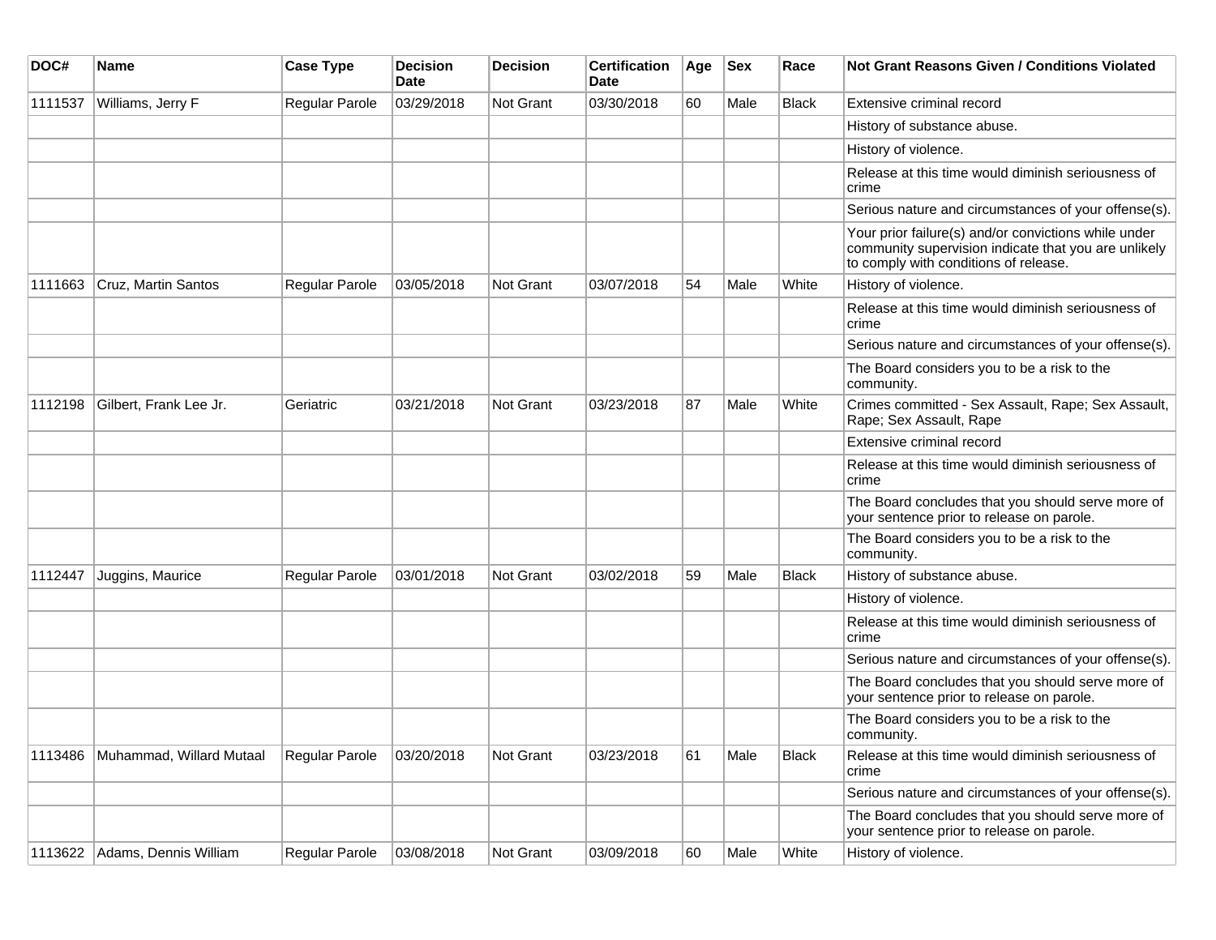| DOC# | Name | Case Type | Decision Date | Decision | Certification Date | Age | Sex | Race | Not Grant Reasons Given / Conditions Violated |
|---|---|---|---|---|---|---|---|---|---|
| 1111537 | Williams, Jerry F | Regular Parole | 03/29/2018 | Not Grant | 03/30/2018 | 60 | Male | Black | Extensive criminal record |
| | | | | | | | | | History of substance abuse. |
| | | | | | | | | | History of violence. |
| | | | | | | | | | Release at this time would diminish seriousness of crime |
| | | | | | | | | | Serious nature and circumstances of your offense(s). |
| | | | | | | | | | Your prior failure(s) and/or convictions while under community supervision indicate that you are unlikely to comply with conditions of release. |
| 1111663 | Cruz, Martin Santos | Regular Parole | 03/05/2018 | Not Grant | 03/07/2018 | 54 | Male | White | History of violence. |
| | | | | | | | | | Release at this time would diminish seriousness of crime |
| | | | | | | | | | Serious nature and circumstances of your offense(s). |
| | | | | | | | | | The Board considers you to be a risk to the community. |
| 1112198 | Gilbert, Frank Lee Jr. | Geriatric | 03/21/2018 | Not Grant | 03/23/2018 | 87 | Male | White | Crimes committed - Sex Assault, Rape; Sex Assault, Rape; Sex Assault, Rape |
| | | | | | | | | | Extensive criminal record |
| | | | | | | | | | Release at this time would diminish seriousness of crime |
| | | | | | | | | | The Board concludes that you should serve more of your sentence prior to release on parole. |
| | | | | | | | | | The Board considers you to be a risk to the community. |
| 1112447 | Juggins, Maurice | Regular Parole | 03/01/2018 | Not Grant | 03/02/2018 | 59 | Male | Black | History of substance abuse. |
| | | | | | | | | | History of violence. |
| | | | | | | | | | Release at this time would diminish seriousness of crime |
| | | | | | | | | | Serious nature and circumstances of your offense(s). |
| | | | | | | | | | The Board concludes that you should serve more of your sentence prior to release on parole. |
| | | | | | | | | | The Board considers you to be a risk to the community. |
| 1113486 | Muhammad, Willard Mutaal | Regular Parole | 03/20/2018 | Not Grant | 03/23/2018 | 61 | Male | Black | Release at this time would diminish seriousness of crime |
| | | | | | | | | | Serious nature and circumstances of your offense(s). |
| | | | | | | | | | The Board concludes that you should serve more of your sentence prior to release on parole. |
| 1113622 | Adams, Dennis William | Regular Parole | 03/08/2018 | Not Grant | 03/09/2018 | 60 | Male | White | History of violence. |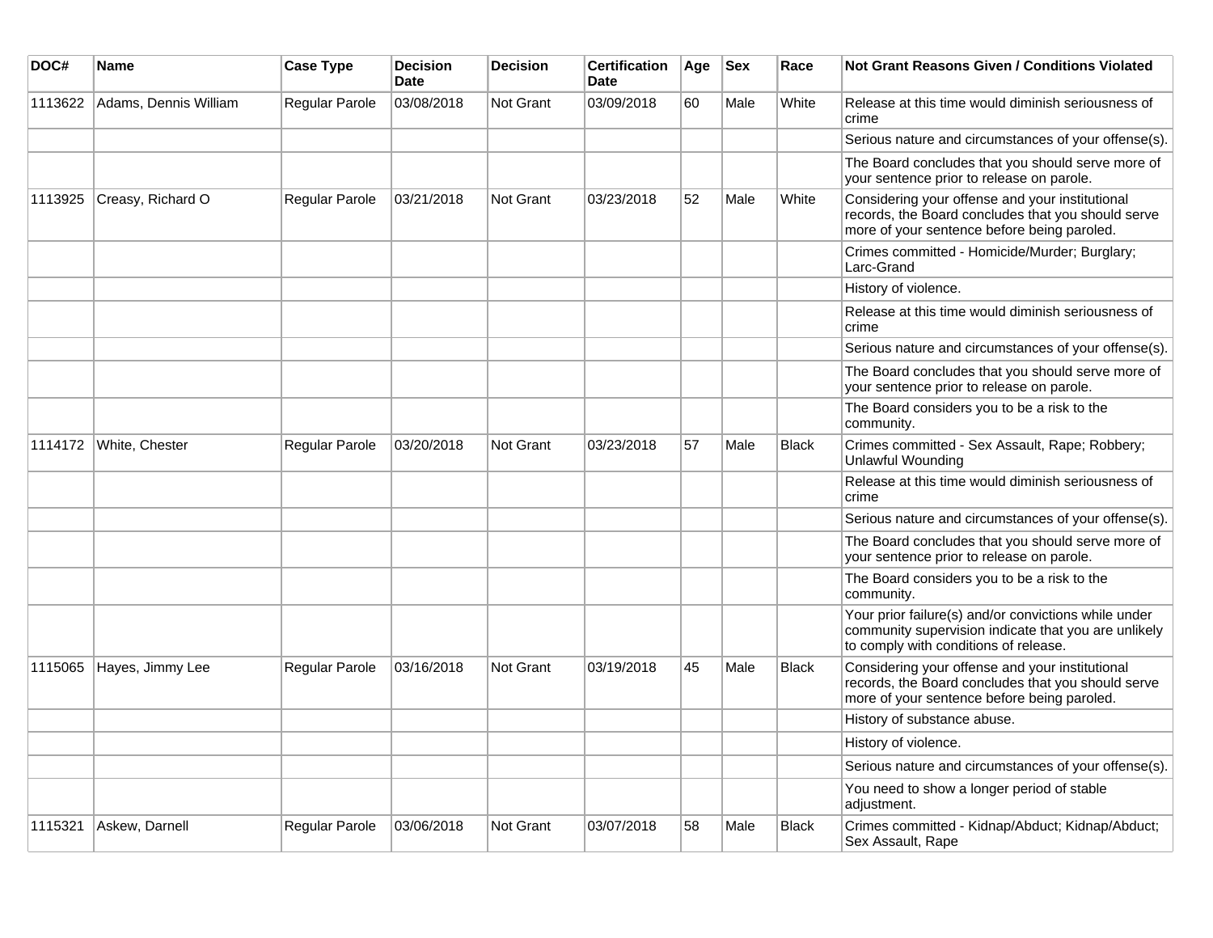| DOC# | Name | Case Type | Decision Date | Decision | Certification Date | Age | Sex | Race | Not Grant Reasons Given / Conditions Violated |
|---|---|---|---|---|---|---|---|---|---|
| 1113622 | Adams, Dennis William | Regular Parole | 03/08/2018 | Not Grant | 03/09/2018 | 60 | Male | White | Release at this time would diminish seriousness of crime |
| | | | | | | | | | Serious nature and circumstances of your offense(s). |
| | | | | | | | | | The Board concludes that you should serve more of your sentence prior to release on parole. |
| 1113925 | Creasy, Richard O | Regular Parole | 03/21/2018 | Not Grant | 03/23/2018 | 52 | Male | White | Considering your offense and your institutional records, the Board concludes that you should serve more of your sentence before being paroled. |
| | | | | | | | | | Crimes committed - Homicide/Murder; Burglary; Larc-Grand |
| | | | | | | | | | History of violence. |
| | | | | | | | | | Release at this time would diminish seriousness of crime |
| | | | | | | | | | Serious nature and circumstances of your offense(s). |
| | | | | | | | | | The Board concludes that you should serve more of your sentence prior to release on parole. |
| | | | | | | | | | The Board considers you to be a risk to the community. |
| 1114172 | White, Chester | Regular Parole | 03/20/2018 | Not Grant | 03/23/2018 | 57 | Male | Black | Crimes committed - Sex Assault, Rape; Robbery; Unlawful Wounding |
| | | | | | | | | | Release at this time would diminish seriousness of crime |
| | | | | | | | | | Serious nature and circumstances of your offense(s). |
| | | | | | | | | | The Board concludes that you should serve more of your sentence prior to release on parole. |
| | | | | | | | | | The Board considers you to be a risk to the community. |
| | | | | | | | | | Your prior failure(s) and/or convictions while under community supervision indicate that you are unlikely to comply with conditions of release. |
| 1115065 | Hayes, Jimmy Lee | Regular Parole | 03/16/2018 | Not Grant | 03/19/2018 | 45 | Male | Black | Considering your offense and your institutional records, the Board concludes that you should serve more of your sentence before being paroled. |
| | | | | | | | | | History of substance abuse. |
| | | | | | | | | | History of violence. |
| | | | | | | | | | Serious nature and circumstances of your offense(s). |
| | | | | | | | | | You need to show a longer period of stable adjustment. |
| 1115321 | Askew, Darnell | Regular Parole | 03/06/2018 | Not Grant | 03/07/2018 | 58 | Male | Black | Crimes committed - Kidnap/Abduct; Kidnap/Abduct; Sex Assault, Rape |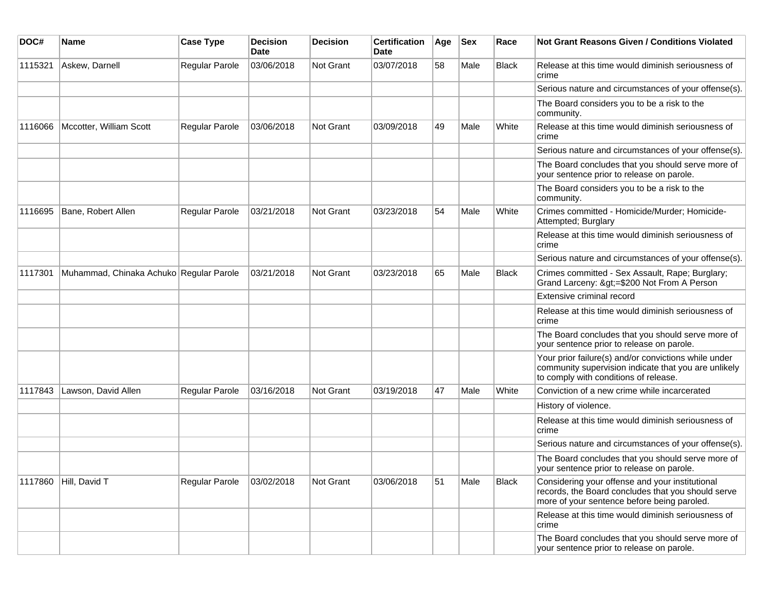| DOC# | Name | Case Type | Decision Date | Decision | Certification Date | Age | Sex | Race | Not Grant Reasons Given / Conditions Violated |
|---|---|---|---|---|---|---|---|---|---|
| 1115321 | Askew, Darnell | Regular Parole | 03/06/2018 | Not Grant | 03/07/2018 | 58 | Male | Black | Release at this time would diminish seriousness of crime |
| | | | | | | | | | Serious nature and circumstances of your offense(s). |
| | | | | | | | | | The Board considers you to be a risk to the community. |
| 1116066 | Mccotter, William Scott | Regular Parole | 03/06/2018 | Not Grant | 03/09/2018 | 49 | Male | White | Release at this time would diminish seriousness of crime |
| | | | | | | | | | Serious nature and circumstances of your offense(s). |
| | | | | | | | | | The Board concludes that you should serve more of your sentence prior to release on parole. |
| | | | | | | | | | The Board considers you to be a risk to the community. |
| 1116695 | Bane, Robert Allen | Regular Parole | 03/21/2018 | Not Grant | 03/23/2018 | 54 | Male | White | Crimes committed - Homicide/Murder; Homicide-Attempted; Burglary |
| | | | | | | | | | Release at this time would diminish seriousness of crime |
| | | | | | | | | | Serious nature and circumstances of your offense(s). |
| 1117301 | Muhammad, Chinaka Achuko | Regular Parole | 03/21/2018 | Not Grant | 03/23/2018 | 65 | Male | Black | Crimes committed - Sex Assault, Rape; Burglary; Grand Larceny: &gt;=$200 Not From A Person |
| | | | | | | | | | Extensive criminal record |
| | | | | | | | | | Release at this time would diminish seriousness of crime |
| | | | | | | | | | The Board concludes that you should serve more of your sentence prior to release on parole. |
| | | | | | | | | | Your prior failure(s) and/or convictions while under community supervision indicate that you are unlikely to comply with conditions of release. |
| 1117843 | Lawson, David Allen | Regular Parole | 03/16/2018 | Not Grant | 03/19/2018 | 47 | Male | White | Conviction of a new crime while incarcerated |
| | | | | | | | | | History of violence. |
| | | | | | | | | | Release at this time would diminish seriousness of crime |
| | | | | | | | | | Serious nature and circumstances of your offense(s). |
| | | | | | | | | | The Board concludes that you should serve more of your sentence prior to release on parole. |
| 1117860 | Hill, David T | Regular Parole | 03/02/2018 | Not Grant | 03/06/2018 | 51 | Male | Black | Considering your offense and your institutional records, the Board concludes that you should serve more of your sentence before being paroled. |
| | | | | | | | | | Release at this time would diminish seriousness of crime |
| | | | | | | | | | The Board concludes that you should serve more of your sentence prior to release on parole. |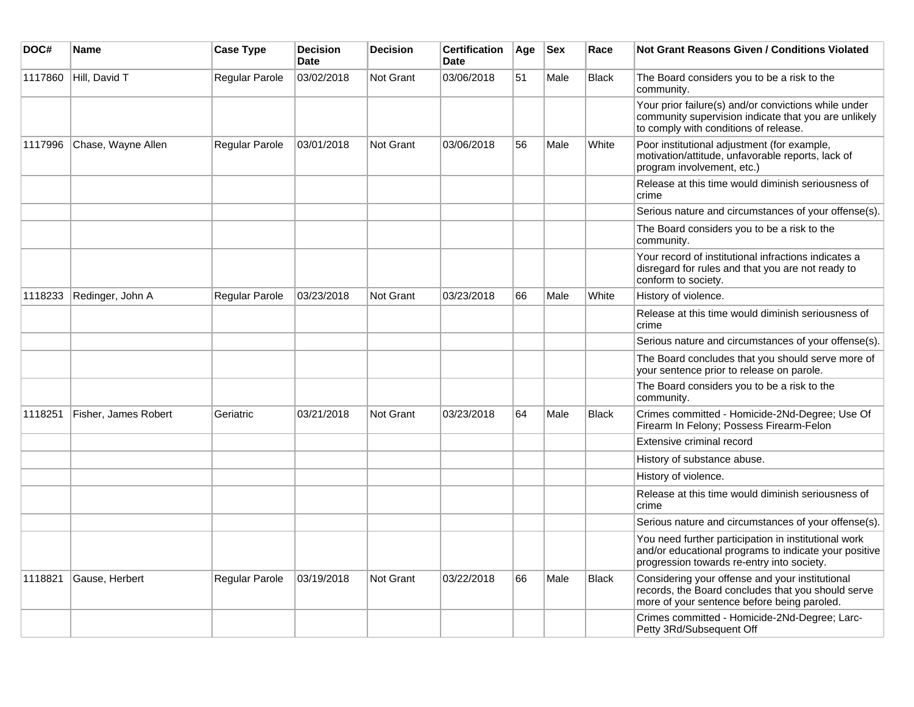| DOC# | Name | Case Type | Decision Date | Decision | Certification Date | Age | Sex | Race | Not Grant Reasons Given / Conditions Violated |
|---|---|---|---|---|---|---|---|---|---|
| 1117860 | Hill, David T | Regular Parole | 03/02/2018 | Not Grant | 03/06/2018 | 51 | Male | Black | The Board considers you to be a risk to the community. |
| | | | | | | | | | Your prior failure(s) and/or convictions while under community supervision indicate that you are unlikely to comply with conditions of release. |
| 1117996 | Chase, Wayne Allen | Regular Parole | 03/01/2018 | Not Grant | 03/06/2018 | 56 | Male | White | Poor institutional adjustment (for example, motivation/attitude, unfavorable reports, lack of program involvement, etc.) |
| | | | | | | | | | Release at this time would diminish seriousness of crime |
| | | | | | | | | | Serious nature and circumstances of your offense(s). |
| | | | | | | | | | The Board considers you to be a risk to the community. |
| | | | | | | | | | Your record of institutional infractions indicates a disregard for rules and that you are not ready to conform to society. |
| 1118233 | Redinger, John A | Regular Parole | 03/23/2018 | Not Grant | 03/23/2018 | 66 | Male | White | History of violence. |
| | | | | | | | | | Release at this time would diminish seriousness of crime |
| | | | | | | | | | Serious nature and circumstances of your offense(s). |
| | | | | | | | | | The Board concludes that you should serve more of your sentence prior to release on parole. |
| | | | | | | | | | The Board considers you to be a risk to the community. |
| 1118251 | Fisher, James Robert | Geriatric | 03/21/2018 | Not Grant | 03/23/2018 | 64 | Male | Black | Crimes committed - Homicide-2Nd-Degree; Use Of Firearm In Felony; Possess Firearm-Felon |
| | | | | | | | | | Extensive criminal record |
| | | | | | | | | | History of substance abuse. |
| | | | | | | | | | History of violence. |
| | | | | | | | | | Release at this time would diminish seriousness of crime |
| | | | | | | | | | Serious nature and circumstances of your offense(s). |
| | | | | | | | | | You need further participation in institutional work and/or educational programs to indicate your positive progression towards re-entry into society. |
| 1118821 | Gause, Herbert | Regular Parole | 03/19/2018 | Not Grant | 03/22/2018 | 66 | Male | Black | Considering your offense and your institutional records, the Board concludes that you should serve more of your sentence before being paroled. |
| | | | | | | | | | Crimes committed - Homicide-2Nd-Degree; Larc-Petty 3Rd/Subsequent Off |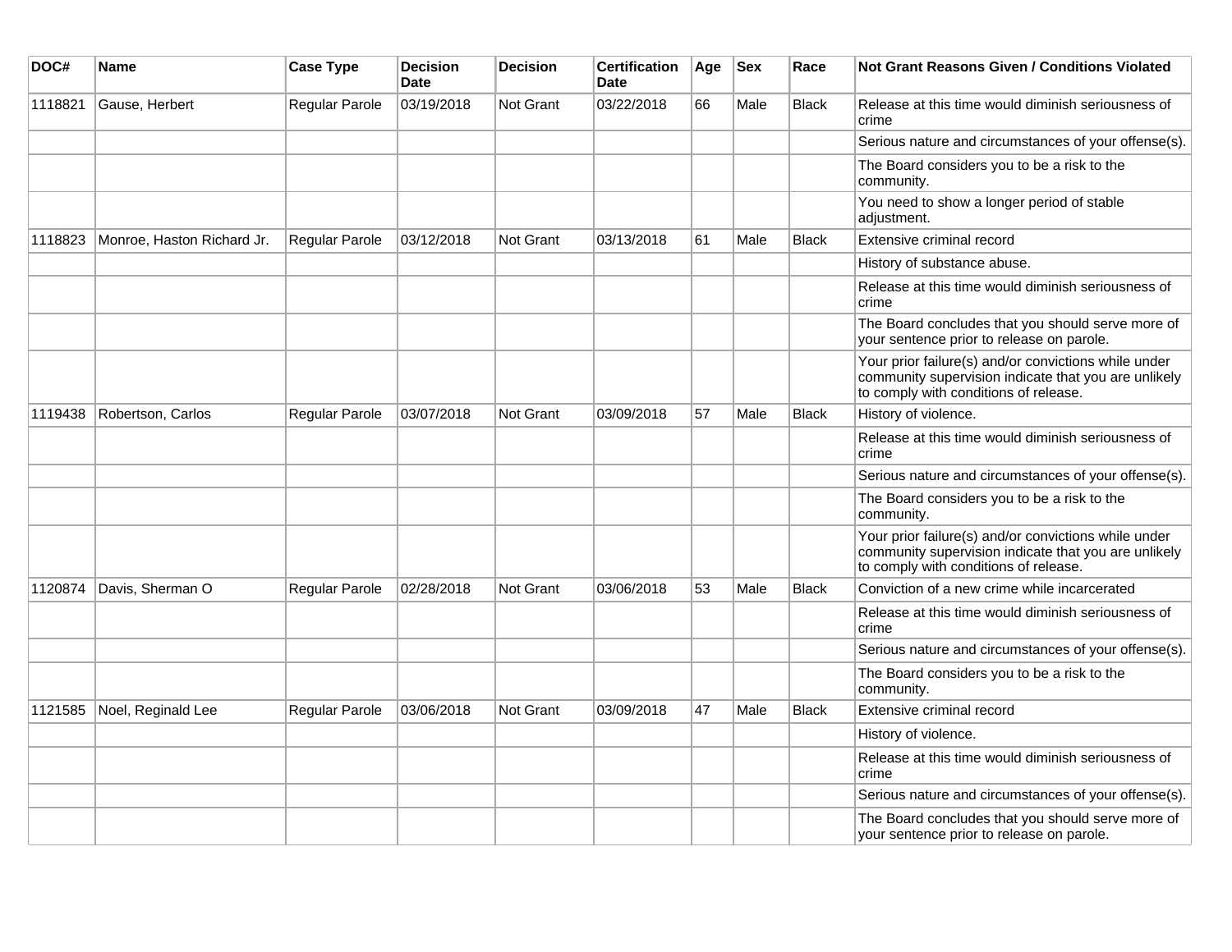| DOC# | Name | Case Type | Decision Date | Decision | Certification Date | Age | Sex | Race | Not Grant Reasons Given / Conditions Violated |
|---|---|---|---|---|---|---|---|---|---|
| 1118821 | Gause, Herbert | Regular Parole | 03/19/2018 | Not Grant | 03/22/2018 | 66 | Male | Black | Release at this time would diminish seriousness of crime |
| | | | | | | | | | Serious nature and circumstances of your offense(s). |
| | | | | | | | | | The Board considers you to be a risk to the community. |
| | | | | | | | | | You need to show a longer period of stable adjustment. |
| 1118823 | Monroe, Haston Richard Jr. | Regular Parole | 03/12/2018 | Not Grant | 03/13/2018 | 61 | Male | Black | Extensive criminal record |
| | | | | | | | | | History of substance abuse. |
| | | | | | | | | | Release at this time would diminish seriousness of crime |
| | | | | | | | | | The Board concludes that you should serve more of your sentence prior to release on parole. |
| | | | | | | | | | Your prior failure(s) and/or convictions while under community supervision indicate that you are unlikely to comply with conditions of release. |
| 1119438 | Robertson, Carlos | Regular Parole | 03/07/2018 | Not Grant | 03/09/2018 | 57 | Male | Black | History of violence. |
| | | | | | | | | | Release at this time would diminish seriousness of crime |
| | | | | | | | | | Serious nature and circumstances of your offense(s). |
| | | | | | | | | | The Board considers you to be a risk to the community. |
| | | | | | | | | | Your prior failure(s) and/or convictions while under community supervision indicate that you are unlikely to comply with conditions of release. |
| 1120874 | Davis, Sherman O | Regular Parole | 02/28/2018 | Not Grant | 03/06/2018 | 53 | Male | Black | Conviction of a new crime while incarcerated |
| | | | | | | | | | Release at this time would diminish seriousness of crime |
| | | | | | | | | | Serious nature and circumstances of your offense(s). |
| | | | | | | | | | The Board considers you to be a risk to the community. |
| 1121585 | Noel, Reginald Lee | Regular Parole | 03/06/2018 | Not Grant | 03/09/2018 | 47 | Male | Black | Extensive criminal record |
| | | | | | | | | | History of violence. |
| | | | | | | | | | Release at this time would diminish seriousness of crime |
| | | | | | | | | | Serious nature and circumstances of your offense(s). |
| | | | | | | | | | The Board concludes that you should serve more of your sentence prior to release on parole. |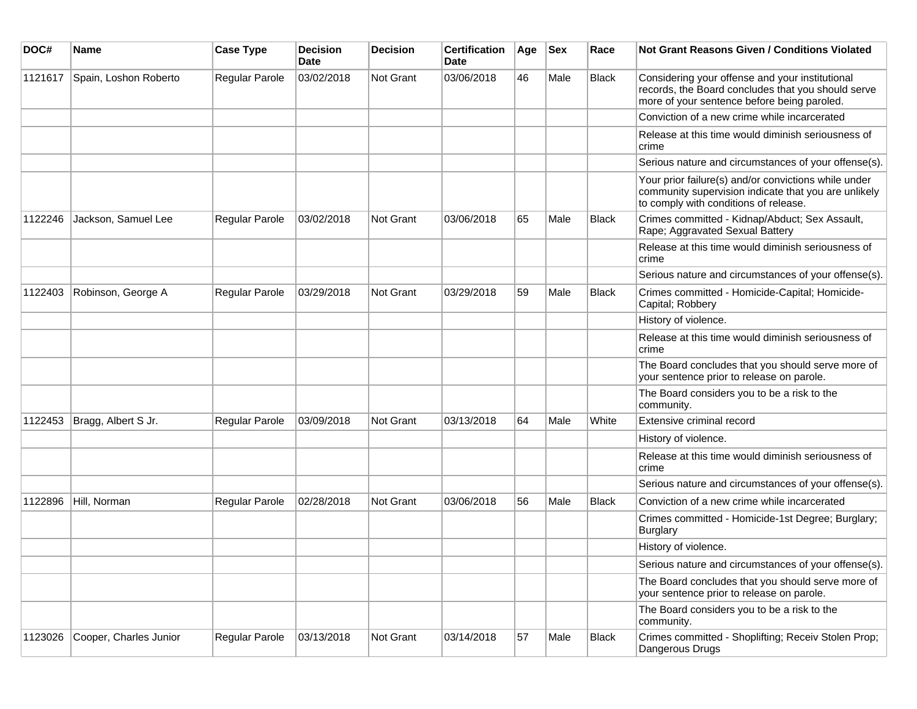| DOC# | Name | Case Type | Decision Date | Decision | Certification Date | Age | Sex | Race | Not Grant Reasons Given / Conditions Violated |
|---|---|---|---|---|---|---|---|---|---|
| 1121617 | Spain, Loshon Roberto | Regular Parole | 03/02/2018 | Not Grant | 03/06/2018 | 46 | Male | Black | Considering your offense and your institutional records, the Board concludes that you should serve more of your sentence before being paroled. |
| | | | | | | | | | Conviction of a new crime while incarcerated |
| | | | | | | | | | Release at this time would diminish seriousness of crime |
| | | | | | | | | | Serious nature and circumstances of your offense(s). |
| | | | | | | | | | Your prior failure(s) and/or convictions while under community supervision indicate that you are unlikely to comply with conditions of release. |
| 1122246 | Jackson, Samuel Lee | Regular Parole | 03/02/2018 | Not Grant | 03/06/2018 | 65 | Male | Black | Crimes committed - Kidnap/Abduct; Sex Assault, Rape; Aggravated Sexual Battery |
| | | | | | | | | | Release at this time would diminish seriousness of crime |
| | | | | | | | | | Serious nature and circumstances of your offense(s). |
| 1122403 | Robinson, George A | Regular Parole | 03/29/2018 | Not Grant | 03/29/2018 | 59 | Male | Black | Crimes committed - Homicide-Capital; Homicide-Capital; Robbery |
| | | | | | | | | | History of violence. |
| | | | | | | | | | Release at this time would diminish seriousness of crime |
| | | | | | | | | | The Board concludes that you should serve more of your sentence prior to release on parole. |
| | | | | | | | | | The Board considers you to be a risk to the community. |
| 1122453 | Bragg, Albert S Jr. | Regular Parole | 03/09/2018 | Not Grant | 03/13/2018 | 64 | Male | White | Extensive criminal record |
| | | | | | | | | | History of violence. |
| | | | | | | | | | Release at this time would diminish seriousness of crime |
| | | | | | | | | | Serious nature and circumstances of your offense(s). |
| 1122896 | Hill, Norman | Regular Parole | 02/28/2018 | Not Grant | 03/06/2018 | 56 | Male | Black | Conviction of a new crime while incarcerated |
| | | | | | | | | | Crimes committed - Homicide-1st Degree; Burglary; Burglary |
| | | | | | | | | | History of violence. |
| | | | | | | | | | Serious nature and circumstances of your offense(s). |
| | | | | | | | | | The Board concludes that you should serve more of your sentence prior to release on parole. |
| | | | | | | | | | The Board considers you to be a risk to the community. |
| 1123026 | Cooper, Charles Junior | Regular Parole | 03/13/2018 | Not Grant | 03/14/2018 | 57 | Male | Black | Crimes committed - Shoplifting; Receiv Stolen Prop; Dangerous Drugs |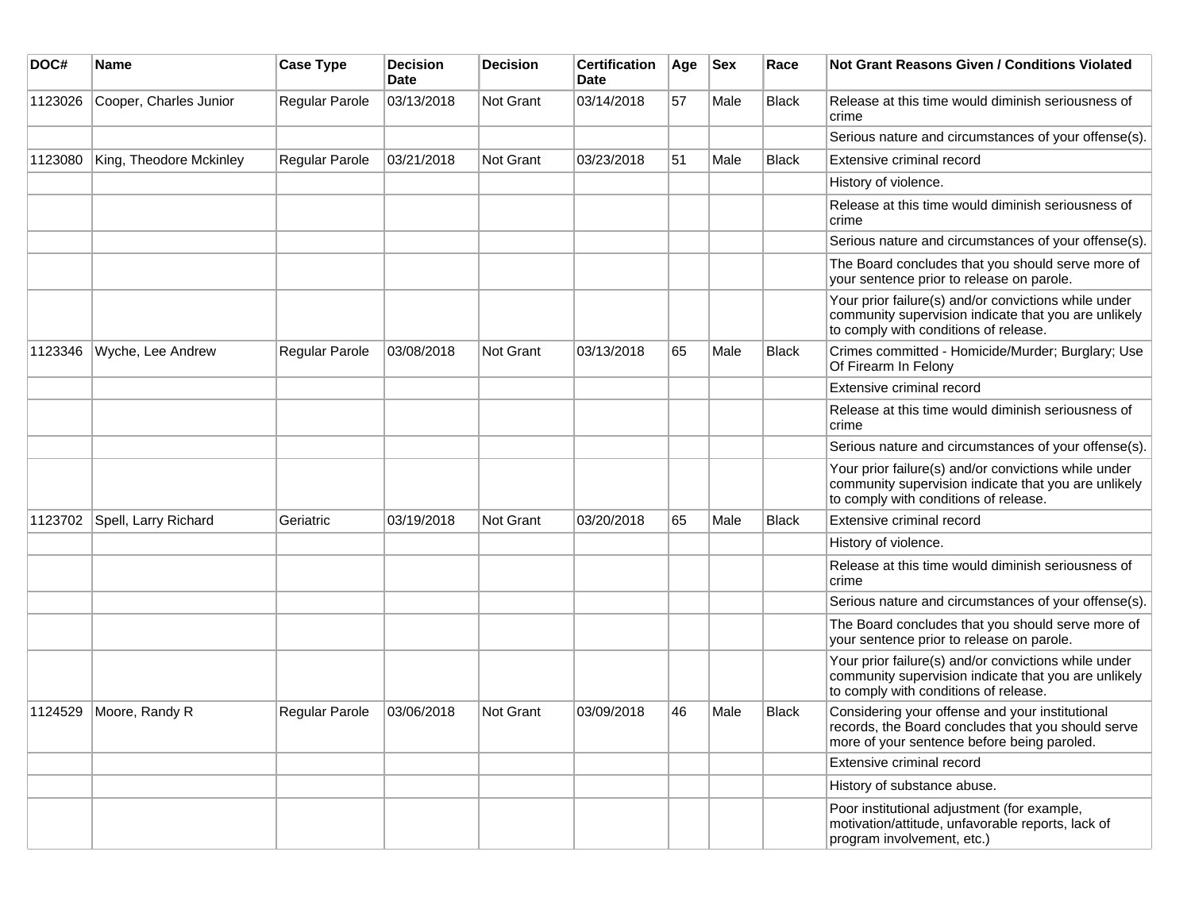| DOC# | Name | Case Type | Decision Date | Decision | Certification Date | Age | Sex | Race | Not Grant Reasons Given / Conditions Violated |
|---|---|---|---|---|---|---|---|---|---|
| 1123026 | Cooper, Charles Junior | Regular Parole | 03/13/2018 | Not Grant | 03/14/2018 | 57 | Male | Black | Release at this time would diminish seriousness of crime |
| | | | | | | | | | Serious nature and circumstances of your offense(s). |
| 1123080 | King, Theodore Mckinley | Regular Parole | 03/21/2018 | Not Grant | 03/23/2018 | 51 | Male | Black | Extensive criminal record |
| | | | | | | | | | History of violence. |
| | | | | | | | | | Release at this time would diminish seriousness of crime |
| | | | | | | | | | Serious nature and circumstances of your offense(s). |
| | | | | | | | | | The Board concludes that you should serve more of your sentence prior to release on parole. |
| | | | | | | | | | Your prior failure(s) and/or convictions while under community supervision indicate that you are unlikely to comply with conditions of release. |
| 1123346 | Wyche, Lee Andrew | Regular Parole | 03/08/2018 | Not Grant | 03/13/2018 | 65 | Male | Black | Crimes committed - Homicide/Murder; Burglary; Use Of Firearm In Felony |
| | | | | | | | | | Extensive criminal record |
| | | | | | | | | | Release at this time would diminish seriousness of crime |
| | | | | | | | | | Serious nature and circumstances of your offense(s). |
| | | | | | | | | | Your prior failure(s) and/or convictions while under community supervision indicate that you are unlikely to comply with conditions of release. |
| 1123702 | Spell, Larry Richard | Geriatric | 03/19/2018 | Not Grant | 03/20/2018 | 65 | Male | Black | Extensive criminal record |
| | | | | | | | | | History of violence. |
| | | | | | | | | | Release at this time would diminish seriousness of crime |
| | | | | | | | | | Serious nature and circumstances of your offense(s). |
| | | | | | | | | | The Board concludes that you should serve more of your sentence prior to release on parole. |
| | | | | | | | | | Your prior failure(s) and/or convictions while under community supervision indicate that you are unlikely to comply with conditions of release. |
| 1124529 | Moore, Randy R | Regular Parole | 03/06/2018 | Not Grant | 03/09/2018 | 46 | Male | Black | Considering your offense and your institutional records, the Board concludes that you should serve more of your sentence before being paroled. |
| | | | | | | | | | Extensive criminal record |
| | | | | | | | | | History of substance abuse. |
| | | | | | | | | | Poor institutional adjustment (for example, motivation/attitude, unfavorable reports, lack of program involvement, etc.) |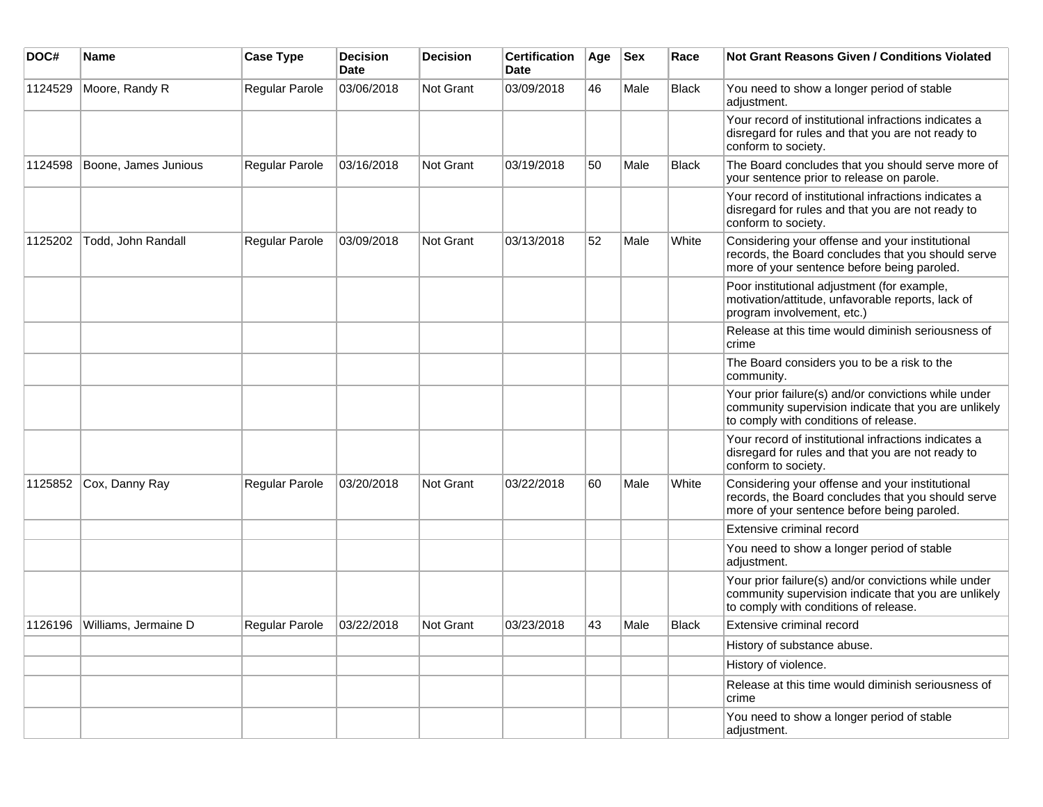| DOC# | Name | Case Type | Decision Date | Decision | Certification Date | Age | Sex | Race | Not Grant Reasons Given / Conditions Violated |
| --- | --- | --- | --- | --- | --- | --- | --- | --- | --- |
| 1124529 | Moore, Randy R | Regular Parole | 03/06/2018 | Not Grant | 03/09/2018 | 46 | Male | Black | You need to show a longer period of stable adjustment. |
| | | | | | | | | | Your record of institutional infractions indicates a disregard for rules and that you are not ready to conform to society. |
| 1124598 | Boone, James Junious | Regular Parole | 03/16/2018 | Not Grant | 03/19/2018 | 50 | Male | Black | The Board concludes that you should serve more of your sentence prior to release on parole. |
| | | | | | | | | | Your record of institutional infractions indicates a disregard for rules and that you are not ready to conform to society. |
| 1125202 | Todd, John Randall | Regular Parole | 03/09/2018 | Not Grant | 03/13/2018 | 52 | Male | White | Considering your offense and your institutional records, the Board concludes that you should serve more of your sentence before being paroled. |
| | | | | | | | | | Poor institutional adjustment (for example, motivation/attitude, unfavorable reports, lack of program involvement, etc.) |
| | | | | | | | | | Release at this time would diminish seriousness of crime |
| | | | | | | | | | The Board considers you to be a risk to the community. |
| | | | | | | | | | Your prior failure(s) and/or convictions while under community supervision indicate that you are unlikely to comply with conditions of release. |
| | | | | | | | | | Your record of institutional infractions indicates a disregard for rules and that you are not ready to conform to society. |
| 1125852 | Cox, Danny Ray | Regular Parole | 03/20/2018 | Not Grant | 03/22/2018 | 60 | Male | White | Considering your offense and your institutional records, the Board concludes that you should serve more of your sentence before being paroled. |
| | | | | | | | | | Extensive criminal record |
| | | | | | | | | | You need to show a longer period of stable adjustment. |
| | | | | | | | | | Your prior failure(s) and/or convictions while under community supervision indicate that you are unlikely to comply with conditions of release. |
| 1126196 | Williams, Jermaine D | Regular Parole | 03/22/2018 | Not Grant | 03/23/2018 | 43 | Male | Black | Extensive criminal record |
| | | | | | | | | | History of substance abuse. |
| | | | | | | | | | History of violence. |
| | | | | | | | | | Release at this time would diminish seriousness of crime |
| | | | | | | | | | You need to show a longer period of stable adjustment. |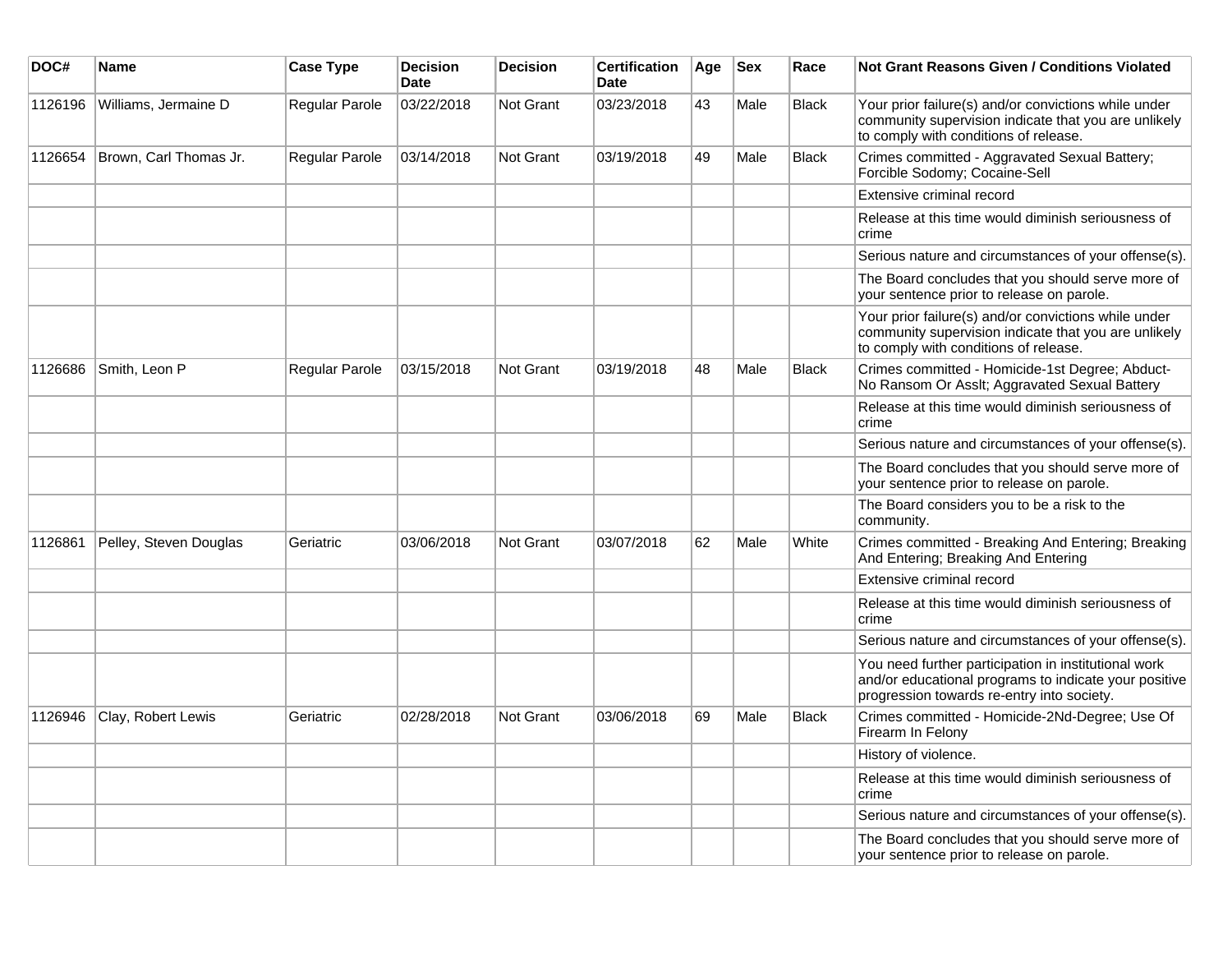| DOC# | Name | Case Type | Decision Date | Decision | Certification Date | Age | Sex | Race | Not Grant Reasons Given / Conditions Violated |
|---|---|---|---|---|---|---|---|---|---|
| 1126196 | Williams, Jermaine D | Regular Parole | 03/22/2018 | Not Grant | 03/23/2018 | 43 | Male | Black | Your prior failure(s) and/or convictions while under community supervision indicate that you are unlikely to comply with conditions of release. |
| 1126654 | Brown, Carl Thomas Jr. | Regular Parole | 03/14/2018 | Not Grant | 03/19/2018 | 49 | Male | Black | Crimes committed - Aggravated Sexual Battery; Forcible Sodomy; Cocaine-Sell |
| | | | | | | | | | Extensive criminal record |
| | | | | | | | | | Release at this time would diminish seriousness of crime |
| | | | | | | | | | Serious nature and circumstances of your offense(s). |
| | | | | | | | | | The Board concludes that you should serve more of your sentence prior to release on parole. |
| | | | | | | | | | Your prior failure(s) and/or convictions while under community supervision indicate that you are unlikely to comply with conditions of release. |
| 1126686 | Smith, Leon P | Regular Parole | 03/15/2018 | Not Grant | 03/19/2018 | 48 | Male | Black | Crimes committed - Homicide-1st Degree; Abduct-No Ransom Or Asslt; Aggravated Sexual Battery |
| | | | | | | | | | Release at this time would diminish seriousness of crime |
| | | | | | | | | | Serious nature and circumstances of your offense(s). |
| | | | | | | | | | The Board concludes that you should serve more of your sentence prior to release on parole. |
| | | | | | | | | | The Board considers you to be a risk to the community. |
| 1126861 | Pelley, Steven Douglas | Geriatric | 03/06/2018 | Not Grant | 03/07/2018 | 62 | Male | White | Crimes committed - Breaking And Entering; Breaking And Entering; Breaking And Entering |
| | | | | | | | | | Extensive criminal record |
| | | | | | | | | | Release at this time would diminish seriousness of crime |
| | | | | | | | | | Serious nature and circumstances of your offense(s). |
| | | | | | | | | | You need further participation in institutional work and/or educational programs to indicate your positive progression towards re-entry into society. |
| 1126946 | Clay, Robert Lewis | Geriatric | 02/28/2018 | Not Grant | 03/06/2018 | 69 | Male | Black | Crimes committed - Homicide-2Nd-Degree; Use Of Firearm In Felony |
| | | | | | | | | | History of violence. |
| | | | | | | | | | Release at this time would diminish seriousness of crime |
| | | | | | | | | | Serious nature and circumstances of your offense(s). |
| | | | | | | | | | The Board concludes that you should serve more of your sentence prior to release on parole. |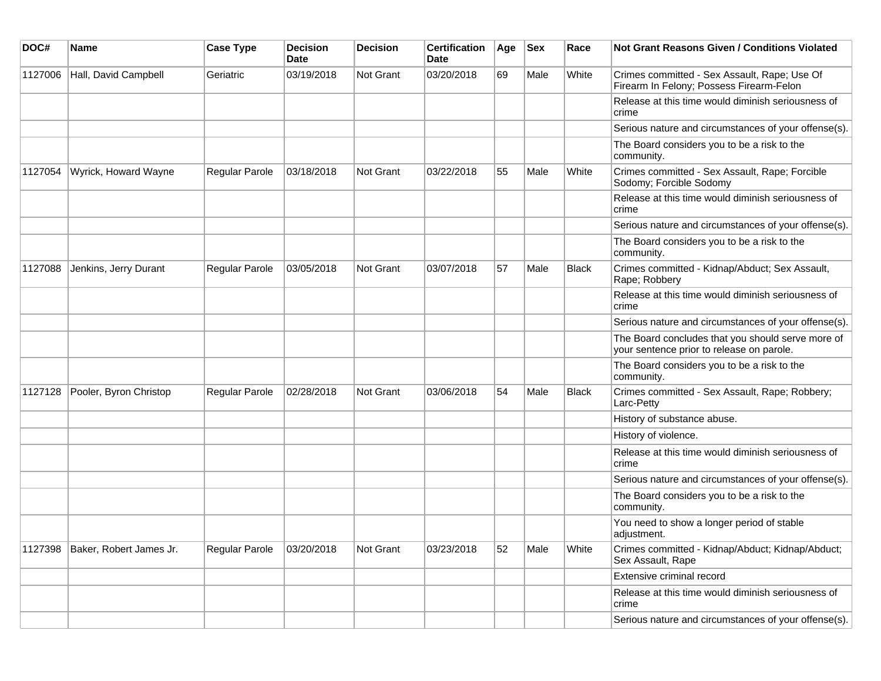| DOC# | Name | Case Type | Decision Date | Decision | Certification Date | Age | Sex | Race | Not Grant Reasons Given / Conditions Violated |
|---|---|---|---|---|---|---|---|---|---|
| 1127006 | Hall, David Campbell | Geriatric | 03/19/2018 | Not Grant | 03/20/2018 | 69 | Male | White | Crimes committed - Sex Assault, Rape; Use Of Firearm In Felony; Possess Firearm-Felon |
| | | | | | | | | | Release at this time would diminish seriousness of crime |
| | | | | | | | | | Serious nature and circumstances of your offense(s). |
| | | | | | | | | | The Board considers you to be a risk to the community. |
| 1127054 | Wyrick, Howard Wayne | Regular Parole | 03/18/2018 | Not Grant | 03/22/2018 | 55 | Male | White | Crimes committed - Sex Assault, Rape; Forcible Sodomy; Forcible Sodomy |
| | | | | | | | | | Release at this time would diminish seriousness of crime |
| | | | | | | | | | Serious nature and circumstances of your offense(s). |
| | | | | | | | | | The Board considers you to be a risk to the community. |
| 1127088 | Jenkins, Jerry Durant | Regular Parole | 03/05/2018 | Not Grant | 03/07/2018 | 57 | Male | Black | Crimes committed - Kidnap/Abduct; Sex Assault, Rape; Robbery |
| | | | | | | | | | Release at this time would diminish seriousness of crime |
| | | | | | | | | | Serious nature and circumstances of your offense(s). |
| | | | | | | | | | The Board concludes that you should serve more of your sentence prior to release on parole. |
| | | | | | | | | | The Board considers you to be a risk to the community. |
| 1127128 | Pooler, Byron Christop | Regular Parole | 02/28/2018 | Not Grant | 03/06/2018 | 54 | Male | Black | Crimes committed - Sex Assault, Rape; Robbery; Larc-Petty |
| | | | | | | | | | History of substance abuse. |
| | | | | | | | | | History of violence. |
| | | | | | | | | | Release at this time would diminish seriousness of crime |
| | | | | | | | | | Serious nature and circumstances of your offense(s). |
| | | | | | | | | | The Board considers you to be a risk to the community. |
| | | | | | | | | | You need to show a longer period of stable adjustment. |
| 1127398 | Baker, Robert James Jr. | Regular Parole | 03/20/2018 | Not Grant | 03/23/2018 | 52 | Male | White | Crimes committed - Kidnap/Abduct; Kidnap/Abduct; Sex Assault, Rape |
| | | | | | | | | | Extensive criminal record |
| | | | | | | | | | Release at this time would diminish seriousness of crime |
| | | | | | | | | | Serious nature and circumstances of your offense(s). |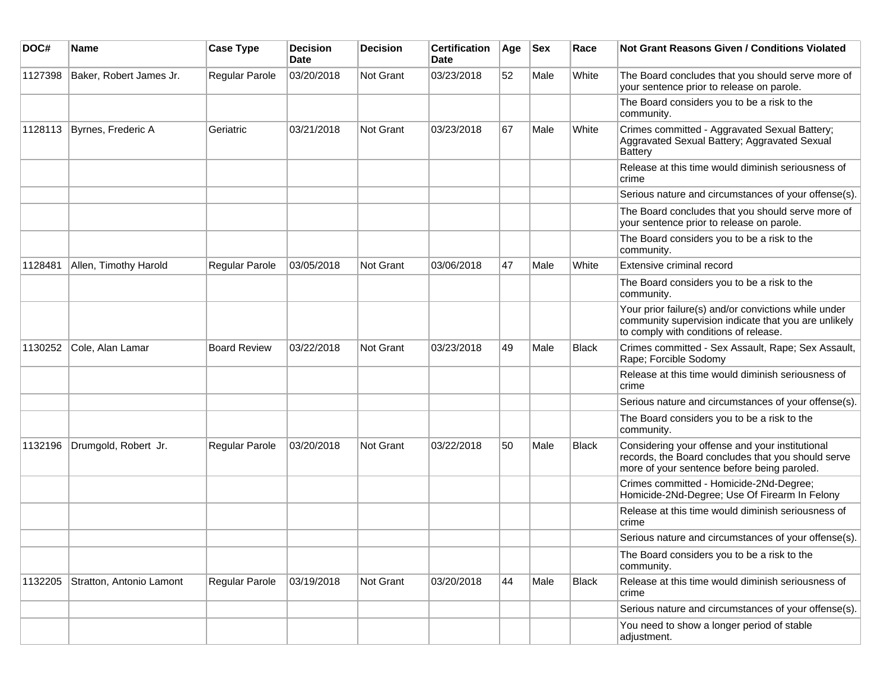| DOC# | Name | Case Type | Decision Date | Decision | Certification Date | Age | Sex | Race | Not Grant Reasons Given / Conditions Violated |
| --- | --- | --- | --- | --- | --- | --- | --- | --- | --- |
| 1127398 | Baker, Robert James Jr. | Regular Parole | 03/20/2018 | Not Grant | 03/23/2018 | 52 | Male | White | The Board concludes that you should serve more of your sentence prior to release on parole. |
| | | | | | | | | | The Board considers you to be a risk to the community. |
| 1128113 | Byrnes, Frederic A | Geriatric | 03/21/2018 | Not Grant | 03/23/2018 | 67 | Male | White | Crimes committed - Aggravated Sexual Battery; Aggravated Sexual Battery; Aggravated Sexual Battery |
| | | | | | | | | | Release at this time would diminish seriousness of crime |
| | | | | | | | | | Serious nature and circumstances of your offense(s). |
| | | | | | | | | | The Board concludes that you should serve more of your sentence prior to release on parole. |
| | | | | | | | | | The Board considers you to be a risk to the community. |
| 1128481 | Allen, Timothy Harold | Regular Parole | 03/05/2018 | Not Grant | 03/06/2018 | 47 | Male | White | Extensive criminal record |
| | | | | | | | | | The Board considers you to be a risk to the community. |
| | | | | | | | | | Your prior failure(s) and/or convictions while under community supervision indicate that you are unlikely to comply with conditions of release. |
| 1130252 | Cole, Alan Lamar | Board Review | 03/22/2018 | Not Grant | 03/23/2018 | 49 | Male | Black | Crimes committed - Sex Assault, Rape; Sex Assault, Rape; Forcible Sodomy |
| | | | | | | | | | Release at this time would diminish seriousness of crime |
| | | | | | | | | | Serious nature and circumstances of your offense(s). |
| | | | | | | | | | The Board considers you to be a risk to the community. |
| 1132196 | Drumgold, Robert Jr. | Regular Parole | 03/20/2018 | Not Grant | 03/22/2018 | 50 | Male | Black | Considering your offense and your institutional records, the Board concludes that you should serve more of your sentence before being paroled. |
| | | | | | | | | | Crimes committed - Homicide-2Nd-Degree; Homicide-2Nd-Degree; Use Of Firearm In Felony |
| | | | | | | | | | Release at this time would diminish seriousness of crime |
| | | | | | | | | | Serious nature and circumstances of your offense(s). |
| | | | | | | | | | The Board considers you to be a risk to the community. |
| 1132205 | Stratton, Antonio Lamont | Regular Parole | 03/19/2018 | Not Grant | 03/20/2018 | 44 | Male | Black | Release at this time would diminish seriousness of crime |
| | | | | | | | | | Serious nature and circumstances of your offense(s). |
| | | | | | | | | | You need to show a longer period of stable adjustment. |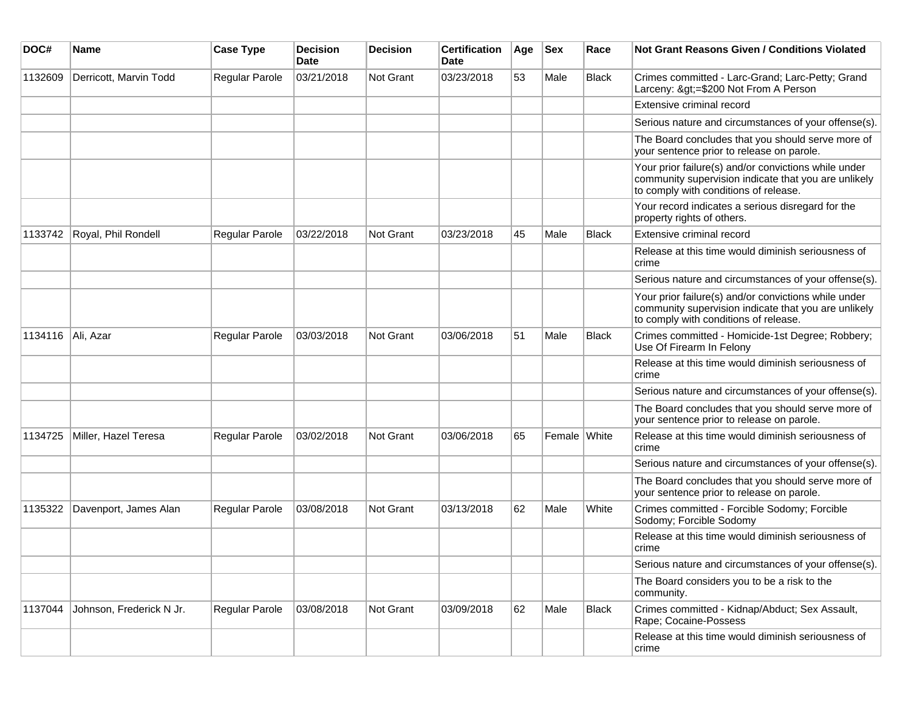| DOC# | Name | Case Type | Decision Date | Decision | Certification Date | Age | Sex | Race | Not Grant Reasons Given / Conditions Violated |
|---|---|---|---|---|---|---|---|---|---|
| 1132609 | Derricott, Marvin Todd | Regular Parole | 03/21/2018 | Not Grant | 03/23/2018 | 53 | Male | Black | Crimes committed - Larc-Grand; Larc-Petty; Grand Larceny: &gt;=$200 Not From A Person |
| | | | | | | | | | Extensive criminal record |
| | | | | | | | | | Serious nature and circumstances of your offense(s). |
| | | | | | | | | | The Board concludes that you should serve more of your sentence prior to release on parole. |
| | | | | | | | | | Your prior failure(s) and/or convictions while under community supervision indicate that you are unlikely to comply with conditions of release. |
| | | | | | | | | | Your record indicates a serious disregard for the property rights of others. |
| 1133742 | Royal, Phil Rondell | Regular Parole | 03/22/2018 | Not Grant | 03/23/2018 | 45 | Male | Black | Extensive criminal record |
| | | | | | | | | | Release at this time would diminish seriousness of crime |
| | | | | | | | | | Serious nature and circumstances of your offense(s). |
| | | | | | | | | | Your prior failure(s) and/or convictions while under community supervision indicate that you are unlikely to comply with conditions of release. |
| 1134116 | Ali, Azar | Regular Parole | 03/03/2018 | Not Grant | 03/06/2018 | 51 | Male | Black | Crimes committed - Homicide-1st Degree; Robbery; Use Of Firearm In Felony |
| | | | | | | | | | Release at this time would diminish seriousness of crime |
| | | | | | | | | | Serious nature and circumstances of your offense(s). |
| | | | | | | | | | The Board concludes that you should serve more of your sentence prior to release on parole. |
| 1134725 | Miller, Hazel Teresa | Regular Parole | 03/02/2018 | Not Grant | 03/06/2018 | 65 | Female | White | Release at this time would diminish seriousness of crime |
| | | | | | | | | | Serious nature and circumstances of your offense(s). |
| | | | | | | | | | The Board concludes that you should serve more of your sentence prior to release on parole. |
| 1135322 | Davenport, James Alan | Regular Parole | 03/08/2018 | Not Grant | 03/13/2018 | 62 | Male | White | Crimes committed - Forcible Sodomy; Forcible Sodomy; Forcible Sodomy |
| | | | | | | | | | Release at this time would diminish seriousness of crime |
| | | | | | | | | | Serious nature and circumstances of your offense(s). |
| | | | | | | | | | The Board considers you to be a risk to the community. |
| 1137044 | Johnson, Frederick N Jr. | Regular Parole | 03/08/2018 | Not Grant | 03/09/2018 | 62 | Male | Black | Crimes committed - Kidnap/Abduct; Sex Assault, Rape; Cocaine-Possess |
| | | | | | | | | | Release at this time would diminish seriousness of crime |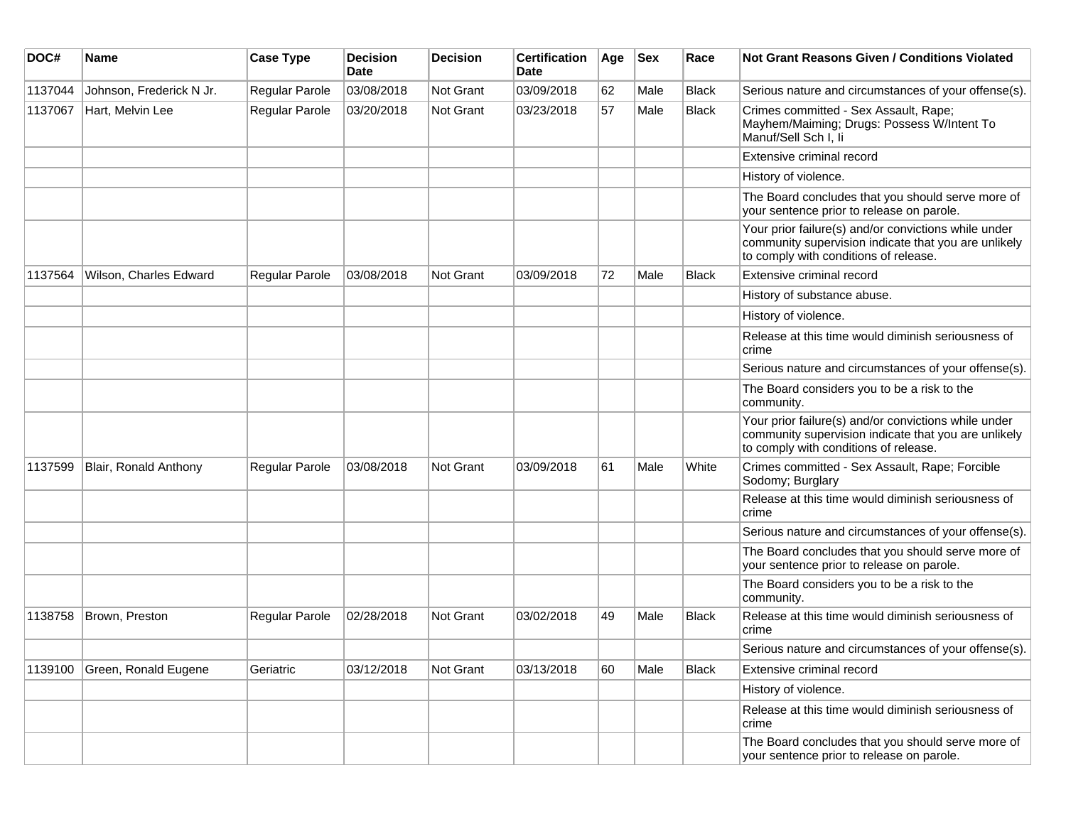| DOC# | Name | Case Type | Decision Date | Decision | Certification Date | Age | Sex | Race | Not Grant Reasons Given / Conditions Violated |
|---|---|---|---|---|---|---|---|---|---|
| 1137044 | Johnson, Frederick N Jr. | Regular Parole | 03/08/2018 | Not Grant | 03/09/2018 | 62 | Male | Black | Serious nature and circumstances of your offense(s). |
| 1137067 | Hart, Melvin Lee | Regular Parole | 03/20/2018 | Not Grant | 03/23/2018 | 57 | Male | Black | Crimes committed - Sex Assault, Rape; Mayhem/Maiming; Drugs: Possess W/Intent To Manuf/Sell Sch I, Ii |
| | | | | | | | | | Extensive criminal record |
| | | | | | | | | | History of violence. |
| | | | | | | | | | The Board concludes that you should serve more of your sentence prior to release on parole. |
| | | | | | | | | | Your prior failure(s) and/or convictions while under community supervision indicate that you are unlikely to comply with conditions of release. |
| 1137564 | Wilson, Charles Edward | Regular Parole | 03/08/2018 | Not Grant | 03/09/2018 | 72 | Male | Black | Extensive criminal record |
| | | | | | | | | | History of substance abuse. |
| | | | | | | | | | History of violence. |
| | | | | | | | | | Release at this time would diminish seriousness of crime |
| | | | | | | | | | Serious nature and circumstances of your offense(s). |
| | | | | | | | | | The Board considers you to be a risk to the community. |
| | | | | | | | | | Your prior failure(s) and/or convictions while under community supervision indicate that you are unlikely to comply with conditions of release. |
| 1137599 | Blair, Ronald Anthony | Regular Parole | 03/08/2018 | Not Grant | 03/09/2018 | 61 | Male | White | Crimes committed - Sex Assault, Rape; Forcible Sodomy; Burglary |
| | | | | | | | | | Release at this time would diminish seriousness of crime |
| | | | | | | | | | Serious nature and circumstances of your offense(s). |
| | | | | | | | | | The Board concludes that you should serve more of your sentence prior to release on parole. |
| | | | | | | | | | The Board considers you to be a risk to the community. |
| 1138758 | Brown, Preston | Regular Parole | 02/28/2018 | Not Grant | 03/02/2018 | 49 | Male | Black | Release at this time would diminish seriousness of crime |
| | | | | | | | | | Serious nature and circumstances of your offense(s). |
| 1139100 | Green, Ronald Eugene | Geriatric | 03/12/2018 | Not Grant | 03/13/2018 | 60 | Male | Black | Extensive criminal record |
| | | | | | | | | | History of violence. |
| | | | | | | | | | Release at this time would diminish seriousness of crime |
| | | | | | | | | | The Board concludes that you should serve more of your sentence prior to release on parole. |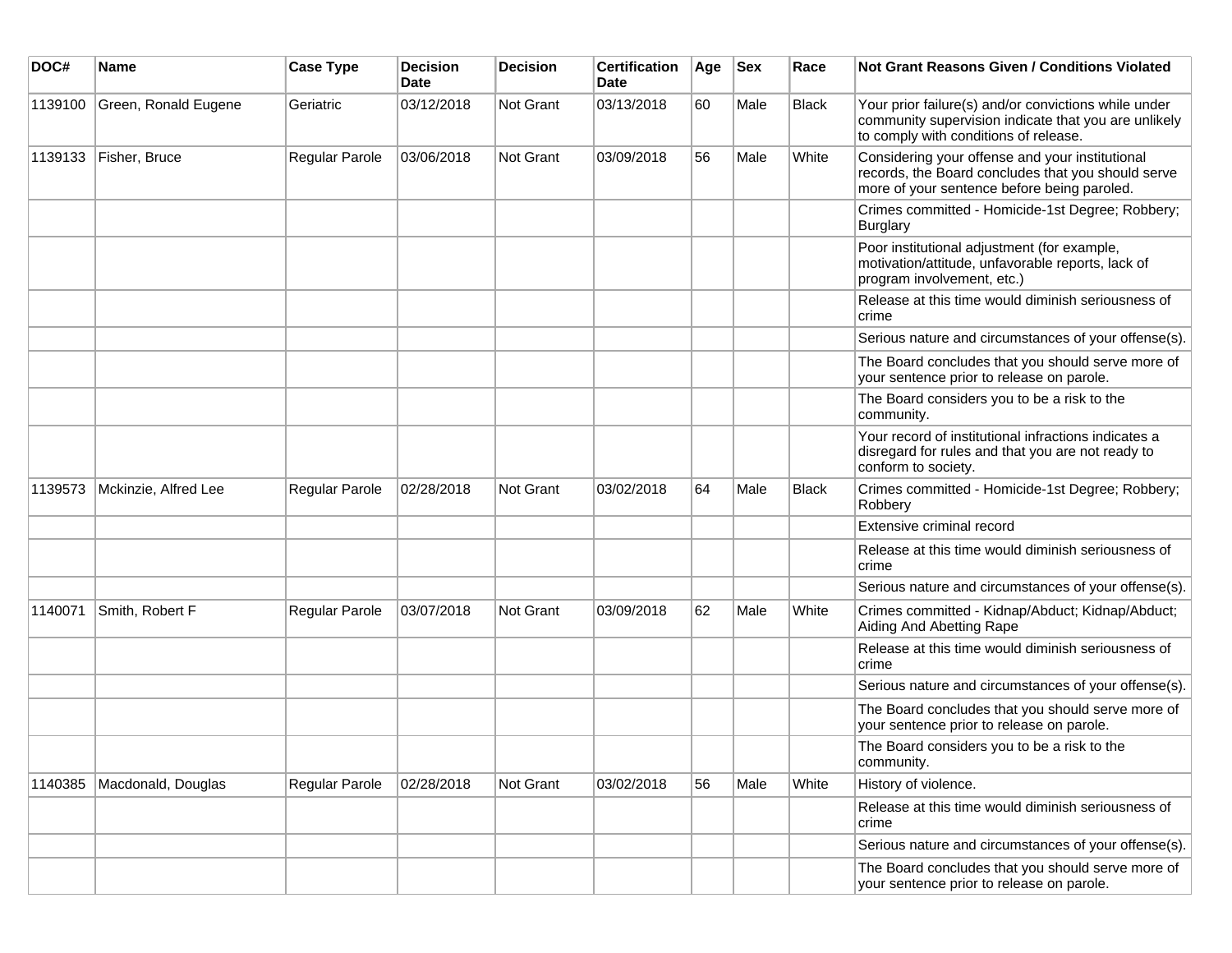| DOC# | Name | Case Type | Decision Date | Decision | Certification Date | Age | Sex | Race | Not Grant Reasons Given / Conditions Violated |
|---|---|---|---|---|---|---|---|---|---|
| 1139100 | Green, Ronald Eugene | Geriatric | 03/12/2018 | Not Grant | 03/13/2018 | 60 | Male | Black | Your prior failure(s) and/or convictions while under community supervision indicate that you are unlikely to comply with conditions of release. |
| 1139133 | Fisher, Bruce | Regular Parole | 03/06/2018 | Not Grant | 03/09/2018 | 56 | Male | White | Considering your offense and your institutional records, the Board concludes that you should serve more of your sentence before being paroled. |
| | | | | | | | | | Crimes committed - Homicide-1st Degree; Robbery; Burglary |
| | | | | | | | | | Poor institutional adjustment (for example, motivation/attitude, unfavorable reports, lack of program involvement, etc.) |
| | | | | | | | | | Release at this time would diminish seriousness of crime |
| | | | | | | | | | Serious nature and circumstances of your offense(s). |
| | | | | | | | | | The Board concludes that you should serve more of your sentence prior to release on parole. |
| | | | | | | | | | The Board considers you to be a risk to the community. |
| | | | | | | | | | Your record of institutional infractions indicates a disregard for rules and that you are not ready to conform to society. |
| 1139573 | Mckinzie, Alfred Lee | Regular Parole | 02/28/2018 | Not Grant | 03/02/2018 | 64 | Male | Black | Crimes committed - Homicide-1st Degree; Robbery; Robbery |
| | | | | | | | | | Extensive criminal record |
| | | | | | | | | | Release at this time would diminish seriousness of crime |
| | | | | | | | | | Serious nature and circumstances of your offense(s). |
| 1140071 | Smith, Robert F | Regular Parole | 03/07/2018 | Not Grant | 03/09/2018 | 62 | Male | White | Crimes committed - Kidnap/Abduct; Kidnap/Abduct; Aiding And Abetting Rape |
| | | | | | | | | | Release at this time would diminish seriousness of crime |
| | | | | | | | | | Serious nature and circumstances of your offense(s). |
| | | | | | | | | | The Board concludes that you should serve more of your sentence prior to release on parole. |
| | | | | | | | | | The Board considers you to be a risk to the community. |
| 1140385 | Macdonald, Douglas | Regular Parole | 02/28/2018 | Not Grant | 03/02/2018 | 56 | Male | White | History of violence. |
| | | | | | | | | | Release at this time would diminish seriousness of crime |
| | | | | | | | | | Serious nature and circumstances of your offense(s). |
| | | | | | | | | | The Board concludes that you should serve more of your sentence prior to release on parole. |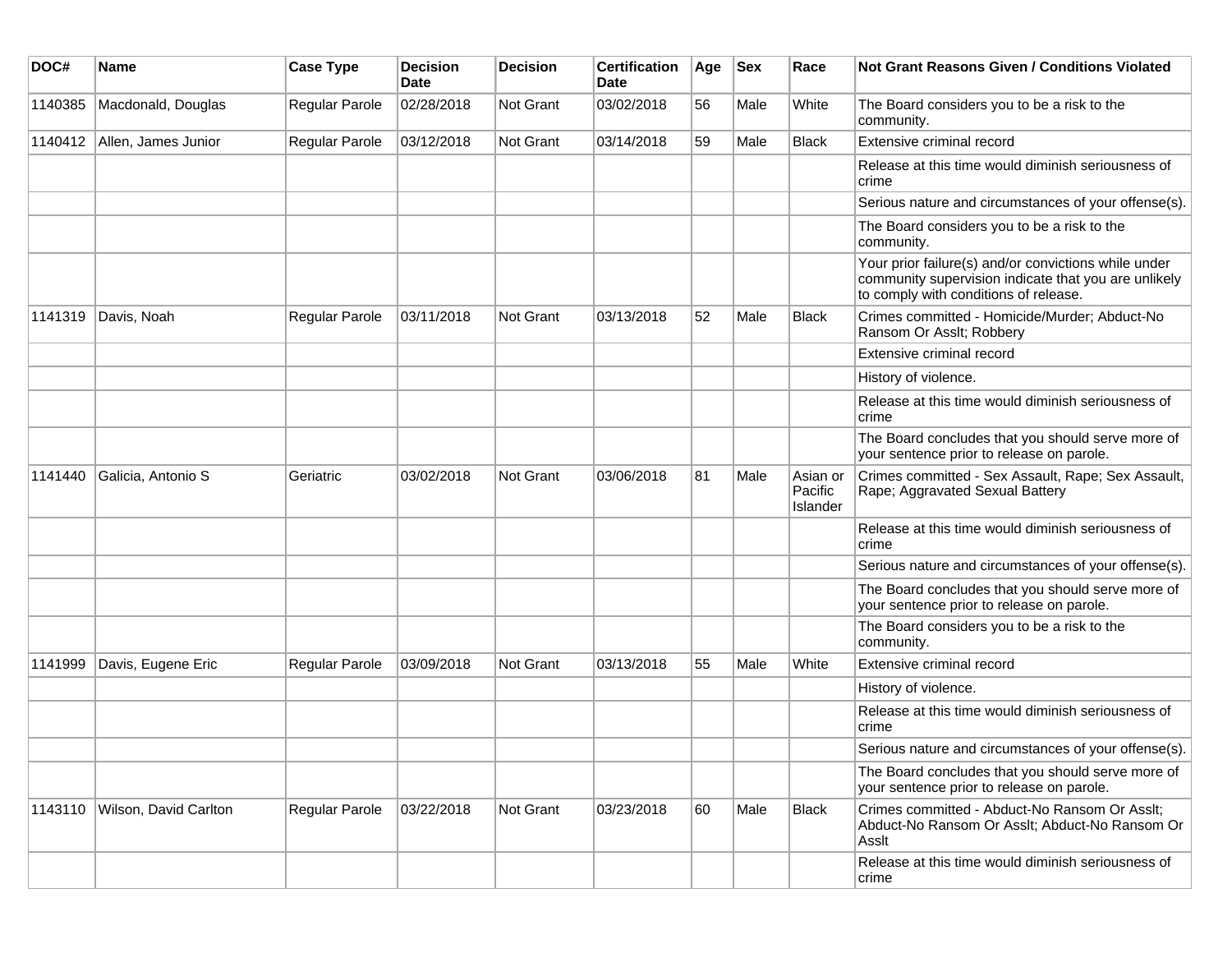| DOC# | Name | Case Type | Decision Date | Decision | Certification Date | Age | Sex | Race | Not Grant Reasons Given / Conditions Violated |
|---|---|---|---|---|---|---|---|---|---|
| 1140385 | Macdonald, Douglas | Regular Parole | 02/28/2018 | Not Grant | 03/02/2018 | 56 | Male | White | The Board considers you to be a risk to the community. |
| 1140412 | Allen, James Junior | Regular Parole | 03/12/2018 | Not Grant | 03/14/2018 | 59 | Male | Black | Extensive criminal record |
| | | | | | | | | | Release at this time would diminish seriousness of crime |
| | | | | | | | | | Serious nature and circumstances of your offense(s). |
| | | | | | | | | | The Board considers you to be a risk to the community. |
| | | | | | | | | | Your prior failure(s) and/or convictions while under community supervision indicate that you are unlikely to comply with conditions of release. |
| 1141319 | Davis, Noah | Regular Parole | 03/11/2018 | Not Grant | 03/13/2018 | 52 | Male | Black | Crimes committed - Homicide/Murder; Abduct-No Ransom Or Asslt; Robbery |
| | | | | | | | | | Extensive criminal record |
| | | | | | | | | | History of violence. |
| | | | | | | | | | Release at this time would diminish seriousness of crime |
| | | | | | | | | | The Board concludes that you should serve more of your sentence prior to release on parole. |
| 1141440 | Galicia, Antonio S | Geriatric | 03/02/2018 | Not Grant | 03/06/2018 | 81 | Male | Asian or Pacific Islander | Crimes committed - Sex Assault, Rape; Sex Assault, Rape; Aggravated Sexual Battery |
| | | | | | | | | | Release at this time would diminish seriousness of crime |
| | | | | | | | | | Serious nature and circumstances of your offense(s). |
| | | | | | | | | | The Board concludes that you should serve more of your sentence prior to release on parole. |
| | | | | | | | | | The Board considers you to be a risk to the community. |
| 1141999 | Davis, Eugene Eric | Regular Parole | 03/09/2018 | Not Grant | 03/13/2018 | 55 | Male | White | Extensive criminal record |
| | | | | | | | | | History of violence. |
| | | | | | | | | | Release at this time would diminish seriousness of crime |
| | | | | | | | | | Serious nature and circumstances of your offense(s). |
| | | | | | | | | | The Board concludes that you should serve more of your sentence prior to release on parole. |
| 1143110 | Wilson, David Carlton | Regular Parole | 03/22/2018 | Not Grant | 03/23/2018 | 60 | Male | Black | Crimes committed - Abduct-No Ransom Or Asslt; Abduct-No Ransom Or Asslt; Abduct-No Ransom Or Asslt |
| | | | | | | | | | Release at this time would diminish seriousness of crime |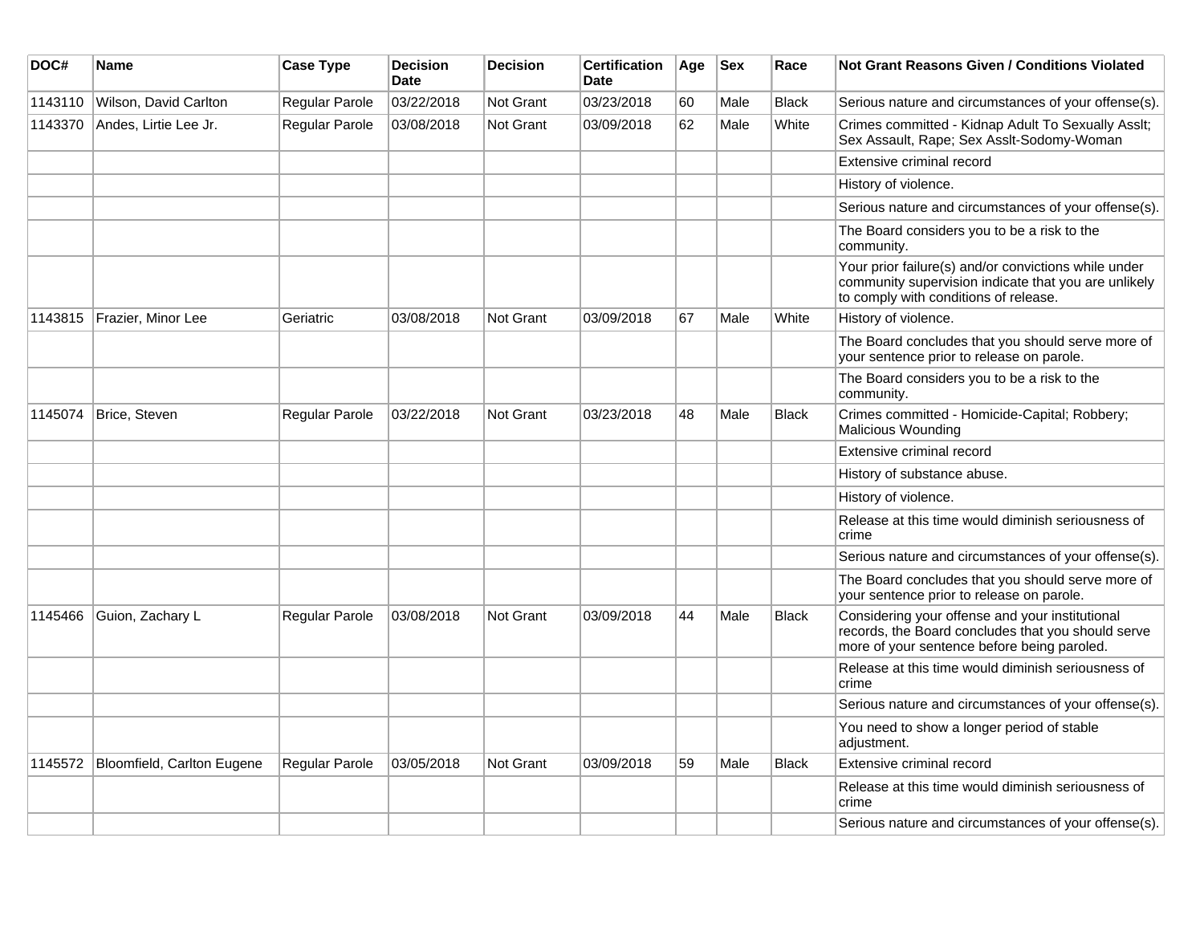| DOC# | Name | Case Type | Decision Date | Decision | Certification Date | Age | Sex | Race | Not Grant Reasons Given / Conditions Violated |
|---|---|---|---|---|---|---|---|---|---|
| 1143110 | Wilson, David Carlton | Regular Parole | 03/22/2018 | Not Grant | 03/23/2018 | 60 | Male | Black | Serious nature and circumstances of your offense(s). |
| 1143370 | Andes, Lirtie Lee Jr. | Regular Parole | 03/08/2018 | Not Grant | 03/09/2018 | 62 | Male | White | Crimes committed - Kidnap Adult To Sexually Asslt; Sex Assault, Rape; Sex Asslt-Sodomy-Woman |
| | | | | | | | | | Extensive criminal record |
| | | | | | | | | | History of violence. |
| | | | | | | | | | Serious nature and circumstances of your offense(s). |
| | | | | | | | | | The Board considers you to be a risk to the community. |
| | | | | | | | | | Your prior failure(s) and/or convictions while under community supervision indicate that you are unlikely to comply with conditions of release. |
| 1143815 | Frazier, Minor Lee | Geriatric | 03/08/2018 | Not Grant | 03/09/2018 | 67 | Male | White | History of violence. |
| | | | | | | | | | The Board concludes that you should serve more of your sentence prior to release on parole. |
| | | | | | | | | | The Board considers you to be a risk to the community. |
| 1145074 | Brice, Steven | Regular Parole | 03/22/2018 | Not Grant | 03/23/2018 | 48 | Male | Black | Crimes committed - Homicide-Capital; Robbery; Malicious Wounding |
| | | | | | | | | | Extensive criminal record |
| | | | | | | | | | History of substance abuse. |
| | | | | | | | | | History of violence. |
| | | | | | | | | | Release at this time would diminish seriousness of crime |
| | | | | | | | | | Serious nature and circumstances of your offense(s). |
| | | | | | | | | | The Board concludes that you should serve more of your sentence prior to release on parole. |
| 1145466 | Guion, Zachary L | Regular Parole | 03/08/2018 | Not Grant | 03/09/2018 | 44 | Male | Black | Considering your offense and your institutional records, the Board concludes that you should serve more of your sentence before being paroled. |
| | | | | | | | | | Release at this time would diminish seriousness of crime |
| | | | | | | | | | Serious nature and circumstances of your offense(s). |
| | | | | | | | | | You need to show a longer period of stable adjustment. |
| 1145572 | Bloomfield, Carlton Eugene | Regular Parole | 03/05/2018 | Not Grant | 03/09/2018 | 59 | Male | Black | Extensive criminal record |
| | | | | | | | | | Release at this time would diminish seriousness of crime |
| | | | | | | | | | Serious nature and circumstances of your offense(s). |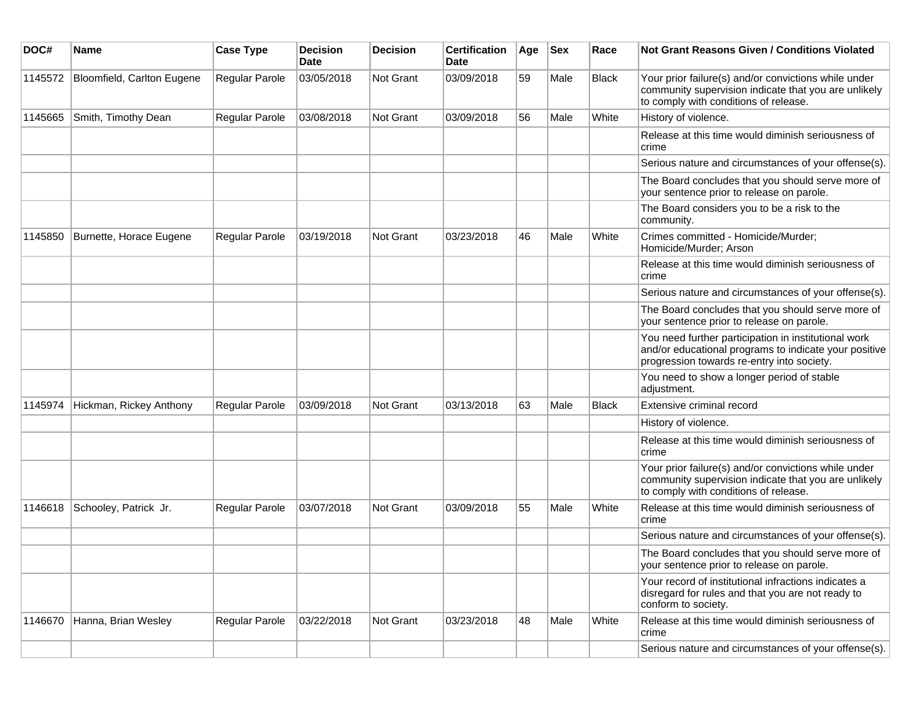| DOC# | Name | Case Type | Decision Date | Decision | Certification Date | Age | Sex | Race | Not Grant Reasons Given / Conditions Violated |
|---|---|---|---|---|---|---|---|---|---|
| 1145572 | Bloomfield, Carlton Eugene | Regular Parole | 03/05/2018 | Not Grant | 03/09/2018 | 59 | Male | Black | Your prior failure(s) and/or convictions while under community supervision indicate that you are unlikely to comply with conditions of release. |
| 1145665 | Smith, Timothy Dean | Regular Parole | 03/08/2018 | Not Grant | 03/09/2018 | 56 | Male | White | History of violence. |
| | | | | | | | | | Release at this time would diminish seriousness of crime |
| | | | | | | | | | Serious nature and circumstances of your offense(s). |
| | | | | | | | | | The Board concludes that you should serve more of your sentence prior to release on parole. |
| | | | | | | | | | The Board considers you to be a risk to the community. |
| 1145850 | Burnette, Horace Eugene | Regular Parole | 03/19/2018 | Not Grant | 03/23/2018 | 46 | Male | White | Crimes committed - Homicide/Murder; Homicide/Murder; Arson |
| | | | | | | | | | Release at this time would diminish seriousness of crime |
| | | | | | | | | | Serious nature and circumstances of your offense(s). |
| | | | | | | | | | The Board concludes that you should serve more of your sentence prior to release on parole. |
| | | | | | | | | | You need further participation in institutional work and/or educational programs to indicate your positive progression towards re-entry into society. |
| | | | | | | | | | You need to show a longer period of stable adjustment. |
| 1145974 | Hickman, Rickey Anthony | Regular Parole | 03/09/2018 | Not Grant | 03/13/2018 | 63 | Male | Black | Extensive criminal record |
| | | | | | | | | | History of violence. |
| | | | | | | | | | Release at this time would diminish seriousness of crime |
| | | | | | | | | | Your prior failure(s) and/or convictions while under community supervision indicate that you are unlikely to comply with conditions of release. |
| 1146618 | Schooley, Patrick Jr. | Regular Parole | 03/07/2018 | Not Grant | 03/09/2018 | 55 | Male | White | Release at this time would diminish seriousness of crime |
| | | | | | | | | | Serious nature and circumstances of your offense(s). |
| | | | | | | | | | The Board concludes that you should serve more of your sentence prior to release on parole. |
| | | | | | | | | | Your record of institutional infractions indicates a disregard for rules and that you are not ready to conform to society. |
| 1146670 | Hanna, Brian Wesley | Regular Parole | 03/22/2018 | Not Grant | 03/23/2018 | 48 | Male | White | Release at this time would diminish seriousness of crime |
| | | | | | | | | | Serious nature and circumstances of your offense(s). |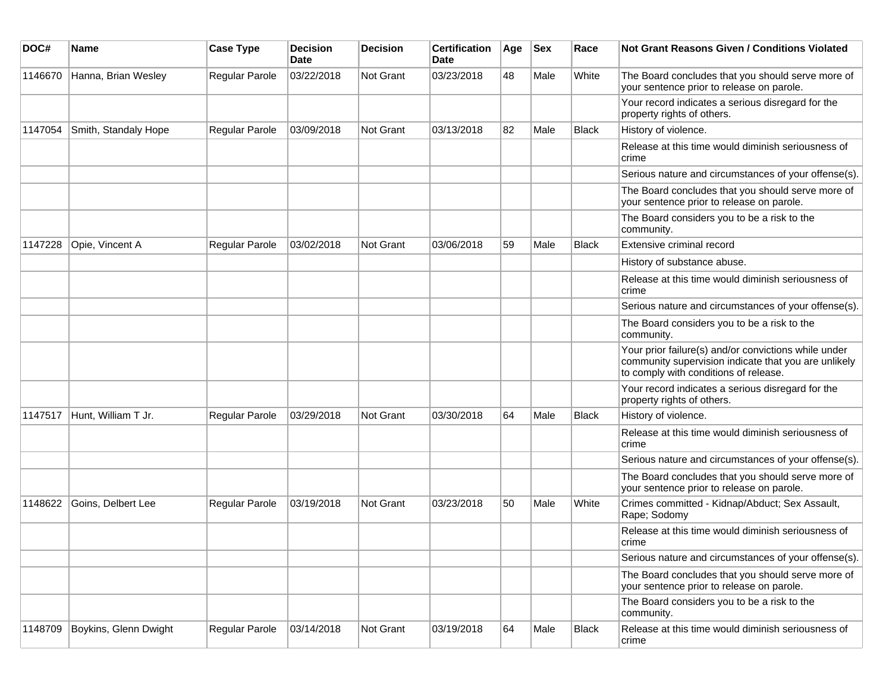| DOC# | Name | Case Type | Decision Date | Decision | Certification Date | Age | Sex | Race | Not Grant Reasons Given / Conditions Violated |
|---|---|---|---|---|---|---|---|---|---|
| 1146670 | Hanna, Brian Wesley | Regular Parole | 03/22/2018 | Not Grant | 03/23/2018 | 48 | Male | White | The Board concludes that you should serve more of your sentence prior to release on parole. |
| | | | | | | | | | Your record indicates a serious disregard for the property rights of others. |
| 1147054 | Smith, Standaly Hope | Regular Parole | 03/09/2018 | Not Grant | 03/13/2018 | 82 | Male | Black | History of violence. |
| | | | | | | | | | Release at this time would diminish seriousness of crime |
| | | | | | | | | | Serious nature and circumstances of your offense(s). |
| | | | | | | | | | The Board concludes that you should serve more of your sentence prior to release on parole. |
| | | | | | | | | | The Board considers you to be a risk to the community. |
| 1147228 | Opie, Vincent A | Regular Parole | 03/02/2018 | Not Grant | 03/06/2018 | 59 | Male | Black | Extensive criminal record |
| | | | | | | | | | History of substance abuse. |
| | | | | | | | | | Release at this time would diminish seriousness of crime |
| | | | | | | | | | Serious nature and circumstances of your offense(s). |
| | | | | | | | | | The Board considers you to be a risk to the community. |
| | | | | | | | | | Your prior failure(s) and/or convictions while under community supervision indicate that you are unlikely to comply with conditions of release. |
| | | | | | | | | | Your record indicates a serious disregard for the property rights of others. |
| 1147517 | Hunt, William T Jr. | Regular Parole | 03/29/2018 | Not Grant | 03/30/2018 | 64 | Male | Black | History of violence. |
| | | | | | | | | | Release at this time would diminish seriousness of crime |
| | | | | | | | | | Serious nature and circumstances of your offense(s). |
| | | | | | | | | | The Board concludes that you should serve more of your sentence prior to release on parole. |
| 1148622 | Goins, Delbert Lee | Regular Parole | 03/19/2018 | Not Grant | 03/23/2018 | 50 | Male | White | Crimes committed - Kidnap/Abduct; Sex Assault, Rape; Sodomy |
| | | | | | | | | | Release at this time would diminish seriousness of crime |
| | | | | | | | | | Serious nature and circumstances of your offense(s). |
| | | | | | | | | | The Board concludes that you should serve more of your sentence prior to release on parole. |
| | | | | | | | | | The Board considers you to be a risk to the community. |
| 1148709 | Boykins, Glenn Dwight | Regular Parole | 03/14/2018 | Not Grant | 03/19/2018 | 64 | Male | Black | Release at this time would diminish seriousness of crime |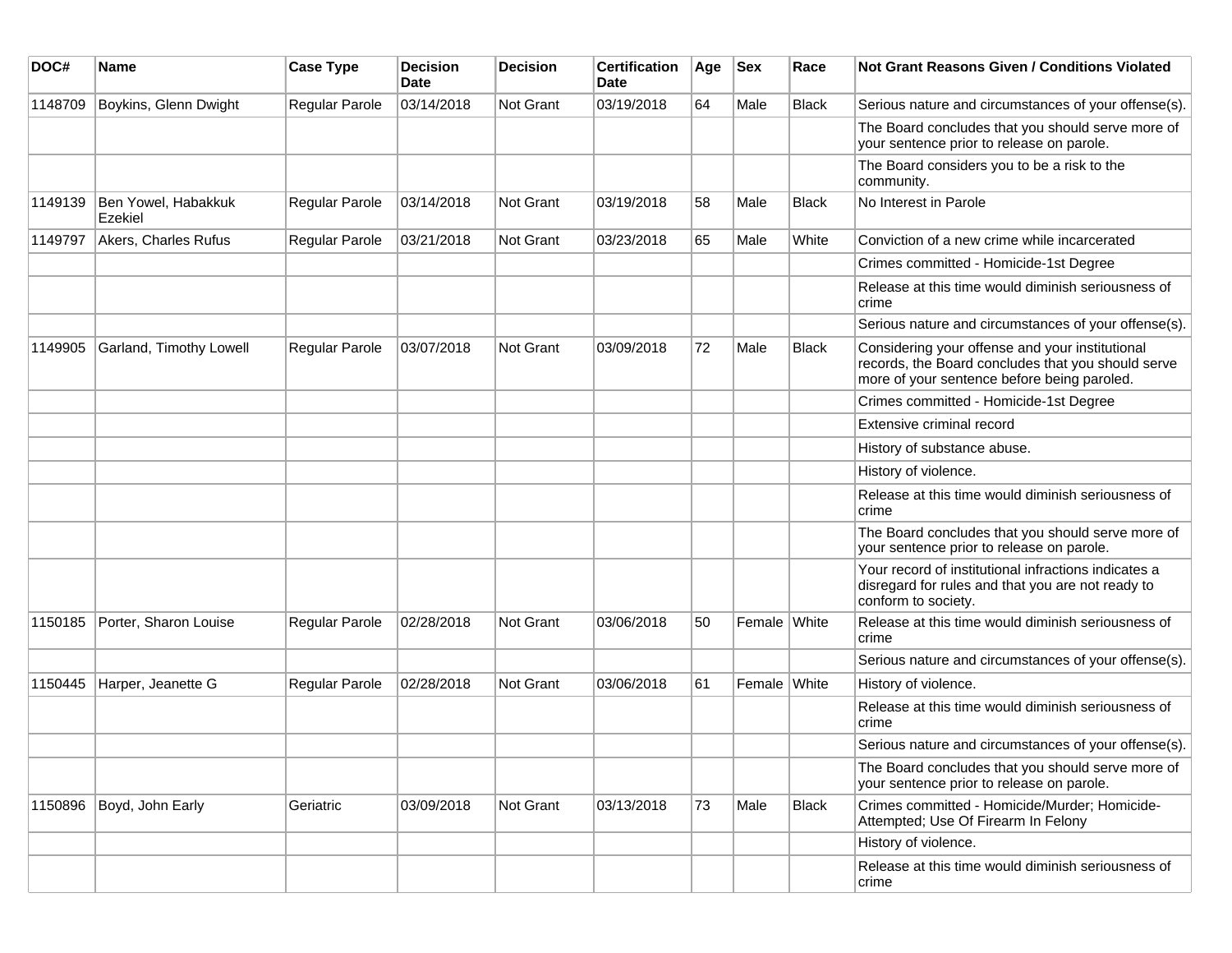| DOC# | Name | Case Type | Decision Date | Decision | Certification Date | Age | Sex | Race | Not Grant Reasons Given / Conditions Violated |
|---|---|---|---|---|---|---|---|---|---|
| 1148709 | Boykins, Glenn Dwight | Regular Parole | 03/14/2018 | Not Grant | 03/19/2018 | 64 | Male | Black | Serious nature and circumstances of your offense(s). |
| | | | | | | | | | The Board concludes that you should serve more of your sentence prior to release on parole. |
| | | | | | | | | | The Board considers you to be a risk to the community. |
| 1149139 | Ben Yowel, Habakkuk Ezekiel | Regular Parole | 03/14/2018 | Not Grant | 03/19/2018 | 58 | Male | Black | No Interest in Parole |
| 1149797 | Akers, Charles Rufus | Regular Parole | 03/21/2018 | Not Grant | 03/23/2018 | 65 | Male | White | Conviction of a new crime while incarcerated |
| | | | | | | | | | Crimes committed - Homicide-1st Degree |
| | | | | | | | | | Release at this time would diminish seriousness of crime |
| | | | | | | | | | Serious nature and circumstances of your offense(s). |
| 1149905 | Garland, Timothy Lowell | Regular Parole | 03/07/2018 | Not Grant | 03/09/2018 | 72 | Male | Black | Considering your offense and your institutional records, the Board concludes that you should serve more of your sentence before being paroled. |
| | | | | | | | | | Crimes committed - Homicide-1st Degree |
| | | | | | | | | | Extensive criminal record |
| | | | | | | | | | History of substance abuse. |
| | | | | | | | | | History of violence. |
| | | | | | | | | | Release at this time would diminish seriousness of crime |
| | | | | | | | | | The Board concludes that you should serve more of your sentence prior to release on parole. |
| | | | | | | | | | Your record of institutional infractions indicates a disregard for rules and that you are not ready to conform to society. |
| 1150185 | Porter, Sharon Louise | Regular Parole | 02/28/2018 | Not Grant | 03/06/2018 | 50 | Female | White | Release at this time would diminish seriousness of crime |
| | | | | | | | | | Serious nature and circumstances of your offense(s). |
| 1150445 | Harper, Jeanette G | Regular Parole | 02/28/2018 | Not Grant | 03/06/2018 | 61 | Female | White | History of violence. |
| | | | | | | | | | Release at this time would diminish seriousness of crime |
| | | | | | | | | | Serious nature and circumstances of your offense(s). |
| | | | | | | | | | The Board concludes that you should serve more of your sentence prior to release on parole. |
| 1150896 | Boyd, John Early | Geriatric | 03/09/2018 | Not Grant | 03/13/2018 | 73 | Male | Black | Crimes committed - Homicide/Murder; Homicide-Attempted; Use Of Firearm In Felony |
| | | | | | | | | | History of violence. |
| | | | | | | | | | Release at this time would diminish seriousness of crime |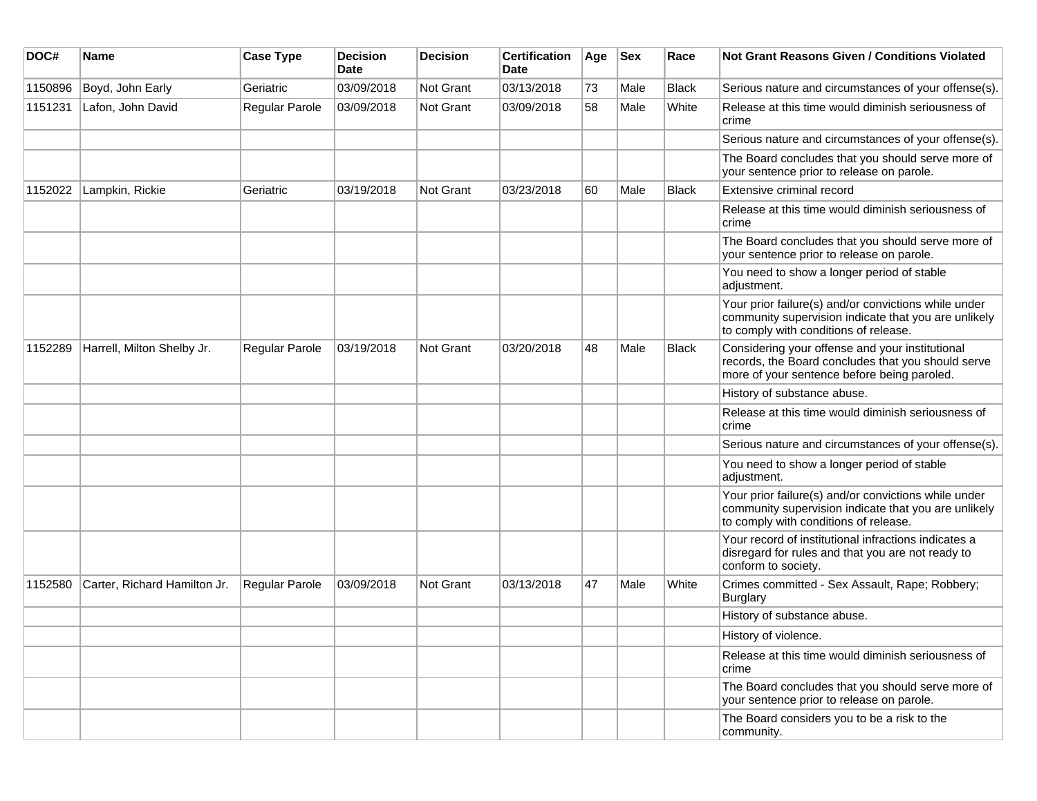| DOC# | Name | Case Type | Decision Date | Decision | Certification Date | Age | Sex | Race | Not Grant Reasons Given / Conditions Violated |
|---|---|---|---|---|---|---|---|---|---|
| 1150896 | Boyd, John Early | Geriatric | 03/09/2018 | Not Grant | 03/13/2018 | 73 | Male | Black | Serious nature and circumstances of your offense(s). |
| 1151231 | Lafon, John David | Regular Parole | 03/09/2018 | Not Grant | 03/09/2018 | 58 | Male | White | Release at this time would diminish seriousness of crime |
| | | | | | | | | | Serious nature and circumstances of your offense(s). |
| | | | | | | | | | The Board concludes that you should serve more of your sentence prior to release on parole. |
| 1152022 | Lampkin, Rickie | Geriatric | 03/19/2018 | Not Grant | 03/23/2018 | 60 | Male | Black | Extensive criminal record |
| | | | | | | | | | Release at this time would diminish seriousness of crime |
| | | | | | | | | | The Board concludes that you should serve more of your sentence prior to release on parole. |
| | | | | | | | | | You need to show a longer period of stable adjustment. |
| | | | | | | | | | Your prior failure(s) and/or convictions while under community supervision indicate that you are unlikely to comply with conditions of release. |
| 1152289 | Harrell, Milton Shelby Jr. | Regular Parole | 03/19/2018 | Not Grant | 03/20/2018 | 48 | Male | Black | Considering your offense and your institutional records, the Board concludes that you should serve more of your sentence before being paroled. |
| | | | | | | | | | History of substance abuse. |
| | | | | | | | | | Release at this time would diminish seriousness of crime |
| | | | | | | | | | Serious nature and circumstances of your offense(s). |
| | | | | | | | | | You need to show a longer period of stable adjustment. |
| | | | | | | | | | Your prior failure(s) and/or convictions while under community supervision indicate that you are unlikely to comply with conditions of release. |
| | | | | | | | | | Your record of institutional infractions indicates a disregard for rules and that you are not ready to conform to society. |
| 1152580 | Carter, Richard Hamilton Jr. | Regular Parole | 03/09/2018 | Not Grant | 03/13/2018 | 47 | Male | White | Crimes committed - Sex Assault, Rape; Robbery; Burglary |
| | | | | | | | | | History of substance abuse. |
| | | | | | | | | | History of violence. |
| | | | | | | | | | Release at this time would diminish seriousness of crime |
| | | | | | | | | | The Board concludes that you should serve more of your sentence prior to release on parole. |
| | | | | | | | | | The Board considers you to be a risk to the community. |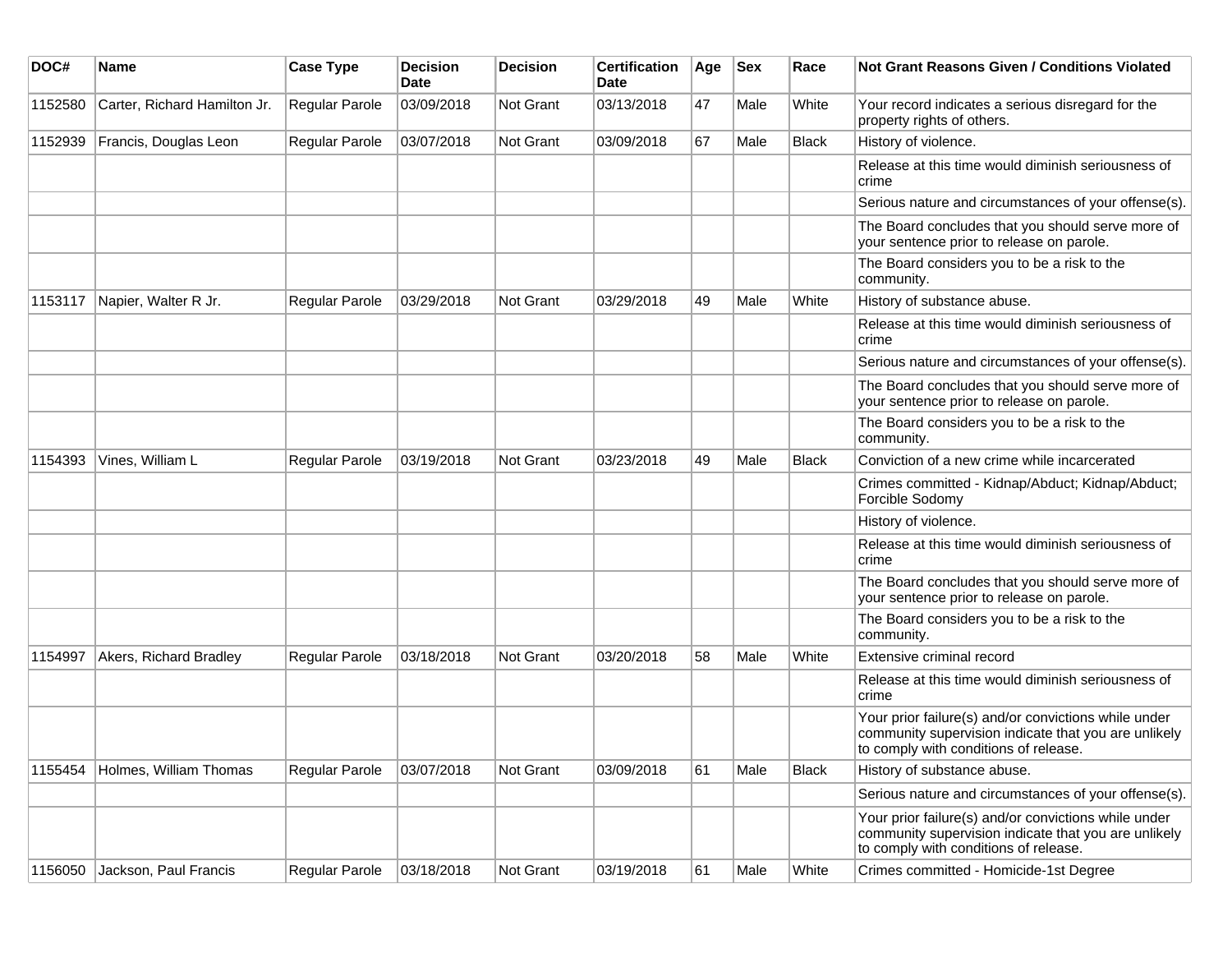| DOC# | Name | Case Type | Decision Date | Decision | Certification Date | Age | Sex | Race | Not Grant Reasons Given / Conditions Violated |
|---|---|---|---|---|---|---|---|---|---|
| 1152580 | Carter, Richard Hamilton Jr. | Regular Parole | 03/09/2018 | Not Grant | 03/13/2018 | 47 | Male | White | Your record indicates a serious disregard for the property rights of others. |
| 1152939 | Francis, Douglas Leon | Regular Parole | 03/07/2018 | Not Grant | 03/09/2018 | 67 | Male | Black | History of violence. |
| | | | | | | | | | Release at this time would diminish seriousness of crime |
| | | | | | | | | | Serious nature and circumstances of your offense(s). |
| | | | | | | | | | The Board concludes that you should serve more of your sentence prior to release on parole. |
| | | | | | | | | | The Board considers you to be a risk to the community. |
| 1153117 | Napier, Walter R Jr. | Regular Parole | 03/29/2018 | Not Grant | 03/29/2018 | 49 | Male | White | History of substance abuse. |
| | | | | | | | | | Release at this time would diminish seriousness of crime |
| | | | | | | | | | Serious nature and circumstances of your offense(s). |
| | | | | | | | | | The Board concludes that you should serve more of your sentence prior to release on parole. |
| | | | | | | | | | The Board considers you to be a risk to the community. |
| 1154393 | Vines, William L | Regular Parole | 03/19/2018 | Not Grant | 03/23/2018 | 49 | Male | Black | Conviction of a new crime while incarcerated |
| | | | | | | | | | Crimes committed - Kidnap/Abduct; Kidnap/Abduct; Forcible Sodomy |
| | | | | | | | | | History of violence. |
| | | | | | | | | | Release at this time would diminish seriousness of crime |
| | | | | | | | | | The Board concludes that you should serve more of your sentence prior to release on parole. |
| | | | | | | | | | The Board considers you to be a risk to the community. |
| 1154997 | Akers, Richard Bradley | Regular Parole | 03/18/2018 | Not Grant | 03/20/2018 | 58 | Male | White | Extensive criminal record |
| | | | | | | | | | Release at this time would diminish seriousness of crime |
| | | | | | | | | | Your prior failure(s) and/or convictions while under community supervision indicate that you are unlikely to comply with conditions of release. |
| 1155454 | Holmes, William Thomas | Regular Parole | 03/07/2018 | Not Grant | 03/09/2018 | 61 | Male | Black | History of substance abuse. |
| | | | | | | | | | Serious nature and circumstances of your offense(s). |
| | | | | | | | | | Your prior failure(s) and/or convictions while under community supervision indicate that you are unlikely to comply with conditions of release. |
| 1156050 | Jackson, Paul Francis | Regular Parole | 03/18/2018 | Not Grant | 03/19/2018 | 61 | Male | White | Crimes committed - Homicide-1st Degree |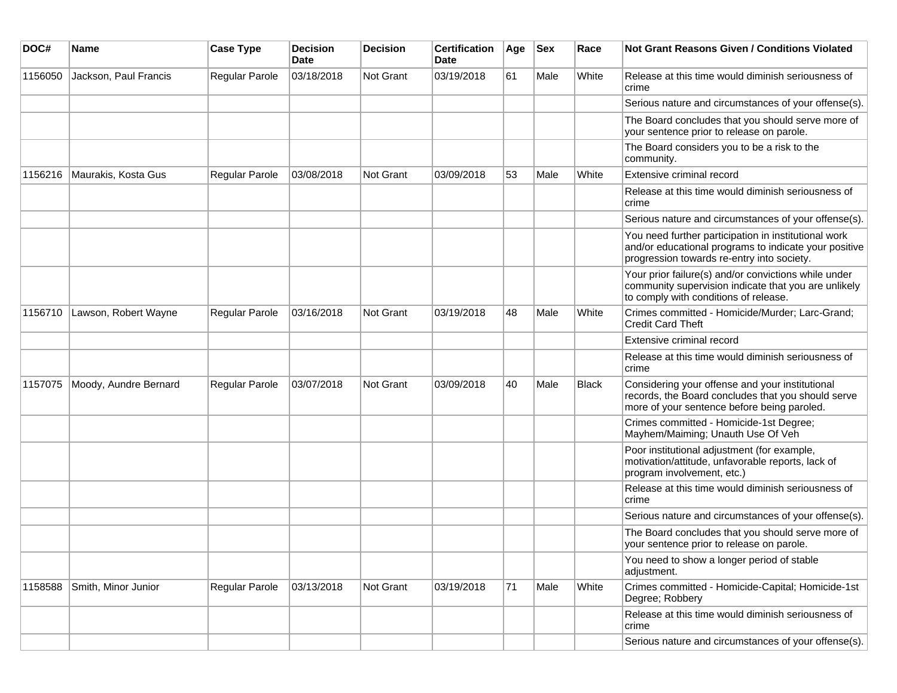| DOC# | Name | Case Type | Decision Date | Decision | Certification Date | Age | Sex | Race | Not Grant Reasons Given / Conditions Violated |
|---|---|---|---|---|---|---|---|---|---|
| 1156050 | Jackson, Paul Francis | Regular Parole | 03/18/2018 | Not Grant | 03/19/2018 | 61 | Male | White | Release at this time would diminish seriousness of crime |
| | | | | | | | | | Serious nature and circumstances of your offense(s). |
| | | | | | | | | | The Board concludes that you should serve more of your sentence prior to release on parole. |
| | | | | | | | | | The Board considers you to be a risk to the community. |
| 1156216 | Maurakis, Kosta Gus | Regular Parole | 03/08/2018 | Not Grant | 03/09/2018 | 53 | Male | White | Extensive criminal record |
| | | | | | | | | | Release at this time would diminish seriousness of crime |
| | | | | | | | | | Serious nature and circumstances of your offense(s). |
| | | | | | | | | | You need further participation in institutional work and/or educational programs to indicate your positive progression towards re-entry into society. |
| | | | | | | | | | Your prior failure(s) and/or convictions while under community supervision indicate that you are unlikely to comply with conditions of release. |
| 1156710 | Lawson, Robert Wayne | Regular Parole | 03/16/2018 | Not Grant | 03/19/2018 | 48 | Male | White | Crimes committed - Homicide/Murder; Larc-Grand; Credit Card Theft |
| | | | | | | | | | Extensive criminal record |
| | | | | | | | | | Release at this time would diminish seriousness of crime |
| 1157075 | Moody, Aundre Bernard | Regular Parole | 03/07/2018 | Not Grant | 03/09/2018 | 40 | Male | Black | Considering your offense and your institutional records, the Board concludes that you should serve more of your sentence before being paroled. |
| | | | | | | | | | Crimes committed - Homicide-1st Degree; Mayhem/Maiming; Unauth Use Of Veh |
| | | | | | | | | | Poor institutional adjustment (for example, motivation/attitude, unfavorable reports, lack of program involvement, etc.) |
| | | | | | | | | | Release at this time would diminish seriousness of crime |
| | | | | | | | | | Serious nature and circumstances of your offense(s). |
| | | | | | | | | | The Board concludes that you should serve more of your sentence prior to release on parole. |
| | | | | | | | | | You need to show a longer period of stable adjustment. |
| 1158588 | Smith, Minor Junior | Regular Parole | 03/13/2018 | Not Grant | 03/19/2018 | 71 | Male | White | Crimes committed - Homicide-Capital; Homicide-1st Degree; Robbery |
| | | | | | | | | | Release at this time would diminish seriousness of crime |
| | | | | | | | | | Serious nature and circumstances of your offense(s). |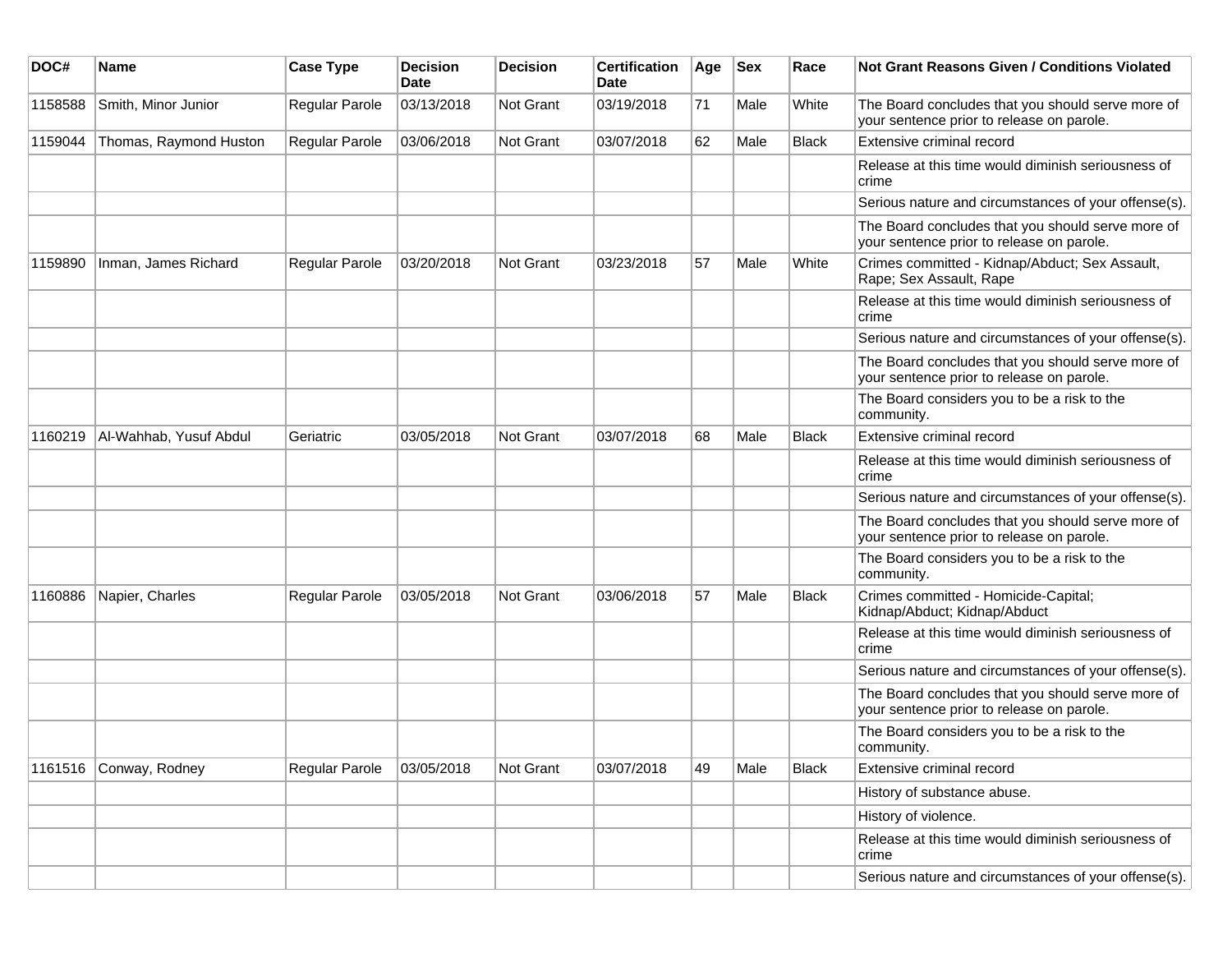| DOC# | Name | Case Type | Decision Date | Decision | Certification Date | Age | Sex | Race | Not Grant Reasons Given / Conditions Violated |
| --- | --- | --- | --- | --- | --- | --- | --- | --- | --- |
| 1158588 | Smith, Minor Junior | Regular Parole | 03/13/2018 | Not Grant | 03/19/2018 | 71 | Male | White | The Board concludes that you should serve more of your sentence prior to release on parole. |
| 1159044 | Thomas, Raymond Huston | Regular Parole | 03/06/2018 | Not Grant | 03/07/2018 | 62 | Male | Black | Extensive criminal record |
| | | | | | | | | | Release at this time would diminish seriousness of crime |
| | | | | | | | | | Serious nature and circumstances of your offense(s). |
| | | | | | | | | | The Board concludes that you should serve more of your sentence prior to release on parole. |
| 1159890 | Inman, James Richard | Regular Parole | 03/20/2018 | Not Grant | 03/23/2018 | 57 | Male | White | Crimes committed - Kidnap/Abduct; Sex Assault, Rape; Sex Assault, Rape |
| | | | | | | | | | Release at this time would diminish seriousness of crime |
| | | | | | | | | | Serious nature and circumstances of your offense(s). |
| | | | | | | | | | The Board concludes that you should serve more of your sentence prior to release on parole. |
| | | | | | | | | | The Board considers you to be a risk to the community. |
| 1160219 | Al-Wahhab, Yusuf Abdul | Geriatric | 03/05/2018 | Not Grant | 03/07/2018 | 68 | Male | Black | Extensive criminal record |
| | | | | | | | | | Release at this time would diminish seriousness of crime |
| | | | | | | | | | Serious nature and circumstances of your offense(s). |
| | | | | | | | | | The Board concludes that you should serve more of your sentence prior to release on parole. |
| | | | | | | | | | The Board considers you to be a risk to the community. |
| 1160886 | Napier, Charles | Regular Parole | 03/05/2018 | Not Grant | 03/06/2018 | 57 | Male | Black | Crimes committed - Homicide-Capital; Kidnap/Abduct; Kidnap/Abduct |
| | | | | | | | | | Release at this time would diminish seriousness of crime |
| | | | | | | | | | Serious nature and circumstances of your offense(s). |
| | | | | | | | | | The Board concludes that you should serve more of your sentence prior to release on parole. |
| | | | | | | | | | The Board considers you to be a risk to the community. |
| 1161516 | Conway, Rodney | Regular Parole | 03/05/2018 | Not Grant | 03/07/2018 | 49 | Male | Black | Extensive criminal record |
| | | | | | | | | | History of substance abuse. |
| | | | | | | | | | History of violence. |
| | | | | | | | | | Release at this time would diminish seriousness of crime |
| | | | | | | | | | Serious nature and circumstances of your offense(s). |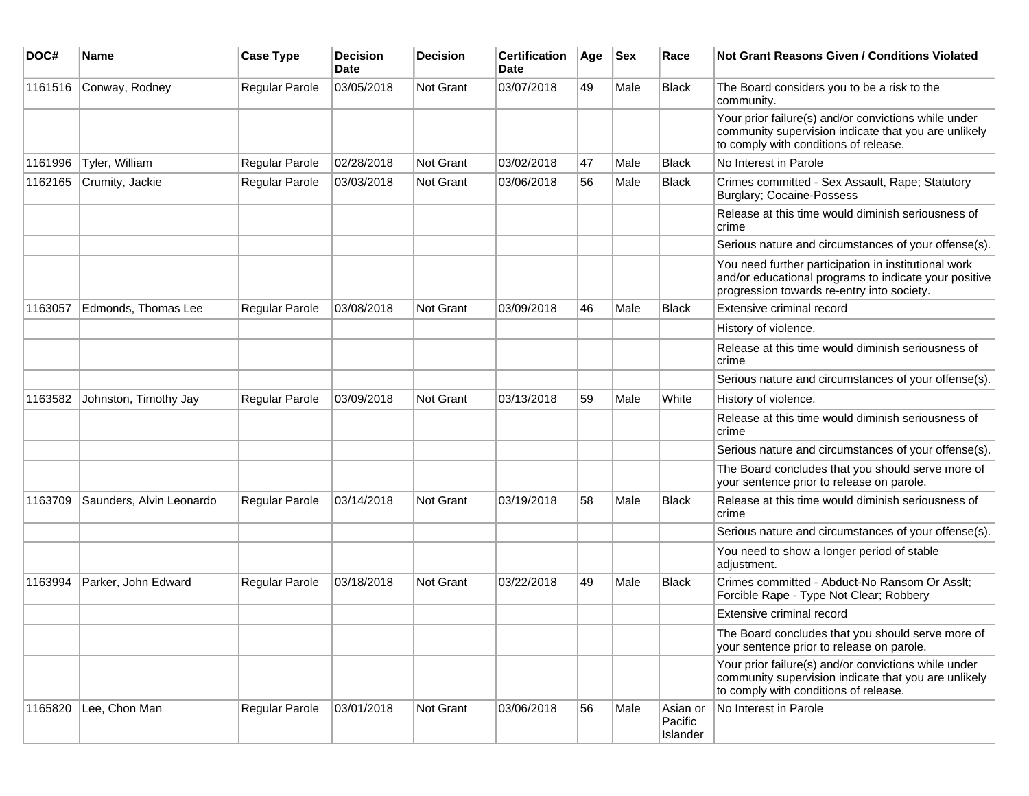| DOC# | Name | Case Type | Decision Date | Decision | Certification Date | Age | Sex | Race | Not Grant Reasons Given / Conditions Violated |
|---|---|---|---|---|---|---|---|---|---|
| 1161516 | Conway, Rodney | Regular Parole | 03/05/2018 | Not Grant | 03/07/2018 | 49 | Male | Black | The Board considers you to be a risk to the community. |
| | | | | | | | | | Your prior failure(s) and/or convictions while under community supervision indicate that you are unlikely to comply with conditions of release. |
| 1161996 | Tyler, William | Regular Parole | 02/28/2018 | Not Grant | 03/02/2018 | 47 | Male | Black | No Interest in Parole |
| 1162165 | Crumity, Jackie | Regular Parole | 03/03/2018 | Not Grant | 03/06/2018 | 56 | Male | Black | Crimes committed - Sex Assault, Rape; Statutory Burglary; Cocaine-Possess |
| | | | | | | | | | Release at this time would diminish seriousness of crime |
| | | | | | | | | | Serious nature and circumstances of your offense(s). |
| | | | | | | | | | You need further participation in institutional work and/or educational programs to indicate your positive progression towards re-entry into society. |
| 1163057 | Edmonds, Thomas Lee | Regular Parole | 03/08/2018 | Not Grant | 03/09/2018 | 46 | Male | Black | Extensive criminal record |
| | | | | | | | | | History of violence. |
| | | | | | | | | | Release at this time would diminish seriousness of crime |
| | | | | | | | | | Serious nature and circumstances of your offense(s). |
| 1163582 | Johnston, Timothy Jay | Regular Parole | 03/09/2018 | Not Grant | 03/13/2018 | 59 | Male | White | History of violence. |
| | | | | | | | | | Release at this time would diminish seriousness of crime |
| | | | | | | | | | Serious nature and circumstances of your offense(s). |
| | | | | | | | | | The Board concludes that you should serve more of your sentence prior to release on parole. |
| 1163709 | Saunders, Alvin Leonardo | Regular Parole | 03/14/2018 | Not Grant | 03/19/2018 | 58 | Male | Black | Release at this time would diminish seriousness of crime |
| | | | | | | | | | Serious nature and circumstances of your offense(s). |
| | | | | | | | | | You need to show a longer period of stable adjustment. |
| 1163994 | Parker, John Edward | Regular Parole | 03/18/2018 | Not Grant | 03/22/2018 | 49 | Male | Black | Crimes committed - Abduct-No Ransom Or Asslt; Forcible Rape - Type Not Clear; Robbery |
| | | | | | | | | | Extensive criminal record |
| | | | | | | | | | The Board concludes that you should serve more of your sentence prior to release on parole. |
| | | | | | | | | | Your prior failure(s) and/or convictions while under community supervision indicate that you are unlikely to comply with conditions of release. |
| 1165820 | Lee, Chon Man | Regular Parole | 03/01/2018 | Not Grant | 03/06/2018 | 56 | Male | Asian or Pacific Islander | No Interest in Parole |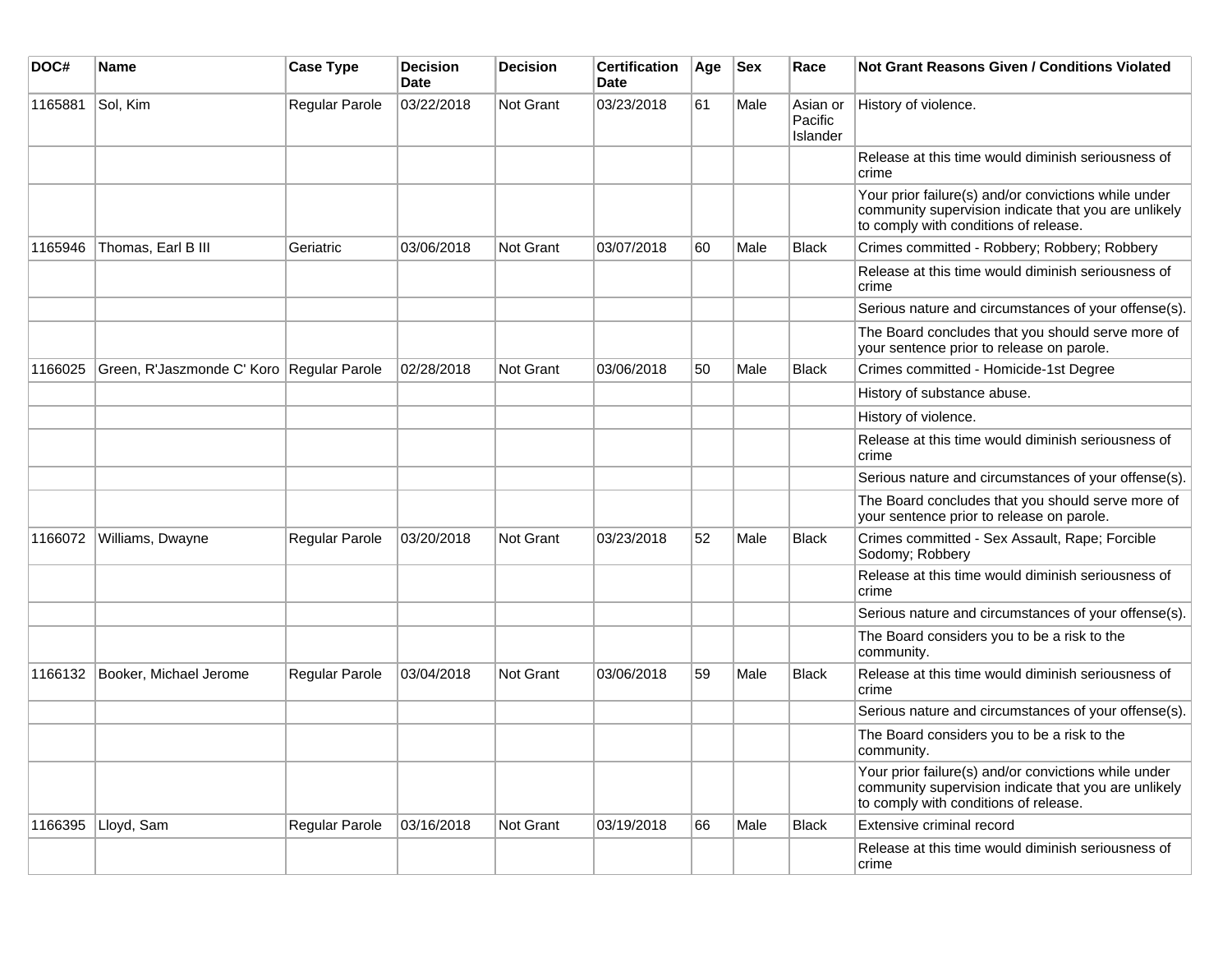| DOC# | Name | Case Type | Decision Date | Decision | Certification Date | Age | Sex | Race | Not Grant Reasons Given / Conditions Violated |
|---|---|---|---|---|---|---|---|---|---|
| 1165881 | Sol, Kim | Regular Parole | 03/22/2018 | Not Grant | 03/23/2018 | 61 | Male | Asian or Pacific Islander | History of violence. |
| | | | | | | | | | Release at this time would diminish seriousness of crime |
| | | | | | | | | | Your prior failure(s) and/or convictions while under community supervision indicate that you are unlikely to comply with conditions of release. |
| 1165946 | Thomas, Earl B III | Geriatric | 03/06/2018 | Not Grant | 03/07/2018 | 60 | Male | Black | Crimes committed - Robbery; Robbery; Robbery |
| | | | | | | | | | Release at this time would diminish seriousness of crime |
| | | | | | | | | | Serious nature and circumstances of your offense(s). |
| | | | | | | | | | The Board concludes that you should serve more of your sentence prior to release on parole. |
| 1166025 | Green, R'Jaszmonde C' Koro | Regular Parole | 02/28/2018 | Not Grant | 03/06/2018 | 50 | Male | Black | Crimes committed - Homicide-1st Degree |
| | | | | | | | | | History of substance abuse. |
| | | | | | | | | | History of violence. |
| | | | | | | | | | Release at this time would diminish seriousness of crime |
| | | | | | | | | | Serious nature and circumstances of your offense(s). |
| | | | | | | | | | The Board concludes that you should serve more of your sentence prior to release on parole. |
| 1166072 | Williams, Dwayne | Regular Parole | 03/20/2018 | Not Grant | 03/23/2018 | 52 | Male | Black | Crimes committed - Sex Assault, Rape; Forcible Sodomy; Robbery |
| | | | | | | | | | Release at this time would diminish seriousness of crime |
| | | | | | | | | | Serious nature and circumstances of your offense(s). |
| | | | | | | | | | The Board considers you to be a risk to the community. |
| 1166132 | Booker, Michael Jerome | Regular Parole | 03/04/2018 | Not Grant | 03/06/2018 | 59 | Male | Black | Release at this time would diminish seriousness of crime |
| | | | | | | | | | Serious nature and circumstances of your offense(s). |
| | | | | | | | | | The Board considers you to be a risk to the community. |
| | | | | | | | | | Your prior failure(s) and/or convictions while under community supervision indicate that you are unlikely to comply with conditions of release. |
| 1166395 | Lloyd, Sam | Regular Parole | 03/16/2018 | Not Grant | 03/19/2018 | 66 | Male | Black | Extensive criminal record |
| | | | | | | | | | Release at this time would diminish seriousness of crime |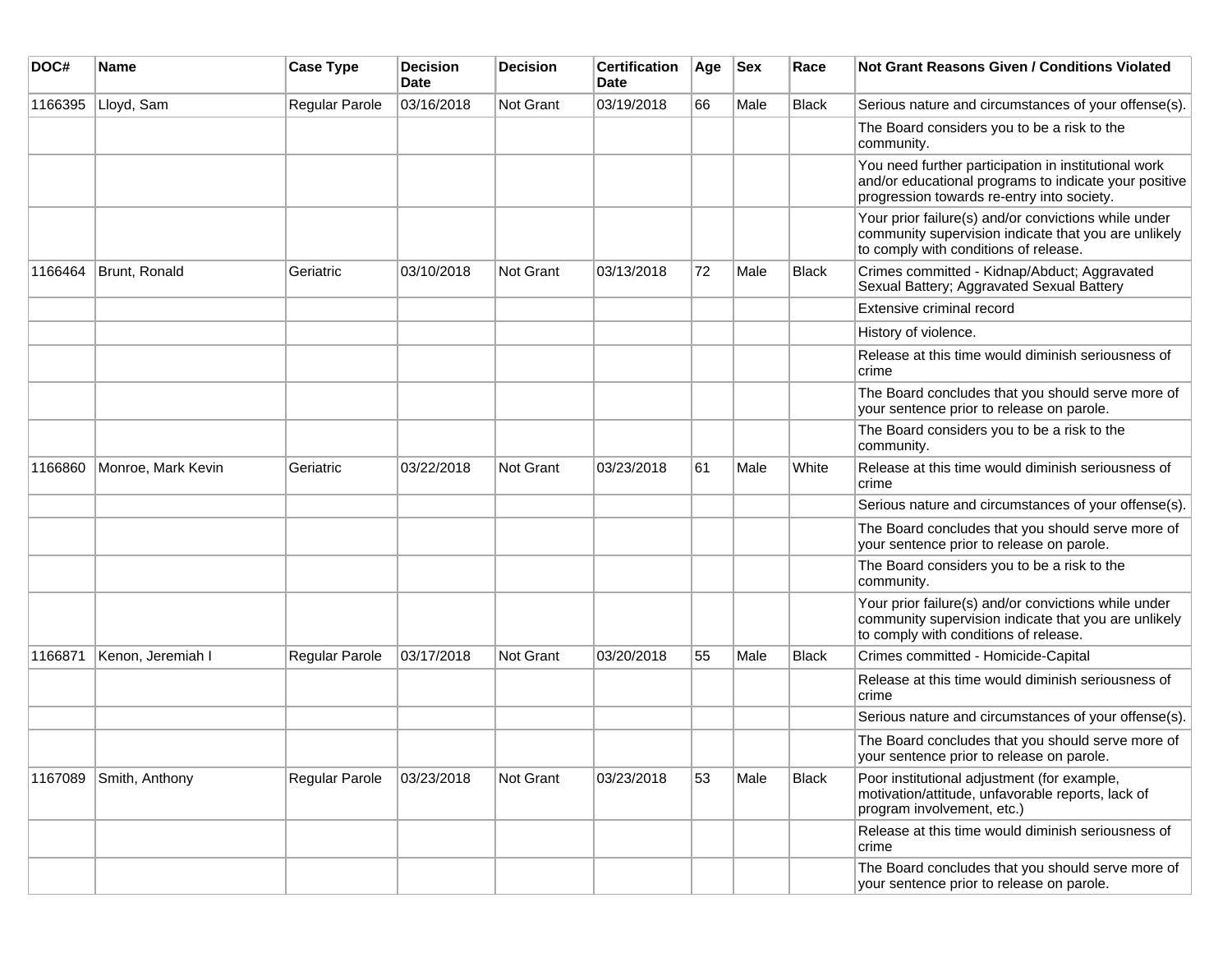| DOC# | Name | Case Type | Decision Date | Decision | Certification Date | Age | Sex | Race | Not Grant Reasons Given / Conditions Violated |
|---|---|---|---|---|---|---|---|---|---|
| 1166395 | Lloyd, Sam | Regular Parole | 03/16/2018 | Not Grant | 03/19/2018 | 66 | Male | Black | Serious nature and circumstances of your offense(s). |
| | | | | | | | | | The Board considers you to be a risk to the community. |
| | | | | | | | | | You need further participation in institutional work and/or educational programs to indicate your positive progression towards re-entry into society. |
| | | | | | | | | | Your prior failure(s) and/or convictions while under community supervision indicate that you are unlikely to comply with conditions of release. |
| 1166464 | Brunt, Ronald | Geriatric | 03/10/2018 | Not Grant | 03/13/2018 | 72 | Male | Black | Crimes committed - Kidnap/Abduct; Aggravated Sexual Battery; Aggravated Sexual Battery |
| | | | | | | | | | Extensive criminal record |
| | | | | | | | | | History of violence. |
| | | | | | | | | | Release at this time would diminish seriousness of crime |
| | | | | | | | | | The Board concludes that you should serve more of your sentence prior to release on parole. |
| | | | | | | | | | The Board considers you to be a risk to the community. |
| 1166860 | Monroe, Mark Kevin | Geriatric | 03/22/2018 | Not Grant | 03/23/2018 | 61 | Male | White | Release at this time would diminish seriousness of crime |
| | | | | | | | | | Serious nature and circumstances of your offense(s). |
| | | | | | | | | | The Board concludes that you should serve more of your sentence prior to release on parole. |
| | | | | | | | | | The Board considers you to be a risk to the community. |
| | | | | | | | | | Your prior failure(s) and/or convictions while under community supervision indicate that you are unlikely to comply with conditions of release. |
| 1166871 | Kenon, Jeremiah I | Regular Parole | 03/17/2018 | Not Grant | 03/20/2018 | 55 | Male | Black | Crimes committed - Homicide-Capital |
| | | | | | | | | | Release at this time would diminish seriousness of crime |
| | | | | | | | | | Serious nature and circumstances of your offense(s). |
| | | | | | | | | | The Board concludes that you should serve more of your sentence prior to release on parole. |
| 1167089 | Smith, Anthony | Regular Parole | 03/23/2018 | Not Grant | 03/23/2018 | 53 | Male | Black | Poor institutional adjustment (for example, motivation/attitude, unfavorable reports, lack of program involvement, etc.) |
| | | | | | | | | | Release at this time would diminish seriousness of crime |
| | | | | | | | | | The Board concludes that you should serve more of your sentence prior to release on parole. |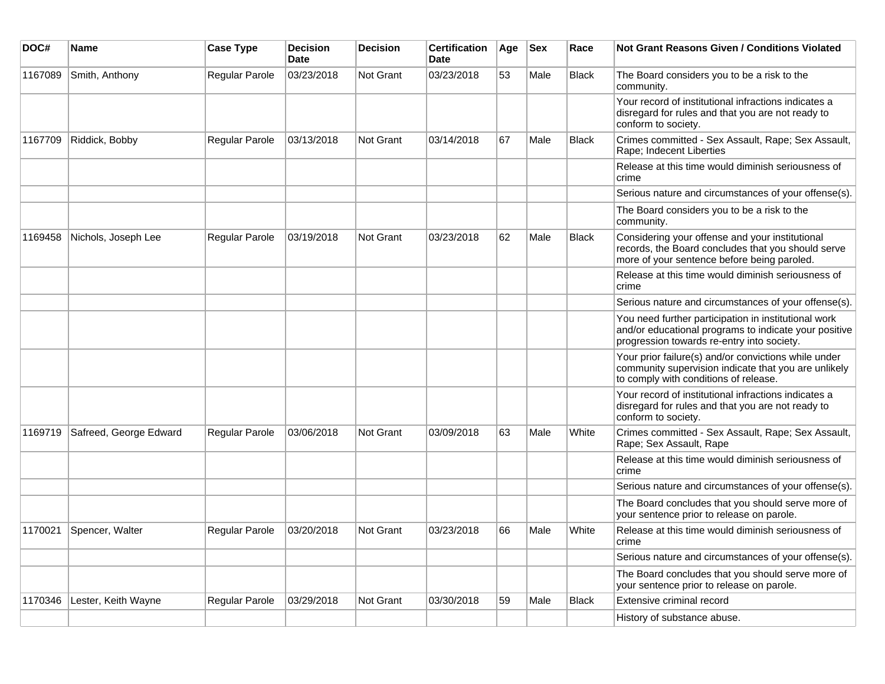| DOC# | Name | Case Type | Decision Date | Decision | Certification Date | Age | Sex | Race | Not Grant Reasons Given / Conditions Violated |
|---|---|---|---|---|---|---|---|---|---|
| 1167089 | Smith, Anthony | Regular Parole | 03/23/2018 | Not Grant | 03/23/2018 | 53 | Male | Black | The Board considers you to be a risk to the community. |
| | | | | | | | | | Your record of institutional infractions indicates a disregard for rules and that you are not ready to conform to society. |
| 1167709 | Riddick, Bobby | Regular Parole | 03/13/2018 | Not Grant | 03/14/2018 | 67 | Male | Black | Crimes committed - Sex Assault, Rape; Sex Assault, Rape; Indecent Liberties |
| | | | | | | | | | Release at this time would diminish seriousness of crime |
| | | | | | | | | | Serious nature and circumstances of your offense(s). |
| | | | | | | | | | The Board considers you to be a risk to the community. |
| 1169458 | Nichols, Joseph Lee | Regular Parole | 03/19/2018 | Not Grant | 03/23/2018 | 62 | Male | Black | Considering your offense and your institutional records, the Board concludes that you should serve more of your sentence before being paroled. |
| | | | | | | | | | Release at this time would diminish seriousness of crime |
| | | | | | | | | | Serious nature and circumstances of your offense(s). |
| | | | | | | | | | You need further participation in institutional work and/or educational programs to indicate your positive progression towards re-entry into society. |
| | | | | | | | | | Your prior failure(s) and/or convictions while under community supervision indicate that you are unlikely to comply with conditions of release. |
| | | | | | | | | | Your record of institutional infractions indicates a disregard for rules and that you are not ready to conform to society. |
| 1169719 | Safreed, George Edward | Regular Parole | 03/06/2018 | Not Grant | 03/09/2018 | 63 | Male | White | Crimes committed - Sex Assault, Rape; Sex Assault, Rape; Sex Assault, Rape |
| | | | | | | | | | Release at this time would diminish seriousness of crime |
| | | | | | | | | | Serious nature and circumstances of your offense(s). |
| | | | | | | | | | The Board concludes that you should serve more of your sentence prior to release on parole. |
| 1170021 | Spencer, Walter | Regular Parole | 03/20/2018 | Not Grant | 03/23/2018 | 66 | Male | White | Release at this time would diminish seriousness of crime |
| | | | | | | | | | Serious nature and circumstances of your offense(s). |
| | | | | | | | | | The Board concludes that you should serve more of your sentence prior to release on parole. |
| 1170346 | Lester, Keith Wayne | Regular Parole | 03/29/2018 | Not Grant | 03/30/2018 | 59 | Male | Black | Extensive criminal record |
| | | | | | | | | | History of substance abuse. |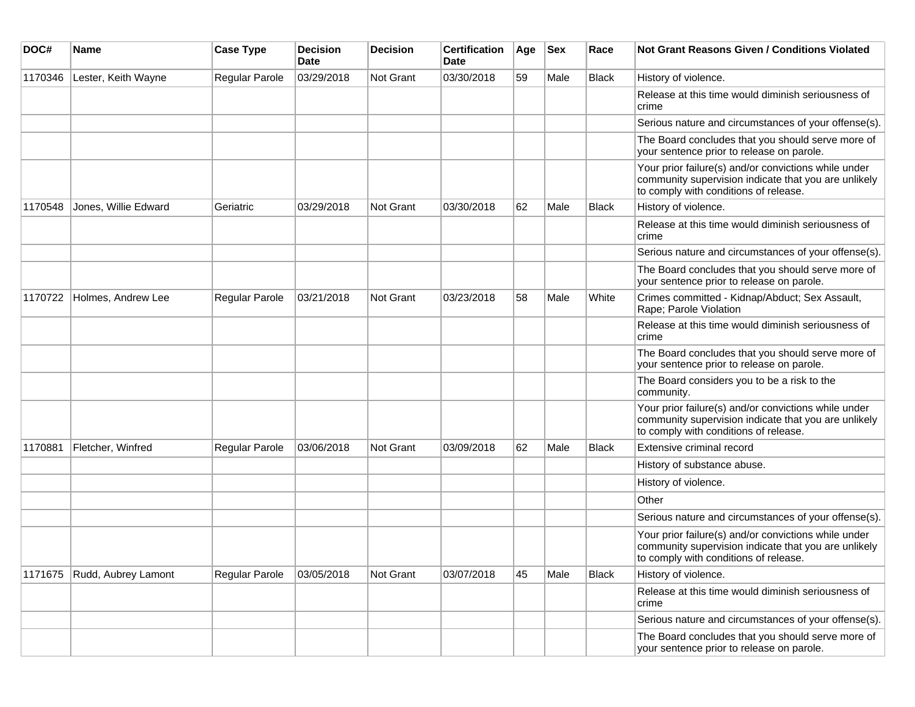| DOC# | Name | Case Type | Decision Date | Decision | Certification Date | Age | Sex | Race | Not Grant Reasons Given / Conditions Violated |
|---|---|---|---|---|---|---|---|---|---|
| 1170346 | Lester, Keith Wayne | Regular Parole | 03/29/2018 | Not Grant | 03/30/2018 | 59 | Male | Black | History of violence. |
| | | | | | | | | | Release at this time would diminish seriousness of crime |
| | | | | | | | | | Serious nature and circumstances of your offense(s). |
| | | | | | | | | | The Board concludes that you should serve more of your sentence prior to release on parole. |
| | | | | | | | | | Your prior failure(s) and/or convictions while under community supervision indicate that you are unlikely to comply with conditions of release. |
| 1170548 | Jones, Willie Edward | Geriatric | 03/29/2018 | Not Grant | 03/30/2018 | 62 | Male | Black | History of violence. |
| | | | | | | | | | Release at this time would diminish seriousness of crime |
| | | | | | | | | | Serious nature and circumstances of your offense(s). |
| | | | | | | | | | The Board concludes that you should serve more of your sentence prior to release on parole. |
| 1170722 | Holmes, Andrew Lee | Regular Parole | 03/21/2018 | Not Grant | 03/23/2018 | 58 | Male | White | Crimes committed - Kidnap/Abduct; Sex Assault, Rape; Parole Violation |
| | | | | | | | | | Release at this time would diminish seriousness of crime |
| | | | | | | | | | The Board concludes that you should serve more of your sentence prior to release on parole. |
| | | | | | | | | | The Board considers you to be a risk to the community. |
| | | | | | | | | | Your prior failure(s) and/or convictions while under community supervision indicate that you are unlikely to comply with conditions of release. |
| 1170881 | Fletcher, Winfred | Regular Parole | 03/06/2018 | Not Grant | 03/09/2018 | 62 | Male | Black | Extensive criminal record |
| | | | | | | | | | History of substance abuse. |
| | | | | | | | | | History of violence. |
| | | | | | | | | | Other |
| | | | | | | | | | Serious nature and circumstances of your offense(s). |
| | | | | | | | | | Your prior failure(s) and/or convictions while under community supervision indicate that you are unlikely to comply with conditions of release. |
| 1171675 | Rudd, Aubrey Lamont | Regular Parole | 03/05/2018 | Not Grant | 03/07/2018 | 45 | Male | Black | History of violence. |
| | | | | | | | | | Release at this time would diminish seriousness of crime |
| | | | | | | | | | Serious nature and circumstances of your offense(s). |
| | | | | | | | | | The Board concludes that you should serve more of your sentence prior to release on parole. |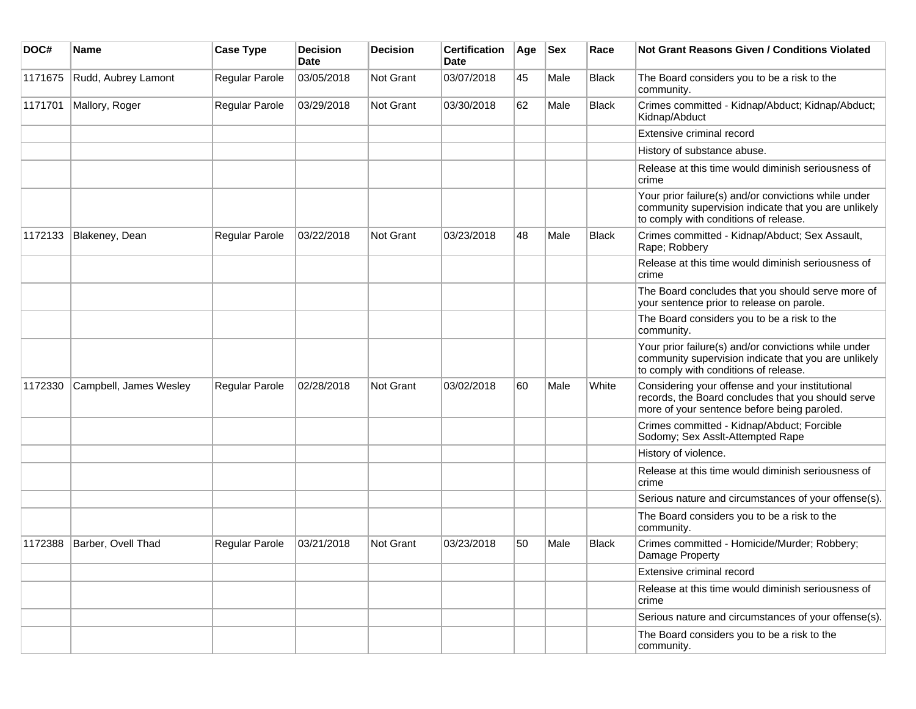| DOC# | Name | Case Type | Decision Date | Decision | Certification Date | Age | Sex | Race | Not Grant Reasons Given / Conditions Violated |
|---|---|---|---|---|---|---|---|---|---|
| 1171675 | Rudd, Aubrey Lamont | Regular Parole | 03/05/2018 | Not Grant | 03/07/2018 | 45 | Male | Black | The Board considers you to be a risk to the community. |
| 1171701 | Mallory, Roger | Regular Parole | 03/29/2018 | Not Grant | 03/30/2018 | 62 | Male | Black | Crimes committed - Kidnap/Abduct; Kidnap/Abduct; Kidnap/Abduct |
| | | | | | | | | | Extensive criminal record |
| | | | | | | | | | History of substance abuse. |
| | | | | | | | | | Release at this time would diminish seriousness of crime |
| | | | | | | | | | Your prior failure(s) and/or convictions while under community supervision indicate that you are unlikely to comply with conditions of release. |
| 1172133 | Blakeney, Dean | Regular Parole | 03/22/2018 | Not Grant | 03/23/2018 | 48 | Male | Black | Crimes committed - Kidnap/Abduct; Sex Assault, Rape; Robbery |
| | | | | | | | | | Release at this time would diminish seriousness of crime |
| | | | | | | | | | The Board concludes that you should serve more of your sentence prior to release on parole. |
| | | | | | | | | | The Board considers you to be a risk to the community. |
| | | | | | | | | | Your prior failure(s) and/or convictions while under community supervision indicate that you are unlikely to comply with conditions of release. |
| 1172330 | Campbell, James Wesley | Regular Parole | 02/28/2018 | Not Grant | 03/02/2018 | 60 | Male | White | Considering your offense and your institutional records, the Board concludes that you should serve more of your sentence before being paroled. |
| | | | | | | | | | Crimes committed - Kidnap/Abduct; Forcible Sodomy; Sex Asslt-Attempted Rape |
| | | | | | | | | | History of violence. |
| | | | | | | | | | Release at this time would diminish seriousness of crime |
| | | | | | | | | | Serious nature and circumstances of your offense(s). |
| | | | | | | | | | The Board considers you to be a risk to the community. |
| 1172388 | Barber, Ovell Thad | Regular Parole | 03/21/2018 | Not Grant | 03/23/2018 | 50 | Male | Black | Crimes committed - Homicide/Murder; Robbery; Damage Property |
| | | | | | | | | | Extensive criminal record |
| | | | | | | | | | Release at this time would diminish seriousness of crime |
| | | | | | | | | | Serious nature and circumstances of your offense(s). |
| | | | | | | | | | The Board considers you to be a risk to the community. |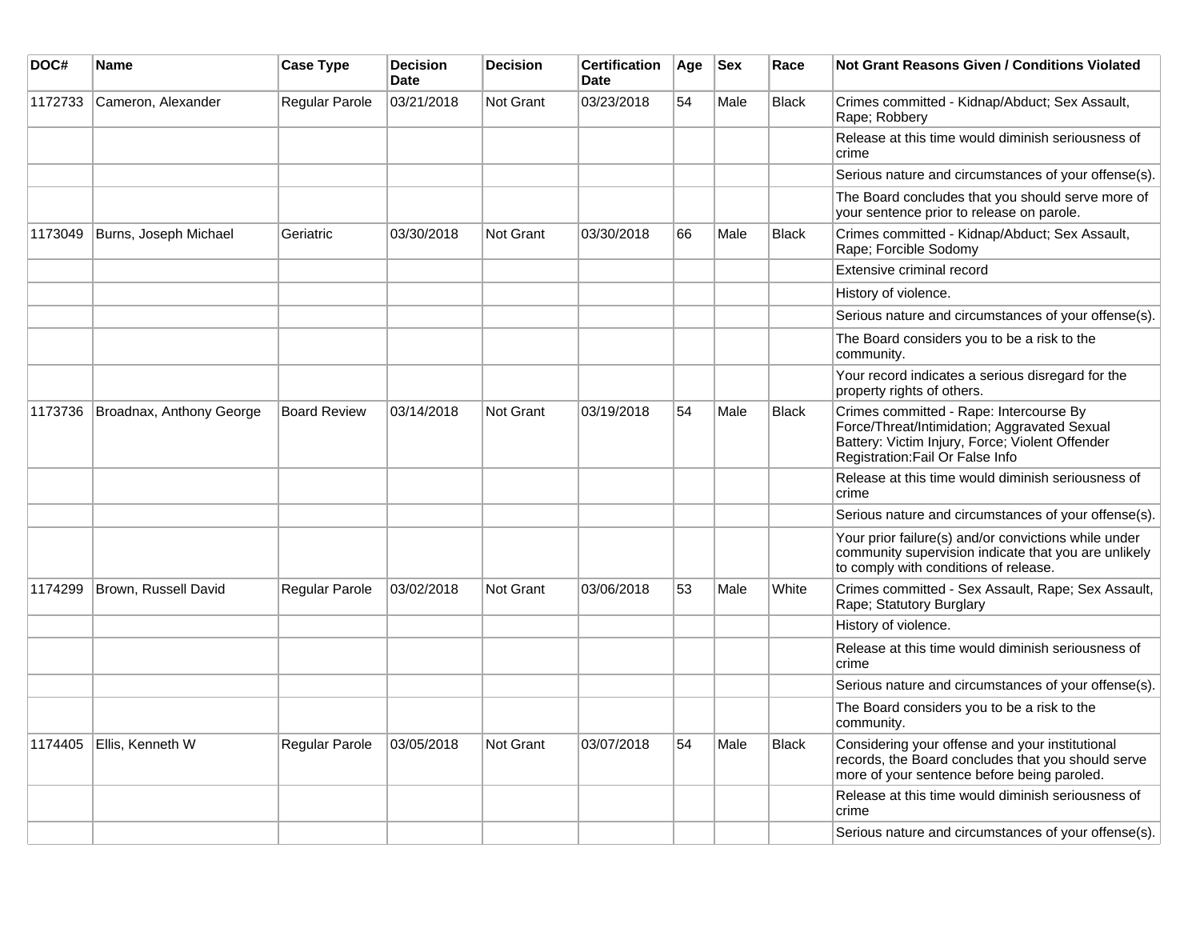| DOC# | Name | Case Type | Decision Date | Decision | Certification Date | Age | Sex | Race | Not Grant Reasons Given / Conditions Violated |
|---|---|---|---|---|---|---|---|---|---|
| 1172733 | Cameron, Alexander | Regular Parole | 03/21/2018 | Not Grant | 03/23/2018 | 54 | Male | Black | Crimes committed - Kidnap/Abduct; Sex Assault, Rape; Robbery |
| | | | | | | | | | Release at this time would diminish seriousness of crime |
| | | | | | | | | | Serious nature and circumstances of your offense(s). |
| | | | | | | | | | The Board concludes that you should serve more of your sentence prior to release on parole. |
| 1173049 | Burns, Joseph Michael | Geriatric | 03/30/2018 | Not Grant | 03/30/2018 | 66 | Male | Black | Crimes committed - Kidnap/Abduct; Sex Assault, Rape; Forcible Sodomy |
| | | | | | | | | | Extensive criminal record |
| | | | | | | | | | History of violence. |
| | | | | | | | | | Serious nature and circumstances of your offense(s). |
| | | | | | | | | | The Board considers you to be a risk to the community. |
| | | | | | | | | | Your record indicates a serious disregard for the property rights of others. |
| 1173736 | Broadnax, Anthony George | Board Review | 03/14/2018 | Not Grant | 03/19/2018 | 54 | Male | Black | Crimes committed - Rape: Intercourse By Force/Threat/Intimidation; Aggravated Sexual Battery: Victim Injury, Force; Violent Offender Registration:Fail Or False Info |
| | | | | | | | | | Release at this time would diminish seriousness of crime |
| | | | | | | | | | Serious nature and circumstances of your offense(s). |
| | | | | | | | | | Your prior failure(s) and/or convictions while under community supervision indicate that you are unlikely to comply with conditions of release. |
| 1174299 | Brown, Russell David | Regular Parole | 03/02/2018 | Not Grant | 03/06/2018 | 53 | Male | White | Crimes committed - Sex Assault, Rape; Sex Assault, Rape; Statutory Burglary |
| | | | | | | | | | History of violence. |
| | | | | | | | | | Release at this time would diminish seriousness of crime |
| | | | | | | | | | Serious nature and circumstances of your offense(s). |
| | | | | | | | | | The Board considers you to be a risk to the community. |
| 1174405 | Ellis, Kenneth W | Regular Parole | 03/05/2018 | Not Grant | 03/07/2018 | 54 | Male | Black | Considering your offense and your institutional records, the Board concludes that you should serve more of your sentence before being paroled. |
| | | | | | | | | | Release at this time would diminish seriousness of crime |
| | | | | | | | | | Serious nature and circumstances of your offense(s). |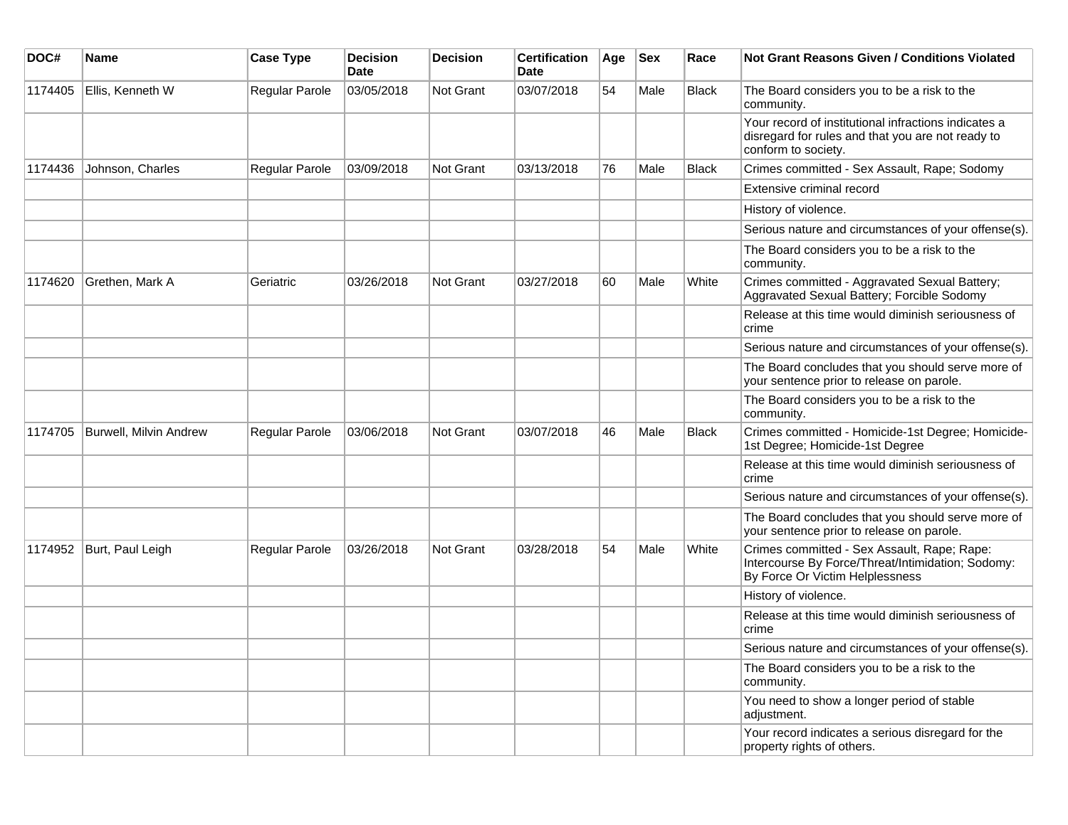| DOC# | Name | Case Type | Decision Date | Decision | Certification Date | Age | Sex | Race | Not Grant Reasons Given / Conditions Violated |
|---|---|---|---|---|---|---|---|---|---|
| 1174405 | Ellis, Kenneth W | Regular Parole | 03/05/2018 | Not Grant | 03/07/2018 | 54 | Male | Black | The Board considers you to be a risk to the community. |
| | | | | | | | | | Your record of institutional infractions indicates a disregard for rules and that you are not ready to conform to society. |
| 1174436 | Johnson, Charles | Regular Parole | 03/09/2018 | Not Grant | 03/13/2018 | 76 | Male | Black | Crimes committed - Sex Assault, Rape; Sodomy |
| | | | | | | | | | Extensive criminal record |
| | | | | | | | | | History of violence. |
| | | | | | | | | | Serious nature and circumstances of your offense(s). |
| | | | | | | | | | The Board considers you to be a risk to the community. |
| 1174620 | Grethen, Mark A | Geriatric | 03/26/2018 | Not Grant | 03/27/2018 | 60 | Male | White | Crimes committed - Aggravated Sexual Battery; Aggravated Sexual Battery; Forcible Sodomy |
| | | | | | | | | | Release at this time would diminish seriousness of crime |
| | | | | | | | | | Serious nature and circumstances of your offense(s). |
| | | | | | | | | | The Board concludes that you should serve more of your sentence prior to release on parole. |
| | | | | | | | | | The Board considers you to be a risk to the community. |
| 1174705 | Burwell, Milvin Andrew | Regular Parole | 03/06/2018 | Not Grant | 03/07/2018 | 46 | Male | Black | Crimes committed - Homicide-1st Degree; Homicide-1st Degree; Homicide-1st Degree |
| | | | | | | | | | Release at this time would diminish seriousness of crime |
| | | | | | | | | | Serious nature and circumstances of your offense(s). |
| | | | | | | | | | The Board concludes that you should serve more of your sentence prior to release on parole. |
| 1174952 | Burt, Paul Leigh | Regular Parole | 03/26/2018 | Not Grant | 03/28/2018 | 54 | Male | White | Crimes committed - Sex Assault, Rape; Rape: Intercourse By Force/Threat/Intimidation; Sodomy: By Force Or Victim Helplessness |
| | | | | | | | | | History of violence. |
| | | | | | | | | | Release at this time would diminish seriousness of crime |
| | | | | | | | | | Serious nature and circumstances of your offense(s). |
| | | | | | | | | | The Board considers you to be a risk to the community. |
| | | | | | | | | | You need to show a longer period of stable adjustment. |
| | | | | | | | | | Your record indicates a serious disregard for the property rights of others. |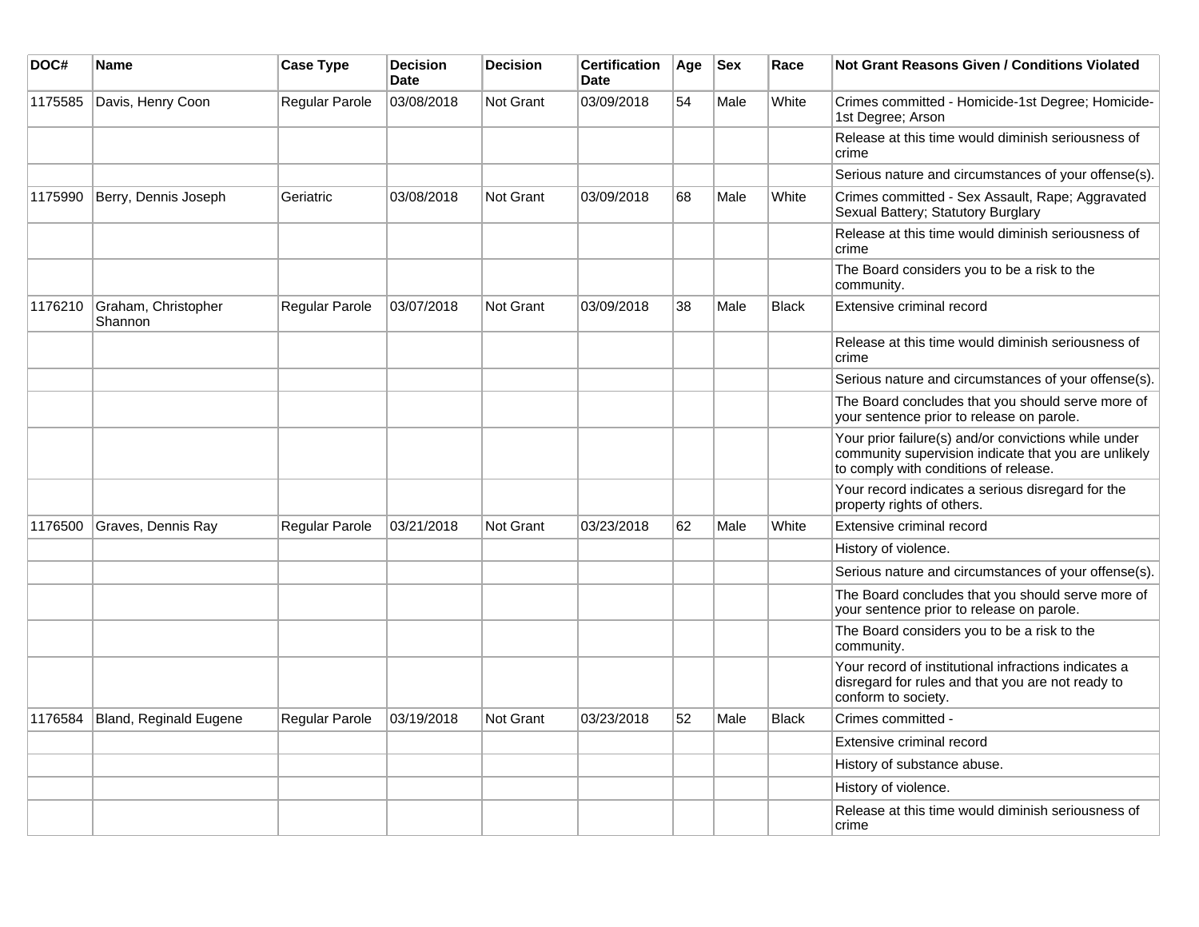| DOC# | Name | Case Type | Decision Date | Decision | Certification Date | Age | Sex | Race | Not Grant Reasons Given / Conditions Violated |
| --- | --- | --- | --- | --- | --- | --- | --- | --- | --- |
| 1175585 | Davis, Henry Coon | Regular Parole | 03/08/2018 | Not Grant | 03/09/2018 | 54 | Male | White | Crimes committed - Homicide-1st Degree; Homicide-1st Degree; Arson |
| | | | | | | | | | Release at this time would diminish seriousness of crime |
| | | | | | | | | | Serious nature and circumstances of your offense(s). |
| 1175990 | Berry, Dennis Joseph | Geriatric | 03/08/2018 | Not Grant | 03/09/2018 | 68 | Male | White | Crimes committed - Sex Assault, Rape; Aggravated Sexual Battery; Statutory Burglary |
| | | | | | | | | | Release at this time would diminish seriousness of crime |
| | | | | | | | | | The Board considers you to be a risk to the community. |
| 1176210 | Graham, Christopher Shannon | Regular Parole | 03/07/2018 | Not Grant | 03/09/2018 | 38 | Male | Black | Extensive criminal record |
| | | | | | | | | | Release at this time would diminish seriousness of crime |
| | | | | | | | | | Serious nature and circumstances of your offense(s). |
| | | | | | | | | | The Board concludes that you should serve more of your sentence prior to release on parole. |
| | | | | | | | | | Your prior failure(s) and/or convictions while under community supervision indicate that you are unlikely to comply with conditions of release. |
| | | | | | | | | | Your record indicates a serious disregard for the property rights of others. |
| 1176500 | Graves, Dennis Ray | Regular Parole | 03/21/2018 | Not Grant | 03/23/2018 | 62 | Male | White | Extensive criminal record |
| | | | | | | | | | History of violence. |
| | | | | | | | | | Serious nature and circumstances of your offense(s). |
| | | | | | | | | | The Board concludes that you should serve more of your sentence prior to release on parole. |
| | | | | | | | | | The Board considers you to be a risk to the community. |
| | | | | | | | | | Your record of institutional infractions indicates a disregard for rules and that you are not ready to conform to society. |
| 1176584 | Bland, Reginald Eugene | Regular Parole | 03/19/2018 | Not Grant | 03/23/2018 | 52 | Male | Black | Crimes committed - |
| | | | | | | | | | Extensive criminal record |
| | | | | | | | | | History of substance abuse. |
| | | | | | | | | | History of violence. |
| | | | | | | | | | Release at this time would diminish seriousness of crime |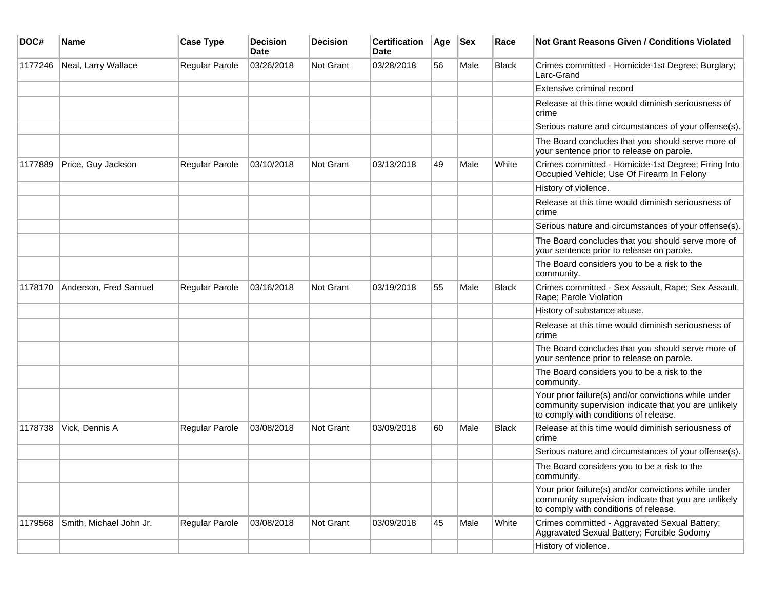| DOC# | Name | Case Type | Decision Date | Decision | Certification Date | Age | Sex | Race | Not Grant Reasons Given / Conditions Violated |
|---|---|---|---|---|---|---|---|---|---|
| 1177246 | Neal, Larry Wallace | Regular Parole | 03/26/2018 | Not Grant | 03/28/2018 | 56 | Male | Black | Crimes committed - Homicide-1st Degree; Burglary; Larc-Grand |
| | | | | | | | | | Extensive criminal record |
| | | | | | | | | | Release at this time would diminish seriousness of crime |
| | | | | | | | | | Serious nature and circumstances of your offense(s). |
| | | | | | | | | | The Board concludes that you should serve more of your sentence prior to release on parole. |
| 1177889 | Price, Guy Jackson | Regular Parole | 03/10/2018 | Not Grant | 03/13/2018 | 49 | Male | White | Crimes committed - Homicide-1st Degree; Firing Into Occupied Vehicle; Use Of Firearm In Felony |
| | | | | | | | | | History of violence. |
| | | | | | | | | | Release at this time would diminish seriousness of crime |
| | | | | | | | | | Serious nature and circumstances of your offense(s). |
| | | | | | | | | | The Board concludes that you should serve more of your sentence prior to release on parole. |
| | | | | | | | | | The Board considers you to be a risk to the community. |
| 1178170 | Anderson, Fred Samuel | Regular Parole | 03/16/2018 | Not Grant | 03/19/2018 | 55 | Male | Black | Crimes committed - Sex Assault, Rape; Sex Assault, Rape; Parole Violation |
| | | | | | | | | | History of substance abuse. |
| | | | | | | | | | Release at this time would diminish seriousness of crime |
| | | | | | | | | | The Board concludes that you should serve more of your sentence prior to release on parole. |
| | | | | | | | | | The Board considers you to be a risk to the community. |
| | | | | | | | | | Your prior failure(s) and/or convictions while under community supervision indicate that you are unlikely to comply with conditions of release. |
| 1178738 | Vick, Dennis A | Regular Parole | 03/08/2018 | Not Grant | 03/09/2018 | 60 | Male | Black | Release at this time would diminish seriousness of crime |
| | | | | | | | | | Serious nature and circumstances of your offense(s). |
| | | | | | | | | | The Board considers you to be a risk to the community. |
| | | | | | | | | | Your prior failure(s) and/or convictions while under community supervision indicate that you are unlikely to comply with conditions of release. |
| 1179568 | Smith, Michael John Jr. | Regular Parole | 03/08/2018 | Not Grant | 03/09/2018 | 45 | Male | White | Crimes committed - Aggravated Sexual Battery; Aggravated Sexual Battery; Forcible Sodomy |
| | | | | | | | | | History of violence. |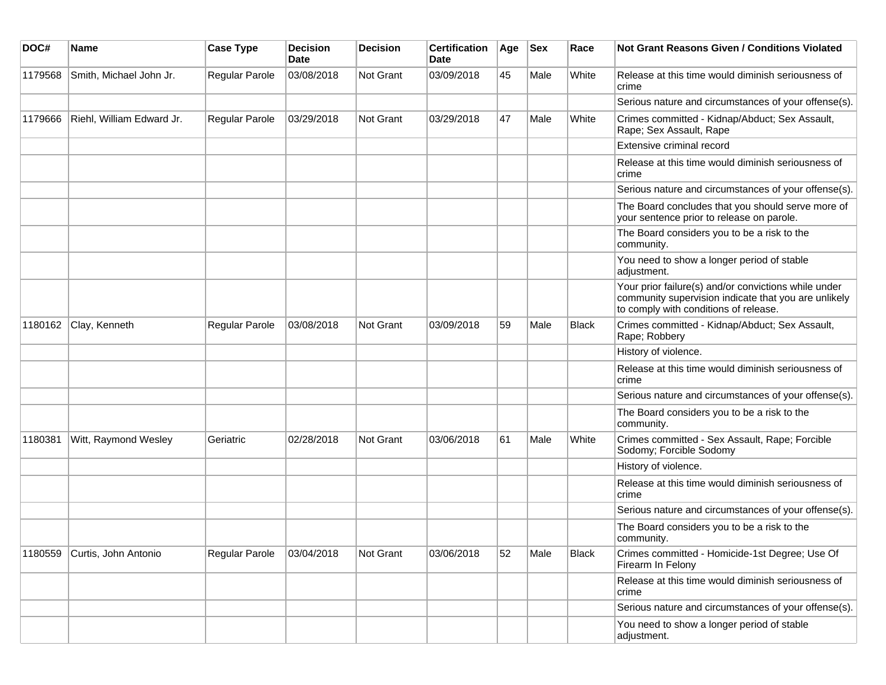| DOC# | Name | Case Type | Decision Date | Decision | Certification Date | Age | Sex | Race | Not Grant Reasons Given / Conditions Violated |
|---|---|---|---|---|---|---|---|---|---|
| 1179568 | Smith, Michael John Jr. | Regular Parole | 03/08/2018 | Not Grant | 03/09/2018 | 45 | Male | White | Release at this time would diminish seriousness of crime |
| | | | | | | | | | Serious nature and circumstances of your offense(s). |
| 1179666 | Riehl, William Edward Jr. | Regular Parole | 03/29/2018 | Not Grant | 03/29/2018 | 47 | Male | White | Crimes committed - Kidnap/Abduct; Sex Assault, Rape; Sex Assault, Rape |
| | | | | | | | | | Extensive criminal record |
| | | | | | | | | | Release at this time would diminish seriousness of crime |
| | | | | | | | | | Serious nature and circumstances of your offense(s). |
| | | | | | | | | | The Board concludes that you should serve more of your sentence prior to release on parole. |
| | | | | | | | | | The Board considers you to be a risk to the community. |
| | | | | | | | | | You need to show a longer period of stable adjustment. |
| | | | | | | | | | Your prior failure(s) and/or convictions while under community supervision indicate that you are unlikely to comply with conditions of release. |
| 1180162 | Clay, Kenneth | Regular Parole | 03/08/2018 | Not Grant | 03/09/2018 | 59 | Male | Black | Crimes committed - Kidnap/Abduct; Sex Assault, Rape; Robbery |
| | | | | | | | | | History of violence. |
| | | | | | | | | | Release at this time would diminish seriousness of crime |
| | | | | | | | | | Serious nature and circumstances of your offense(s). |
| | | | | | | | | | The Board considers you to be a risk to the community. |
| 1180381 | Witt, Raymond Wesley | Geriatric | 02/28/2018 | Not Grant | 03/06/2018 | 61 | Male | White | Crimes committed - Sex Assault, Rape; Forcible Sodomy; Forcible Sodomy |
| | | | | | | | | | History of violence. |
| | | | | | | | | | Release at this time would diminish seriousness of crime |
| | | | | | | | | | Serious nature and circumstances of your offense(s). |
| | | | | | | | | | The Board considers you to be a risk to the community. |
| 1180559 | Curtis, John Antonio | Regular Parole | 03/04/2018 | Not Grant | 03/06/2018 | 52 | Male | Black | Crimes committed - Homicide-1st Degree; Use Of Firearm In Felony |
| | | | | | | | | | Release at this time would diminish seriousness of crime |
| | | | | | | | | | Serious nature and circumstances of your offense(s). |
| | | | | | | | | | You need to show a longer period of stable adjustment. |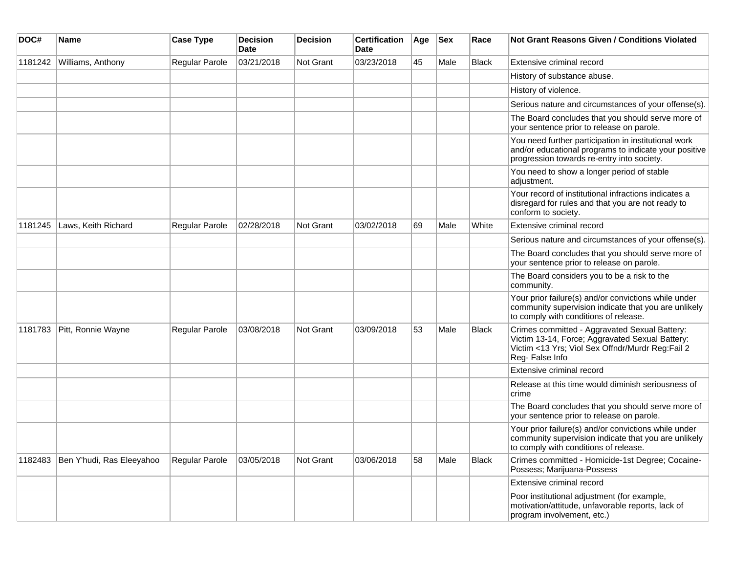| DOC# | Name | Case Type | Decision Date | Decision | Certification Date | Age | Sex | Race | Not Grant Reasons Given / Conditions Violated |
|---|---|---|---|---|---|---|---|---|---|
| 1181242 | Williams, Anthony | Regular Parole | 03/21/2018 | Not Grant | 03/23/2018 | 45 | Male | Black | Extensive criminal record |
| | | | | | | | | | History of substance abuse. |
| | | | | | | | | | History of violence. |
| | | | | | | | | | Serious nature and circumstances of your offense(s). |
| | | | | | | | | | The Board concludes that you should serve more of your sentence prior to release on parole. |
| | | | | | | | | | You need further participation in institutional work and/or educational programs to indicate your positive progression towards re-entry into society. |
| | | | | | | | | | You need to show a longer period of stable adjustment. |
| | | | | | | | | | Your record of institutional infractions indicates a disregard for rules and that you are not ready to conform to society. |
| 1181245 | Laws, Keith Richard | Regular Parole | 02/28/2018 | Not Grant | 03/02/2018 | 69 | Male | White | Extensive criminal record |
| | | | | | | | | | Serious nature and circumstances of your offense(s). |
| | | | | | | | | | The Board concludes that you should serve more of your sentence prior to release on parole. |
| | | | | | | | | | The Board considers you to be a risk to the community. |
| | | | | | | | | | Your prior failure(s) and/or convictions while under community supervision indicate that you are unlikely to comply with conditions of release. |
| 1181783 | Pitt, Ronnie Wayne | Regular Parole | 03/08/2018 | Not Grant | 03/09/2018 | 53 | Male | Black | Crimes committed - Aggravated Sexual Battery: Victim 13-14, Force; Aggravated Sexual Battery: Victim <13 Yrs; Viol Sex Offndr/Murdr Reg:Fail 2 Reg- False Info |
| | | | | | | | | | Extensive criminal record |
| | | | | | | | | | Release at this time would diminish seriousness of crime |
| | | | | | | | | | The Board concludes that you should serve more of your sentence prior to release on parole. |
| | | | | | | | | | Your prior failure(s) and/or convictions while under community supervision indicate that you are unlikely to comply with conditions of release. |
| 1182483 | Ben Y'hudi, Ras Eleeyahoo | Regular Parole | 03/05/2018 | Not Grant | 03/06/2018 | 58 | Male | Black | Crimes committed - Homicide-1st Degree; Cocaine-Possess; Marijuana-Possess |
| | | | | | | | | | Extensive criminal record |
| | | | | | | | | | Poor institutional adjustment (for example, motivation/attitude, unfavorable reports, lack of program involvement, etc.) |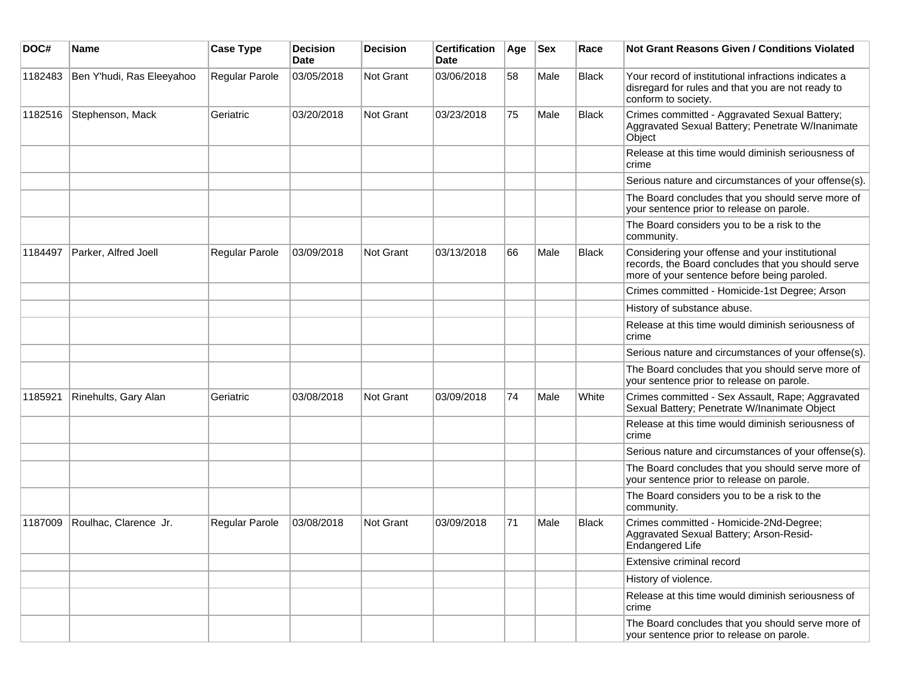| DOC# | Name | Case Type | Decision Date | Decision | Certification Date | Age | Sex | Race | Not Grant Reasons Given / Conditions Violated |
|---|---|---|---|---|---|---|---|---|---|
| 1182483 | Ben Y'hudi, Ras Eleeyahoo | Regular Parole | 03/05/2018 | Not Grant | 03/06/2018 | 58 | Male | Black | Your record of institutional infractions indicates a disregard for rules and that you are not ready to conform to society. |
| 1182516 | Stephenson, Mack | Geriatric | 03/20/2018 | Not Grant | 03/23/2018 | 75 | Male | Black | Crimes committed - Aggravated Sexual Battery; Aggravated Sexual Battery; Penetrate W/Inanimate Object |
| | | | | | | | | | Release at this time would diminish seriousness of crime |
| | | | | | | | | | Serious nature and circumstances of your offense(s). |
| | | | | | | | | | The Board concludes that you should serve more of your sentence prior to release on parole. |
| | | | | | | | | | The Board considers you to be a risk to the community. |
| 1184497 | Parker, Alfred Joell | Regular Parole | 03/09/2018 | Not Grant | 03/13/2018 | 66 | Male | Black | Considering your offense and your institutional records, the Board concludes that you should serve more of your sentence before being paroled. |
| | | | | | | | | | Crimes committed - Homicide-1st Degree; Arson |
| | | | | | | | | | History of substance abuse. |
| | | | | | | | | | Release at this time would diminish seriousness of crime |
| | | | | | | | | | Serious nature and circumstances of your offense(s). |
| | | | | | | | | | The Board concludes that you should serve more of your sentence prior to release on parole. |
| 1185921 | Rinehults, Gary Alan | Geriatric | 03/08/2018 | Not Grant | 03/09/2018 | 74 | Male | White | Crimes committed - Sex Assault, Rape; Aggravated Sexual Battery; Penetrate W/Inanimate Object |
| | | | | | | | | | Release at this time would diminish seriousness of crime |
| | | | | | | | | | Serious nature and circumstances of your offense(s). |
| | | | | | | | | | The Board concludes that you should serve more of your sentence prior to release on parole. |
| | | | | | | | | | The Board considers you to be a risk to the community. |
| 1187009 | Roulhac, Clarence Jr. | Regular Parole | 03/08/2018 | Not Grant | 03/09/2018 | 71 | Male | Black | Crimes committed - Homicide-2Nd-Degree; Aggravated Sexual Battery; Arson-Resid-Endangered Life |
| | | | | | | | | | Extensive criminal record |
| | | | | | | | | | History of violence. |
| | | | | | | | | | Release at this time would diminish seriousness of crime |
| | | | | | | | | | The Board concludes that you should serve more of your sentence prior to release on parole. |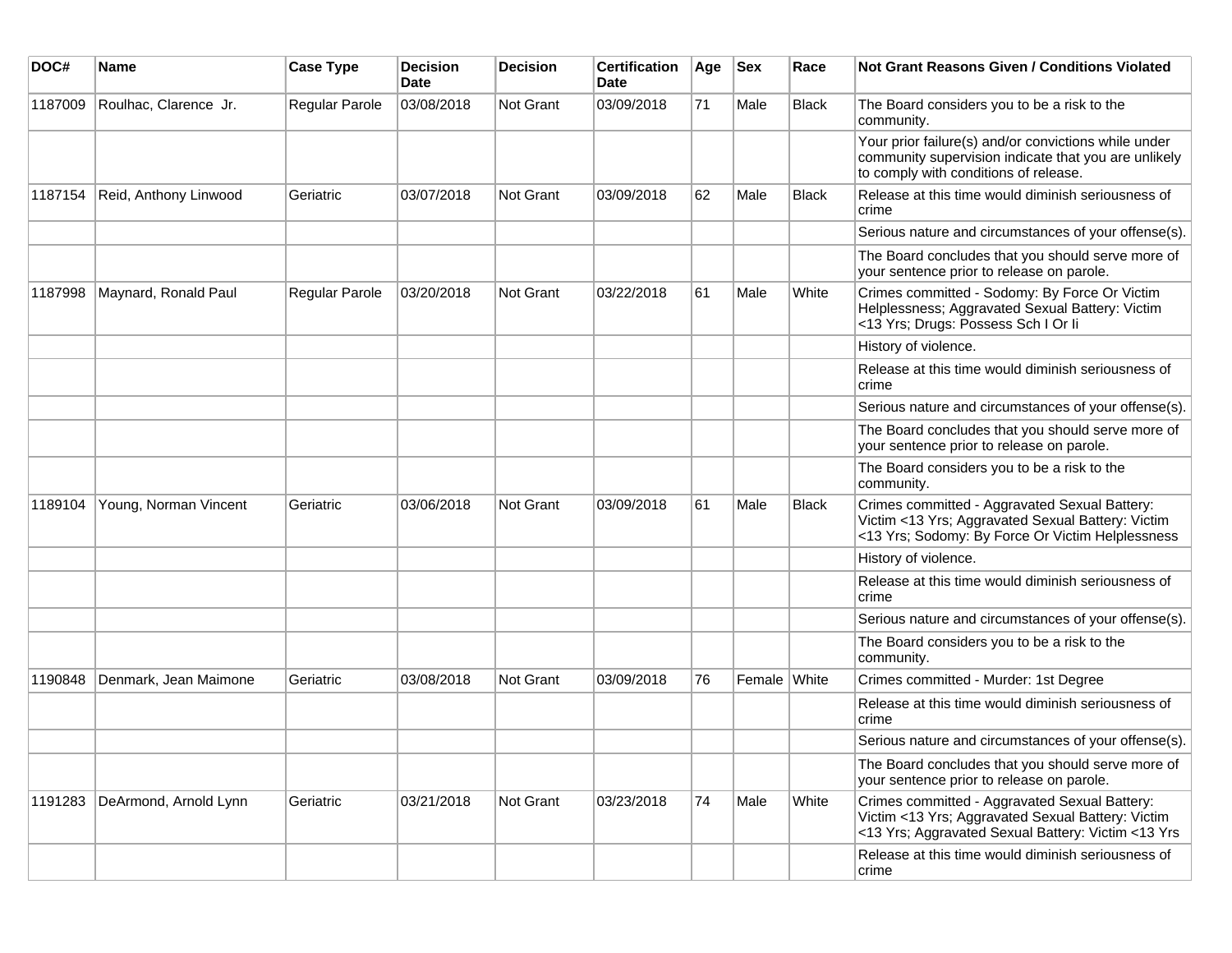| DOC# | Name | Case Type | Decision Date | Decision | Certification Date | Age | Sex | Race | Not Grant Reasons Given / Conditions Violated |
|---|---|---|---|---|---|---|---|---|---|
| 1187009 | Roulhac, Clarence Jr. | Regular Parole | 03/08/2018 | Not Grant | 03/09/2018 | 71 | Male | Black | The Board considers you to be a risk to the community. |
| | | | | | | | | | Your prior failure(s) and/or convictions while under community supervision indicate that you are unlikely to comply with conditions of release. |
| 1187154 | Reid, Anthony Linwood | Geriatric | 03/07/2018 | Not Grant | 03/09/2018 | 62 | Male | Black | Release at this time would diminish seriousness of crime |
| | | | | | | | | | Serious nature and circumstances of your offense(s). |
| | | | | | | | | | The Board concludes that you should serve more of your sentence prior to release on parole. |
| 1187998 | Maynard, Ronald Paul | Regular Parole | 03/20/2018 | Not Grant | 03/22/2018 | 61 | Male | White | Crimes committed - Sodomy: By Force Or Victim Helplessness; Aggravated Sexual Battery: Victim <13 Yrs; Drugs: Possess Sch I Or Ii |
| | | | | | | | | | History of violence. |
| | | | | | | | | | Release at this time would diminish seriousness of crime |
| | | | | | | | | | Serious nature and circumstances of your offense(s). |
| | | | | | | | | | The Board concludes that you should serve more of your sentence prior to release on parole. |
| | | | | | | | | | The Board considers you to be a risk to the community. |
| 1189104 | Young, Norman Vincent | Geriatric | 03/06/2018 | Not Grant | 03/09/2018 | 61 | Male | Black | Crimes committed - Aggravated Sexual Battery: Victim <13 Yrs; Aggravated Sexual Battery: Victim <13 Yrs; Sodomy: By Force Or Victim Helplessness |
| | | | | | | | | | History of violence. |
| | | | | | | | | | Release at this time would diminish seriousness of crime |
| | | | | | | | | | Serious nature and circumstances of your offense(s). |
| | | | | | | | | | The Board considers you to be a risk to the community. |
| 1190848 | Denmark, Jean Maimone | Geriatric | 03/08/2018 | Not Grant | 03/09/2018 | 76 | Female | White | Crimes committed - Murder: 1st Degree |
| | | | | | | | | | Release at this time would diminish seriousness of crime |
| | | | | | | | | | Serious nature and circumstances of your offense(s). |
| | | | | | | | | | The Board concludes that you should serve more of your sentence prior to release on parole. |
| 1191283 | DeArmond, Arnold Lynn | Geriatric | 03/21/2018 | Not Grant | 03/23/2018 | 74 | Male | White | Crimes committed - Aggravated Sexual Battery: Victim <13 Yrs; Aggravated Sexual Battery: Victim <13 Yrs; Aggravated Sexual Battery: Victim <13 Yrs |
| | | | | | | | | | Release at this time would diminish seriousness of crime |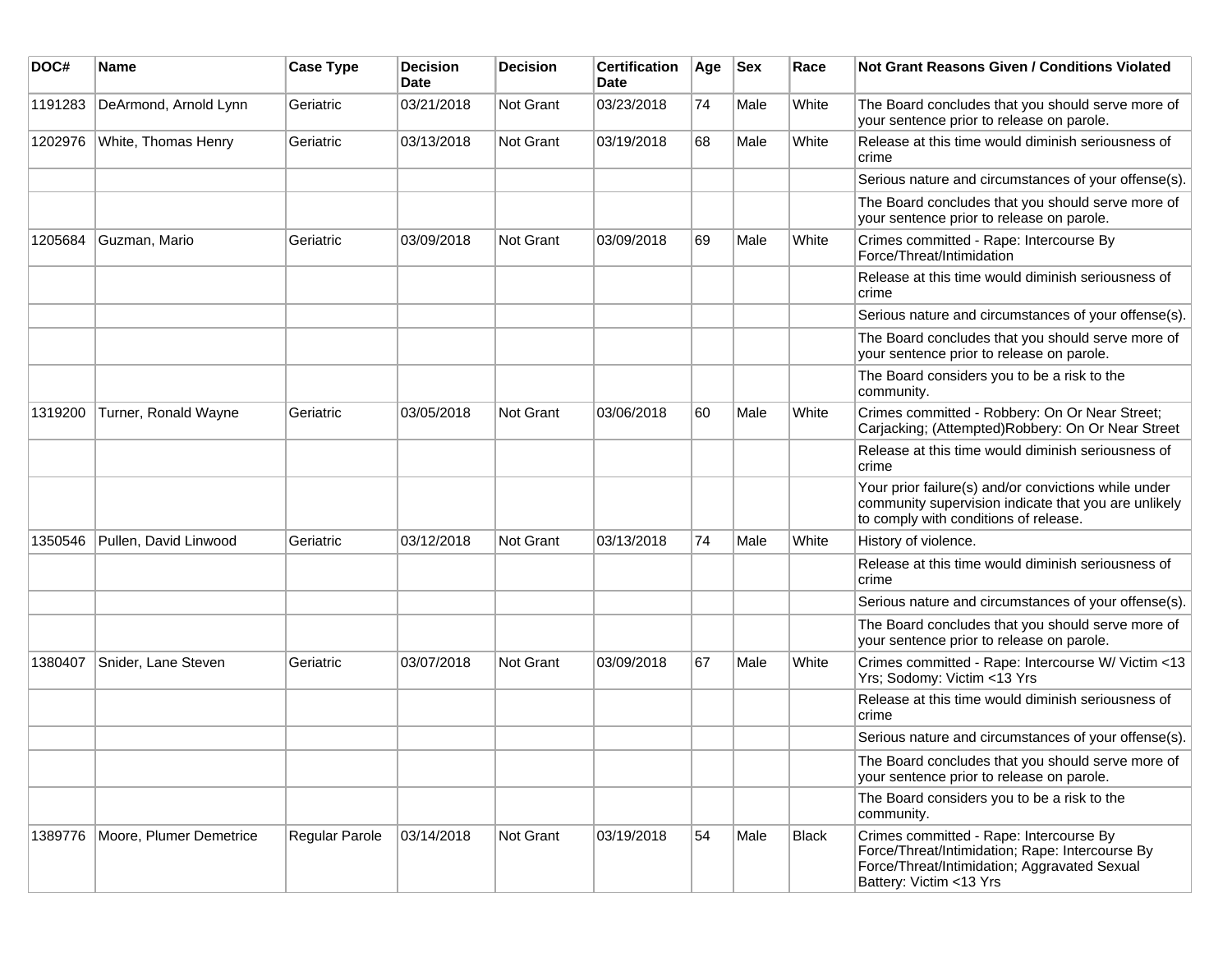| DOC# | Name | Case Type | Decision Date | Decision | Certification Date | Age | Sex | Race | Not Grant Reasons Given / Conditions Violated |
|---|---|---|---|---|---|---|---|---|---|
| 1191283 | DeArmond, Arnold Lynn | Geriatric | 03/21/2018 | Not Grant | 03/23/2018 | 74 | Male | White | The Board concludes that you should serve more of your sentence prior to release on parole. |
| 1202976 | White, Thomas Henry | Geriatric | 03/13/2018 | Not Grant | 03/19/2018 | 68 | Male | White | Release at this time would diminish seriousness of crime |
| | | | | | | | | | Serious nature and circumstances of your offense(s). |
| | | | | | | | | | The Board concludes that you should serve more of your sentence prior to release on parole. |
| 1205684 | Guzman, Mario | Geriatric | 03/09/2018 | Not Grant | 03/09/2018 | 69 | Male | White | Crimes committed - Rape: Intercourse By Force/Threat/Intimidation |
| | | | | | | | | | Release at this time would diminish seriousness of crime |
| | | | | | | | | | Serious nature and circumstances of your offense(s). |
| | | | | | | | | | The Board concludes that you should serve more of your sentence prior to release on parole. |
| | | | | | | | | | The Board considers you to be a risk to the community. |
| 1319200 | Turner, Ronald Wayne | Geriatric | 03/05/2018 | Not Grant | 03/06/2018 | 60 | Male | White | Crimes committed - Robbery: On Or Near Street; Carjacking; (Attempted)Robbery: On Or Near Street |
| | | | | | | | | | Release at this time would diminish seriousness of crime |
| | | | | | | | | | Your prior failure(s) and/or convictions while under community supervision indicate that you are unlikely to comply with conditions of release. |
| 1350546 | Pullen, David Linwood | Geriatric | 03/12/2018 | Not Grant | 03/13/2018 | 74 | Male | White | History of violence. |
| | | | | | | | | | Release at this time would diminish seriousness of crime |
| | | | | | | | | | Serious nature and circumstances of your offense(s). |
| | | | | | | | | | The Board concludes that you should serve more of your sentence prior to release on parole. |
| 1380407 | Snider, Lane Steven | Geriatric | 03/07/2018 | Not Grant | 03/09/2018 | 67 | Male | White | Crimes committed - Rape: Intercourse W/ Victim <13 Yrs; Sodomy: Victim <13 Yrs |
| | | | | | | | | | Release at this time would diminish seriousness of crime |
| | | | | | | | | | Serious nature and circumstances of your offense(s). |
| | | | | | | | | | The Board concludes that you should serve more of your sentence prior to release on parole. |
| | | | | | | | | | The Board considers you to be a risk to the community. |
| 1389776 | Moore, Plumer Demetrice | Regular Parole | 03/14/2018 | Not Grant | 03/19/2018 | 54 | Male | Black | Crimes committed - Rape: Intercourse By Force/Threat/Intimidation; Rape: Intercourse By Force/Threat/Intimidation; Aggravated Sexual Battery: Victim <13 Yrs |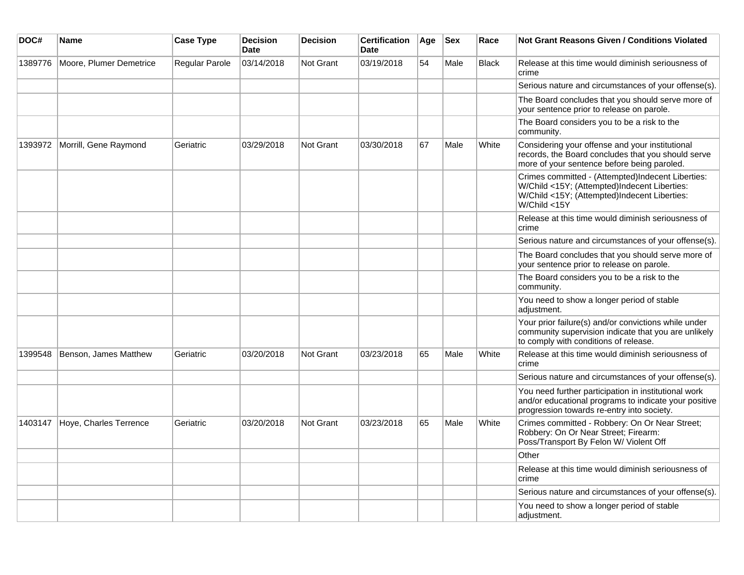| DOC# | Name | Case Type | Decision Date | Decision | Certification Date | Age | Sex | Race | Not Grant Reasons Given / Conditions Violated |
|---|---|---|---|---|---|---|---|---|---|
| 1389776 | Moore, Plumer Demetrice | Regular Parole | 03/14/2018 | Not Grant | 03/19/2018 | 54 | Male | Black | Release at this time would diminish seriousness of crime |
| | | | | | | | | | Serious nature and circumstances of your offense(s). |
| | | | | | | | | | The Board concludes that you should serve more of your sentence prior to release on parole. |
| | | | | | | | | | The Board considers you to be a risk to the community. |
| 1393972 | Morrill, Gene Raymond | Geriatric | 03/29/2018 | Not Grant | 03/30/2018 | 67 | Male | White | Considering your offense and your institutional records, the Board concludes that you should serve more of your sentence before being paroled. |
| | | | | | | | | | Crimes committed - (Attempted)Indecent Liberties: W/Child <15Y; (Attempted)Indecent Liberties: W/Child <15Y; (Attempted)Indecent Liberties: W/Child <15Y |
| | | | | | | | | | Release at this time would diminish seriousness of crime |
| | | | | | | | | | Serious nature and circumstances of your offense(s). |
| | | | | | | | | | The Board concludes that you should serve more of your sentence prior to release on parole. |
| | | | | | | | | | The Board considers you to be a risk to the community. |
| | | | | | | | | | You need to show a longer period of stable adjustment. |
| | | | | | | | | | Your prior failure(s) and/or convictions while under community supervision indicate that you are unlikely to comply with conditions of release. |
| 1399548 | Benson, James Matthew | Geriatric | 03/20/2018 | Not Grant | 03/23/2018 | 65 | Male | White | Release at this time would diminish seriousness of crime |
| | | | | | | | | | Serious nature and circumstances of your offense(s). |
| | | | | | | | | | You need further participation in institutional work and/or educational programs to indicate your positive progression towards re-entry into society. |
| 1403147 | Hoye, Charles Terrence | Geriatric | 03/20/2018 | Not Grant | 03/23/2018 | 65 | Male | White | Crimes committed - Robbery: On Or Near Street; Robbery: On Or Near Street; Firearm: Poss/Transport By Felon W/ Violent Off |
| | | | | | | | | | Other |
| | | | | | | | | | Release at this time would diminish seriousness of crime |
| | | | | | | | | | Serious nature and circumstances of your offense(s). |
| | | | | | | | | | You need to show a longer period of stable adjustment. |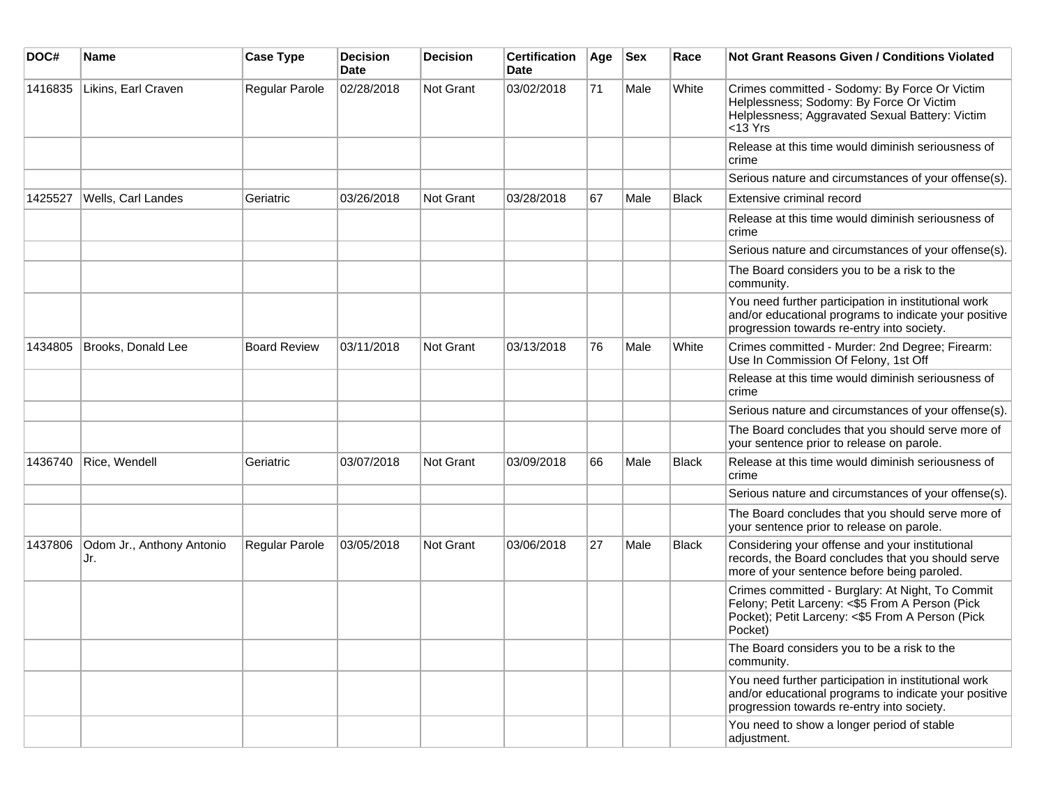| DOC# | Name | Case Type | Decision Date | Decision | Certification Date | Age | Sex | Race | Not Grant Reasons Given / Conditions Violated |
| --- | --- | --- | --- | --- | --- | --- | --- | --- | --- |
| 1416835 | Likins, Earl Craven | Regular Parole | 02/28/2018 | Not Grant | 03/02/2018 | 71 | Male | White | Crimes committed - Sodomy: By Force Or Victim Helplessness; Sodomy: By Force Or Victim Helplessness; Aggravated Sexual Battery: Victim <13 Yrs |
| | | | | | | | | | Release at this time would diminish seriousness of crime |
| | | | | | | | | | Serious nature and circumstances of your offense(s). |
| 1425527 | Wells, Carl Landes | Geriatric | 03/26/2018 | Not Grant | 03/28/2018 | 67 | Male | Black | Extensive criminal record |
| | | | | | | | | | Release at this time would diminish seriousness of crime |
| | | | | | | | | | Serious nature and circumstances of your offense(s). |
| | | | | | | | | | The Board considers you to be a risk to the community. |
| | | | | | | | | | You need further participation in institutional work and/or educational programs to indicate your positive progression towards re-entry into society. |
| 1434805 | Brooks, Donald Lee | Board Review | 03/11/2018 | Not Grant | 03/13/2018 | 76 | Male | White | Crimes committed - Murder: 2nd Degree; Firearm: Use In Commission Of Felony, 1st Off |
| | | | | | | | | | Release at this time would diminish seriousness of crime |
| | | | | | | | | | Serious nature and circumstances of your offense(s). |
| | | | | | | | | | The Board concludes that you should serve more of your sentence prior to release on parole. |
| 1436740 | Rice, Wendell | Geriatric | 03/07/2018 | Not Grant | 03/09/2018 | 66 | Male | Black | Release at this time would diminish seriousness of crime |
| | | | | | | | | | Serious nature and circumstances of your offense(s). |
| | | | | | | | | | The Board concludes that you should serve more of your sentence prior to release on parole. |
| 1437806 | Odom Jr., Anthony Antonio Jr. | Regular Parole | 03/05/2018 | Not Grant | 03/06/2018 | 27 | Male | Black | Considering your offense and your institutional records, the Board concludes that you should serve more of your sentence before being paroled. |
| | | | | | | | | | Crimes committed - Burglary: At Night, To Commit Felony; Petit Larceny: <$5 From A Person (Pick Pocket); Petit Larceny: <$5 From A Person (Pick Pocket) |
| | | | | | | | | | The Board considers you to be a risk to the community. |
| | | | | | | | | | You need further participation in institutional work and/or educational programs to indicate your positive progression towards re-entry into society. |
| | | | | | | | | | You need to show a longer period of stable adjustment. |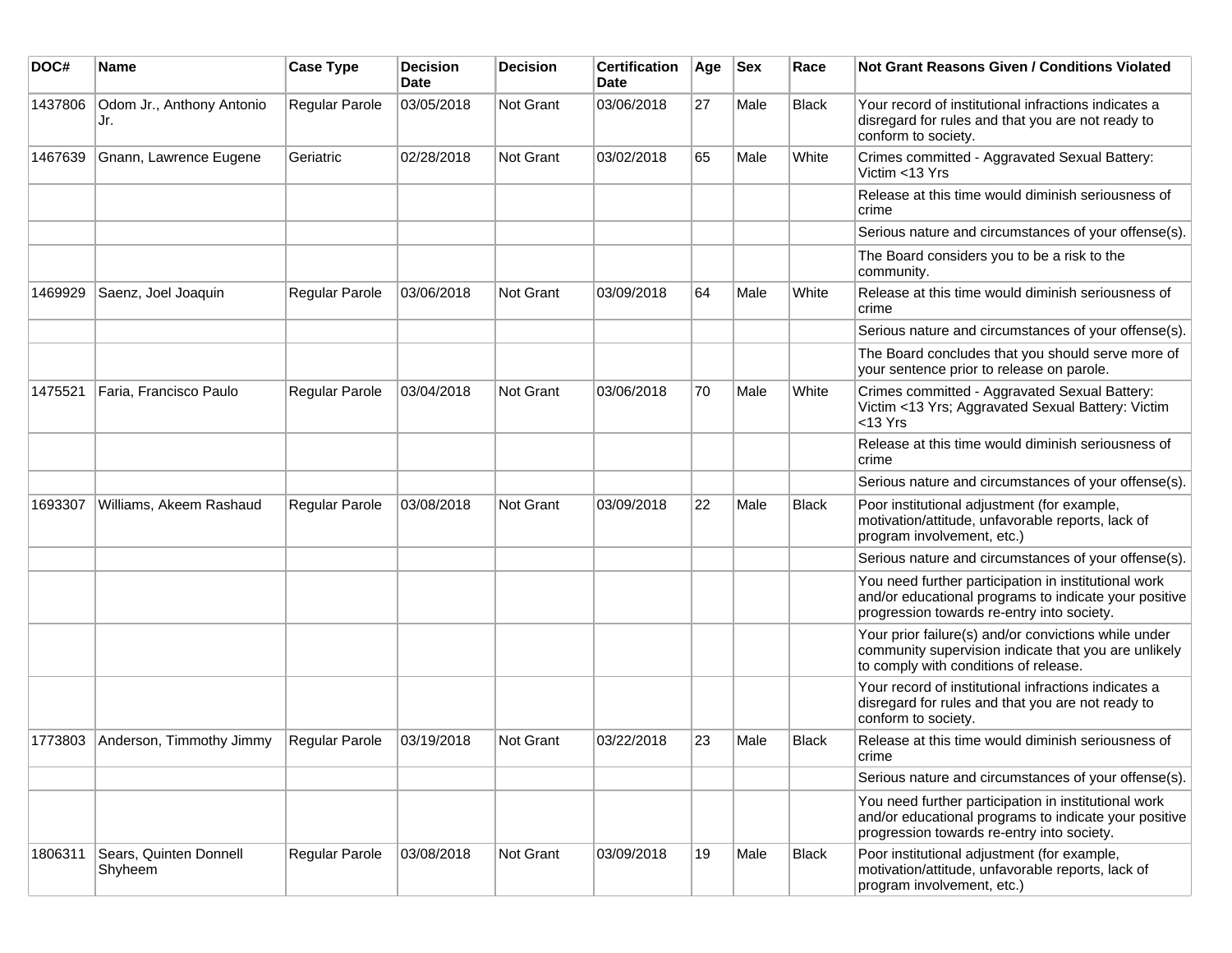| DOC# | Name | Case Type | Decision Date | Decision | Certification Date | Age | Sex | Race | Not Grant Reasons Given / Conditions Violated |
|---|---|---|---|---|---|---|---|---|---|
| 1437806 | Odom Jr., Anthony Antonio Jr. | Regular Parole | 03/05/2018 | Not Grant | 03/06/2018 | 27 | Male | Black | Your record of institutional infractions indicates a disregard for rules and that you are not ready to conform to society. |
| 1467639 | Gnann, Lawrence Eugene | Geriatric | 02/28/2018 | Not Grant | 03/02/2018 | 65 | Male | White | Crimes committed - Aggravated Sexual Battery: Victim <13 Yrs |
| | | | | | | | | | Release at this time would diminish seriousness of crime |
| | | | | | | | | | Serious nature and circumstances of your offense(s). |
| | | | | | | | | | The Board considers you to be a risk to the community. |
| 1469929 | Saenz, Joel Joaquin | Regular Parole | 03/06/2018 | Not Grant | 03/09/2018 | 64 | Male | White | Release at this time would diminish seriousness of crime |
| | | | | | | | | | Serious nature and circumstances of your offense(s). |
| | | | | | | | | | The Board concludes that you should serve more of your sentence prior to release on parole. |
| 1475521 | Faria, Francisco Paulo | Regular Parole | 03/04/2018 | Not Grant | 03/06/2018 | 70 | Male | White | Crimes committed - Aggravated Sexual Battery: Victim <13 Yrs; Aggravated Sexual Battery: Victim <13 Yrs |
| | | | | | | | | | Release at this time would diminish seriousness of crime |
| | | | | | | | | | Serious nature and circumstances of your offense(s). |
| 1693307 | Williams, Akeem Rashaud | Regular Parole | 03/08/2018 | Not Grant | 03/09/2018 | 22 | Male | Black | Poor institutional adjustment (for example, motivation/attitude, unfavorable reports, lack of program involvement, etc.) |
| | | | | | | | | | Serious nature and circumstances of your offense(s). |
| | | | | | | | | | You need further participation in institutional work and/or educational programs to indicate your positive progression towards re-entry into society. |
| | | | | | | | | | Your prior failure(s) and/or convictions while under community supervision indicate that you are unlikely to comply with conditions of release. |
| | | | | | | | | | Your record of institutional infractions indicates a disregard for rules and that you are not ready to conform to society. |
| 1773803 | Anderson, Timmothy Jimmy | Regular Parole | 03/19/2018 | Not Grant | 03/22/2018 | 23 | Male | Black | Release at this time would diminish seriousness of crime |
| | | | | | | | | | Serious nature and circumstances of your offense(s). |
| | | | | | | | | | You need further participation in institutional work and/or educational programs to indicate your positive progression towards re-entry into society. |
| 1806311 | Sears, Quinten Donnell Shyheem | Regular Parole | 03/08/2018 | Not Grant | 03/09/2018 | 19 | Male | Black | Poor institutional adjustment (for example, motivation/attitude, unfavorable reports, lack of program involvement, etc.) |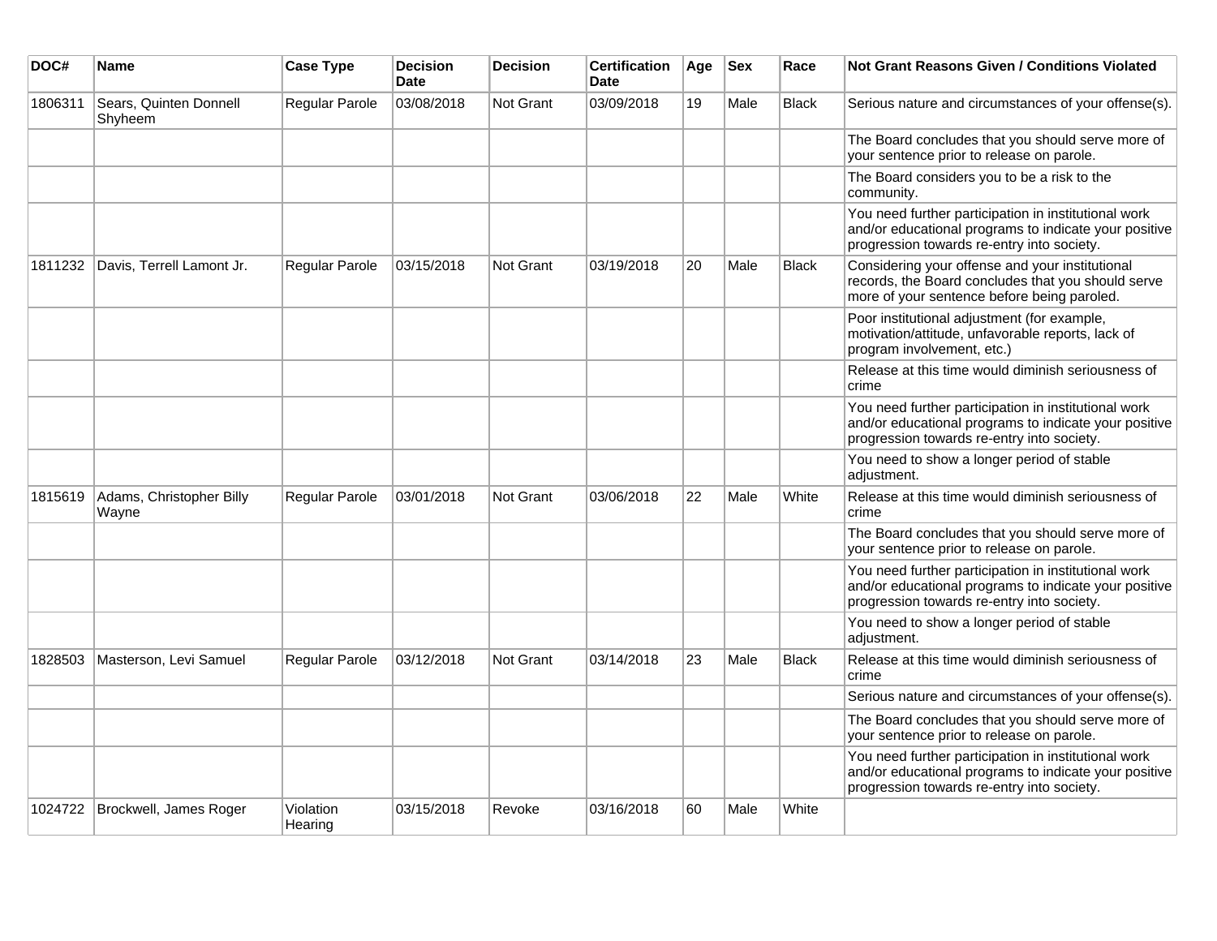| DOC# | Name | Case Type | Decision Date | Decision | Certification Date | Age | Sex | Race | Not Grant Reasons Given / Conditions Violated |
|---|---|---|---|---|---|---|---|---|---|
| 1806311 | Sears, Quinten Donnell Shyheem | Regular Parole | 03/08/2018 | Not Grant | 03/09/2018 | 19 | Male | Black | Serious nature and circumstances of your offense(s). |
| | | | | | | | | | The Board concludes that you should serve more of your sentence prior to release on parole. |
| | | | | | | | | | The Board considers you to be a risk to the community. |
| | | | | | | | | | You need further participation in institutional work and/or educational programs to indicate your positive progression towards re-entry into society. |
| 1811232 | Davis, Terrell Lamont Jr. | Regular Parole | 03/15/2018 | Not Grant | 03/19/2018 | 20 | Male | Black | Considering your offense and your institutional records, the Board concludes that you should serve more of your sentence before being paroled. |
| | | | | | | | | | Poor institutional adjustment (for example, motivation/attitude, unfavorable reports, lack of program involvement, etc.) |
| | | | | | | | | | Release at this time would diminish seriousness of crime |
| | | | | | | | | | You need further participation in institutional work and/or educational programs to indicate your positive progression towards re-entry into society. |
| | | | | | | | | | You need to show a longer period of stable adjustment. |
| 1815619 | Adams, Christopher Billy Wayne | Regular Parole | 03/01/2018 | Not Grant | 03/06/2018 | 22 | Male | White | Release at this time would diminish seriousness of crime |
| | | | | | | | | | The Board concludes that you should serve more of your sentence prior to release on parole. |
| | | | | | | | | | You need further participation in institutional work and/or educational programs to indicate your positive progression towards re-entry into society. |
| | | | | | | | | | You need to show a longer period of stable adjustment. |
| 1828503 | Masterson, Levi Samuel | Regular Parole | 03/12/2018 | Not Grant | 03/14/2018 | 23 | Male | Black | Release at this time would diminish seriousness of crime |
| | | | | | | | | | Serious nature and circumstances of your offense(s). |
| | | | | | | | | | The Board concludes that you should serve more of your sentence prior to release on parole. |
| | | | | | | | | | You need further participation in institutional work and/or educational programs to indicate your positive progression towards re-entry into society. |
| 1024722 | Brockwell, James Roger | Violation Hearing | 03/15/2018 | Revoke | 03/16/2018 | 60 | Male | White | |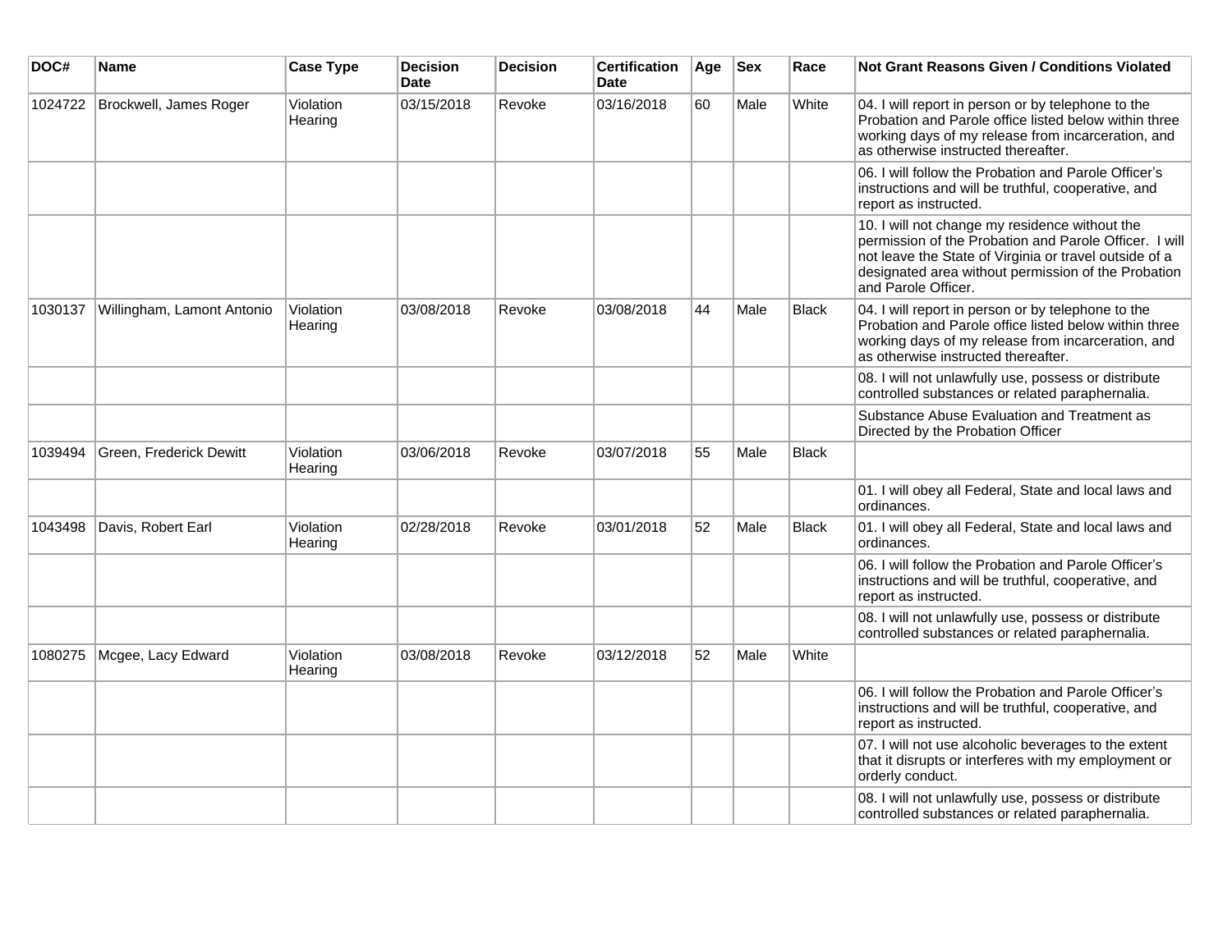| DOC# | Name | Case Type | Decision Date | Decision | Certification Date | Age | Sex | Race | Not Grant Reasons Given / Conditions Violated |
|---|---|---|---|---|---|---|---|---|---|
| 1024722 | Brockwell, James Roger | Violation Hearing | 03/15/2018 | Revoke | 03/16/2018 | 60 | Male | White | 04. I will report in person or by telephone to the Probation and Parole office listed below within three working days of my release from incarceration, and as otherwise instructed thereafter. |
| | | | | | | | | | 06. I will follow the Probation and Parole Officer's instructions and will be truthful, cooperative, and report as instructed. |
| | | | | | | | | | 10. I will not change my residence without the permission of the Probation and Parole Officer. I will not leave the State of Virginia or travel outside of a designated area without permission of the Probation and Parole Officer. |
| 1030137 | Willingham, Lamont Antonio | Violation Hearing | 03/08/2018 | Revoke | 03/08/2018 | 44 | Male | Black | 04. I will report in person or by telephone to the Probation and Parole office listed below within three working days of my release from incarceration, and as otherwise instructed thereafter. |
| | | | | | | | | | 08. I will not unlawfully use, possess or distribute controlled substances or related paraphernalia. |
| | | | | | | | | | Substance Abuse Evaluation and Treatment as Directed by the Probation Officer |
| 1039494 | Green, Frederick Dewitt | Violation Hearing | 03/06/2018 | Revoke | 03/07/2018 | 55 | Male | Black | |
| | | | | | | | | | 01. I will obey all Federal, State and local laws and ordinances. |
| 1043498 | Davis, Robert Earl | Violation Hearing | 02/28/2018 | Revoke | 03/01/2018 | 52 | Male | Black | 01. I will obey all Federal, State and local laws and ordinances. |
| | | | | | | | | | 06. I will follow the Probation and Parole Officer's instructions and will be truthful, cooperative, and report as instructed. |
| | | | | | | | | | 08. I will not unlawfully use, possess or distribute controlled substances or related paraphernalia. |
| 1080275 | Mcgee, Lacy Edward | Violation Hearing | 03/08/2018 | Revoke | 03/12/2018 | 52 | Male | White | |
| | | | | | | | | | 06. I will follow the Probation and Parole Officer's instructions and will be truthful, cooperative, and report as instructed. |
| | | | | | | | | | 07. I will not use alcoholic beverages to the extent that it disrupts or interferes with my employment or orderly conduct. |
| | | | | | | | | | 08. I will not unlawfully use, possess or distribute controlled substances or related paraphernalia. |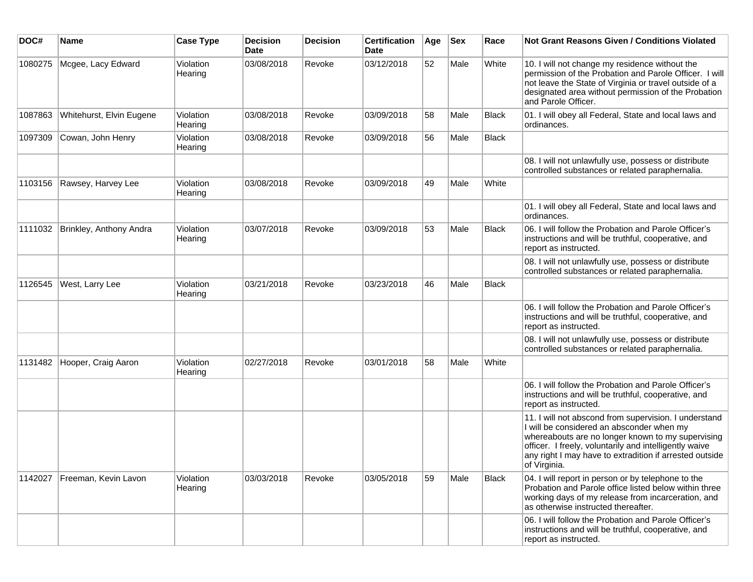| DOC# | Name | Case Type | Decision Date | Decision | Certification Date | Age | Sex | Race | Not Grant Reasons Given / Conditions Violated |
|---|---|---|---|---|---|---|---|---|---|
| 1080275 | Mcgee, Lacy Edward | Violation Hearing | 03/08/2018 | Revoke | 03/12/2018 | 52 | Male | White | 10. I will not change my residence without the permission of the Probation and Parole Officer. I will not leave the State of Virginia or travel outside of a designated area without permission of the Probation and Parole Officer. |
| 1087863 | Whitehurst, Elvin Eugene | Violation Hearing | 03/08/2018 | Revoke | 03/09/2018 | 58 | Male | Black | 01. I will obey all Federal, State and local laws and ordinances. |
| 1097309 | Cowan, John Henry | Violation Hearing | 03/08/2018 | Revoke | 03/09/2018 | 56 | Male | Black | |
| | | | | | | | | | 08. I will not unlawfully use, possess or distribute controlled substances or related paraphernalia. |
| 1103156 | Rawsey, Harvey Lee | Violation Hearing | 03/08/2018 | Revoke | 03/09/2018 | 49 | Male | White | |
| | | | | | | | | | 01. I will obey all Federal, State and local laws and ordinances. |
| 1111032 | Brinkley, Anthony Andra | Violation Hearing | 03/07/2018 | Revoke | 03/09/2018 | 53 | Male | Black | 06. I will follow the Probation and Parole Officer's instructions and will be truthful, cooperative, and report as instructed. |
| | | | | | | | | | 08. I will not unlawfully use, possess or distribute controlled substances or related paraphernalia. |
| 1126545 | West, Larry Lee | Violation Hearing | 03/21/2018 | Revoke | 03/23/2018 | 46 | Male | Black | |
| | | | | | | | | | 06. I will follow the Probation and Parole Officer's instructions and will be truthful, cooperative, and report as instructed. |
| | | | | | | | | | 08. I will not unlawfully use, possess or distribute controlled substances or related paraphernalia. |
| 1131482 | Hooper, Craig Aaron | Violation Hearing | 02/27/2018 | Revoke | 03/01/2018 | 58 | Male | White | |
| | | | | | | | | | 06. I will follow the Probation and Parole Officer's instructions and will be truthful, cooperative, and report as instructed. |
| | | | | | | | | | 11. I will not abscond from supervision. I understand I will be considered an absconder when my whereabouts are no longer known to my supervising officer. I freely, voluntarily and intelligently waive any right I may have to extradition if arrested outside of Virginia. |
| 1142027 | Freeman, Kevin Lavon | Violation Hearing | 03/03/2018 | Revoke | 03/05/2018 | 59 | Male | Black | 04. I will report in person or by telephone to the Probation and Parole office listed below within three working days of my release from incarceration, and as otherwise instructed thereafter. |
| | | | | | | | | | 06. I will follow the Probation and Parole Officer's instructions and will be truthful, cooperative, and report as instructed. |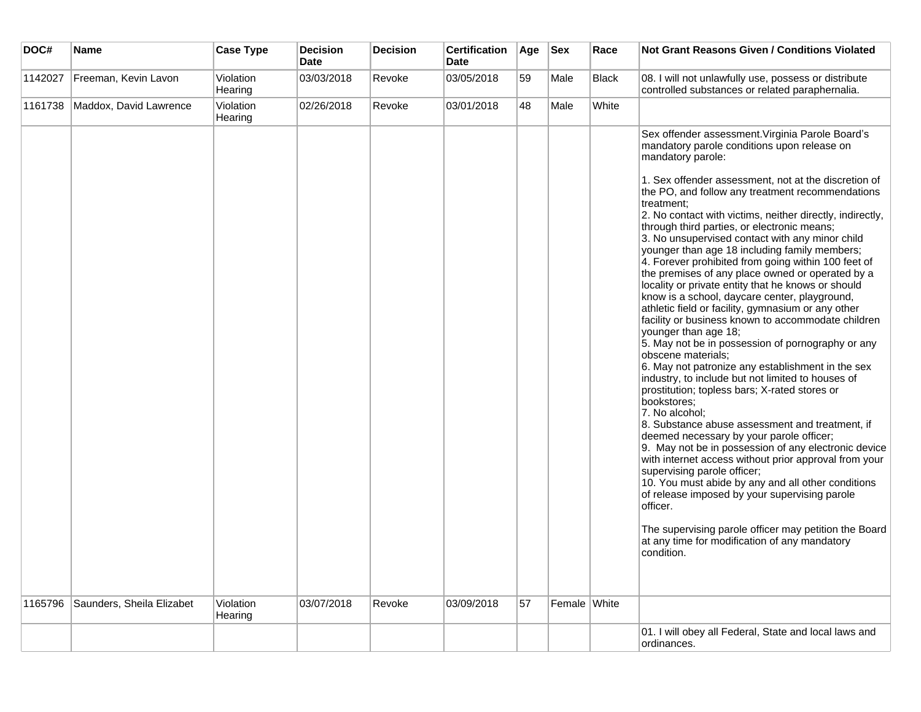| DOC# | Name | Case Type | Decision Date | Decision | Certification Date | Age | Sex | Race | Not Grant Reasons Given / Conditions Violated |
|---|---|---|---|---|---|---|---|---|---|
| 1142027 | Freeman, Kevin Lavon | Violation Hearing | 03/03/2018 | Revoke | 03/05/2018 | 59 | Male | Black | 08. I will not unlawfully use, possess or distribute controlled substances or related paraphernalia. |
| 1161738 | Maddox, David Lawrence | Violation Hearing | 02/26/2018 | Revoke | 03/01/2018 | 48 | Male | White | |
| | | | | | | | | | Sex offender assessment.Virginia Parole Board's mandatory parole conditions upon release on mandatory parole:<br><br>1. Sex offender assessment, not at the discretion of the PO, and follow any treatment recommendations treatment;<br>2. No contact with victims, neither directly, indirectly, through third parties, or electronic means;<br>3. No unsupervised contact with any minor child younger than age 18 including family members;<br>4. Forever prohibited from going within 100 feet of the premises of any place owned or operated by a locality or private entity that he knows or should know is a school, daycare center, playground, athletic field or facility, gymnasium or any other facility or business known to accommodate children younger than age 18;<br>5. May not be in possession of pornography or any obscene materials;<br>6. May not patronize any establishment in the sex industry, to include but not limited to houses of prostitution; topless bars; X-rated stores or bookstores;<br>7. No alcohol;<br>8. Substance abuse assessment and treatment, if deemed necessary by your parole officer;<br>9. May not be in possession of any electronic device with internet access without prior approval from your supervising parole officer;<br>10. You must abide by any and all other conditions of release imposed by your supervising parole officer.<br><br>The supervising parole officer may petition the Board at any time for modification of any mandatory condition. |
| 1165796 | Saunders, Sheila Elizabet | Violation Hearing | 03/07/2018 | Revoke | 03/09/2018 | 57 | Female | White | |
| | | | | | | | | | 01. I will obey all Federal, State and local laws and ordinances. |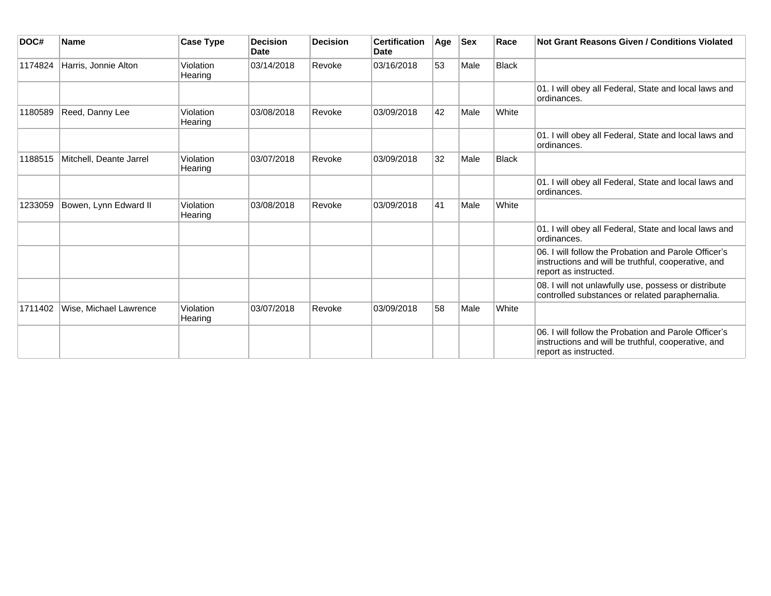| DOC# | Name | Case Type | Decision Date | Decision | Certification Date | Age | Sex | Race | Not Grant Reasons Given / Conditions Violated |
|---|---|---|---|---|---|---|---|---|---|
| 1174824 | Harris, Jonnie Alton | Violation Hearing | 03/14/2018 | Revoke | 03/16/2018 | 53 | Male | Black | |
| | | | | | | | | | 01. I will obey all Federal, State and local laws and ordinances. |
| 1180589 | Reed, Danny Lee | Violation Hearing | 03/08/2018 | Revoke | 03/09/2018 | 42 | Male | White | |
| | | | | | | | | | 01. I will obey all Federal, State and local laws and ordinances. |
| 1188515 | Mitchell, Deante Jarrel | Violation Hearing | 03/07/2018 | Revoke | 03/09/2018 | 32 | Male | Black | |
| | | | | | | | | | 01. I will obey all Federal, State and local laws and ordinances. |
| 1233059 | Bowen, Lynn Edward II | Violation Hearing | 03/08/2018 | Revoke | 03/09/2018 | 41 | Male | White | |
| | | | | | | | | | 01. I will obey all Federal, State and local laws and ordinances. |
| | | | | | | | | | 06. I will follow the Probation and Parole Officer's instructions and will be truthful, cooperative, and report as instructed. |
| | | | | | | | | | 08. I will not unlawfully use, possess or distribute controlled substances or related paraphernalia. |
| 1711402 | Wise, Michael Lawrence | Violation Hearing | 03/07/2018 | Revoke | 03/09/2018 | 58 | Male | White | |
| | | | | | | | | | 06. I will follow the Probation and Parole Officer's instructions and will be truthful, cooperative, and report as instructed. |